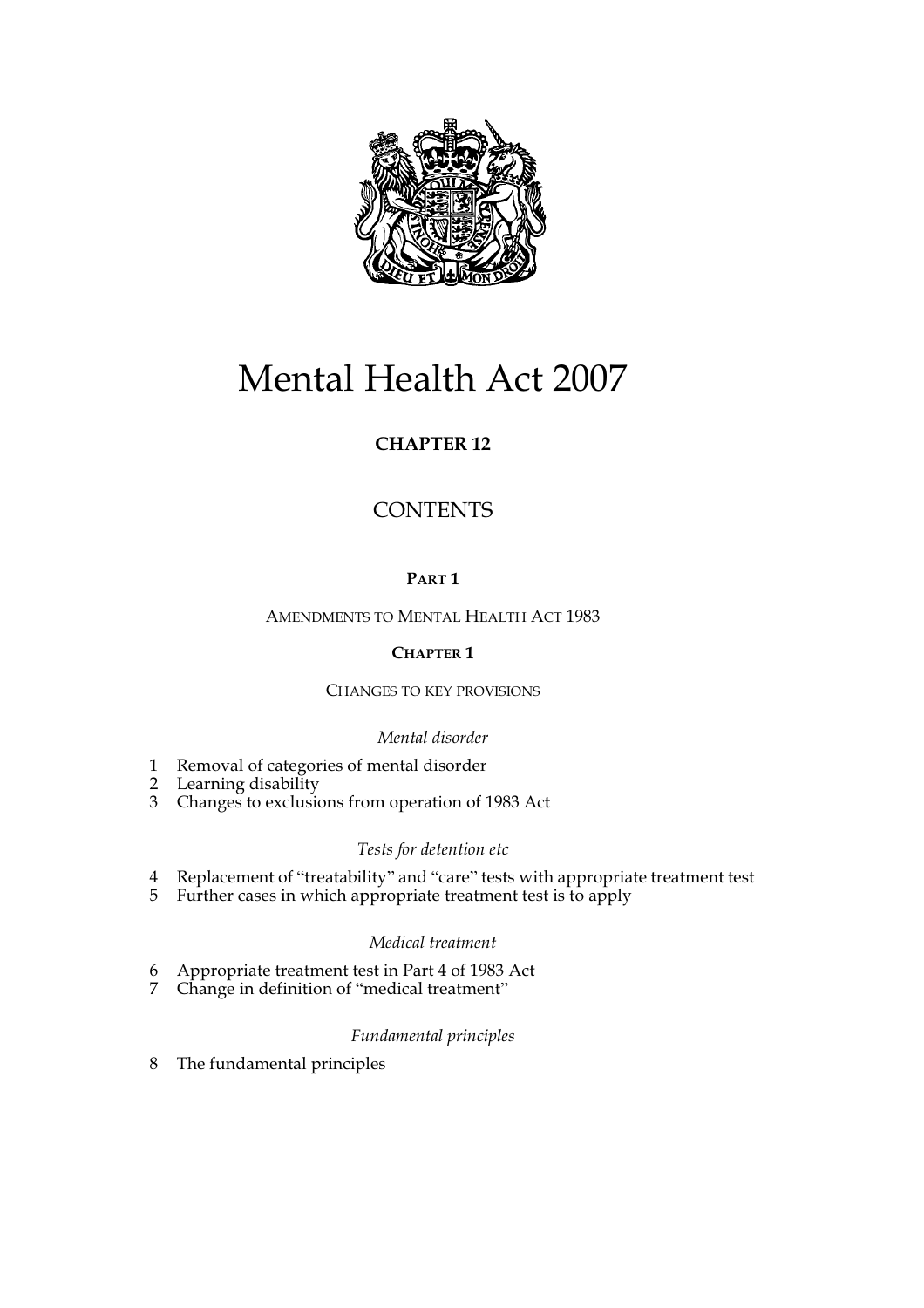# Mental Health Act 2007

**CHAPTER 12**

CONTENTS

**PART 1**

AMENDMENTS TO MENTAL HEALTH ACT 1983

**CHAPTER 1**

CHANGES TO KEY PROVISIONS

*Mental disorder*

1 Removal of categories of mental disorder
2 Learning disability
3 Changes to exclusions from operation of 1983 Act

*Tests for detention etc*

4 Replacement of "treatability" and "care" tests with appropriate treatment test
5 Further cases in which appropriate treatment test is to apply

*Medical treatment*

6 Appropriate treatment test in Part 4 of 1983 Act
7 Change in definition of "medical treatment"

*Fundamental principles*

8 The fundamental principles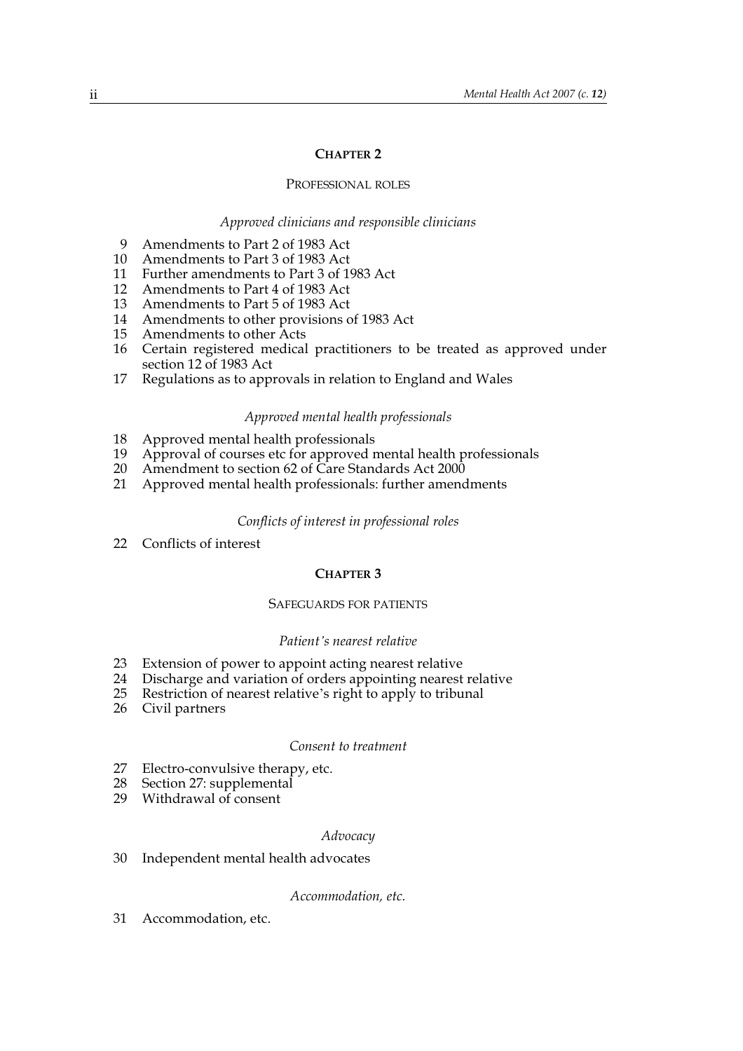## CHAPTER 2

### PROFESSIONAL ROLES

*Approved clinicians and responsible clinicians*

9 Amendments to Part 2 of 1983 Act
10 Amendments to Part 3 of 1983 Act
11 Further amendments to Part 3 of 1983 Act
12 Amendments to Part 4 of 1983 Act
13 Amendments to Part 5 of 1983 Act
14 Amendments to other provisions of 1983 Act
15 Amendments to other Acts
16 Certain registered medical practitioners to be treated as approved under section 12 of 1983 Act
17 Regulations as to approvals in relation to England and Wales

*Approved mental health professionals*

18 Approved mental health professionals
19 Approval of courses etc for approved mental health professionals
20 Amendment to section 62 of Care Standards Act 2000
21 Approved mental health professionals: further amendments

*Conflicts of interest in professional roles*

22 Conflicts of interest

## CHAPTER 3

### SAFEGUARDS FOR PATIENTS

*Patient's nearest relative*

23 Extension of power to appoint acting nearest relative
24 Discharge and variation of orders appointing nearest relative
25 Restriction of nearest relative's right to apply to tribunal
26 Civil partners

*Consent to treatment*

27 Electro-convulsive therapy, etc.
28 Section 27: supplemental
29 Withdrawal of consent

*Advocacy*

30 Independent mental health advocates

*Accommodation, etc.*

31 Accommodation, etc.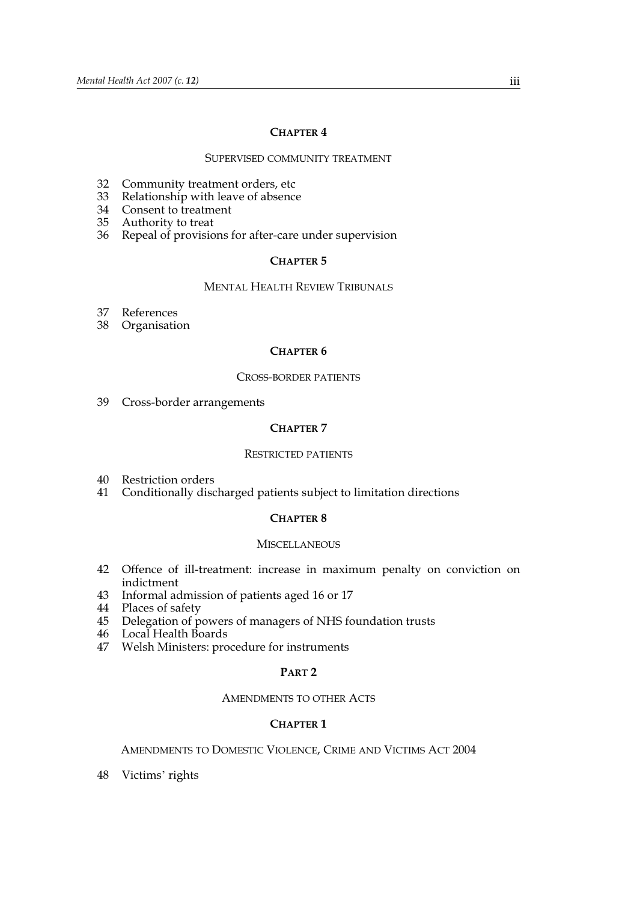### CHAPTER 4

#### SUPERVISED COMMUNITY TREATMENT

32 Community treatment orders, etc
33 Relationship with leave of absence
34 Consent to treatment
35 Authority to treat
36 Repeal of provisions for after-care under supervision

### CHAPTER 5

#### MENTAL HEALTH REVIEW TRIBUNALS

37 References
38 Organisation

### CHAPTER 6

#### CROSS-BORDER PATIENTS

39 Cross-border arrangements

### CHAPTER 7

#### RESTRICTED PATIENTS

40 Restriction orders
41 Conditionally discharged patients subject to limitation directions

### CHAPTER 8

#### MISCELLANEOUS

42 Offence of ill-treatment: increase in maximum penalty on conviction on indictment
43 Informal admission of patients aged 16 or 17
44 Places of safety
45 Delegation of powers of managers of NHS foundation trusts
46 Local Health Boards
47 Welsh Ministers: procedure for instruments

## PART 2

### AMENDMENTS TO OTHER ACTS

### CHAPTER 1

#### AMENDMENTS TO DOMESTIC VIOLENCE, CRIME AND VICTIMS ACT 2004

48 Victims' rights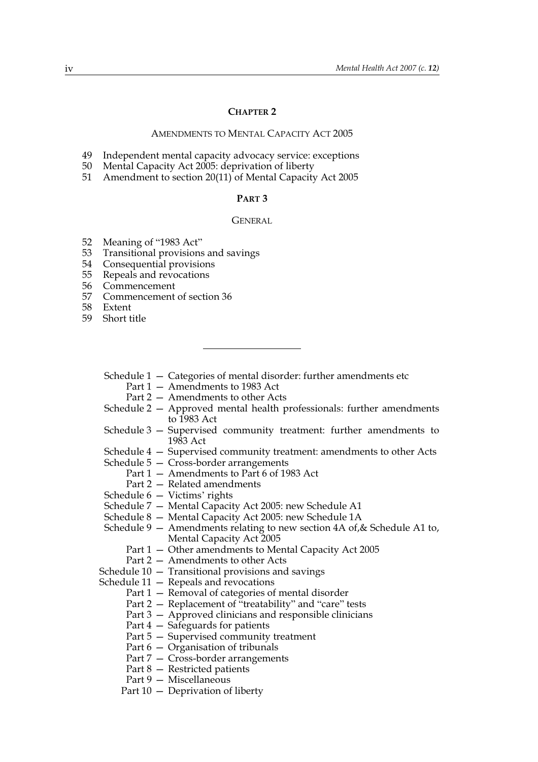### CHAPTER 2

AMENDMENTS TO MENTAL CAPACITY ACT 2005

49 Independent mental capacity advocacy service: exceptions
50 Mental Capacity Act 2005: deprivation of liberty
51 Amendment to section 20(11) of Mental Capacity Act 2005

## PART 3

GENERAL

52 Meaning of "1983 Act"
53 Transitional provisions and savings
54 Consequential provisions
55 Repeals and revocations
56 Commencement
57 Commencement of section 36
58 Extent
59 Short title

---

Schedule 1 — Categories of mental disorder: further amendments etc
  Part 1 — Amendments to 1983 Act
  Part 2 — Amendments to other Acts
Schedule 2 — Approved mental health professionals: further amendments to 1983 Act
Schedule 3 — Supervised community treatment: further amendments to 1983 Act
Schedule 4 — Supervised community treatment: amendments to other Acts
Schedule 5 — Cross-border arrangements
  Part 1 — Amendments to Part 6 of 1983 Act
  Part 2 — Related amendments
Schedule 6 — Victims' rights
Schedule 7 — Mental Capacity Act 2005: new Schedule A1
Schedule 8 — Mental Capacity Act 2005: new Schedule 1A
Schedule 9 — Amendments relating to new section 4A of,& Schedule A1 to, Mental Capacity Act 2005
  Part 1 — Other amendments to Mental Capacity Act 2005
  Part 2 — Amendments to other Acts
Schedule 10 — Transitional provisions and savings
Schedule 11 — Repeals and revocations
  Part 1 — Removal of categories of mental disorder
  Part 2 — Replacement of "treatability" and "care" tests
  Part 3 — Approved clinicians and responsible clinicians
  Part 4 — Safeguards for patients
  Part 5 — Supervised community treatment
  Part 6 — Organisation of tribunals
  Part 7 — Cross-border arrangements
  Part 8 — Restricted patients
  Part 9 — Miscellaneous
  Part 10 — Deprivation of liberty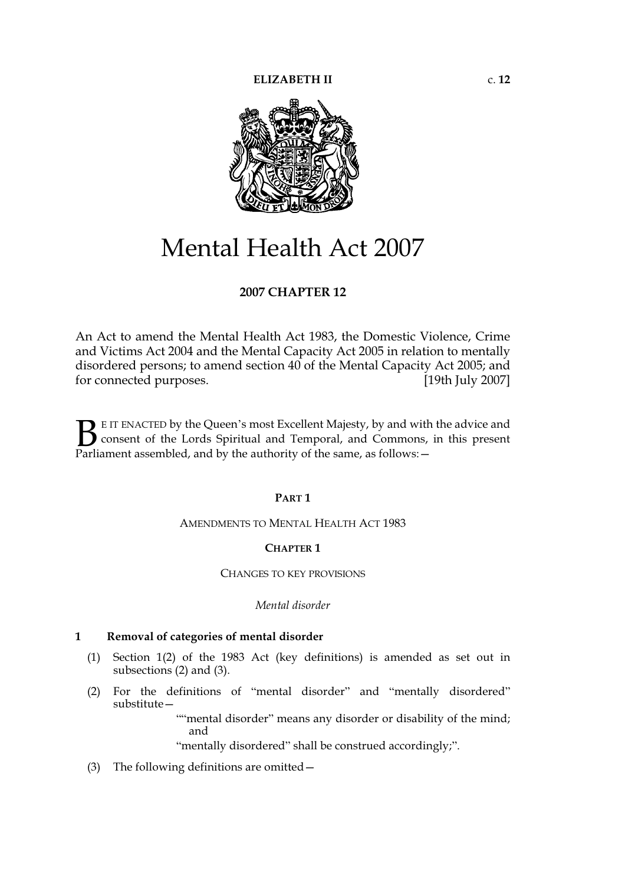ELIZABETH II c. 12

# Mental Health Act 2007

## 2007 CHAPTER 12

An Act to amend the Mental Health Act 1983, the Domestic Violence, Crime and Victims Act 2004 and the Mental Capacity Act 2005 in relation to mentally disordered persons; to amend section 40 of the Mental Capacity Act 2005; and for connected purposes. [19th July 2007]

BE IT ENACTED by the Queen's most Excellent Majesty, by and with the advice and consent of the Lords Spiritual and Temporal, and Commons, in this present Parliament assembled, and by the authority of the same, as follows:—

## PART 1

AMENDMENTS TO MENTAL HEALTH ACT 1983

### CHAPTER 1

CHANGES TO KEY PROVISIONS

*Mental disorder*

**1 Removal of categories of mental disorder**

(1) Section 1(2) of the 1983 Act (key definitions) is amended as set out in subsections (2) and (3).

(2) For the definitions of "mental disorder" and "mentally disordered" substitute—

> ""mental disorder" means any disorder or disability of the mind; and
>
> "mentally disordered" shall be construed accordingly;".

(3) The following definitions are omitted—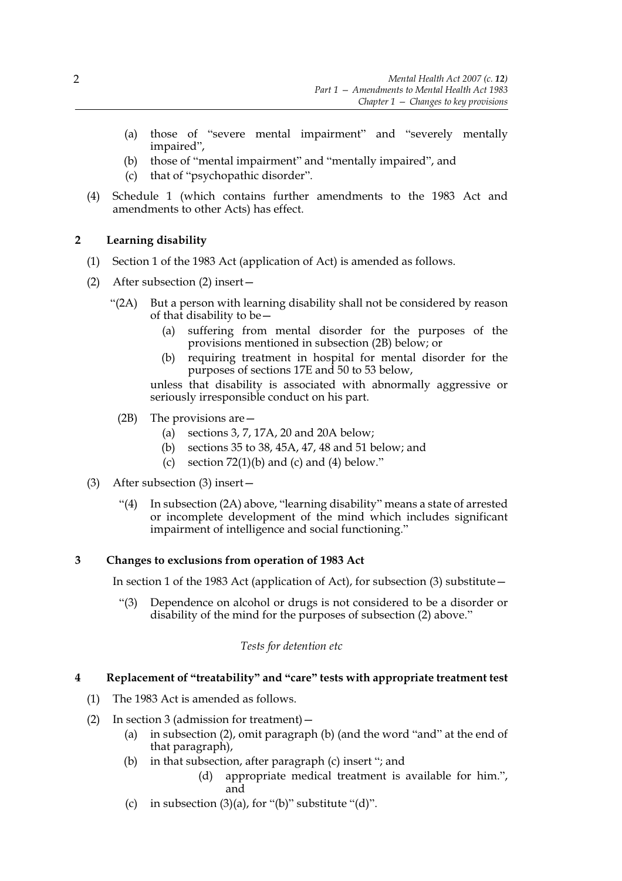(a) those of "severe mental impairment" and "severely mentally impaired",
(b) those of "mental impairment" and "mentally impaired", and
(c) that of "psychopathic disorder".

(4) Schedule 1 (which contains further amendments to the 1983 Act and amendments to other Acts) has effect.

## 2 Learning disability

(1) Section 1 of the 1983 Act (application of Act) is amended as follows.

(2) After subsection (2) insert—

"(2A) But a person with learning disability shall not be considered by reason of that disability to be—
(a) suffering from mental disorder for the purposes of the provisions mentioned in subsection (2B) below; or
(b) requiring treatment in hospital for mental disorder for the purposes of sections 17E and 50 to 53 below,

unless that disability is associated with abnormally aggressive or seriously irresponsible conduct on his part.

(2B) The provisions are—
(a) sections 3, 7, 17A, 20 and 20A below;
(b) sections 35 to 38, 45A, 47, 48 and 51 below; and
(c) section 72(1)(b) and (c) and (4) below."

(3) After subsection (3) insert—

"(4) In subsection (2A) above, "learning disability" means a state of arrested or incomplete development of the mind which includes significant impairment of intelligence and social functioning."

## 3 Changes to exclusions from operation of 1983 Act

In section 1 of the 1983 Act (application of Act), for subsection (3) substitute—

"(3) Dependence on alcohol or drugs is not considered to be a disorder or disability of the mind for the purposes of subsection (2) above."

*Tests for detention etc*

## 4 Replacement of "treatability" and "care" tests with appropriate treatment test

(1) The 1983 Act is amended as follows.

(2) In section 3 (admission for treatment)—
(a) in subsection (2), omit paragraph (b) (and the word "and" at the end of that paragraph),
(b) in that subsection, after paragraph (c) insert "; and
(d) appropriate medical treatment is available for him.", and
(c) in subsection (3)(a), for "(b)" substitute "(d)".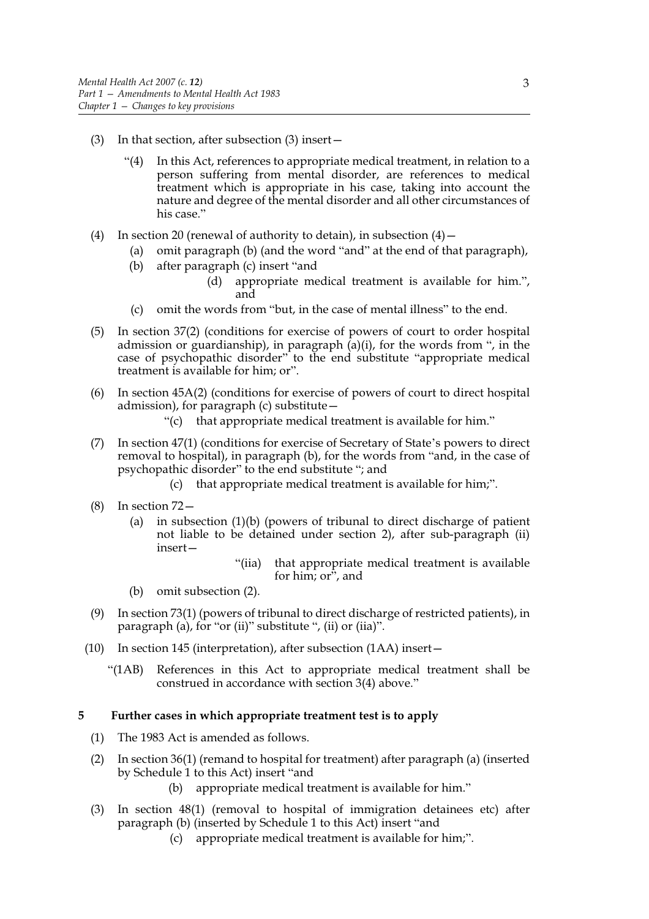(3) In that section, after subsection (3) insert—

> "(4) In this Act, references to appropriate medical treatment, in relation to a person suffering from mental disorder, are references to medical treatment which is appropriate in his case, taking into account the nature and degree of the mental disorder and all other circumstances of his case."

(4) In section 20 (renewal of authority to detain), in subsection (4)—

- (a) omit paragraph (b) (and the word "and" at the end of that paragraph),
- (b) after paragraph (c) insert "and
  - (d) appropriate medical treatment is available for him.", and
- (c) omit the words from "but, in the case of mental illness" to the end.

(5) In section 37(2) (conditions for exercise of powers of court to order hospital admission or guardianship), in paragraph (a)(i), for the words from ", in the case of psychopathic disorder" to the end substitute "appropriate medical treatment is available for him; or".

(6) In section 45A(2) (conditions for exercise of powers of court to direct hospital admission), for paragraph (c) substitute—

> "(c) that appropriate medical treatment is available for him."

(7) In section 47(1) (conditions for exercise of Secretary of State's powers to direct removal to hospital), in paragraph (b), for the words from "and, in the case of psychopathic disorder" to the end substitute "; and

> (c) that appropriate medical treatment is available for him;".

(8) In section 72—

- (a) in subsection (1)(b) (powers of tribunal to direct discharge of patient not liable to be detained under section 2), after sub-paragraph (ii) insert—
  > "(iia) that appropriate medical treatment is available for him; or", and
- (b) omit subsection (2).

(9) In section 73(1) (powers of tribunal to direct discharge of restricted patients), in paragraph (a), for "or (ii)" substitute ", (ii) or (iia)".

(10) In section 145 (interpretation), after subsection (1AA) insert—

> "(1AB) References in this Act to appropriate medical treatment shall be construed in accordance with section 3(4) above."

### 5 Further cases in which appropriate treatment test is to apply

(1) The 1983 Act is amended as follows.

(2) In section 36(1) (remand to hospital for treatment) after paragraph (a) (inserted by Schedule 1 to this Act) insert "and

> (b) appropriate medical treatment is available for him."

(3) In section 48(1) (removal to hospital of immigration detainees etc) after paragraph (b) (inserted by Schedule 1 to this Act) insert "and

> (c) appropriate medical treatment is available for him;".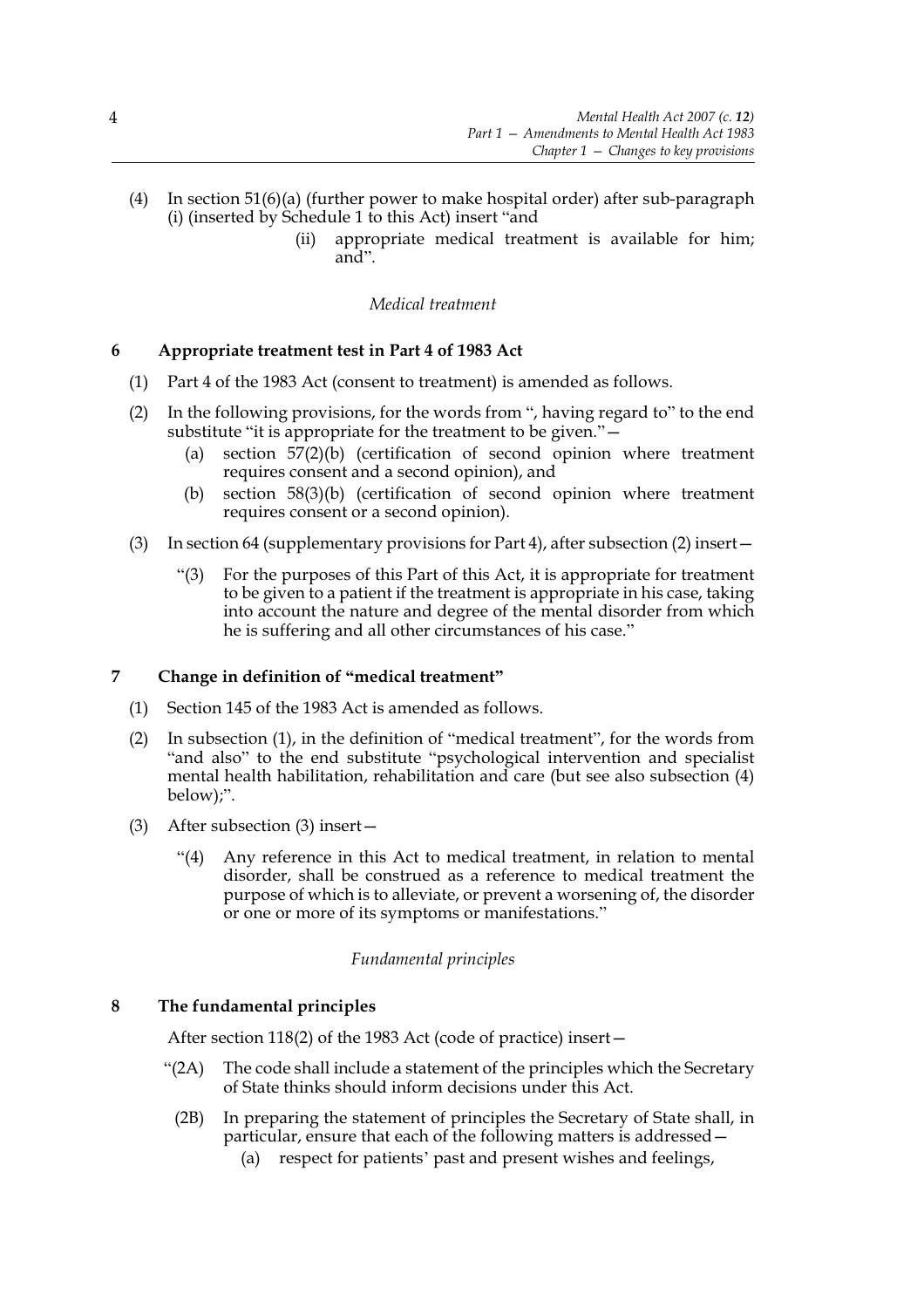(4) In section 51(6)(a) (further power to make hospital order) after sub-paragraph (i) (inserted by Schedule 1 to this Act) insert "and

(ii) appropriate medical treatment is available for him; and".

*Medical treatment*

## 6 Appropriate treatment test in Part 4 of 1983 Act

(1) Part 4 of the 1983 Act (consent to treatment) is amended as follows.

(2) In the following provisions, for the words from ", having regard to" to the end substitute "it is appropriate for the treatment to be given."—

(a) section 57(2)(b) (certification of second opinion where treatment requires consent and a second opinion), and

(b) section 58(3)(b) (certification of second opinion where treatment requires consent or a second opinion).

(3) In section 64 (supplementary provisions for Part 4), after subsection (2) insert—

"(3) For the purposes of this Part of this Act, it is appropriate for treatment to be given to a patient if the treatment is appropriate in his case, taking into account the nature and degree of the mental disorder from which he is suffering and all other circumstances of his case."

## 7 Change in definition of "medical treatment"

(1) Section 145 of the 1983 Act is amended as follows.

(2) In subsection (1), in the definition of "medical treatment", for the words from "and also" to the end substitute "psychological intervention and specialist mental health habilitation, rehabilitation and care (but see also subsection (4) below);".

(3) After subsection (3) insert—

"(4) Any reference in this Act to medical treatment, in relation to mental disorder, shall be construed as a reference to medical treatment the purpose of which is to alleviate, or prevent a worsening of, the disorder or one or more of its symptoms or manifestations."

*Fundamental principles*

## 8 The fundamental principles

After section 118(2) of the 1983 Act (code of practice) insert—

"(2A) The code shall include a statement of the principles which the Secretary of State thinks should inform decisions under this Act.

(2B) In preparing the statement of principles the Secretary of State shall, in particular, ensure that each of the following matters is addressed—

(a) respect for patients' past and present wishes and feelings,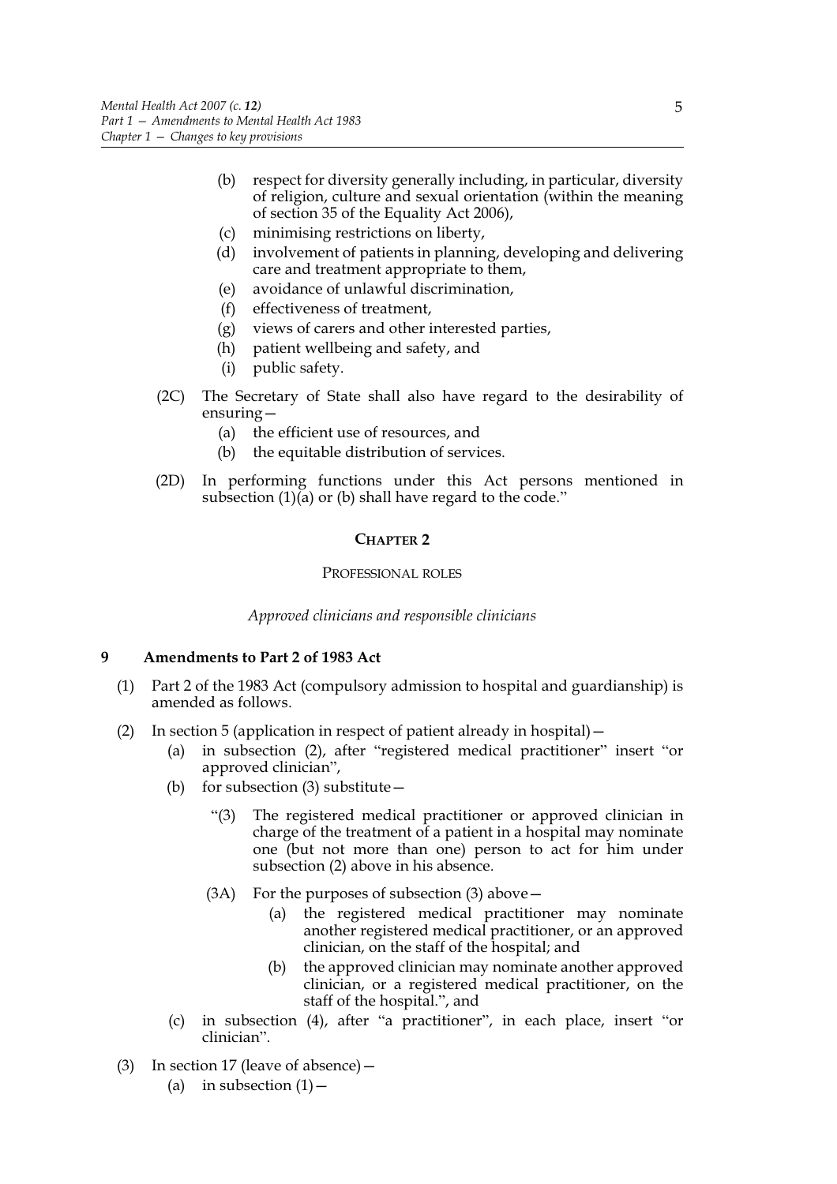- (b) respect for diversity generally including, in particular, diversity of religion, culture and sexual orientation (within the meaning of section 35 of the Equality Act 2006),
- (c) minimising restrictions on liberty,
- (d) involvement of patients in planning, developing and delivering care and treatment appropriate to them,
- (e) avoidance of unlawful discrimination,
- (f) effectiveness of treatment,
- (g) views of carers and other interested parties,
- (h) patient wellbeing and safety, and
- (i) public safety.

(2C) The Secretary of State shall also have regard to the desirability of ensuring—

- (a) the efficient use of resources, and
- (b) the equitable distribution of services.

(2D) In performing functions under this Act persons mentioned in subsection (1)(a) or (b) shall have regard to the code."

## CHAPTER 2

PROFESSIONAL ROLES

*Approved clinicians and responsible clinicians*

### 9 Amendments to Part 2 of 1983 Act

(1) Part 2 of the 1983 Act (compulsory admission to hospital and guardianship) is amended as follows.

(2) In section 5 (application in respect of patient already in hospital)—

- (a) in subsection (2), after "registered medical practitioner" insert "or approved clinician",
- (b) for subsection (3) substitute—

"(3) The registered medical practitioner or approved clinician in charge of the treatment of a patient in a hospital may nominate one (but not more than one) person to act for him under subsection (2) above in his absence.

(3A) For the purposes of subsection (3) above—

- (a) the registered medical practitioner may nominate another registered medical practitioner, or an approved clinician, on the staff of the hospital; and
- (b) the approved clinician may nominate another approved clinician, or a registered medical practitioner, on the staff of the hospital.", and

- (c) in subsection (4), after "a practitioner", in each place, insert "or clinician".

(3) In section 17 (leave of absence)—

- (a) in subsection (1)—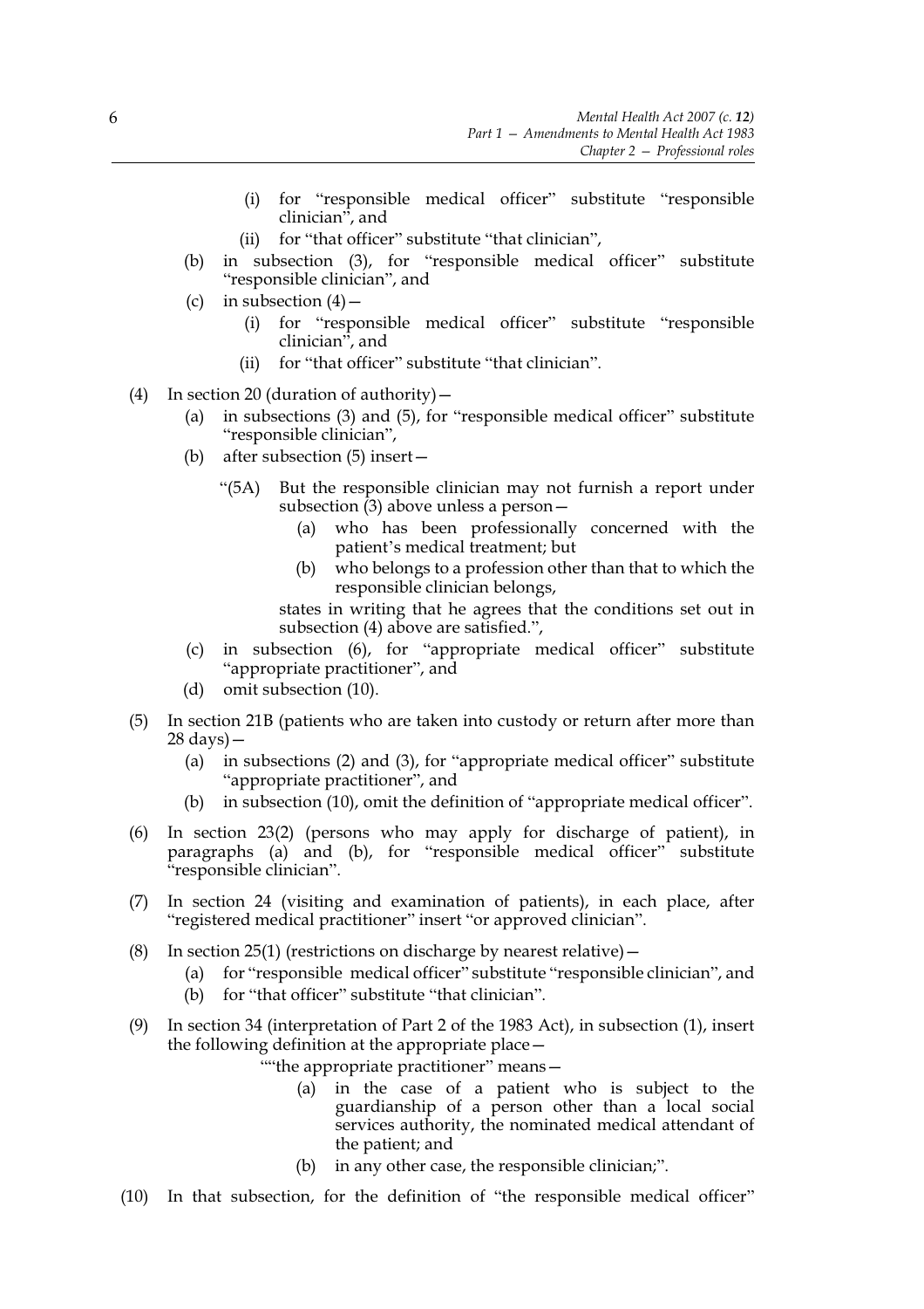(i) for "responsible medical officer" substitute "responsible clinician", and

(ii) for "that officer" substitute "that clinician",

(b) in subsection (3), for "responsible medical officer" substitute "responsible clinician", and

(c) in subsection (4)—

(i) for "responsible medical officer" substitute "responsible clinician", and

(ii) for "that officer" substitute "that clinician".

(4) In section 20 (duration of authority)—

(a) in subsections (3) and (5), for "responsible medical officer" substitute "responsible clinician",

(b) after subsection (5) insert—

"(5A) But the responsible clinician may not furnish a report under subsection (3) above unless a person—

(a) who has been professionally concerned with the patient's medical treatment; but

(b) who belongs to a profession other than that to which the responsible clinician belongs,

states in writing that he agrees that the conditions set out in subsection (4) above are satisfied.",

(c) in subsection (6), for "appropriate medical officer" substitute "appropriate practitioner", and

(d) omit subsection (10).

(5) In section 21B (patients who are taken into custody or return after more than 28 days)—

(a) in subsections (2) and (3), for "appropriate medical officer" substitute "appropriate practitioner", and

(b) in subsection (10), omit the definition of "appropriate medical officer".

(6) In section 23(2) (persons who may apply for discharge of patient), in paragraphs (a) and (b), for "responsible medical officer" substitute "responsible clinician".

(7) In section 24 (visiting and examination of patients), in each place, after "registered medical practitioner" insert "or approved clinician".

(8) In section 25(1) (restrictions on discharge by nearest relative)—

(a) for "responsible medical officer" substitute "responsible clinician", and

(b) for "that officer" substitute "that clinician".

(9) In section 34 (interpretation of Part 2 of the 1983 Act), in subsection (1), insert the following definition at the appropriate place—

""the appropriate practitioner" means—

(a) in the case of a patient who is subject to the guardianship of a person other than a local social services authority, the nominated medical attendant of the patient; and

(b) in any other case, the responsible clinician;".

(10) In that subsection, for the definition of "the responsible medical officer"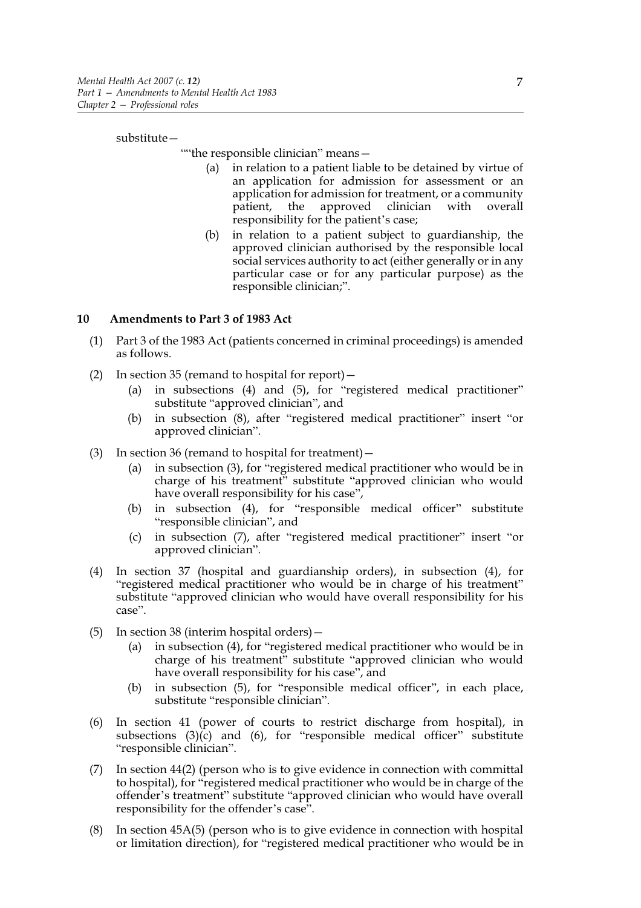substitute—

""the responsible clinician" means—

(a) in relation to a patient liable to be detained by virtue of an application for admission for assessment or an application for admission for treatment, or a community patient, the approved clinician with overall responsibility for the patient's case;

(b) in relation to a patient subject to guardianship, the approved clinician authorised by the responsible local social services authority to act (either generally or in any particular case or for any particular purpose) as the responsible clinician;".

**10 Amendments to Part 3 of 1983 Act**

(1) Part 3 of the 1983 Act (patients concerned in criminal proceedings) is amended as follows.

(2) In section 35 (remand to hospital for report)—

(a) in subsections (4) and (5), for "registered medical practitioner" substitute "approved clinician", and

(b) in subsection (8), after "registered medical practitioner" insert "or approved clinician".

(3) In section 36 (remand to hospital for treatment)—

(a) in subsection (3), for "registered medical practitioner who would be in charge of his treatment" substitute "approved clinician who would have overall responsibility for his case",

(b) in subsection (4), for "responsible medical officer" substitute "responsible clinician", and

(c) in subsection (7), after "registered medical practitioner" insert "or approved clinician".

(4) In section 37 (hospital and guardianship orders), in subsection (4), for "registered medical practitioner who would be in charge of his treatment" substitute "approved clinician who would have overall responsibility for his case".

(5) In section 38 (interim hospital orders)—

(a) in subsection (4), for "registered medical practitioner who would be in charge of his treatment" substitute "approved clinician who would have overall responsibility for his case", and

(b) in subsection (5), for "responsible medical officer", in each place, substitute "responsible clinician".

(6) In section 41 (power of courts to restrict discharge from hospital), in subsections (3)(c) and (6), for "responsible medical officer" substitute "responsible clinician".

(7) In section 44(2) (person who is to give evidence in connection with committal to hospital), for "registered medical practitioner who would be in charge of the offender's treatment" substitute "approved clinician who would have overall responsibility for the offender's case".

(8) In section 45A(5) (person who is to give evidence in connection with hospital or limitation direction), for "registered medical practitioner who would be in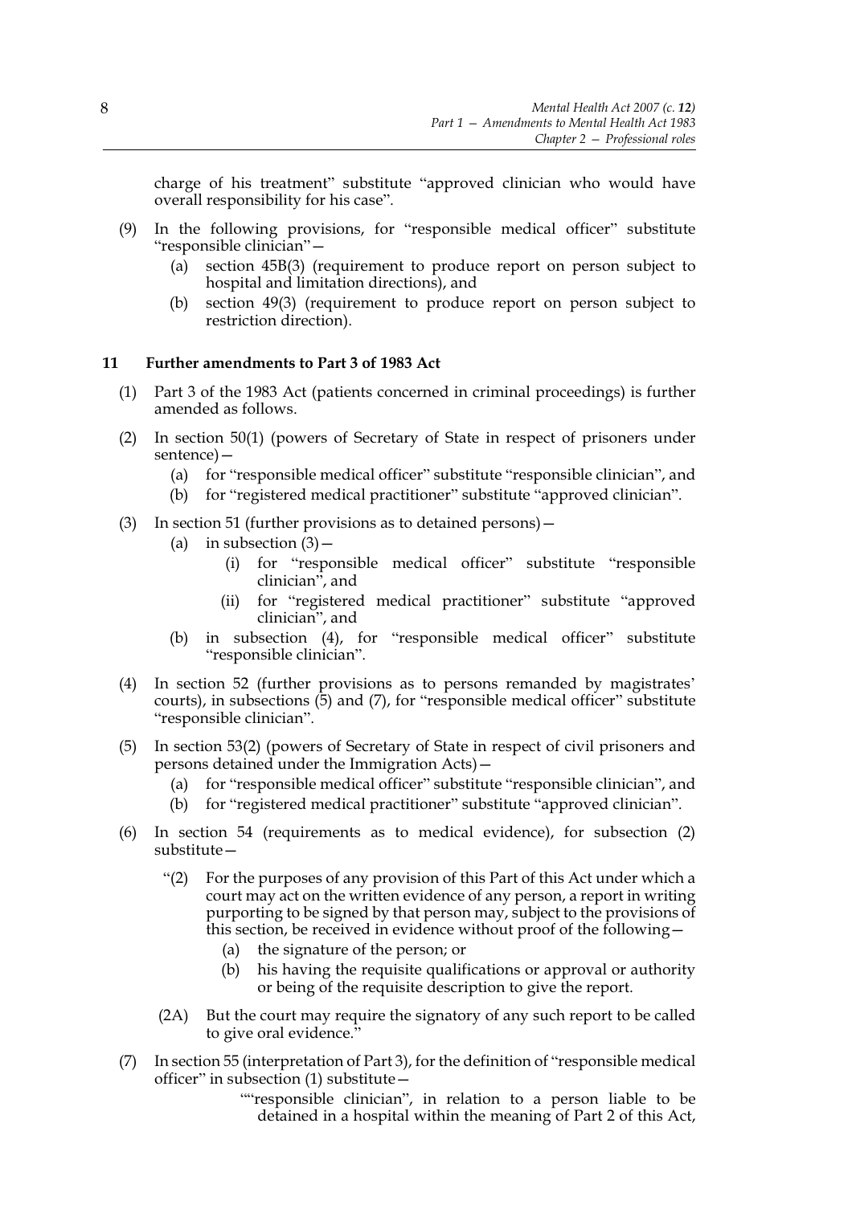charge of his treatment" substitute "approved clinician who would have overall responsibility for his case".

(9) In the following provisions, for "responsible medical officer" substitute "responsible clinician"—

  (a) section 45B(3) (requirement to produce report on person subject to hospital and limitation directions), and

  (b) section 49(3) (requirement to produce report on person subject to restriction direction).

**11 Further amendments to Part 3 of 1983 Act**

(1) Part 3 of the 1983 Act (patients concerned in criminal proceedings) is further amended as follows.

(2) In section 50(1) (powers of Secretary of State in respect of prisoners under sentence)—

  (a) for "responsible medical officer" substitute "responsible clinician", and

  (b) for "registered medical practitioner" substitute "approved clinician".

(3) In section 51 (further provisions as to detained persons)—

  (a) in subsection (3)—

    (i) for "responsible medical officer" substitute "responsible clinician", and

    (ii) for "registered medical practitioner" substitute "approved clinician", and

  (b) in subsection (4), for "responsible medical officer" substitute "responsible clinician".

(4) In section 52 (further provisions as to persons remanded by magistrates' courts), in subsections (5) and (7), for "responsible medical officer" substitute "responsible clinician".

(5) In section 53(2) (powers of Secretary of State in respect of civil prisoners and persons detained under the Immigration Acts)—

  (a) for "responsible medical officer" substitute "responsible clinician", and

  (b) for "registered medical practitioner" substitute "approved clinician".

(6) In section 54 (requirements as to medical evidence), for subsection (2) substitute—

  "(2) For the purposes of any provision of this Part of this Act under which a court may act on the written evidence of any person, a report in writing purporting to be signed by that person may, subject to the provisions of this section, be received in evidence without proof of the following—

    (a) the signature of the person; or

    (b) his having the requisite qualifications or approval or authority or being of the requisite description to give the report.

  (2A) But the court may require the signatory of any such report to be called to give oral evidence."

(7) In section 55 (interpretation of Part 3), for the definition of "responsible medical officer" in subsection (1) substitute—

  ""responsible clinician", in relation to a person liable to be detained in a hospital within the meaning of Part 2 of this Act,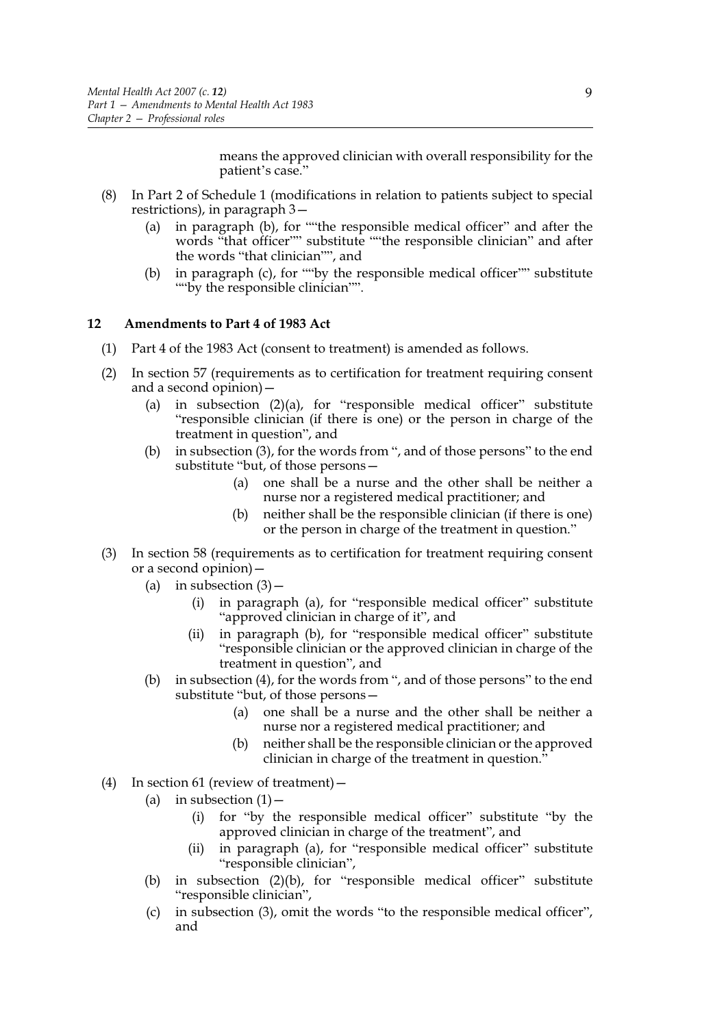means the approved clinician with overall responsibility for the patient's case."

(8) In Part 2 of Schedule 1 (modifications in relation to patients subject to special restrictions), in paragraph 3—

   (a) in paragraph (b), for ""the responsible medical officer" and after the words "that officer"" substitute ""the responsible clinician" and after the words "that clinician"", and

   (b) in paragraph (c), for ""by the responsible medical officer"" substitute ""by the responsible clinician"".

## 12 Amendments to Part 4 of 1983 Act

(1) Part 4 of the 1983 Act (consent to treatment) is amended as follows.

(2) In section 57 (requirements as to certification for treatment requiring consent and a second opinion)—

   (a) in subsection (2)(a), for "responsible medical officer" substitute "responsible clinician (if there is one) or the person in charge of the treatment in question", and

   (b) in subsection (3), for the words from ", and of those persons" to the end substitute "but, of those persons—

      (a) one shall be a nurse and the other shall be neither a nurse nor a registered medical practitioner; and

      (b) neither shall be the responsible clinician (if there is one) or the person in charge of the treatment in question."

(3) In section 58 (requirements as to certification for treatment requiring consent or a second opinion)—

   (a) in subsection (3)—

      (i) in paragraph (a), for "responsible medical officer" substitute "approved clinician in charge of it", and

      (ii) in paragraph (b), for "responsible medical officer" substitute "responsible clinician or the approved clinician in charge of the treatment in question", and

   (b) in subsection (4), for the words from ", and of those persons" to the end substitute "but, of those persons—

      (a) one shall be a nurse and the other shall be neither a nurse nor a registered medical practitioner; and

      (b) neither shall be the responsible clinician or the approved clinician in charge of the treatment in question."

(4) In section 61 (review of treatment)—

   (a) in subsection (1)—

      (i) for "by the responsible medical officer" substitute "by the approved clinician in charge of the treatment", and

      (ii) in paragraph (a), for "responsible medical officer" substitute "responsible clinician",

   (b) in subsection (2)(b), for "responsible medical officer" substitute "responsible clinician",

   (c) in subsection (3), omit the words "to the responsible medical officer", and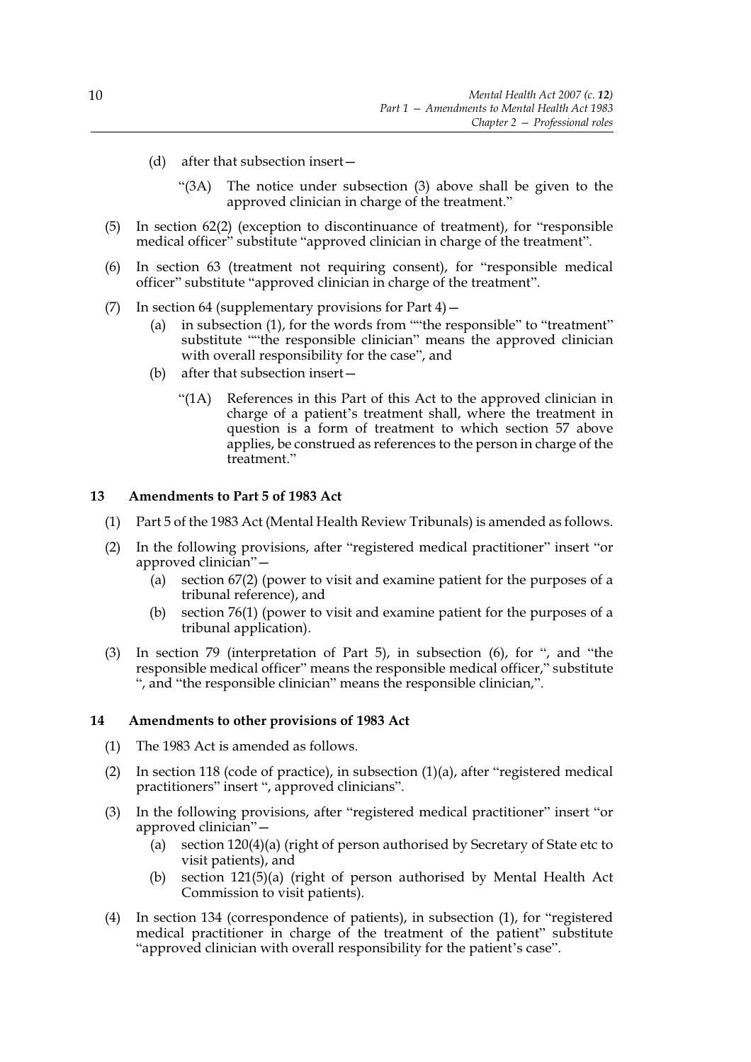(d) after that subsection insert—

> “(3A) The notice under subsection (3) above shall be given to the approved clinician in charge of the treatment.”

(5) In section 62(2) (exception to discontinuance of treatment), for “responsible medical officer” substitute “approved clinician in charge of the treatment”.

(6) In section 63 (treatment not requiring consent), for “responsible medical officer” substitute “approved clinician in charge of the treatment”.

(7) In section 64 (supplementary provisions for Part 4)—

(a) in subsection (1), for the words from ““the responsible” to “treatment” substitute ““the responsible clinician” means the approved clinician with overall responsibility for the case”, and

(b) after that subsection insert—

> “(1A) References in this Part of this Act to the approved clinician in charge of a patient’s treatment shall, where the treatment in question is a form of treatment to which section 57 above applies, be construed as references to the person in charge of the treatment.”

### 13 Amendments to Part 5 of 1983 Act

(1) Part 5 of the 1983 Act (Mental Health Review Tribunals) is amended as follows.

(2) In the following provisions, after “registered medical practitioner” insert “or approved clinician”—

(a) section 67(2) (power to visit and examine patient for the purposes of a tribunal reference), and

(b) section 76(1) (power to visit and examine patient for the purposes of a tribunal application).

(3) In section 79 (interpretation of Part 5), in subsection (6), for “, and “the responsible medical officer” means the responsible medical officer,” substitute “, and “the responsible clinician” means the responsible clinician,”.

### 14 Amendments to other provisions of 1983 Act

(1) The 1983 Act is amended as follows.

(2) In section 118 (code of practice), in subsection (1)(a), after “registered medical practitioners” insert “, approved clinicians”.

(3) In the following provisions, after “registered medical practitioner” insert “or approved clinician”—

(a) section 120(4)(a) (right of person authorised by Secretary of State etc to visit patients), and

(b) section 121(5)(a) (right of person authorised by Mental Health Act Commission to visit patients).

(4) In section 134 (correspondence of patients), in subsection (1), for “registered medical practitioner in charge of the treatment of the patient” substitute “approved clinician with overall responsibility for the patient’s case”.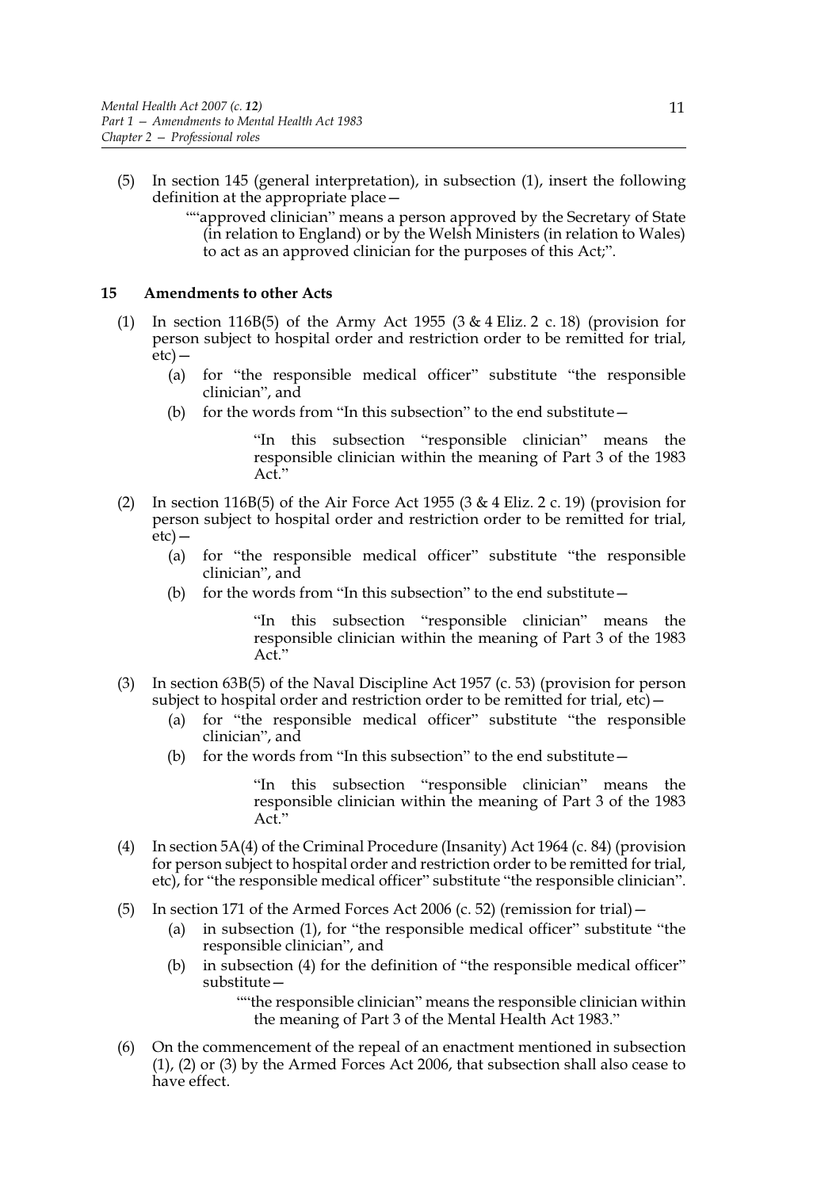(5) In section 145 (general interpretation), in subsection (1), insert the following definition at the appropriate place—

> ""approved clinician" means a person approved by the Secretary of State (in relation to England) or by the Welsh Ministers (in relation to Wales) to act as an approved clinician for the purposes of this Act;".

## 15 Amendments to other Acts

(1) In section 116B(5) of the Army Act 1955 (3 & 4 Eliz. 2 c. 18) (provision for person subject to hospital order and restriction order to be remitted for trial, etc)—

  (a) for "the responsible medical officer" substitute "the responsible clinician", and

  (b) for the words from "In this subsection" to the end substitute—

  > "In this subsection "responsible clinician" means the responsible clinician within the meaning of Part 3 of the 1983 Act."

(2) In section 116B(5) of the Air Force Act 1955 (3 & 4 Eliz. 2 c. 19) (provision for person subject to hospital order and restriction order to be remitted for trial, etc)—

  (a) for "the responsible medical officer" substitute "the responsible clinician", and

  (b) for the words from "In this subsection" to the end substitute—

  > "In this subsection "responsible clinician" means the responsible clinician within the meaning of Part 3 of the 1983 Act."

(3) In section 63B(5) of the Naval Discipline Act 1957 (c. 53) (provision for person subject to hospital order and restriction order to be remitted for trial, etc)—

  (a) for "the responsible medical officer" substitute "the responsible clinician", and

  (b) for the words from "In this subsection" to the end substitute—

  > "In this subsection "responsible clinician" means the responsible clinician within the meaning of Part 3 of the 1983 Act."

(4) In section 5A(4) of the Criminal Procedure (Insanity) Act 1964 (c. 84) (provision for person subject to hospital order and restriction order to be remitted for trial, etc), for "the responsible medical officer" substitute "the responsible clinician".

(5) In section 171 of the Armed Forces Act 2006 (c. 52) (remission for trial)—

  (a) in subsection (1), for "the responsible medical officer" substitute "the responsible clinician", and

  (b) in subsection (4) for the definition of "the responsible medical officer" substitute—

  > ""the responsible clinician" means the responsible clinician within the meaning of Part 3 of the Mental Health Act 1983."

(6) On the commencement of the repeal of an enactment mentioned in subsection (1), (2) or (3) by the Armed Forces Act 2006, that subsection shall also cease to have effect.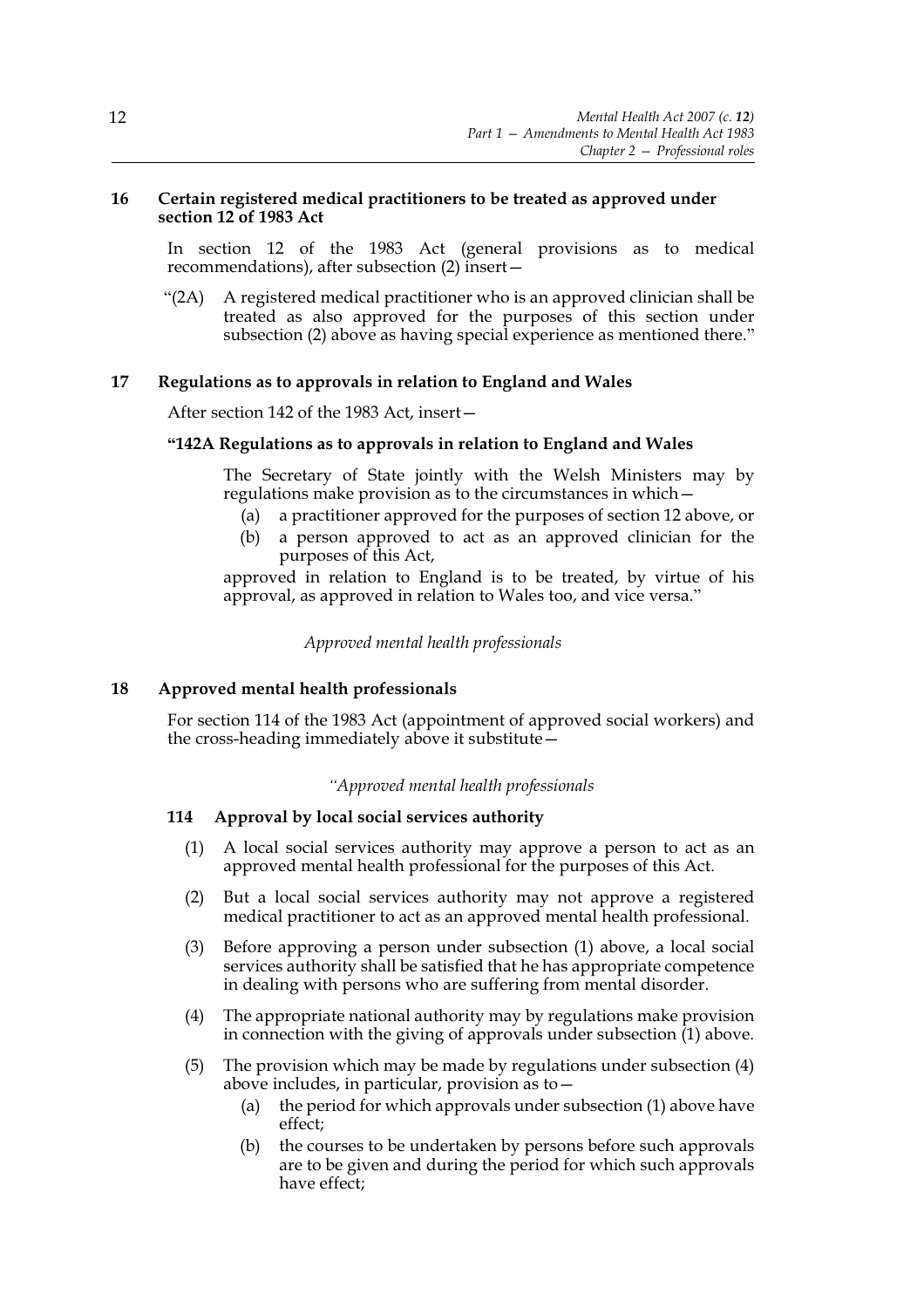### 16 Certain registered medical practitioners to be treated as approved under section 12 of 1983 Act

In section 12 of the 1983 Act (general provisions as to medical recommendations), after subsection (2) insert—

"(2A) A registered medical practitioner who is an approved clinician shall be treated as also approved for the purposes of this section under subsection (2) above as having special experience as mentioned there."

### 17 Regulations as to approvals in relation to England and Wales

After section 142 of the 1983 Act, insert—

**"142A Regulations as to approvals in relation to England and Wales**

The Secretary of State jointly with the Welsh Ministers may by regulations make provision as to the circumstances in which—

(a) a practitioner approved for the purposes of section 12 above, or

(b) a person approved to act as an approved clinician for the purposes of this Act,

approved in relation to England is to be treated, by virtue of his approval, as approved in relation to Wales too, and vice versa."

*Approved mental health professionals*

### 18 Approved mental health professionals

For section 114 of the 1983 Act (appointment of approved social workers) and the cross-heading immediately above it substitute—

*"Approved mental health professionals*

**114 Approval by local social services authority**

(1) A local social services authority may approve a person to act as an approved mental health professional for the purposes of this Act.

(2) But a local social services authority may not approve a registered medical practitioner to act as an approved mental health professional.

(3) Before approving a person under subsection (1) above, a local social services authority shall be satisfied that he has appropriate competence in dealing with persons who are suffering from mental disorder.

(4) The appropriate national authority may by regulations make provision in connection with the giving of approvals under subsection (1) above.

(5) The provision which may be made by regulations under subsection (4) above includes, in particular, provision as to—

(a) the period for which approvals under subsection (1) above have effect;

(b) the courses to be undertaken by persons before such approvals are to be given and during the period for which such approvals have effect;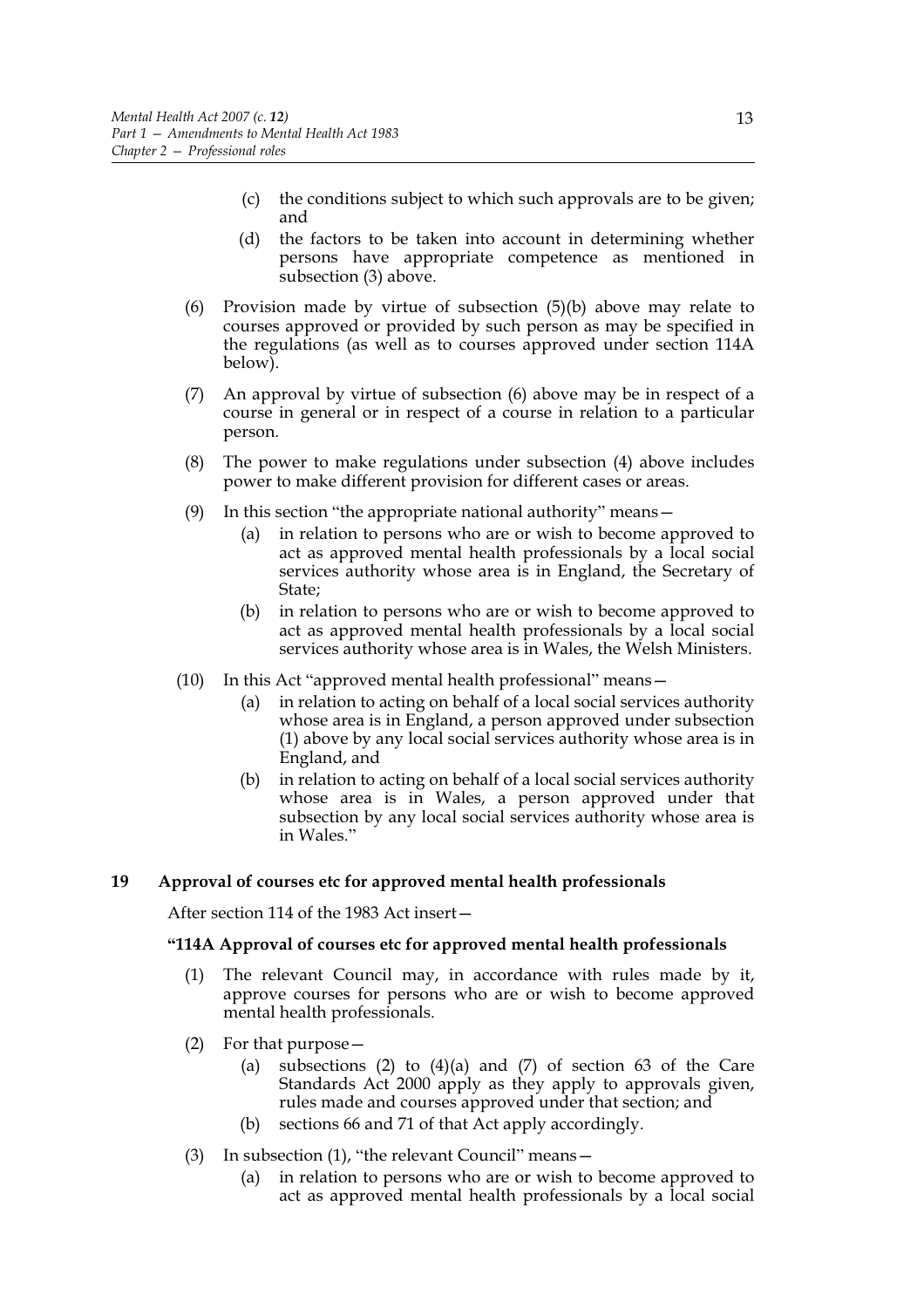(c) the conditions subject to which such approvals are to be given; and

(d) the factors to be taken into account in determining whether persons have appropriate competence as mentioned in subsection (3) above.

(6) Provision made by virtue of subsection (5)(b) above may relate to courses approved or provided by such person as may be specified in the regulations (as well as to courses approved under section 114A below).

(7) An approval by virtue of subsection (6) above may be in respect of a course in general or in respect of a course in relation to a particular person.

(8) The power to make regulations under subsection (4) above includes power to make different provision for different cases or areas.

(9) In this section "the appropriate national authority" means—

(a) in relation to persons who are or wish to become approved to act as approved mental health professionals by a local social services authority whose area is in England, the Secretary of State;

(b) in relation to persons who are or wish to become approved to act as approved mental health professionals by a local social services authority whose area is in Wales, the Welsh Ministers.

(10) In this Act "approved mental health professional" means—

(a) in relation to acting on behalf of a local social services authority whose area is in England, a person approved under subsection (1) above by any local social services authority whose area is in England, and

(b) in relation to acting on behalf of a local social services authority whose area is in Wales, a person approved under that subsection by any local social services authority whose area is in Wales."

## 19 Approval of courses etc for approved mental health professionals

After section 114 of the 1983 Act insert—

### "114A Approval of courses etc for approved mental health professionals

(1) The relevant Council may, in accordance with rules made by it, approve courses for persons who are or wish to become approved mental health professionals.

(2) For that purpose—

(a) subsections (2) to (4)(a) and (7) of section 63 of the Care Standards Act 2000 apply as they apply to approvals given, rules made and courses approved under that section; and

(b) sections 66 and 71 of that Act apply accordingly.

(3) In subsection (1), "the relevant Council" means—

(a) in relation to persons who are or wish to become approved to act as approved mental health professionals by a local social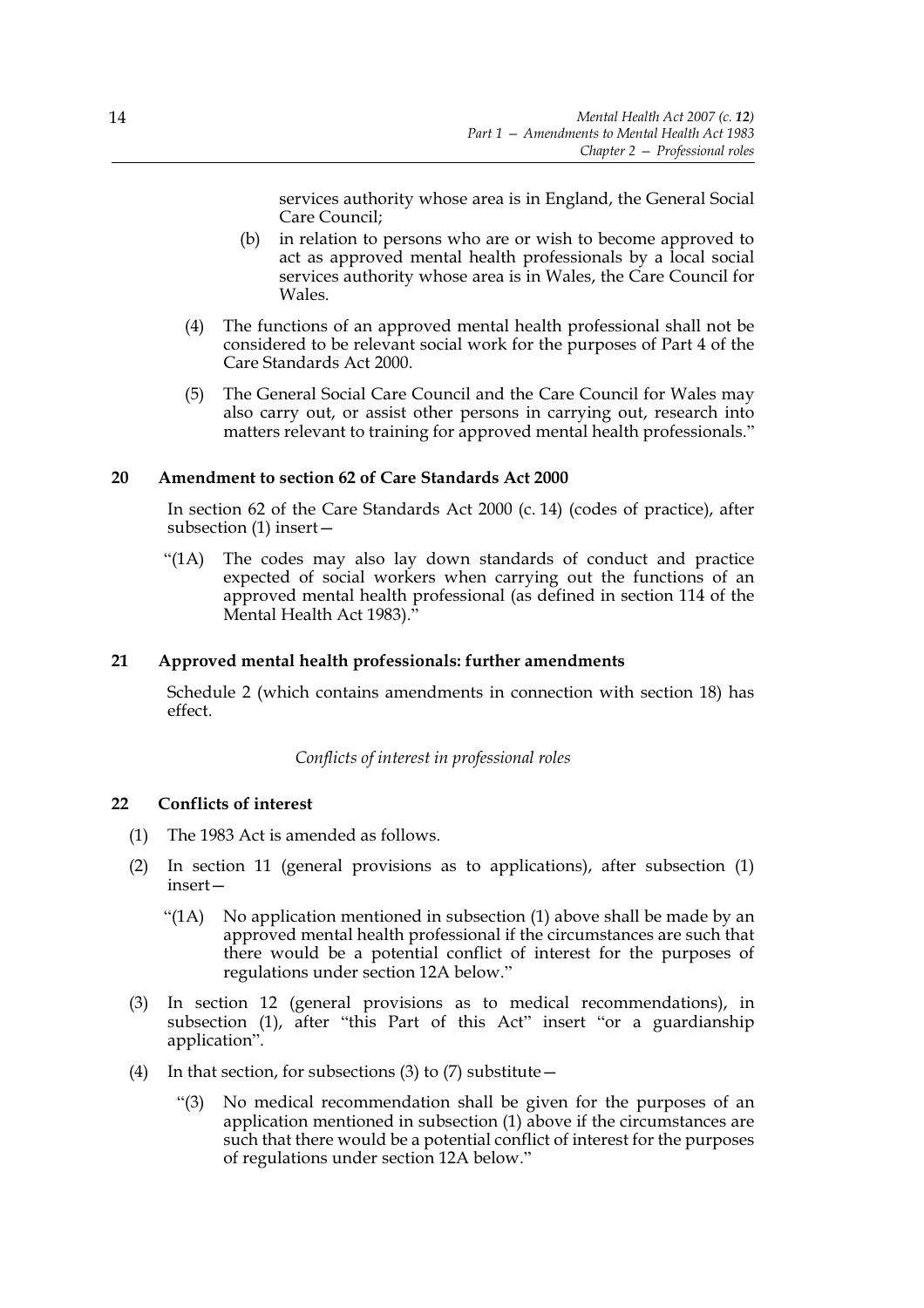services authority whose area is in England, the General Social Care Council;

(b) in relation to persons who are or wish to become approved to act as approved mental health professionals by a local social services authority whose area is in Wales, the Care Council for Wales.

(4) The functions of an approved mental health professional shall not be considered to be relevant social work for the purposes of Part 4 of the Care Standards Act 2000.

(5) The General Social Care Council and the Care Council for Wales may also carry out, or assist other persons in carrying out, research into matters relevant to training for approved mental health professionals."

### 20 Amendment to section 62 of Care Standards Act 2000

In section 62 of the Care Standards Act 2000 (c. 14) (codes of practice), after subsection (1) insert—

"(1A) The codes may also lay down standards of conduct and practice expected of social workers when carrying out the functions of an approved mental health professional (as defined in section 114 of the Mental Health Act 1983)."

### 21 Approved mental health professionals: further amendments

Schedule 2 (which contains amendments in connection with section 18) has effect.

*Conflicts of interest in professional roles*

### 22 Conflicts of interest

(1) The 1983 Act is amended as follows.

(2) In section 11 (general provisions as to applications), after subsection (1) insert—

"(1A) No application mentioned in subsection (1) above shall be made by an approved mental health professional if the circumstances are such that there would be a potential conflict of interest for the purposes of regulations under section 12A below."

(3) In section 12 (general provisions as to medical recommendations), in subsection (1), after "this Part of this Act" insert "or a guardianship application".

(4) In that section, for subsections (3) to (7) substitute—

"(3) No medical recommendation shall be given for the purposes of an application mentioned in subsection (1) above if the circumstances are such that there would be a potential conflict of interest for the purposes of regulations under section 12A below."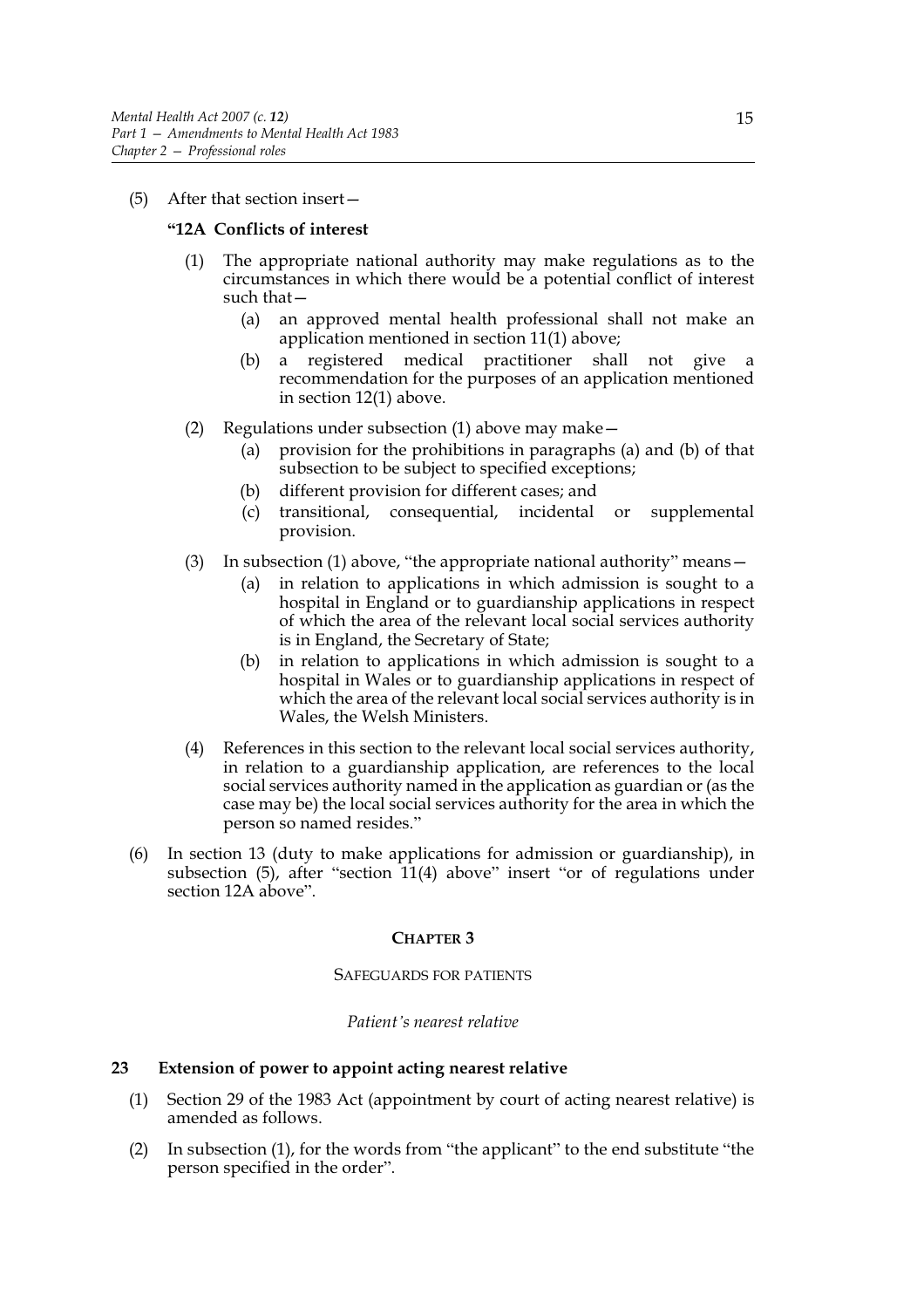(5) After that section insert—

**"12A Conflicts of interest**

(1) The appropriate national authority may make regulations as to the circumstances in which there would be a potential conflict of interest such that—

(a) an approved mental health professional shall not make an application mentioned in section 11(1) above;

(b) a registered medical practitioner shall not give a recommendation for the purposes of an application mentioned in section 12(1) above.

(2) Regulations under subsection (1) above may make—

(a) provision for the prohibitions in paragraphs (a) and (b) of that subsection to be subject to specified exceptions;

(b) different provision for different cases; and

(c) transitional, consequential, incidental or supplemental provision.

(3) In subsection (1) above, "the appropriate national authority" means—

(a) in relation to applications in which admission is sought to a hospital in England or to guardianship applications in respect of which the area of the relevant local social services authority is in England, the Secretary of State;

(b) in relation to applications in which admission is sought to a hospital in Wales or to guardianship applications in respect of which the area of the relevant local social services authority is in Wales, the Welsh Ministers.

(4) References in this section to the relevant local social services authority, in relation to a guardianship application, are references to the local social services authority named in the application as guardian or (as the case may be) the local social services authority for the area in which the person so named resides."

(6) In section 13 (duty to make applications for admission or guardianship), in subsection (5), after "section 11(4) above" insert "or of regulations under section 12A above".

## CHAPTER 3

### SAFEGUARDS FOR PATIENTS

*Patient's nearest relative*

#### 23 Extension of power to appoint acting nearest relative

(1) Section 29 of the 1983 Act (appointment by court of acting nearest relative) is amended as follows.

(2) In subsection (1), for the words from "the applicant" to the end substitute "the person specified in the order".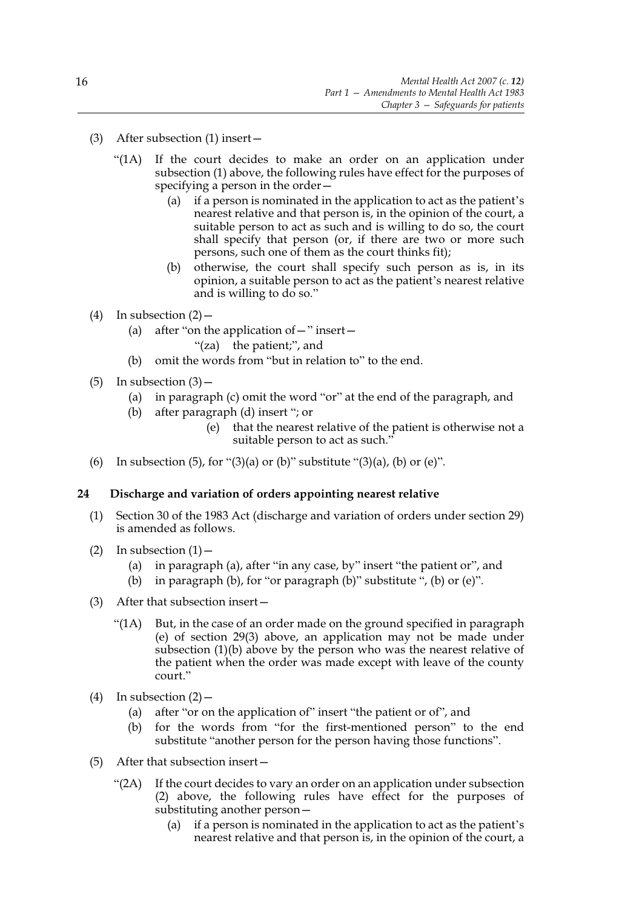(3) After subsection (1) insert—

"(1A) If the court decides to make an order on an application under subsection (1) above, the following rules have effect for the purposes of specifying a person in the order—

(a) if a person is nominated in the application to act as the patient's nearest relative and that person is, in the opinion of the court, a suitable person to act as such and is willing to do so, the court shall specify that person (or, if there are two or more such persons, such one of them as the court thinks fit);

(b) otherwise, the court shall specify such person as is, in its opinion, a suitable person to act as the patient's nearest relative and is willing to do so."

(4) In subsection (2)—

(a) after "on the application of—" insert—

"(za) the patient;", and

(b) omit the words from "but in relation to" to the end.

(5) In subsection (3)—

(a) in paragraph (c) omit the word "or" at the end of the paragraph, and

(b) after paragraph (d) insert "; or

(e) that the nearest relative of the patient is otherwise not a suitable person to act as such."

(6) In subsection (5), for "(3)(a) or (b)" substitute "(3)(a), (b) or (e)".

## 24 Discharge and variation of orders appointing nearest relative

(1) Section 30 of the 1983 Act (discharge and variation of orders under section 29) is amended as follows.

(2) In subsection (1)—

(a) in paragraph (a), after "in any case, by" insert "the patient or", and

(b) in paragraph (b), for "or paragraph (b)" substitute ", (b) or (e)".

(3) After that subsection insert—

"(1A) But, in the case of an order made on the ground specified in paragraph (e) of section 29(3) above, an application may not be made under subsection (1)(b) above by the person who was the nearest relative of the patient when the order was made except with leave of the county court."

(4) In subsection (2)—

(a) after "or on the application of" insert "the patient or of", and

(b) for the words from "for the first-mentioned person" to the end substitute "another person for the person having those functions".

(5) After that subsection insert—

"(2A) If the court decides to vary an order on an application under subsection (2) above, the following rules have effect for the purposes of substituting another person—

(a) if a person is nominated in the application to act as the patient's nearest relative and that person is, in the opinion of the court, a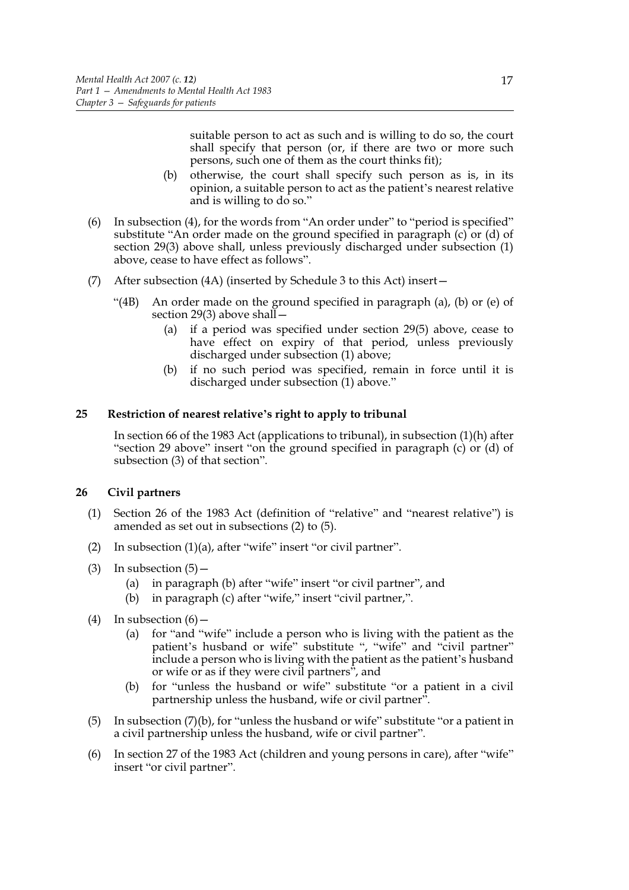suitable person to act as such and is willing to do so, the court shall specify that person (or, if there are two or more such persons, such one of them as the court thinks fit);

(b) otherwise, the court shall specify such person as is, in its opinion, a suitable person to act as the patient's nearest relative and is willing to do so."

(6) In subsection (4), for the words from "An order under" to "period is specified" substitute "An order made on the ground specified in paragraph (c) or (d) of section 29(3) above shall, unless previously discharged under subsection (1) above, cease to have effect as follows".

(7) After subsection (4A) (inserted by Schedule 3 to this Act) insert—

"(4B) An order made on the ground specified in paragraph (a), (b) or (e) of section 29(3) above shall—

(a) if a period was specified under section 29(5) above, cease to have effect on expiry of that period, unless previously discharged under subsection (1) above;

(b) if no such period was specified, remain in force until it is discharged under subsection (1) above."

### 25 Restriction of nearest relative's right to apply to tribunal

In section 66 of the 1983 Act (applications to tribunal), in subsection (1)(h) after "section 29 above" insert "on the ground specified in paragraph (c) or (d) of subsection (3) of that section".

### 26 Civil partners

(1) Section 26 of the 1983 Act (definition of "relative" and "nearest relative") is amended as set out in subsections (2) to (5).

(2) In subsection (1)(a), after "wife" insert "or civil partner".

(3) In subsection (5)—

(a) in paragraph (b) after "wife" insert "or civil partner", and

(b) in paragraph (c) after "wife," insert "civil partner,".

(4) In subsection (6)—

(a) for "and "wife" include a person who is living with the patient as the patient's husband or wife" substitute ", "wife" and "civil partner" include a person who is living with the patient as the patient's husband or wife or as if they were civil partners", and

(b) for "unless the husband or wife" substitute "or a patient in a civil partnership unless the husband, wife or civil partner".

(5) In subsection (7)(b), for "unless the husband or wife" substitute "or a patient in a civil partnership unless the husband, wife or civil partner".

(6) In section 27 of the 1983 Act (children and young persons in care), after "wife" insert "or civil partner".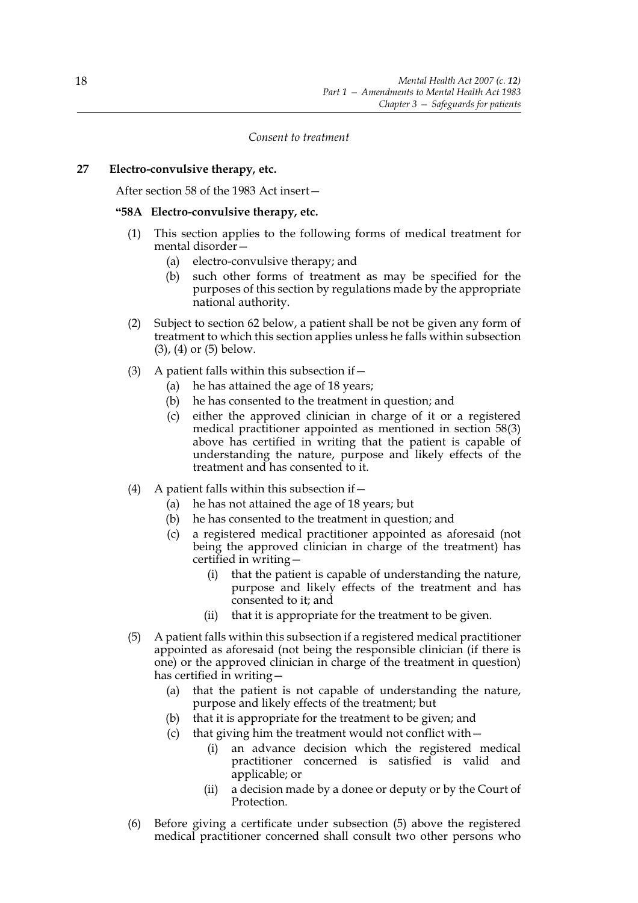*Consent to treatment*

**27 Electro-convulsive therapy, etc.**

After section 58 of the 1983 Act insert—

**"58A Electro-convulsive therapy, etc.**

(1) This section applies to the following forms of medical treatment for mental disorder—

(a) electro-convulsive therapy; and

(b) such other forms of treatment as may be specified for the purposes of this section by regulations made by the appropriate national authority.

(2) Subject to section 62 below, a patient shall be not be given any form of treatment to which this section applies unless he falls within subsection (3), (4) or (5) below.

(3) A patient falls within this subsection if—

(a) he has attained the age of 18 years;

(b) he has consented to the treatment in question; and

(c) either the approved clinician in charge of it or a registered medical practitioner appointed as mentioned in section 58(3) above has certified in writing that the patient is capable of understanding the nature, purpose and likely effects of the treatment and has consented to it.

(4) A patient falls within this subsection if—

(a) he has not attained the age of 18 years; but

(b) he has consented to the treatment in question; and

(c) a registered medical practitioner appointed as aforesaid (not being the approved clinician in charge of the treatment) has certified in writing—

(i) that the patient is capable of understanding the nature, purpose and likely effects of the treatment and has consented to it; and

(ii) that it is appropriate for the treatment to be given.

(5) A patient falls within this subsection if a registered medical practitioner appointed as aforesaid (not being the responsible clinician (if there is one) or the approved clinician in charge of the treatment in question) has certified in writing—

(a) that the patient is not capable of understanding the nature, purpose and likely effects of the treatment; but

(b) that it is appropriate for the treatment to be given; and

(c) that giving him the treatment would not conflict with—

(i) an advance decision which the registered medical practitioner concerned is satisfied is valid and applicable; or

(ii) a decision made by a donee or deputy or by the Court of Protection.

(6) Before giving a certificate under subsection (5) above the registered medical practitioner concerned shall consult two other persons who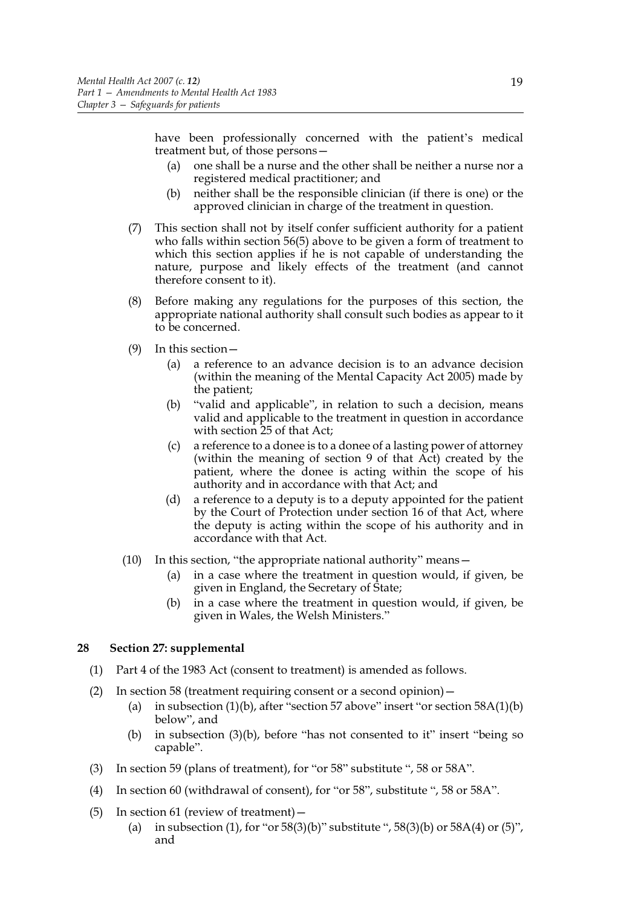have been professionally concerned with the patient's medical treatment but, of those persons—

(a) one shall be a nurse and the other shall be neither a nurse nor a registered medical practitioner; and

(b) neither shall be the responsible clinician (if there is one) or the approved clinician in charge of the treatment in question.

(7) This section shall not by itself confer sufficient authority for a patient who falls within section 56(5) above to be given a form of treatment to which this section applies if he is not capable of understanding the nature, purpose and likely effects of the treatment (and cannot therefore consent to it).

(8) Before making any regulations for the purposes of this section, the appropriate national authority shall consult such bodies as appear to it to be concerned.

(9) In this section—

(a) a reference to an advance decision is to an advance decision (within the meaning of the Mental Capacity Act 2005) made by the patient;

(b) "valid and applicable", in relation to such a decision, means valid and applicable to the treatment in question in accordance with section 25 of that Act;

(c) a reference to a donee is to a donee of a lasting power of attorney (within the meaning of section 9 of that Act) created by the patient, where the donee is acting within the scope of his authority and in accordance with that Act; and

(d) a reference to a deputy is to a deputy appointed for the patient by the Court of Protection under section 16 of that Act, where the deputy is acting within the scope of his authority and in accordance with that Act.

(10) In this section, "the appropriate national authority" means—

(a) in a case where the treatment in question would, if given, be given in England, the Secretary of State;

(b) in a case where the treatment in question would, if given, be given in Wales, the Welsh Ministers."

**28 Section 27: supplemental**

(1) Part 4 of the 1983 Act (consent to treatment) is amended as follows.

(2) In section 58 (treatment requiring consent or a second opinion)—

(a) in subsection (1)(b), after "section 57 above" insert "or section 58A(1)(b) below", and

(b) in subsection (3)(b), before "has not consented to it" insert "being so capable".

(3) In section 59 (plans of treatment), for "or 58" substitute ", 58 or 58A".

(4) In section 60 (withdrawal of consent), for "or 58", substitute ", 58 or 58A".

(5) In section 61 (review of treatment)—

(a) in subsection (1), for "or 58(3)(b)" substitute ", 58(3)(b) or 58A(4) or (5)", and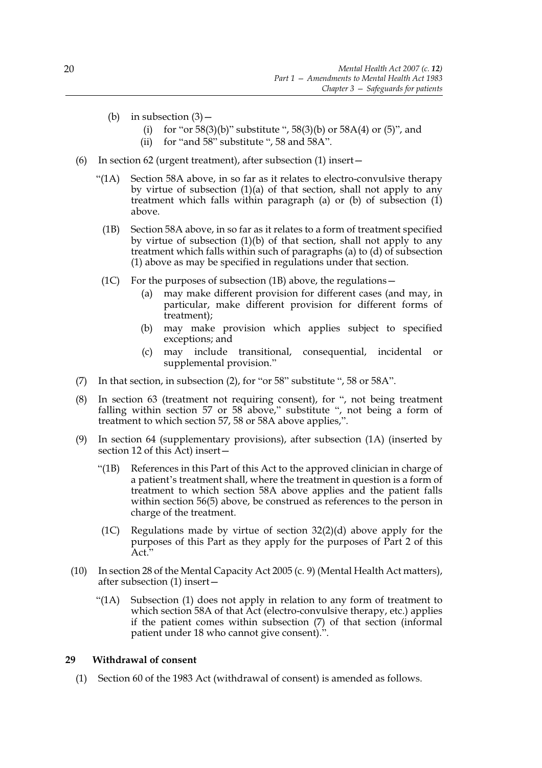(b) in subsection (3)—

   (i) for "or 58(3)(b)" substitute ", 58(3)(b) or 58A(4) or (5)", and

   (ii) for "and 58" substitute ", 58 and 58A".

(6) In section 62 (urgent treatment), after subsection (1) insert—

"(1A) Section 58A above, in so far as it relates to electro-convulsive therapy by virtue of subsection (1)(a) of that section, shall not apply to any treatment which falls within paragraph (a) or (b) of subsection (1) above.

(1B) Section 58A above, in so far as it relates to a form of treatment specified by virtue of subsection (1)(b) of that section, shall not apply to any treatment which falls within such of paragraphs (a) to (d) of subsection (1) above as may be specified in regulations under that section.

(1C) For the purposes of subsection (1B) above, the regulations—

   (a) may make different provision for different cases (and may, in particular, make different provision for different forms of treatment);

   (b) may make provision which applies subject to specified exceptions; and

   (c) may include transitional, consequential, incidental or supplemental provision."

(7) In that section, in subsection (2), for "or 58" substitute ", 58 or 58A".

(8) In section 63 (treatment not requiring consent), for ", not being treatment falling within section 57 or 58 above," substitute ", not being a form of treatment to which section 57, 58 or 58A above applies,".

(9) In section 64 (supplementary provisions), after subsection (1A) (inserted by section 12 of this Act) insert—

"(1B) References in this Part of this Act to the approved clinician in charge of a patient's treatment shall, where the treatment in question is a form of treatment to which section 58A above applies and the patient falls within section 56(5) above, be construed as references to the person in charge of the treatment.

(1C) Regulations made by virtue of section 32(2)(d) above apply for the purposes of this Part as they apply for the purposes of Part 2 of this Act."

(10) In section 28 of the Mental Capacity Act 2005 (c. 9) (Mental Health Act matters), after subsection (1) insert—

"(1A) Subsection (1) does not apply in relation to any form of treatment to which section 58A of that Act (electro-convulsive therapy, etc.) applies if the patient comes within subsection (7) of that section (informal patient under 18 who cannot give consent).".

### 29 Withdrawal of consent

(1) Section 60 of the 1983 Act (withdrawal of consent) is amended as follows.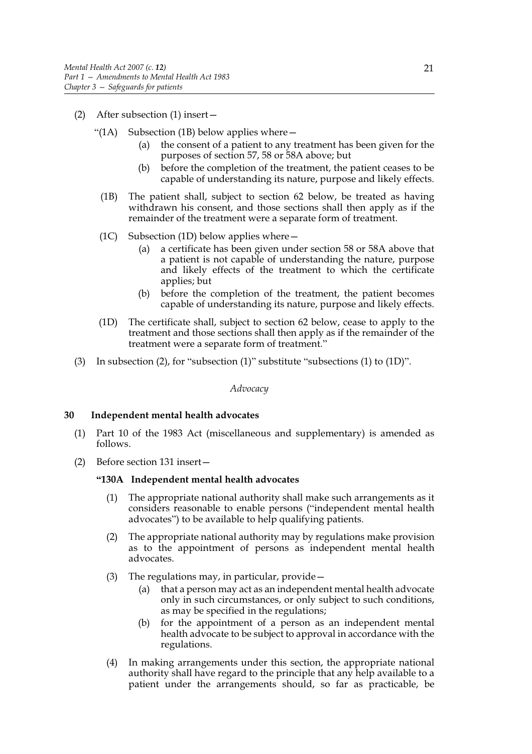(2) After subsection (1) insert—

"(1A) Subsection (1B) below applies where—

(a) the consent of a patient to any treatment has been given for the purposes of section 57, 58 or 58A above; but

(b) before the completion of the treatment, the patient ceases to be capable of understanding its nature, purpose and likely effects.

(1B) The patient shall, subject to section 62 below, be treated as having withdrawn his consent, and those sections shall then apply as if the remainder of the treatment were a separate form of treatment.

(1C) Subsection (1D) below applies where—

(a) a certificate has been given under section 58 or 58A above that a patient is not capable of understanding the nature, purpose and likely effects of the treatment to which the certificate applies; but

(b) before the completion of the treatment, the patient becomes capable of understanding its nature, purpose and likely effects.

(1D) The certificate shall, subject to section 62 below, cease to apply to the treatment and those sections shall then apply as if the remainder of the treatment were a separate form of treatment."

(3) In subsection (2), for "subsection (1)" substitute "subsections (1) to (1D)".

*Advocacy*

### 30 Independent mental health advocates

(1) Part 10 of the 1983 Act (miscellaneous and supplementary) is amended as follows.

(2) Before section 131 insert—

**"130A Independent mental health advocates**

(1) The appropriate national authority shall make such arrangements as it considers reasonable to enable persons ("independent mental health advocates") to be available to help qualifying patients.

(2) The appropriate national authority may by regulations make provision as to the appointment of persons as independent mental health advocates.

(3) The regulations may, in particular, provide—

(a) that a person may act as an independent mental health advocate only in such circumstances, or only subject to such conditions, as may be specified in the regulations;

(b) for the appointment of a person as an independent mental health advocate to be subject to approval in accordance with the regulations.

(4) In making arrangements under this section, the appropriate national authority shall have regard to the principle that any help available to a patient under the arrangements should, so far as practicable, be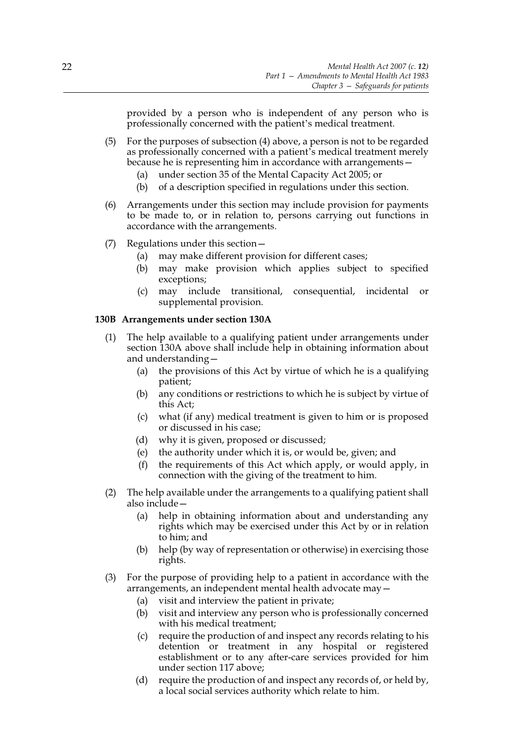provided by a person who is independent of any person who is professionally concerned with the patient's medical treatment.

(5) For the purposes of subsection (4) above, a person is not to be regarded as professionally concerned with a patient's medical treatment merely because he is representing him in accordance with arrangements—

- (a) under section 35 of the Mental Capacity Act 2005; or
- (b) of a description specified in regulations under this section.

(6) Arrangements under this section may include provision for payments to be made to, or in relation to, persons carrying out functions in accordance with the arrangements.

(7) Regulations under this section—

- (a) may make different provision for different cases;
- (b) may make provision which applies subject to specified exceptions;
- (c) may include transitional, consequential, incidental or supplemental provision.

### 130B Arrangements under section 130A

(1) The help available to a qualifying patient under arrangements under section 130A above shall include help in obtaining information about and understanding—

- (a) the provisions of this Act by virtue of which he is a qualifying patient;
- (b) any conditions or restrictions to which he is subject by virtue of this Act;
- (c) what (if any) medical treatment is given to him or is proposed or discussed in his case;
- (d) why it is given, proposed or discussed;
- (e) the authority under which it is, or would be, given; and
- (f) the requirements of this Act which apply, or would apply, in connection with the giving of the treatment to him.

(2) The help available under the arrangements to a qualifying patient shall also include—

- (a) help in obtaining information about and understanding any rights which may be exercised under this Act by or in relation to him; and
- (b) help (by way of representation or otherwise) in exercising those rights.

(3) For the purpose of providing help to a patient in accordance with the arrangements, an independent mental health advocate may—

- (a) visit and interview the patient in private;
- (b) visit and interview any person who is professionally concerned with his medical treatment;
- (c) require the production of and inspect any records relating to his detention or treatment in any hospital or registered establishment or to any after-care services provided for him under section 117 above;
- (d) require the production of and inspect any records of, or held by, a local social services authority which relate to him.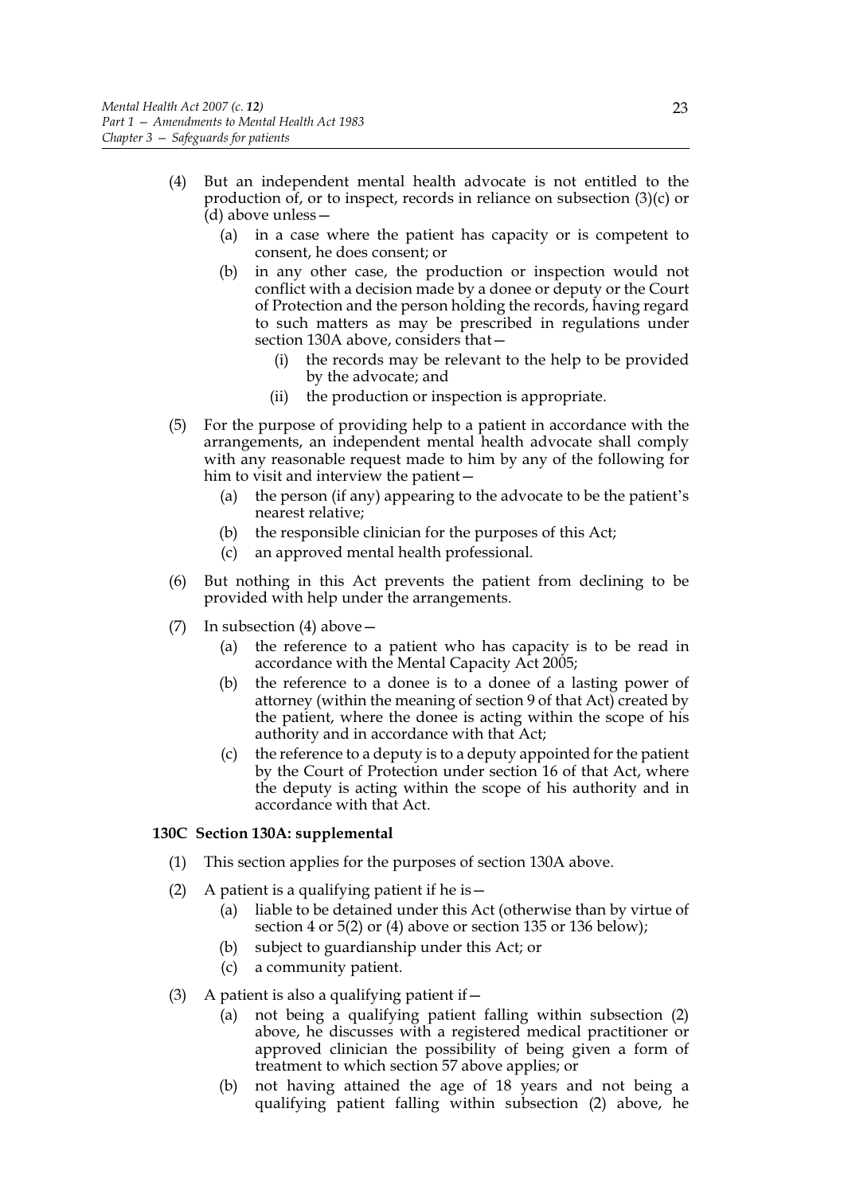(4) But an independent mental health advocate is not entitled to the production of, or to inspect, records in reliance on subsection (3)(c) or (d) above unless—

   (a) in a case where the patient has capacity or is competent to consent, he does consent; or

   (b) in any other case, the production or inspection would not conflict with a decision made by a donee or deputy or the Court of Protection and the person holding the records, having regard to such matters as may be prescribed in regulations under section 130A above, considers that—

      (i) the records may be relevant to the help to be provided by the advocate; and

      (ii) the production or inspection is appropriate.

(5) For the purpose of providing help to a patient in accordance with the arrangements, an independent mental health advocate shall comply with any reasonable request made to him by any of the following for him to visit and interview the patient—

   (a) the person (if any) appearing to the advocate to be the patient's nearest relative;

   (b) the responsible clinician for the purposes of this Act;

   (c) an approved mental health professional.

(6) But nothing in this Act prevents the patient from declining to be provided with help under the arrangements.

(7) In subsection (4) above—

   (a) the reference to a patient who has capacity is to be read in accordance with the Mental Capacity Act 2005;

   (b) the reference to a donee is to a donee of a lasting power of attorney (within the meaning of section 9 of that Act) created by the patient, where the donee is acting within the scope of his authority and in accordance with that Act;

   (c) the reference to a deputy is to a deputy appointed for the patient by the Court of Protection under section 16 of that Act, where the deputy is acting within the scope of his authority and in accordance with that Act.

### 130C Section 130A: supplemental

(1) This section applies for the purposes of section 130A above.

(2) A patient is a qualifying patient if he is—

   (a) liable to be detained under this Act (otherwise than by virtue of section 4 or 5(2) or (4) above or section 135 or 136 below);

   (b) subject to guardianship under this Act; or

   (c) a community patient.

(3) A patient is also a qualifying patient if—

   (a) not being a qualifying patient falling within subsection (2) above, he discusses with a registered medical practitioner or approved clinician the possibility of being given a form of treatment to which section 57 above applies; or

   (b) not having attained the age of 18 years and not being a qualifying patient falling within subsection (2) above, he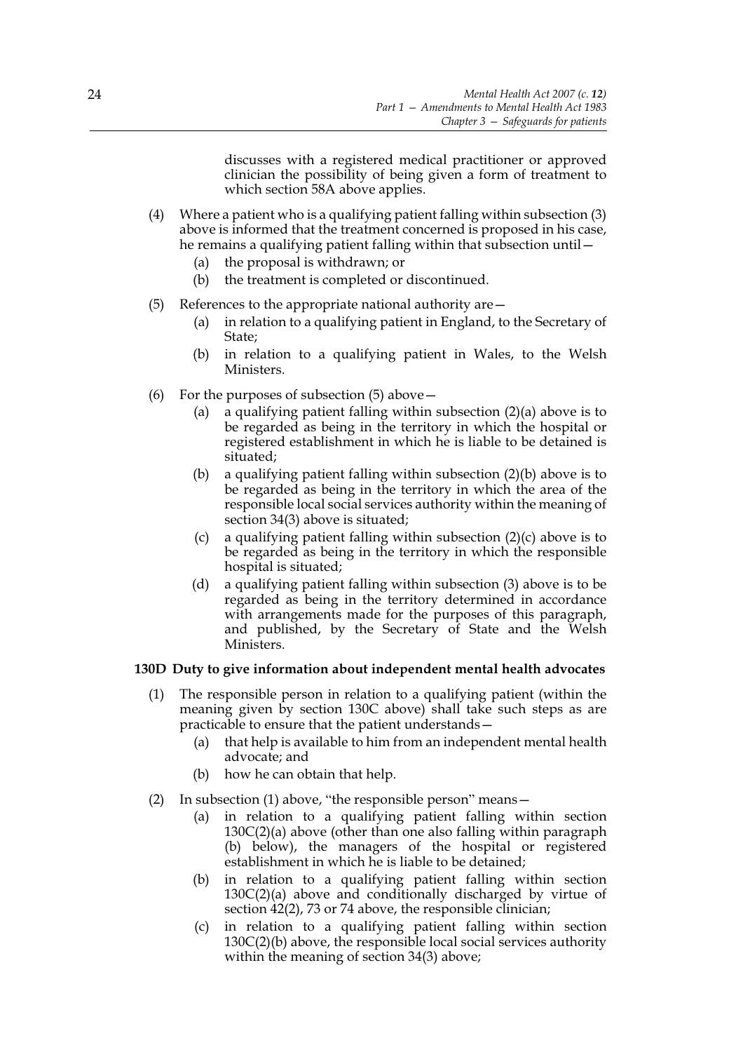discusses with a registered medical practitioner or approved clinician the possibility of being given a form of treatment to which section 58A above applies.

(4) Where a patient who is a qualifying patient falling within subsection (3) above is informed that the treatment concerned is proposed in his case, he remains a qualifying patient falling within that subsection until—

(a) the proposal is withdrawn; or

(b) the treatment is completed or discontinued.

(5) References to the appropriate national authority are—

(a) in relation to a qualifying patient in England, to the Secretary of State;

(b) in relation to a qualifying patient in Wales, to the Welsh Ministers.

(6) For the purposes of subsection (5) above—

(a) a qualifying patient falling within subsection (2)(a) above is to be regarded as being in the territory in which the hospital or registered establishment in which he is liable to be detained is situated;

(b) a qualifying patient falling within subsection (2)(b) above is to be regarded as being in the territory in which the area of the responsible local social services authority within the meaning of section 34(3) above is situated;

(c) a qualifying patient falling within subsection (2)(c) above is to be regarded as being in the territory in which the responsible hospital is situated;

(d) a qualifying patient falling within subsection (3) above is to be regarded as being in the territory determined in accordance with arrangements made for the purposes of this paragraph, and published, by the Secretary of State and the Welsh Ministers.

**130D Duty to give information about independent mental health advocates**

(1) The responsible person in relation to a qualifying patient (within the meaning given by section 130C above) shall take such steps as are practicable to ensure that the patient understands—

(a) that help is available to him from an independent mental health advocate; and

(b) how he can obtain that help.

(2) In subsection (1) above, "the responsible person" means—

(a) in relation to a qualifying patient falling within section 130C(2)(a) above (other than one also falling within paragraph (b) below), the managers of the hospital or registered establishment in which he is liable to be detained;

(b) in relation to a qualifying patient falling within section 130C(2)(a) above and conditionally discharged by virtue of section 42(2), 73 or 74 above, the responsible clinician;

(c) in relation to a qualifying patient falling within section 130C(2)(b) above, the responsible local social services authority within the meaning of section 34(3) above;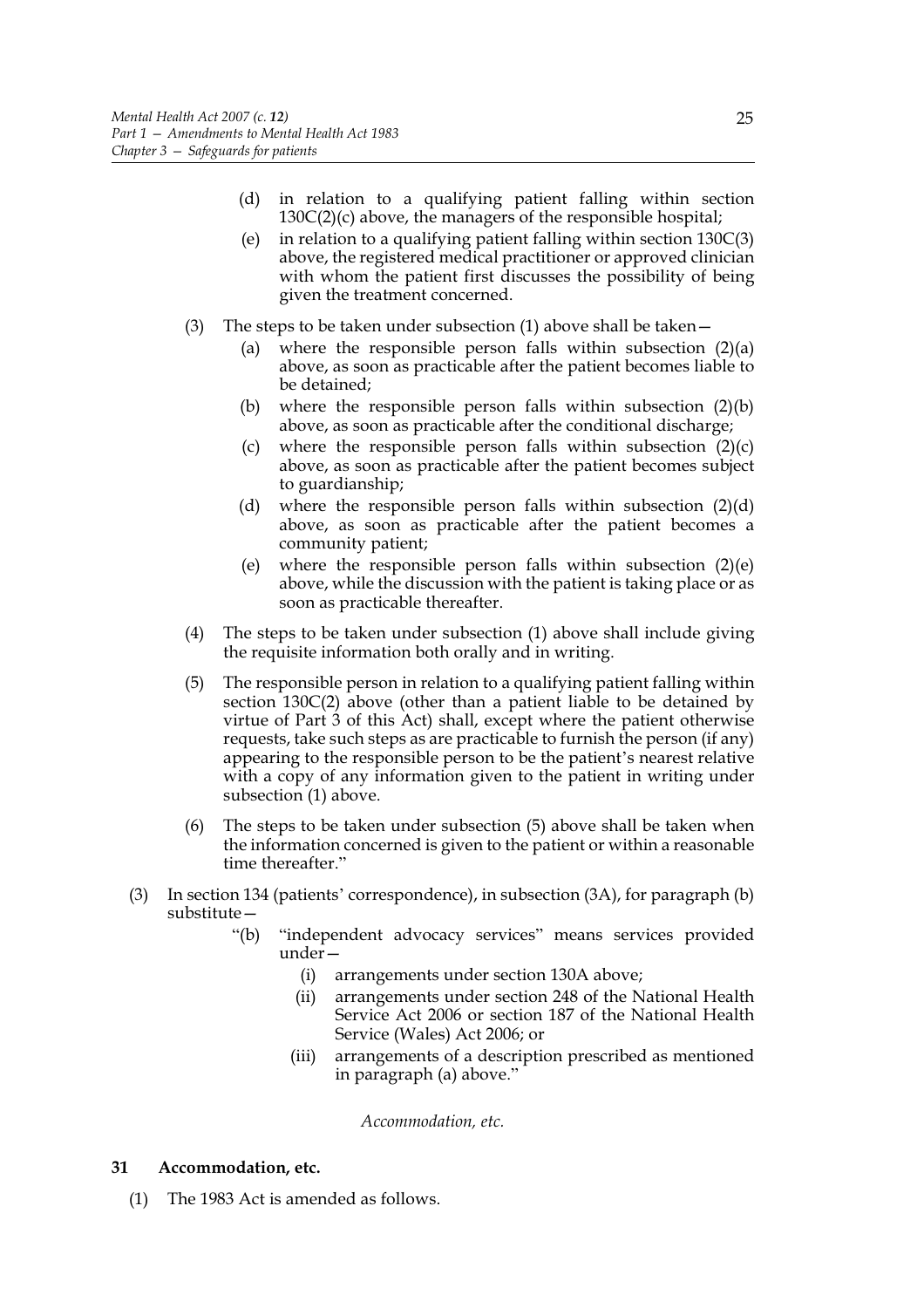(d) in relation to a qualifying patient falling within section 130C(2)(c) above, the managers of the responsible hospital;

(e) in relation to a qualifying patient falling within section 130C(3) above, the registered medical practitioner or approved clinician with whom the patient first discusses the possibility of being given the treatment concerned.

(3) The steps to be taken under subsection (1) above shall be taken—

(a) where the responsible person falls within subsection (2)(a) above, as soon as practicable after the patient becomes liable to be detained;

(b) where the responsible person falls within subsection (2)(b) above, as soon as practicable after the conditional discharge;

(c) where the responsible person falls within subsection (2)(c) above, as soon as practicable after the patient becomes subject to guardianship;

(d) where the responsible person falls within subsection (2)(d) above, as soon as practicable after the patient becomes a community patient;

(e) where the responsible person falls within subsection (2)(e) above, while the discussion with the patient is taking place or as soon as practicable thereafter.

(4) The steps to be taken under subsection (1) above shall include giving the requisite information both orally and in writing.

(5) The responsible person in relation to a qualifying patient falling within section 130C(2) above (other than a patient liable to be detained by virtue of Part 3 of this Act) shall, except where the patient otherwise requests, take such steps as are practicable to furnish the person (if any) appearing to the responsible person to be the patient's nearest relative with a copy of any information given to the patient in writing under subsection (1) above.

(6) The steps to be taken under subsection (5) above shall be taken when the information concerned is given to the patient or within a reasonable time thereafter."

(3) In section 134 (patients' correspondence), in subsection (3A), for paragraph (b) substitute—

"(b) "independent advocacy services" means services provided under—

(i) arrangements under section 130A above;

(ii) arrangements under section 248 of the National Health Service Act 2006 or section 187 of the National Health Service (Wales) Act 2006; or

(iii) arrangements of a description prescribed as mentioned in paragraph (a) above."

*Accommodation, etc.*

## 31 Accommodation, etc.

(1) The 1983 Act is amended as follows.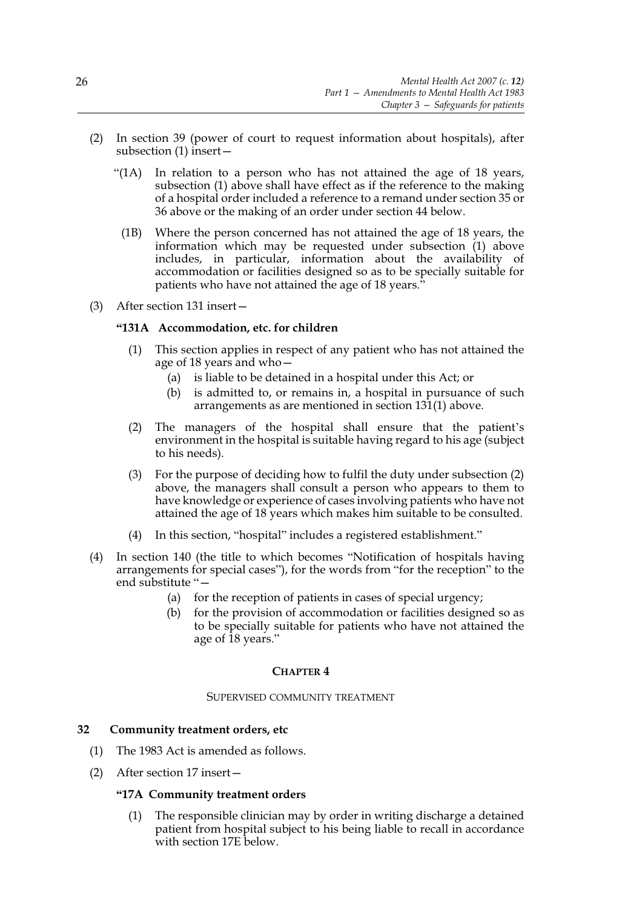(2) In section 39 (power of court to request information about hospitals), after subsection (1) insert—

"(1A) In relation to a person who has not attained the age of 18 years, subsection (1) above shall have effect as if the reference to the making of a hospital order included a reference to a remand under section 35 or 36 above or the making of an order under section 44 below.

(1B) Where the person concerned has not attained the age of 18 years, the information which may be requested under subsection (1) above includes, in particular, information about the availability of accommodation or facilities designed so as to be specially suitable for patients who have not attained the age of 18 years."

(3) After section 131 insert—

**"131A Accommodation, etc. for children**

(1) This section applies in respect of any patient who has not attained the age of 18 years and who—

(a) is liable to be detained in a hospital under this Act; or

(b) is admitted to, or remains in, a hospital in pursuance of such arrangements as are mentioned in section 131(1) above.

(2) The managers of the hospital shall ensure that the patient's environment in the hospital is suitable having regard to his age (subject to his needs).

(3) For the purpose of deciding how to fulfil the duty under subsection (2) above, the managers shall consult a person who appears to them to have knowledge or experience of cases involving patients who have not attained the age of 18 years which makes him suitable to be consulted.

(4) In this section, "hospital" includes a registered establishment."

(4) In section 140 (the title to which becomes "Notification of hospitals having arrangements for special cases"), for the words from "for the reception" to the end substitute "—

(a) for the reception of patients in cases of special urgency;

(b) for the provision of accommodation or facilities designed so as to be specially suitable for patients who have not attained the age of 18 years."

## CHAPTER 4

SUPERVISED COMMUNITY TREATMENT

### 32 Community treatment orders, etc

(1) The 1983 Act is amended as follows.

(2) After section 17 insert—

**"17A Community treatment orders**

(1) The responsible clinician may by order in writing discharge a detained patient from hospital subject to his being liable to recall in accordance with section 17E below.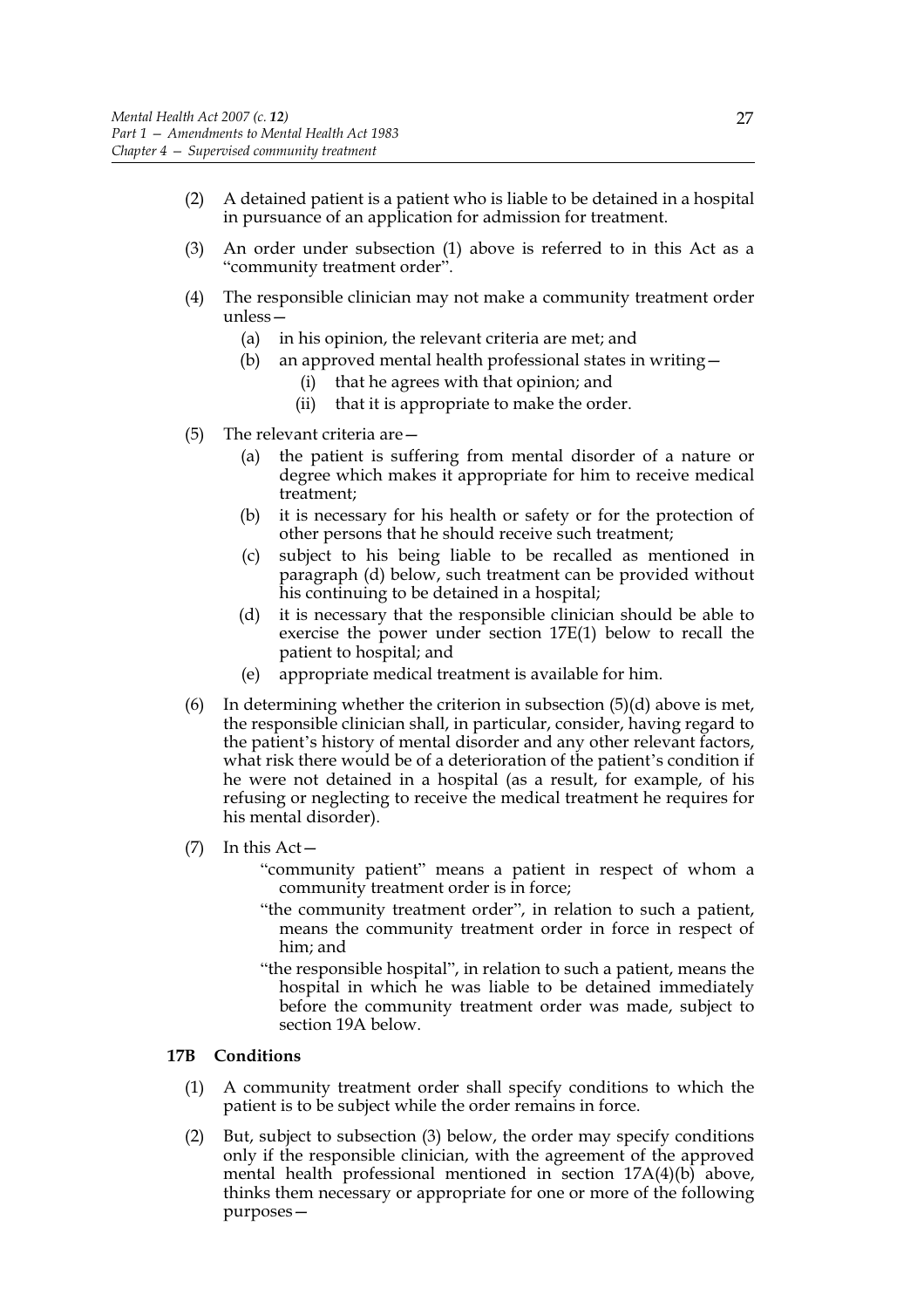(2) A detained patient is a patient who is liable to be detained in a hospital in pursuance of an application for admission for treatment.

(3) An order under subsection (1) above is referred to in this Act as a "community treatment order".

(4) The responsible clinician may not make a community treatment order unless—

  (a) in his opinion, the relevant criteria are met; and
  (b) an approved mental health professional states in writing—
    (i) that he agrees with that opinion; and
    (ii) that it is appropriate to make the order.

(5) The relevant criteria are—

  (a) the patient is suffering from mental disorder of a nature or degree which makes it appropriate for him to receive medical treatment;
  (b) it is necessary for his health or safety or for the protection of other persons that he should receive such treatment;
  (c) subject to his being liable to be recalled as mentioned in paragraph (d) below, such treatment can be provided without his continuing to be detained in a hospital;
  (d) it is necessary that the responsible clinician should be able to exercise the power under section 17E(1) below to recall the patient to hospital; and
  (e) appropriate medical treatment is available for him.

(6) In determining whether the criterion in subsection (5)(d) above is met, the responsible clinician shall, in particular, consider, having regard to the patient's history of mental disorder and any other relevant factors, what risk there would be of a deterioration of the patient's condition if he were not detained in a hospital (as a result, for example, of his refusing or neglecting to receive the medical treatment he requires for his mental disorder).

(7) In this Act—

  "community patient" means a patient in respect of whom a community treatment order is in force;

  "the community treatment order", in relation to such a patient, means the community treatment order in force in respect of him; and

  "the responsible hospital", in relation to such a patient, means the hospital in which he was liable to be detained immediately before the community treatment order was made, subject to section 19A below.

### 17B Conditions

(1) A community treatment order shall specify conditions to which the patient is to be subject while the order remains in force.

(2) But, subject to subsection (3) below, the order may specify conditions only if the responsible clinician, with the agreement of the approved mental health professional mentioned in section 17A(4)(b) above, thinks them necessary or appropriate for one or more of the following purposes—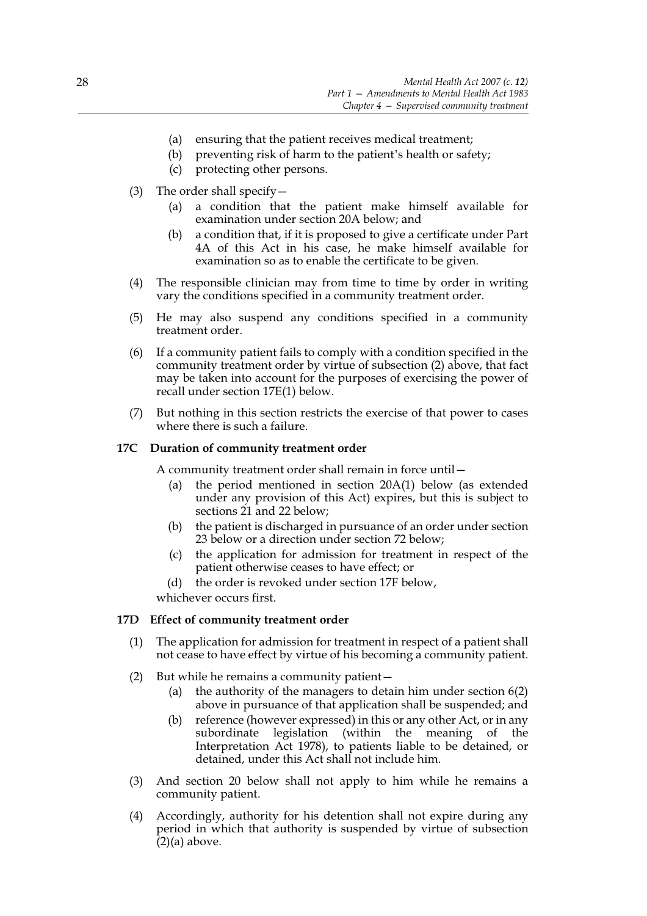(a) ensuring that the patient receives medical treatment;
(b) preventing risk of harm to the patient's health or safety;
(c) protecting other persons.

(3) The order shall specify—
   (a) a condition that the patient make himself available for examination under section 20A below; and
   (b) a condition that, if it is proposed to give a certificate under Part 4A of this Act in his case, he make himself available for examination so as to enable the certificate to be given.

(4) The responsible clinician may from time to time by order in writing vary the conditions specified in a community treatment order.

(5) He may also suspend any conditions specified in a community treatment order.

(6) If a community patient fails to comply with a condition specified in the community treatment order by virtue of subsection (2) above, that fact may be taken into account for the purposes of exercising the power of recall under section 17E(1) below.

(7) But nothing in this section restricts the exercise of that power to cases where there is such a failure.

### 17C Duration of community treatment order

A community treatment order shall remain in force until—
   (a) the period mentioned in section 20A(1) below (as extended under any provision of this Act) expires, but this is subject to sections 21 and 22 below;
   (b) the patient is discharged in pursuance of an order under section 23 below or a direction under section 72 below;
   (c) the application for admission for treatment in respect of the patient otherwise ceases to have effect; or
   (d) the order is revoked under section 17F below,

whichever occurs first.

### 17D Effect of community treatment order

(1) The application for admission for treatment in respect of a patient shall not cease to have effect by virtue of his becoming a community patient.

(2) But while he remains a community patient—
   (a) the authority of the managers to detain him under section 6(2) above in pursuance of that application shall be suspended; and
   (b) reference (however expressed) in this or any other Act, or in any subordinate legislation (within the meaning of the Interpretation Act 1978), to patients liable to be detained, or detained, under this Act shall not include him.

(3) And section 20 below shall not apply to him while he remains a community patient.

(4) Accordingly, authority for his detention shall not expire during any period in which that authority is suspended by virtue of subsection (2)(a) above.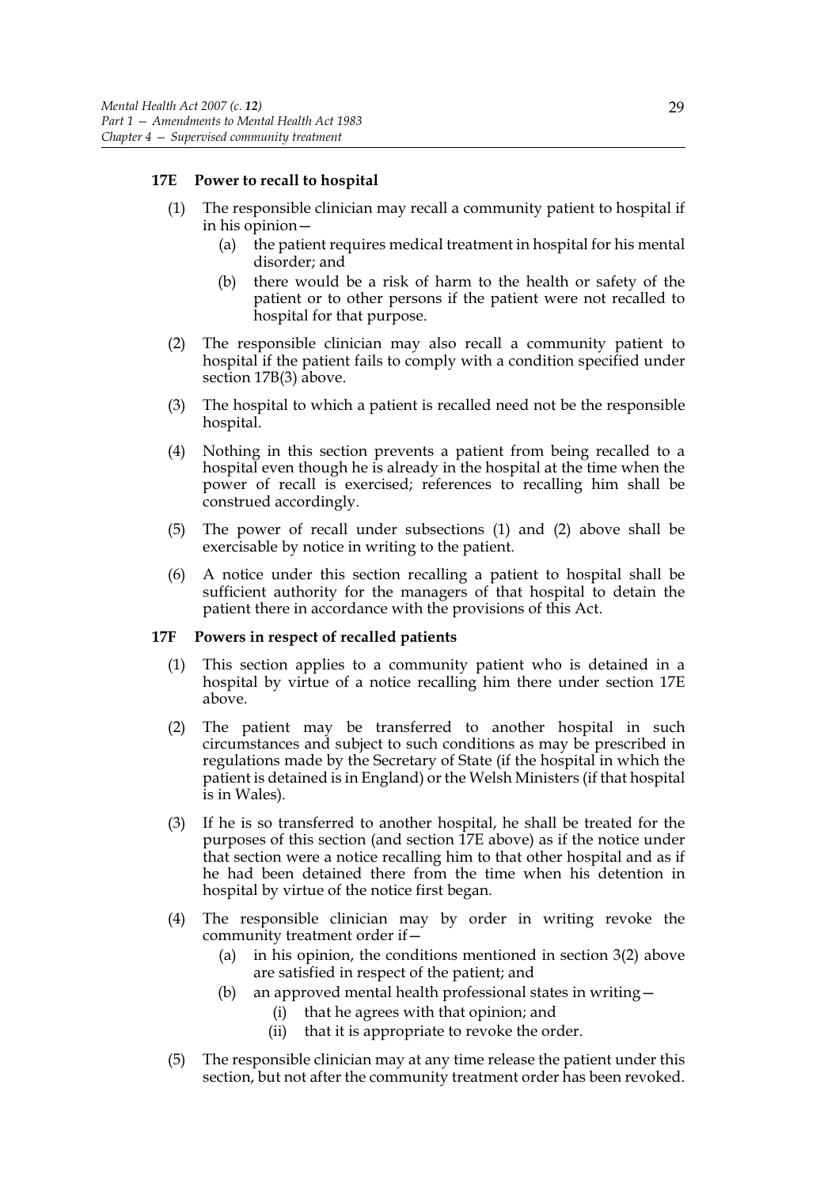### 17E Power to recall to hospital

(1) The responsible clinician may recall a community patient to hospital if in his opinion—

   (a) the patient requires medical treatment in hospital for his mental disorder; and

   (b) there would be a risk of harm to the health or safety of the patient or to other persons if the patient were not recalled to hospital for that purpose.

(2) The responsible clinician may also recall a community patient to hospital if the patient fails to comply with a condition specified under section 17B(3) above.

(3) The hospital to which a patient is recalled need not be the responsible hospital.

(4) Nothing in this section prevents a patient from being recalled to a hospital even though he is already in the hospital at the time when the power of recall is exercised; references to recalling him shall be construed accordingly.

(5) The power of recall under subsections (1) and (2) above shall be exercisable by notice in writing to the patient.

(6) A notice under this section recalling a patient to hospital shall be sufficient authority for the managers of that hospital to detain the patient there in accordance with the provisions of this Act.

### 17F Powers in respect of recalled patients

(1) This section applies to a community patient who is detained in a hospital by virtue of a notice recalling him there under section 17E above.

(2) The patient may be transferred to another hospital in such circumstances and subject to such conditions as may be prescribed in regulations made by the Secretary of State (if the hospital in which the patient is detained is in England) or the Welsh Ministers (if that hospital is in Wales).

(3) If he is so transferred to another hospital, he shall be treated for the purposes of this section (and section 17E above) as if the notice under that section were a notice recalling him to that other hospital and as if he had been detained there from the time when his detention in hospital by virtue of the notice first began.

(4) The responsible clinician may by order in writing revoke the community treatment order if—

   (a) in his opinion, the conditions mentioned in section 3(2) above are satisfied in respect of the patient; and

   (b) an approved mental health professional states in writing—

      (i) that he agrees with that opinion; and

      (ii) that it is appropriate to revoke the order.

(5) The responsible clinician may at any time release the patient under this section, but not after the community treatment order has been revoked.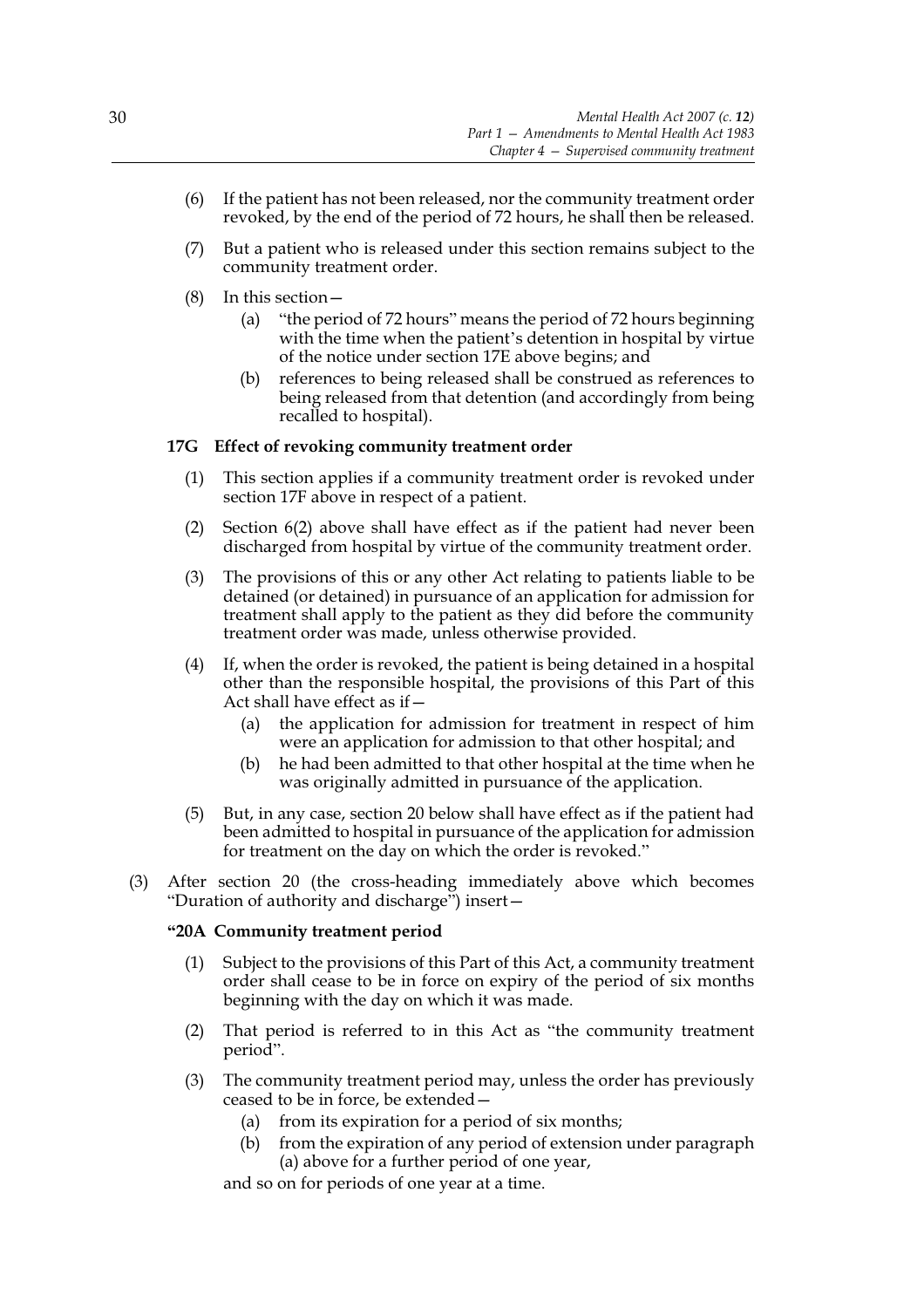(6) If the patient has not been released, nor the community treatment order revoked, by the end of the period of 72 hours, he shall then be released.

(7) But a patient who is released under this section remains subject to the community treatment order.

(8) In this section—

  (a) "the period of 72 hours" means the period of 72 hours beginning with the time when the patient's detention in hospital by virtue of the notice under section 17E above begins; and

  (b) references to being released shall be construed as references to being released from that detention (and accordingly from being recalled to hospital).

**17G Effect of revoking community treatment order**

(1) This section applies if a community treatment order is revoked under section 17F above in respect of a patient.

(2) Section 6(2) above shall have effect as if the patient had never been discharged from hospital by virtue of the community treatment order.

(3) The provisions of this or any other Act relating to patients liable to be detained (or detained) in pursuance of an application for admission for treatment shall apply to the patient as they did before the community treatment order was made, unless otherwise provided.

(4) If, when the order is revoked, the patient is being detained in a hospital other than the responsible hospital, the provisions of this Part of this Act shall have effect as if—

  (a) the application for admission for treatment in respect of him were an application for admission to that other hospital; and

  (b) he had been admitted to that other hospital at the time when he was originally admitted in pursuance of the application.

(5) But, in any case, section 20 below shall have effect as if the patient had been admitted to hospital in pursuance of the application for admission for treatment on the day on which the order is revoked."

(3) After section 20 (the cross-heading immediately above which becomes "Duration of authority and discharge") insert—

**"20A Community treatment period**

(1) Subject to the provisions of this Part of this Act, a community treatment order shall cease to be in force on expiry of the period of six months beginning with the day on which it was made.

(2) That period is referred to in this Act as "the community treatment period".

(3) The community treatment period may, unless the order has previously ceased to be in force, be extended—

  (a) from its expiration for a period of six months;

  (b) from the expiration of any period of extension under paragraph (a) above for a further period of one year,

and so on for periods of one year at a time.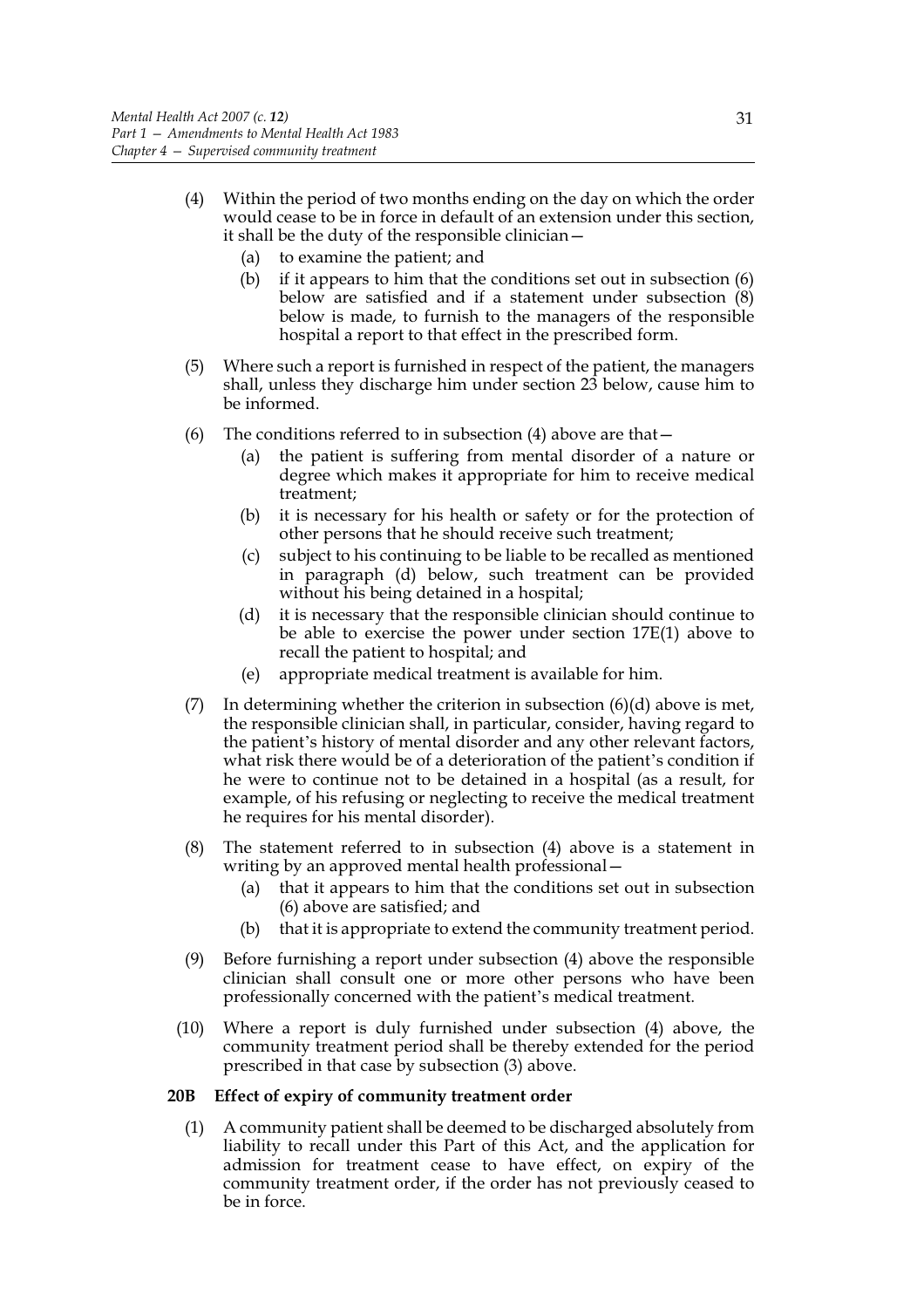(4) Within the period of two months ending on the day on which the order would cease to be in force in default of an extension under this section, it shall be the duty of the responsible clinician—

  (a) to examine the patient; and

  (b) if it appears to him that the conditions set out in subsection (6) below are satisfied and if a statement under subsection (8) below is made, to furnish to the managers of the responsible hospital a report to that effect in the prescribed form.

(5) Where such a report is furnished in respect of the patient, the managers shall, unless they discharge him under section 23 below, cause him to be informed.

(6) The conditions referred to in subsection (4) above are that—

  (a) the patient is suffering from mental disorder of a nature or degree which makes it appropriate for him to receive medical treatment;

  (b) it is necessary for his health or safety or for the protection of other persons that he should receive such treatment;

  (c) subject to his continuing to be liable to be recalled as mentioned in paragraph (d) below, such treatment can be provided without his being detained in a hospital;

  (d) it is necessary that the responsible clinician should continue to be able to exercise the power under section 17E(1) above to recall the patient to hospital; and

  (e) appropriate medical treatment is available for him.

(7) In determining whether the criterion in subsection (6)(d) above is met, the responsible clinician shall, in particular, consider, having regard to the patient's history of mental disorder and any other relevant factors, what risk there would be of a deterioration of the patient's condition if he were to continue not to be detained in a hospital (as a result, for example, of his refusing or neglecting to receive the medical treatment he requires for his mental disorder).

(8) The statement referred to in subsection (4) above is a statement in writing by an approved mental health professional—

  (a) that it appears to him that the conditions set out in subsection (6) above are satisfied; and

  (b) that it is appropriate to extend the community treatment period.

(9) Before furnishing a report under subsection (4) above the responsible clinician shall consult one or more other persons who have been professionally concerned with the patient's medical treatment.

(10) Where a report is duly furnished under subsection (4) above, the community treatment period shall be thereby extended for the period prescribed in that case by subsection (3) above.

**20B Effect of expiry of community treatment order**

(1) A community patient shall be deemed to be discharged absolutely from liability to recall under this Part of this Act, and the application for admission for treatment cease to have effect, on expiry of the community treatment order, if the order has not previously ceased to be in force.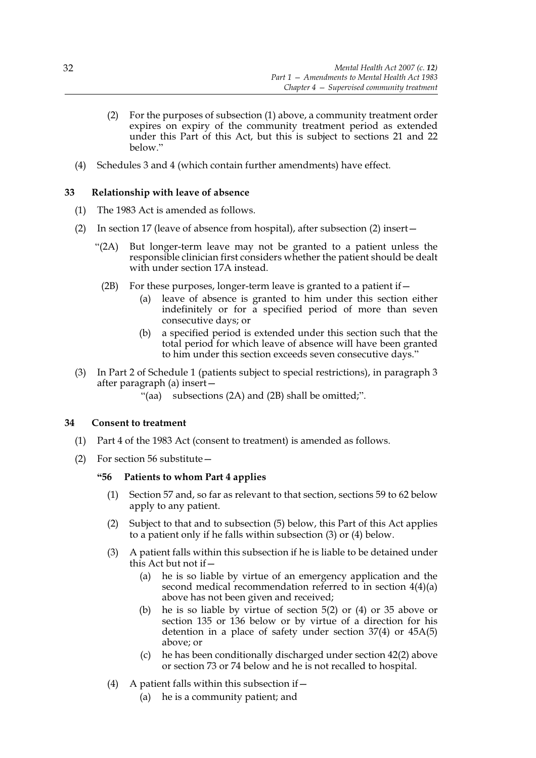(2) For the purposes of subsection (1) above, a community treatment order expires on expiry of the community treatment period as extended under this Part of this Act, but this is subject to sections 21 and 22 below."

(4) Schedules 3 and 4 (which contain further amendments) have effect.

### 33 Relationship with leave of absence

(1) The 1983 Act is amended as follows.

(2) In section 17 (leave of absence from hospital), after subsection (2) insert—

"(2A) But longer-term leave may not be granted to a patient unless the responsible clinician first considers whether the patient should be dealt with under section 17A instead.

(2B) For these purposes, longer-term leave is granted to a patient if—

(a) leave of absence is granted to him under this section either indefinitely or for a specified period of more than seven consecutive days; or

(b) a specified period is extended under this section such that the total period for which leave of absence will have been granted to him under this section exceeds seven consecutive days."

(3) In Part 2 of Schedule 1 (patients subject to special restrictions), in paragraph 3 after paragraph (a) insert—

"(aa) subsections (2A) and (2B) shall be omitted;".

### 34 Consent to treatment

(1) Part 4 of the 1983 Act (consent to treatment) is amended as follows.

(2) For section 56 substitute—

**"56 Patients to whom Part 4 applies**

(1) Section 57 and, so far as relevant to that section, sections 59 to 62 below apply to any patient.

(2) Subject to that and to subsection (5) below, this Part of this Act applies to a patient only if he falls within subsection (3) or (4) below.

(3) A patient falls within this subsection if he is liable to be detained under this Act but not if—

(a) he is so liable by virtue of an emergency application and the second medical recommendation referred to in section 4(4)(a) above has not been given and received;

(b) he is so liable by virtue of section 5(2) or (4) or 35 above or section 135 or 136 below or by virtue of a direction for his detention in a place of safety under section 37(4) or 45A(5) above; or

(c) he has been conditionally discharged under section 42(2) above or section 73 or 74 below and he is not recalled to hospital.

(4) A patient falls within this subsection if—

(a) he is a community patient; and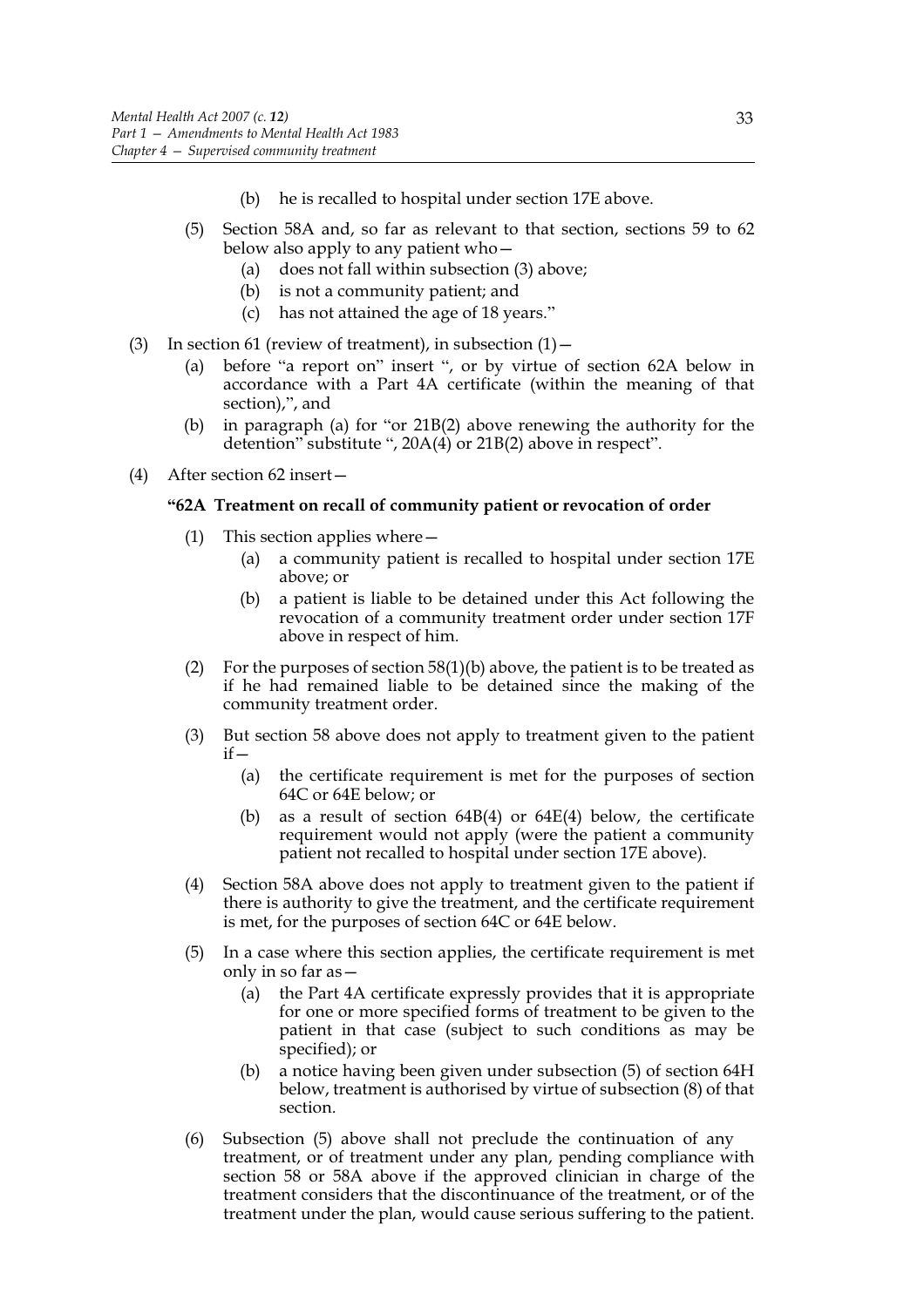(b) he is recalled to hospital under section 17E above.

(5) Section 58A and, so far as relevant to that section, sections 59 to 62 below also apply to any patient who—

(a) does not fall within subsection (3) above;

(b) is not a community patient; and

(c) has not attained the age of 18 years."

(3) In section 61 (review of treatment), in subsection (1)—

(a) before "a report on" insert ", or by virtue of section 62A below in accordance with a Part 4A certificate (within the meaning of that section),", and

(b) in paragraph (a) for "or 21B(2) above renewing the authority for the detention" substitute ", 20A(4) or 21B(2) above in respect".

(4) After section 62 insert—

**"62A Treatment on recall of community patient or revocation of order**

(1) This section applies where—

(a) a community patient is recalled to hospital under section 17E above; or

(b) a patient is liable to be detained under this Act following the revocation of a community treatment order under section 17F above in respect of him.

(2) For the purposes of section 58(1)(b) above, the patient is to be treated as if he had remained liable to be detained since the making of the community treatment order.

(3) But section 58 above does not apply to treatment given to the patient if—

(a) the certificate requirement is met for the purposes of section 64C or 64E below; or

(b) as a result of section 64B(4) or 64E(4) below, the certificate requirement would not apply (were the patient a community patient not recalled to hospital under section 17E above).

(4) Section 58A above does not apply to treatment given to the patient if there is authority to give the treatment, and the certificate requirement is met, for the purposes of section 64C or 64E below.

(5) In a case where this section applies, the certificate requirement is met only in so far as—

(a) the Part 4A certificate expressly provides that it is appropriate for one or more specified forms of treatment to be given to the patient in that case (subject to such conditions as may be specified); or

(b) a notice having been given under subsection (5) of section 64H below, treatment is authorised by virtue of subsection (8) of that section.

(6) Subsection (5) above shall not preclude the continuation of any treatment, or of treatment under any plan, pending compliance with section 58 or 58A above if the approved clinician in charge of the treatment considers that the discontinuance of the treatment, or of the treatment under the plan, would cause serious suffering to the patient.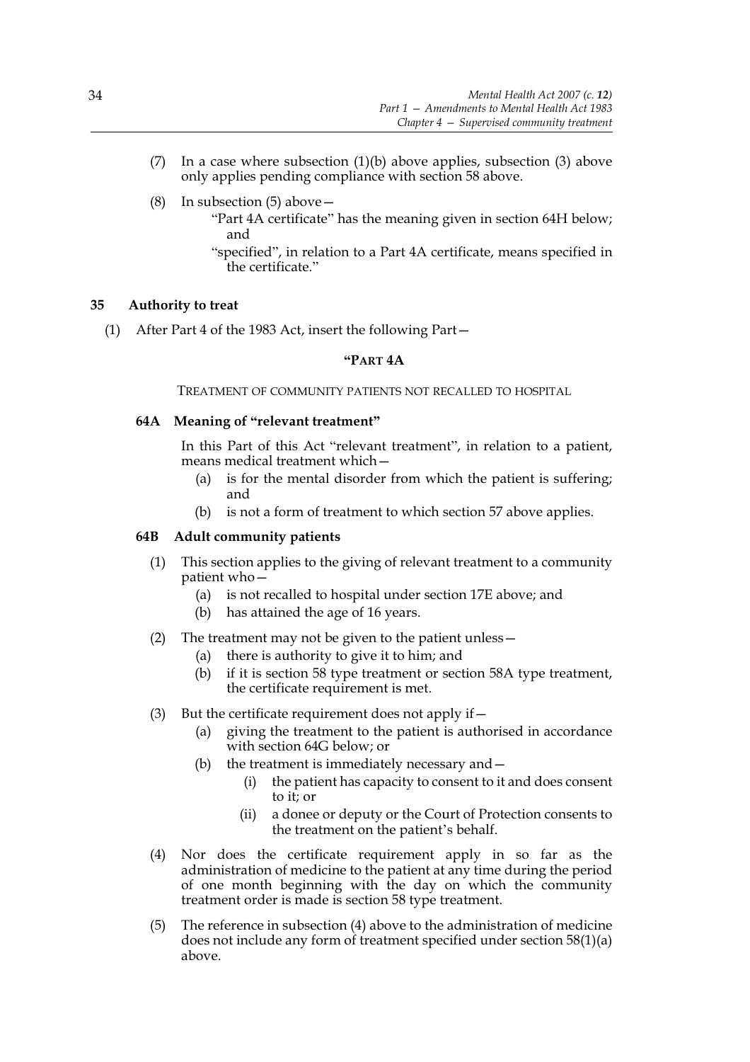(7) In a case where subsection (1)(b) above applies, subsection (3) above only applies pending compliance with section 58 above.

(8) In subsection (5) above—

"Part 4A certificate" has the meaning given in section 64H below; and

"specified", in relation to a Part 4A certificate, means specified in the certificate."

## 35 Authority to treat

(1) After Part 4 of the 1983 Act, insert the following Part—

### "PART 4A

TREATMENT OF COMMUNITY PATIENTS NOT RECALLED TO HOSPITAL

#### 64A Meaning of "relevant treatment"

In this Part of this Act "relevant treatment", in relation to a patient, means medical treatment which—

(a) is for the mental disorder from which the patient is suffering; and

(b) is not a form of treatment to which section 57 above applies.

#### 64B Adult community patients

(1) This section applies to the giving of relevant treatment to a community patient who—

(a) is not recalled to hospital under section 17E above; and

(b) has attained the age of 16 years.

(2) The treatment may not be given to the patient unless—

(a) there is authority to give it to him; and

(b) if it is section 58 type treatment or section 58A type treatment, the certificate requirement is met.

(3) But the certificate requirement does not apply if—

(a) giving the treatment to the patient is authorised in accordance with section 64G below; or

(b) the treatment is immediately necessary and—

(i) the patient has capacity to consent to it and does consent to it; or

(ii) a donee or deputy or the Court of Protection consents to the treatment on the patient's behalf.

(4) Nor does the certificate requirement apply in so far as the administration of medicine to the patient at any time during the period of one month beginning with the day on which the community treatment order is made is section 58 type treatment.

(5) The reference in subsection (4) above to the administration of medicine does not include any form of treatment specified under section 58(1)(a) above.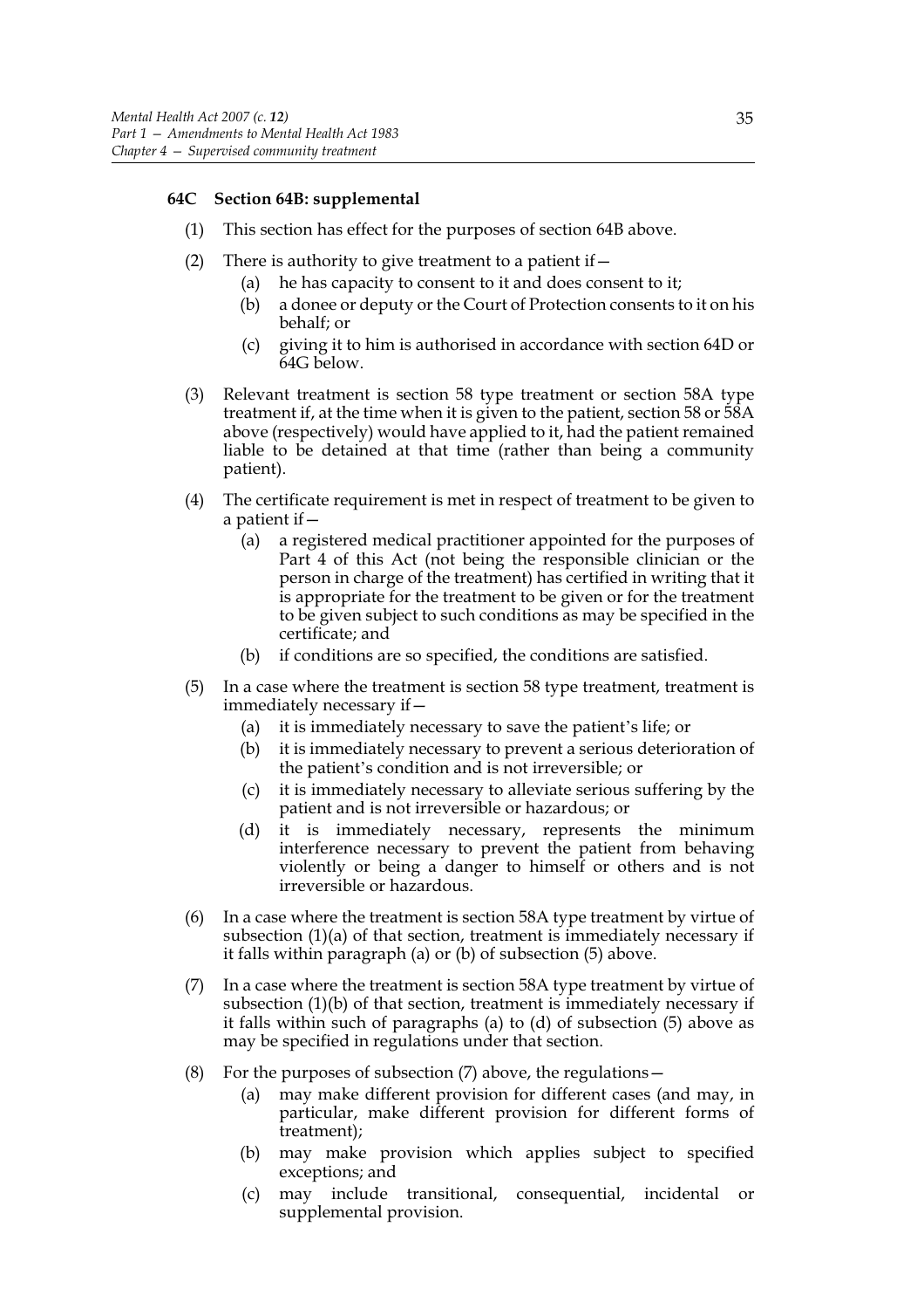### 64C Section 64B: supplemental

(1) This section has effect for the purposes of section 64B above.

(2) There is authority to give treatment to a patient if—

 (a) he has capacity to consent to it and does consent to it;

 (b) a donee or deputy or the Court of Protection consents to it on his behalf; or

 (c) giving it to him is authorised in accordance with section 64D or 64G below.

(3) Relevant treatment is section 58 type treatment or section 58A type treatment if, at the time when it is given to the patient, section 58 or 58A above (respectively) would have applied to it, had the patient remained liable to be detained at that time (rather than being a community patient).

(4) The certificate requirement is met in respect of treatment to be given to a patient if—

 (a) a registered medical practitioner appointed for the purposes of Part 4 of this Act (not being the responsible clinician or the person in charge of the treatment) has certified in writing that it is appropriate for the treatment to be given or for the treatment to be given subject to such conditions as may be specified in the certificate; and

 (b) if conditions are so specified, the conditions are satisfied.

(5) In a case where the treatment is section 58 type treatment, treatment is immediately necessary if—

 (a) it is immediately necessary to save the patient's life; or

 (b) it is immediately necessary to prevent a serious deterioration of the patient's condition and is not irreversible; or

 (c) it is immediately necessary to alleviate serious suffering by the patient and is not irreversible or hazardous; or

 (d) it is immediately necessary, represents the minimum interference necessary to prevent the patient from behaving violently or being a danger to himself or others and is not irreversible or hazardous.

(6) In a case where the treatment is section 58A type treatment by virtue of subsection (1)(a) of that section, treatment is immediately necessary if it falls within paragraph (a) or (b) of subsection (5) above.

(7) In a case where the treatment is section 58A type treatment by virtue of subsection (1)(b) of that section, treatment is immediately necessary if it falls within such of paragraphs (a) to (d) of subsection (5) above as may be specified in regulations under that section.

(8) For the purposes of subsection (7) above, the regulations—

 (a) may make different provision for different cases (and may, in particular, make different provision for different forms of treatment);

 (b) may make provision which applies subject to specified exceptions; and

 (c) may include transitional, consequential, incidental or supplemental provision.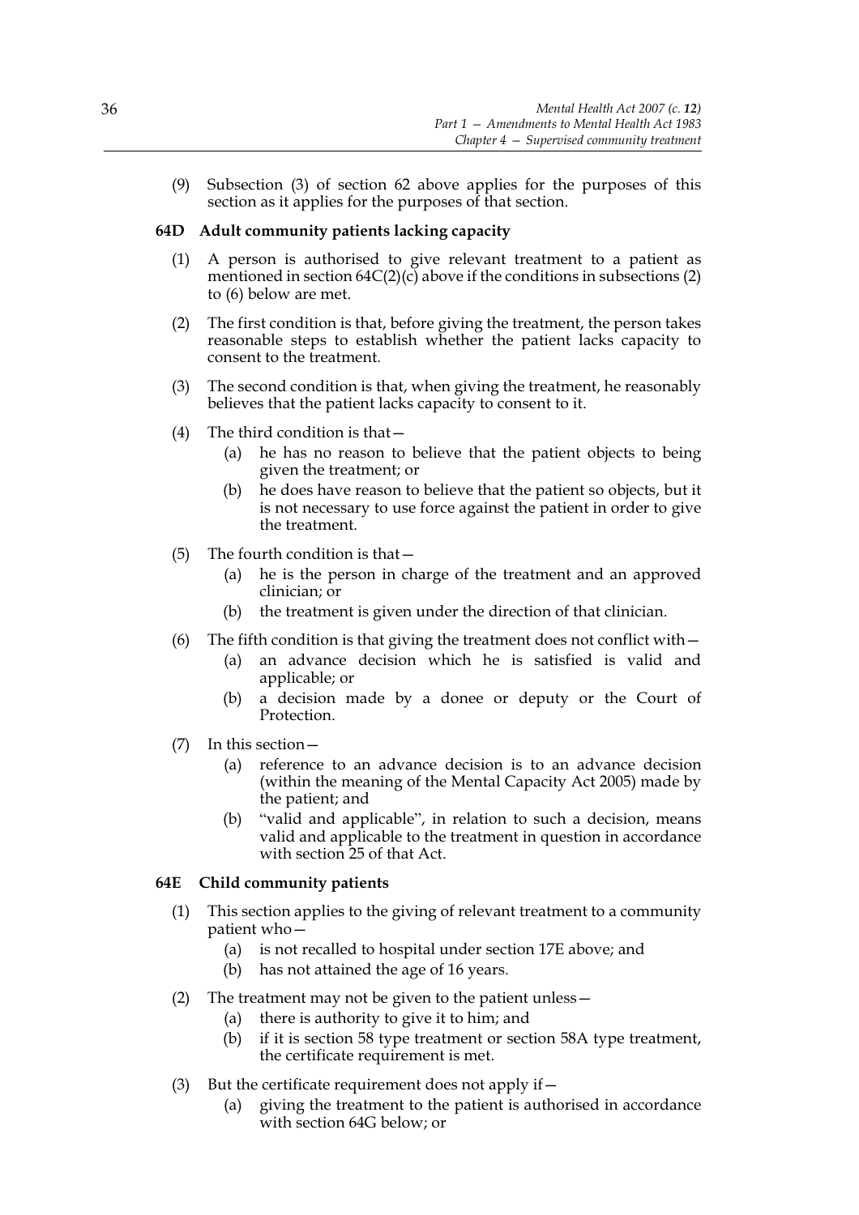(9) Subsection (3) of section 62 above applies for the purposes of this section as it applies for the purposes of that section.

### 64D Adult community patients lacking capacity

(1) A person is authorised to give relevant treatment to a patient as mentioned in section 64C(2)(c) above if the conditions in subsections (2) to (6) below are met.

(2) The first condition is that, before giving the treatment, the person takes reasonable steps to establish whether the patient lacks capacity to consent to the treatment.

(3) The second condition is that, when giving the treatment, he reasonably believes that the patient lacks capacity to consent to it.

(4) The third condition is that—

- (a) he has no reason to believe that the patient objects to being given the treatment; or
- (b) he does have reason to believe that the patient so objects, but it is not necessary to use force against the patient in order to give the treatment.

(5) The fourth condition is that—

- (a) he is the person in charge of the treatment and an approved clinician; or
- (b) the treatment is given under the direction of that clinician.

(6) The fifth condition is that giving the treatment does not conflict with—

- (a) an advance decision which he is satisfied is valid and applicable; or
- (b) a decision made by a donee or deputy or the Court of Protection.

(7) In this section—

- (a) reference to an advance decision is to an advance decision (within the meaning of the Mental Capacity Act 2005) made by the patient; and
- (b) "valid and applicable", in relation to such a decision, means valid and applicable to the treatment in question in accordance with section 25 of that Act.

### 64E Child community patients

(1) This section applies to the giving of relevant treatment to a community patient who—

- (a) is not recalled to hospital under section 17E above; and
- (b) has not attained the age of 16 years.

(2) The treatment may not be given to the patient unless—

- (a) there is authority to give it to him; and
- (b) if it is section 58 type treatment or section 58A type treatment, the certificate requirement is met.

(3) But the certificate requirement does not apply if—

- (a) giving the treatment to the patient is authorised in accordance with section 64G below; or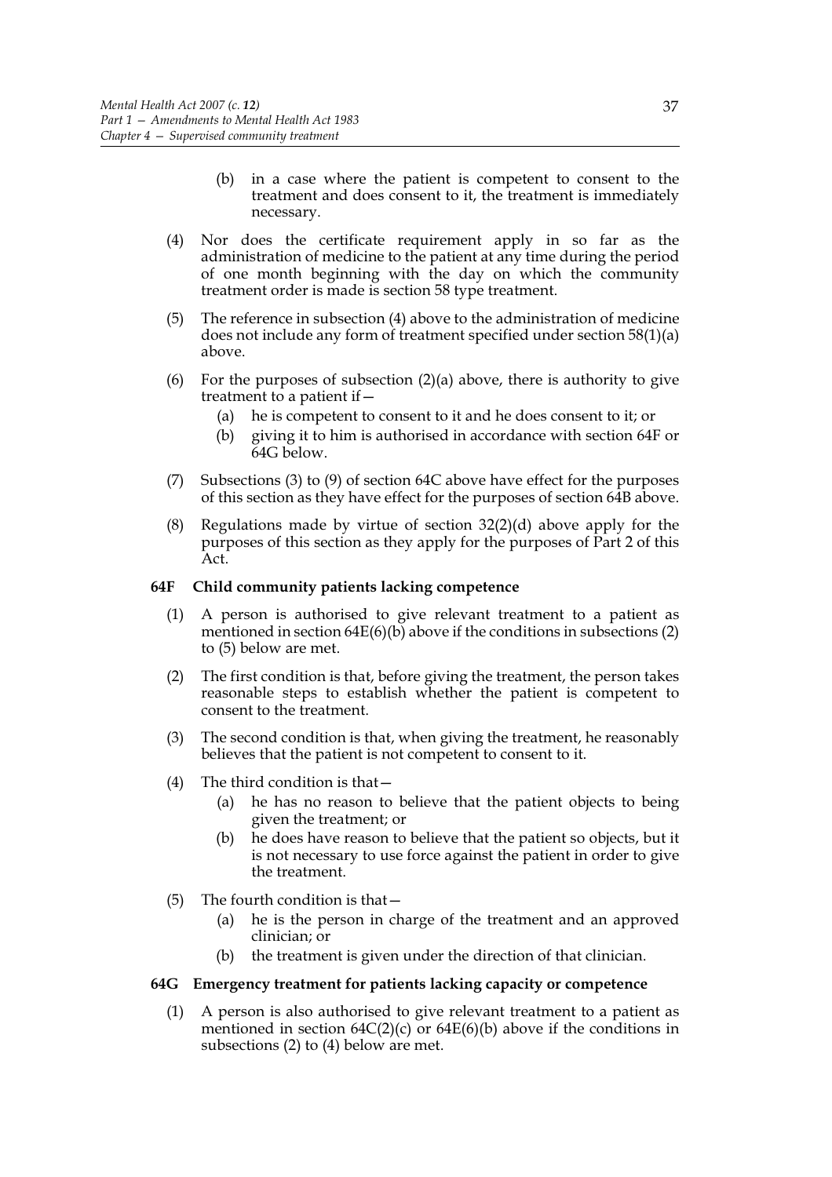(b) in a case where the patient is competent to consent to the treatment and does consent to it, the treatment is immediately necessary.

(4) Nor does the certificate requirement apply in so far as the administration of medicine to the patient at any time during the period of one month beginning with the day on which the community treatment order is made is section 58 type treatment.

(5) The reference in subsection (4) above to the administration of medicine does not include any form of treatment specified under section 58(1)(a) above.

(6) For the purposes of subsection (2)(a) above, there is authority to give treatment to a patient if—

(a) he is competent to consent to it and he does consent to it; or

(b) giving it to him is authorised in accordance with section 64F or 64G below.

(7) Subsections (3) to (9) of section 64C above have effect for the purposes of this section as they have effect for the purposes of section 64B above.

(8) Regulations made by virtue of section 32(2)(d) above apply for the purposes of this section as they apply for the purposes of Part 2 of this Act.

### 64F Child community patients lacking competence

(1) A person is authorised to give relevant treatment to a patient as mentioned in section 64E(6)(b) above if the conditions in subsections (2) to (5) below are met.

(2) The first condition is that, before giving the treatment, the person takes reasonable steps to establish whether the patient is competent to consent to the treatment.

(3) The second condition is that, when giving the treatment, he reasonably believes that the patient is not competent to consent to it.

(4) The third condition is that—

(a) he has no reason to believe that the patient objects to being given the treatment; or

(b) he does have reason to believe that the patient so objects, but it is not necessary to use force against the patient in order to give the treatment.

(5) The fourth condition is that—

(a) he is the person in charge of the treatment and an approved clinician; or

(b) the treatment is given under the direction of that clinician.

### 64G Emergency treatment for patients lacking capacity or competence

(1) A person is also authorised to give relevant treatment to a patient as mentioned in section 64C(2)(c) or 64E(6)(b) above if the conditions in subsections (2) to (4) below are met.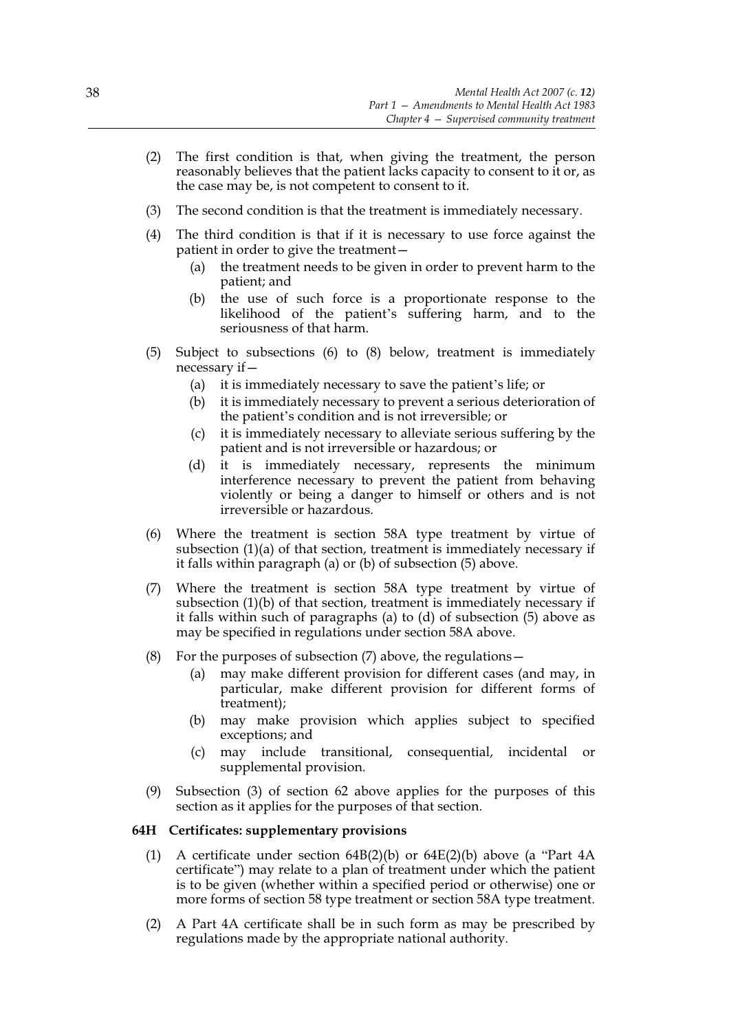(2) The first condition is that, when giving the treatment, the person reasonably believes that the patient lacks capacity to consent to it or, as the case may be, is not competent to consent to it.

(3) The second condition is that the treatment is immediately necessary.

(4) The third condition is that if it is necessary to use force against the patient in order to give the treatment—

   (a) the treatment needs to be given in order to prevent harm to the patient; and

   (b) the use of such force is a proportionate response to the likelihood of the patient's suffering harm, and to the seriousness of that harm.

(5) Subject to subsections (6) to (8) below, treatment is immediately necessary if—

   (a) it is immediately necessary to save the patient's life; or

   (b) it is immediately necessary to prevent a serious deterioration of the patient's condition and is not irreversible; or

   (c) it is immediately necessary to alleviate serious suffering by the patient and is not irreversible or hazardous; or

   (d) it is immediately necessary, represents the minimum interference necessary to prevent the patient from behaving violently or being a danger to himself or others and is not irreversible or hazardous.

(6) Where the treatment is section 58A type treatment by virtue of subsection (1)(a) of that section, treatment is immediately necessary if it falls within paragraph (a) or (b) of subsection (5) above.

(7) Where the treatment is section 58A type treatment by virtue of subsection (1)(b) of that section, treatment is immediately necessary if it falls within such of paragraphs (a) to (d) of subsection (5) above as may be specified in regulations under section 58A above.

(8) For the purposes of subsection (7) above, the regulations—

   (a) may make different provision for different cases (and may, in particular, make different provision for different forms of treatment);

   (b) may make provision which applies subject to specified exceptions; and

   (c) may include transitional, consequential, incidental or supplemental provision.

(9) Subsection (3) of section 62 above applies for the purposes of this section as it applies for the purposes of that section.

**64H Certificates: supplementary provisions**

(1) A certificate under section 64B(2)(b) or 64E(2)(b) above (a "Part 4A certificate") may relate to a plan of treatment under which the patient is to be given (whether within a specified period or otherwise) one or more forms of section 58 type treatment or section 58A type treatment.

(2) A Part 4A certificate shall be in such form as may be prescribed by regulations made by the appropriate national authority.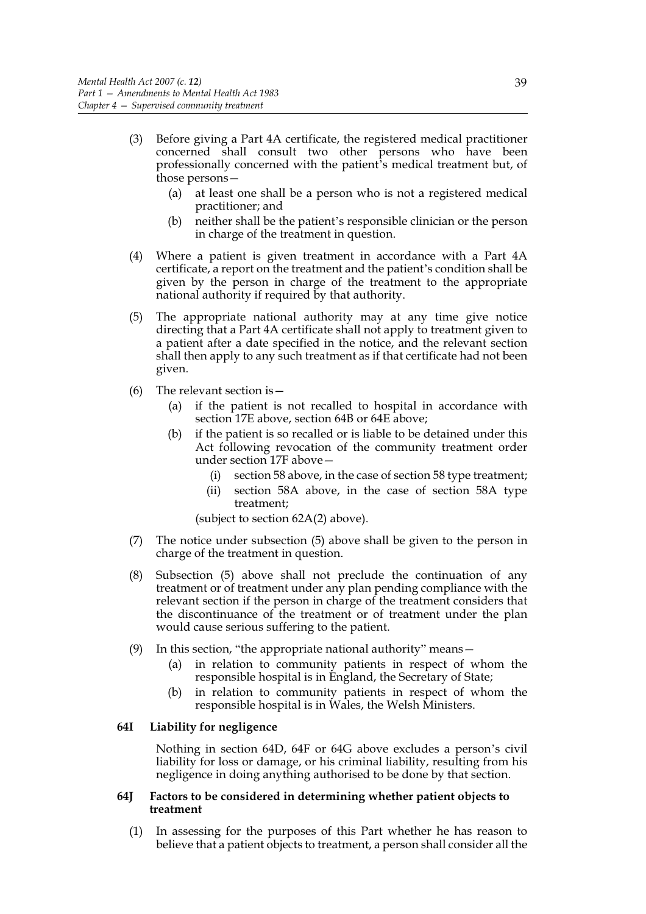(3) Before giving a Part 4A certificate, the registered medical practitioner concerned shall consult two other persons who have been professionally concerned with the patient's medical treatment but, of those persons—

   (a) at least one shall be a person who is not a registered medical practitioner; and

   (b) neither shall be the patient's responsible clinician or the person in charge of the treatment in question.

(4) Where a patient is given treatment in accordance with a Part 4A certificate, a report on the treatment and the patient's condition shall be given by the person in charge of the treatment to the appropriate national authority if required by that authority.

(5) The appropriate national authority may at any time give notice directing that a Part 4A certificate shall not apply to treatment given to a patient after a date specified in the notice, and the relevant section shall then apply to any such treatment as if that certificate had not been given.

(6) The relevant section is—

   (a) if the patient is not recalled to hospital in accordance with section 17E above, section 64B or 64E above;

   (b) if the patient is so recalled or is liable to be detained under this Act following revocation of the community treatment order under section 17F above—

      (i) section 58 above, in the case of section 58 type treatment;

      (ii) section 58A above, in the case of section 58A type treatment;

   (subject to section 62A(2) above).

(7) The notice under subsection (5) above shall be given to the person in charge of the treatment in question.

(8) Subsection (5) above shall not preclude the continuation of any treatment or of treatment under any plan pending compliance with the relevant section if the person in charge of the treatment considers that the discontinuance of the treatment or of treatment under the plan would cause serious suffering to the patient.

(9) In this section, "the appropriate national authority" means—

   (a) in relation to community patients in respect of whom the responsible hospital is in England, the Secretary of State;

   (b) in relation to community patients in respect of whom the responsible hospital is in Wales, the Welsh Ministers.

### 64I Liability for negligence

Nothing in section 64D, 64F or 64G above excludes a person's civil liability for loss or damage, or his criminal liability, resulting from his negligence in doing anything authorised to be done by that section.

### 64J Factors to be considered in determining whether patient objects to treatment

(1) In assessing for the purposes of this Part whether he has reason to believe that a patient objects to treatment, a person shall consider all the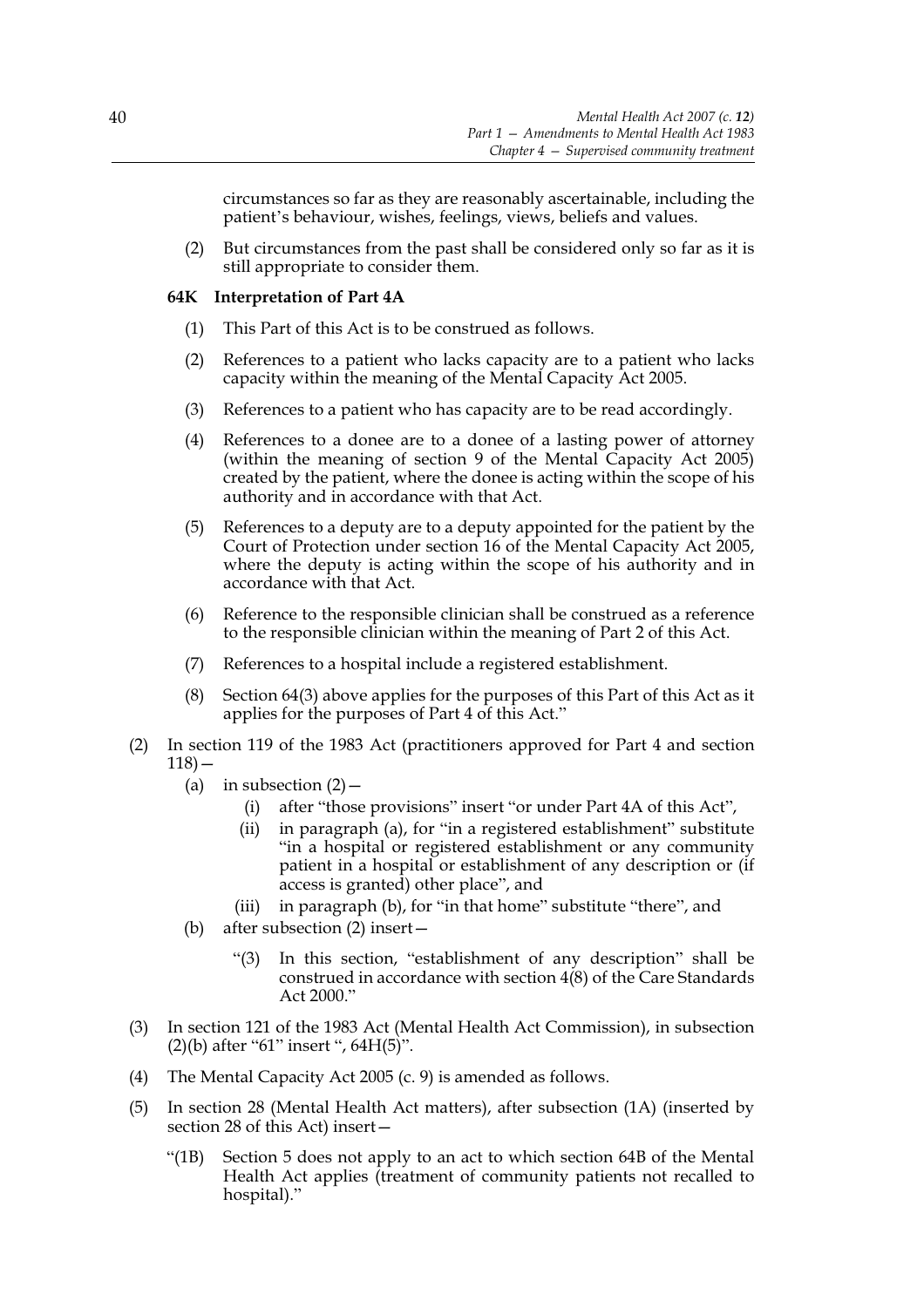circumstances so far as they are reasonably ascertainable, including the patient's behaviour, wishes, feelings, views, beliefs and values.

(2) But circumstances from the past shall be considered only so far as it is still appropriate to consider them.

**64K Interpretation of Part 4A**

(1) This Part of this Act is to be construed as follows.

(2) References to a patient who lacks capacity are to a patient who lacks capacity within the meaning of the Mental Capacity Act 2005.

(3) References to a patient who has capacity are to be read accordingly.

(4) References to a donee are to a donee of a lasting power of attorney (within the meaning of section 9 of the Mental Capacity Act 2005) created by the patient, where the donee is acting within the scope of his authority and in accordance with that Act.

(5) References to a deputy are to a deputy appointed for the patient by the Court of Protection under section 16 of the Mental Capacity Act 2005, where the deputy is acting within the scope of his authority and in accordance with that Act.

(6) Reference to the responsible clinician shall be construed as a reference to the responsible clinician within the meaning of Part 2 of this Act.

(7) References to a hospital include a registered establishment.

(8) Section 64(3) above applies for the purposes of this Part of this Act as it applies for the purposes of Part 4 of this Act."

(2) In section 119 of the 1983 Act (practitioners approved for Part 4 and section 118)—

(a) in subsection (2)—

(i) after "those provisions" insert "or under Part 4A of this Act",

(ii) in paragraph (a), for "in a registered establishment" substitute "in a hospital or registered establishment or any community patient in a hospital or establishment of any description or (if access is granted) other place", and

(iii) in paragraph (b), for "in that home" substitute "there", and

(b) after subsection (2) insert—

"(3) In this section, "establishment of any description" shall be construed in accordance with section 4(8) of the Care Standards Act 2000."

(3) In section 121 of the 1983 Act (Mental Health Act Commission), in subsection (2)(b) after "61" insert ", 64H(5)".

(4) The Mental Capacity Act 2005 (c. 9) is amended as follows.

(5) In section 28 (Mental Health Act matters), after subsection (1A) (inserted by section 28 of this Act) insert—

"(1B) Section 5 does not apply to an act to which section 64B of the Mental Health Act applies (treatment of community patients not recalled to hospital)."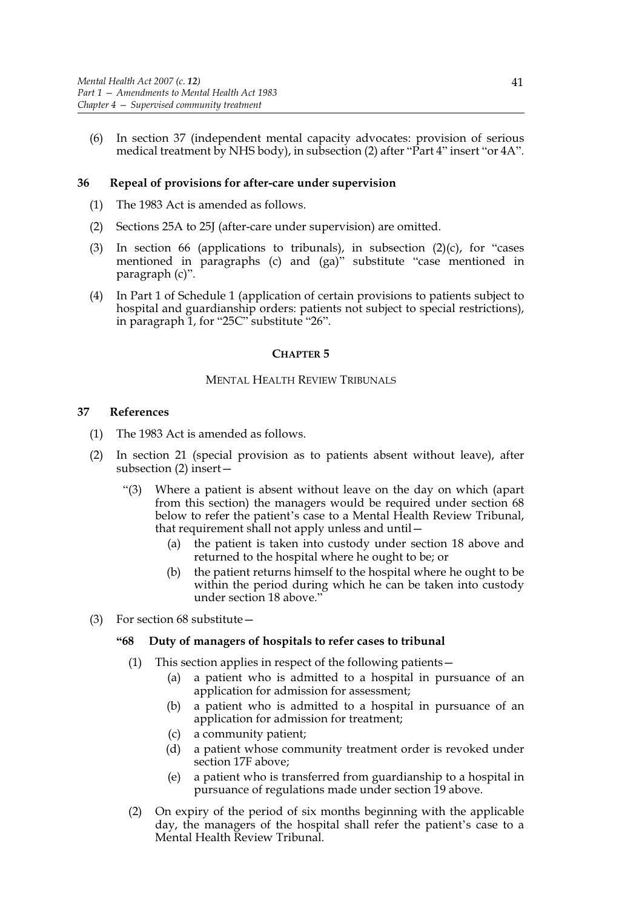(6) In section 37 (independent mental capacity advocates: provision of serious medical treatment by NHS body), in subsection (2) after "Part 4" insert "or 4A".

### 36 Repeal of provisions for after-care under supervision

(1) The 1983 Act is amended as follows.

(2) Sections 25A to 25J (after-care under supervision) are omitted.

(3) In section 66 (applications to tribunals), in subsection (2)(c), for "cases mentioned in paragraphs (c) and (ga)" substitute "case mentioned in paragraph (c)".

(4) In Part 1 of Schedule 1 (application of certain provisions to patients subject to hospital and guardianship orders: patients not subject to special restrictions), in paragraph 1, for "25C" substitute "26".

## CHAPTER 5

## MENTAL HEALTH REVIEW TRIBUNALS

### 37 References

(1) The 1983 Act is amended as follows.

(2) In section 21 (special provision as to patients absent without leave), after subsection (2) insert—

"(3) Where a patient is absent without leave on the day on which (apart from this section) the managers would be required under section 68 below to refer the patient's case to a Mental Health Review Tribunal, that requirement shall not apply unless and until—

(a) the patient is taken into custody under section 18 above and returned to the hospital where he ought to be; or

(b) the patient returns himself to the hospital where he ought to be within the period during which he can be taken into custody under section 18 above."

(3) For section 68 substitute—

**"68 Duty of managers of hospitals to refer cases to tribunal**

(1) This section applies in respect of the following patients—

(a) a patient who is admitted to a hospital in pursuance of an application for admission for assessment;

(b) a patient who is admitted to a hospital in pursuance of an application for admission for treatment;

(c) a community patient;

(d) a patient whose community treatment order is revoked under section 17F above;

(e) a patient who is transferred from guardianship to a hospital in pursuance of regulations made under section 19 above.

(2) On expiry of the period of six months beginning with the applicable day, the managers of the hospital shall refer the patient's case to a Mental Health Review Tribunal.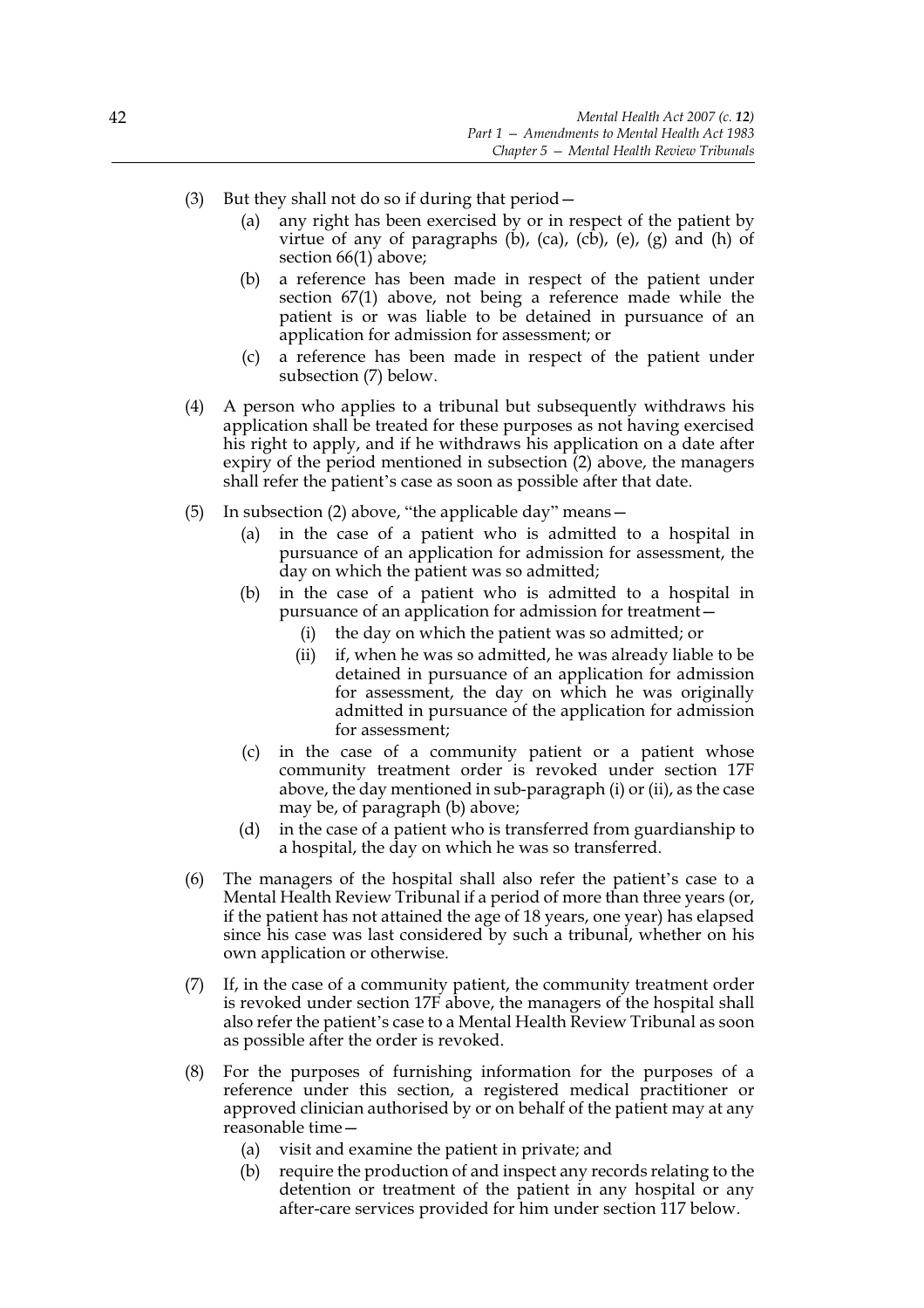(3) But they shall not do so if during that period—

   (a) any right has been exercised by or in respect of the patient by virtue of any of paragraphs (b), (ca), (cb), (e), (g) and (h) of section 66(1) above;

   (b) a reference has been made in respect of the patient under section 67(1) above, not being a reference made while the patient is or was liable to be detained in pursuance of an application for admission for assessment; or

   (c) a reference has been made in respect of the patient under subsection (7) below.

(4) A person who applies to a tribunal but subsequently withdraws his application shall be treated for these purposes as not having exercised his right to apply, and if he withdraws his application on a date after expiry of the period mentioned in subsection (2) above, the managers shall refer the patient's case as soon as possible after that date.

(5) In subsection (2) above, "the applicable day" means—

   (a) in the case of a patient who is admitted to a hospital in pursuance of an application for admission for assessment, the day on which the patient was so admitted;

   (b) in the case of a patient who is admitted to a hospital in pursuance of an application for admission for treatment—

      (i) the day on which the patient was so admitted; or

      (ii) if, when he was so admitted, he was already liable to be detained in pursuance of an application for admission for assessment, the day on which he was originally admitted in pursuance of the application for admission for assessment;

   (c) in the case of a community patient or a patient whose community treatment order is revoked under section 17F above, the day mentioned in sub-paragraph (i) or (ii), as the case may be, of paragraph (b) above;

   (d) in the case of a patient who is transferred from guardianship to a hospital, the day on which he was so transferred.

(6) The managers of the hospital shall also refer the patient's case to a Mental Health Review Tribunal if a period of more than three years (or, if the patient has not attained the age of 18 years, one year) has elapsed since his case was last considered by such a tribunal, whether on his own application or otherwise.

(7) If, in the case of a community patient, the community treatment order is revoked under section 17F above, the managers of the hospital shall also refer the patient's case to a Mental Health Review Tribunal as soon as possible after the order is revoked.

(8) For the purposes of furnishing information for the purposes of a reference under this section, a registered medical practitioner or approved clinician authorised by or on behalf of the patient may at any reasonable time—

   (a) visit and examine the patient in private; and

   (b) require the production of and inspect any records relating to the detention or treatment of the patient in any hospital or any after-care services provided for him under section 117 below.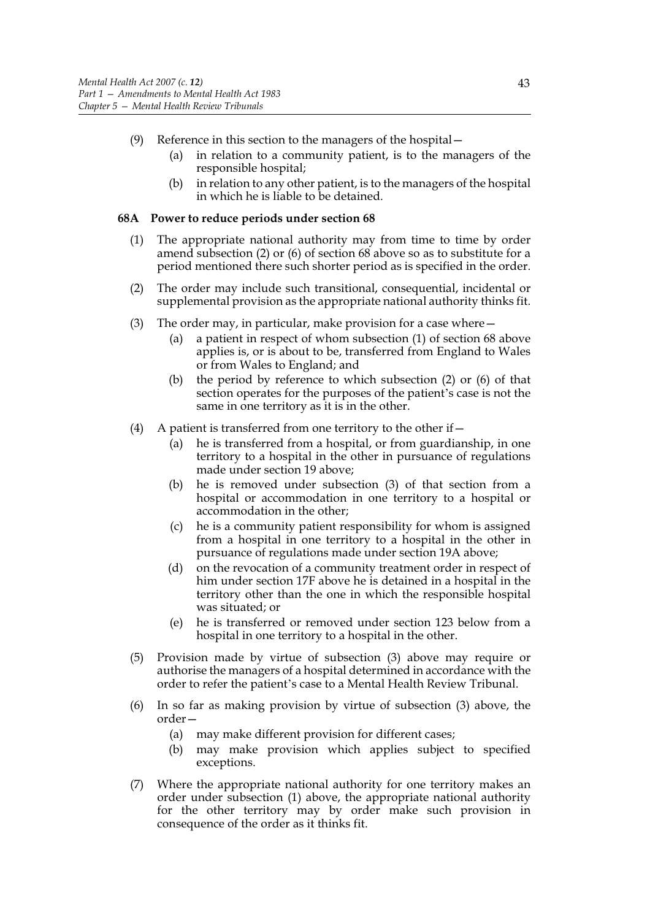(9) Reference in this section to the managers of the hospital—

   (a) in relation to a community patient, is to the managers of the responsible hospital;

   (b) in relation to any other patient, is to the managers of the hospital in which he is liable to be detained.

**68A Power to reduce periods under section 68**

(1) The appropriate national authority may from time to time by order amend subsection (2) or (6) of section 68 above so as to substitute for a period mentioned there such shorter period as is specified in the order.

(2) The order may include such transitional, consequential, incidental or supplemental provision as the appropriate national authority thinks fit.

(3) The order may, in particular, make provision for a case where—

   (a) a patient in respect of whom subsection (1) of section 68 above applies is, or is about to be, transferred from England to Wales or from Wales to England; and

   (b) the period by reference to which subsection (2) or (6) of that section operates for the purposes of the patient's case is not the same in one territory as it is in the other.

(4) A patient is transferred from one territory to the other if—

   (a) he is transferred from a hospital, or from guardianship, in one territory to a hospital in the other in pursuance of regulations made under section 19 above;

   (b) he is removed under subsection (3) of that section from a hospital or accommodation in one territory to a hospital or accommodation in the other;

   (c) he is a community patient responsibility for whom is assigned from a hospital in one territory to a hospital in the other in pursuance of regulations made under section 19A above;

   (d) on the revocation of a community treatment order in respect of him under section 17F above he is detained in a hospital in the territory other than the one in which the responsible hospital was situated; or

   (e) he is transferred or removed under section 123 below from a hospital in one territory to a hospital in the other.

(5) Provision made by virtue of subsection (3) above may require or authorise the managers of a hospital determined in accordance with the order to refer the patient's case to a Mental Health Review Tribunal.

(6) In so far as making provision by virtue of subsection (3) above, the order—

   (a) may make different provision for different cases;

   (b) may make provision which applies subject to specified exceptions.

(7) Where the appropriate national authority for one territory makes an order under subsection (1) above, the appropriate national authority for the other territory may by order make such provision in consequence of the order as it thinks fit.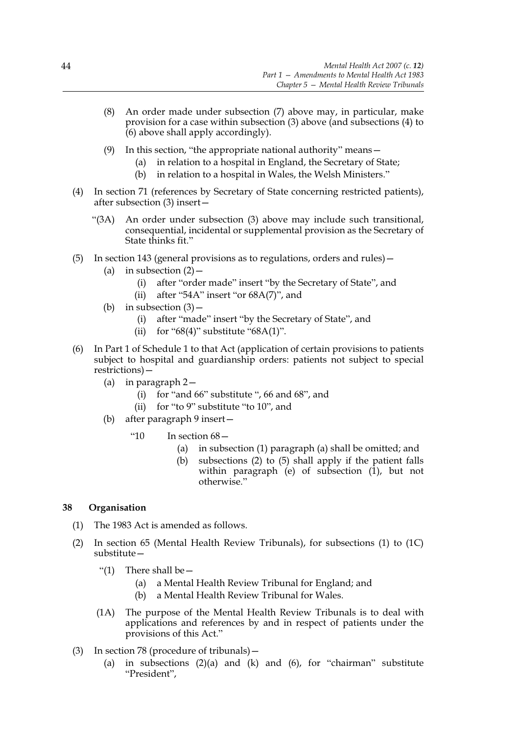(8) An order made under subsection (7) above may, in particular, make provision for a case within subsection (3) above (and subsections (4) to (6) above shall apply accordingly).

(9) In this section, "the appropriate national authority" means—

  (a) in relation to a hospital in England, the Secretary of State;

  (b) in relation to a hospital in Wales, the Welsh Ministers."

(4) In section 71 (references by Secretary of State concerning restricted patients), after subsection (3) insert—

"(3A) An order under subsection (3) above may include such transitional, consequential, incidental or supplemental provision as the Secretary of State thinks fit."

(5) In section 143 (general provisions as to regulations, orders and rules)—

  (a) in subsection (2)—

    (i) after "order made" insert "by the Secretary of State", and

    (ii) after "54A" insert "or 68A(7)", and

  (b) in subsection (3)—

    (i) after "made" insert "by the Secretary of State", and

    (ii) for "68(4)" substitute "68A(1)".

(6) In Part 1 of Schedule 1 to that Act (application of certain provisions to patients subject to hospital and guardianship orders: patients not subject to special restrictions)—

  (a) in paragraph 2—

    (i) for "and 66" substitute ", 66 and 68", and

    (ii) for "to 9" substitute "to 10", and

  (b) after paragraph 9 insert—

"10 In section 68—

  (a) in subsection (1) paragraph (a) shall be omitted; and

  (b) subsections (2) to (5) shall apply if the patient falls within paragraph (e) of subsection (1), but not otherwise."

## 38 Organisation

(1) The 1983 Act is amended as follows.

(2) In section 65 (Mental Health Review Tribunals), for subsections (1) to (1C) substitute—

"(1) There shall be—

  (a) a Mental Health Review Tribunal for England; and

  (b) a Mental Health Review Tribunal for Wales.

(1A) The purpose of the Mental Health Review Tribunals is to deal with applications and references by and in respect of patients under the provisions of this Act."

(3) In section 78 (procedure of tribunals)—

  (a) in subsections (2)(a) and (k) and (6), for "chairman" substitute "President",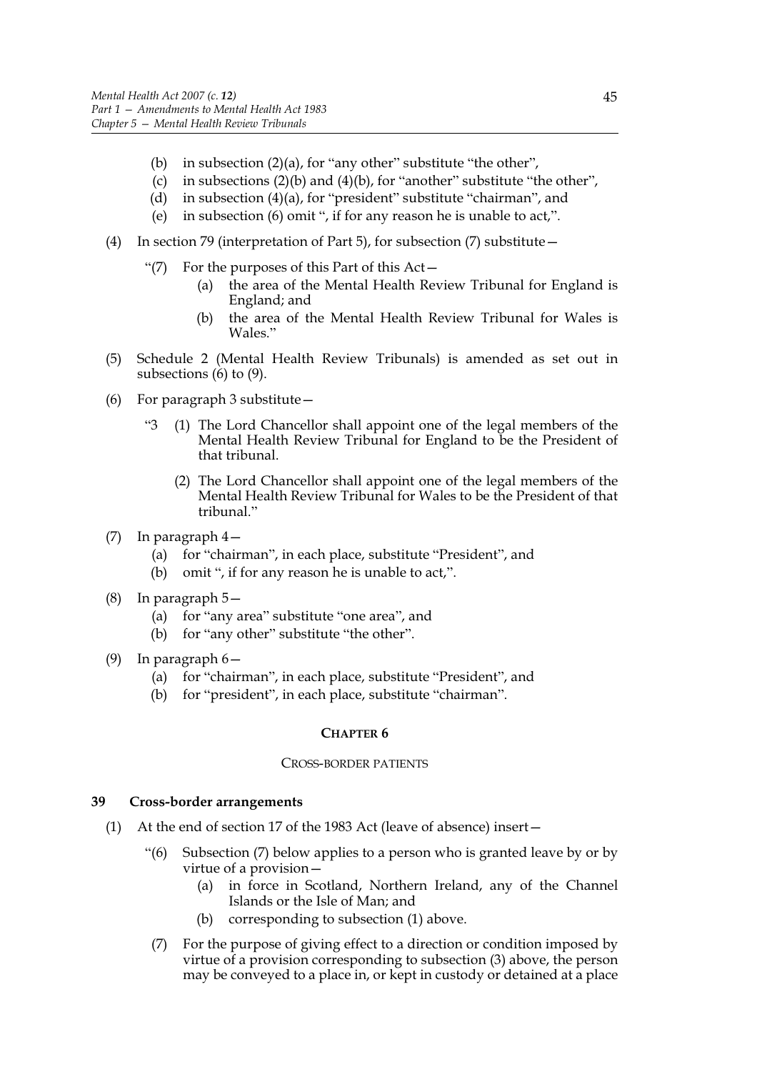(b) in subsection (2)(a), for "any other" substitute "the other",

(c) in subsections (2)(b) and (4)(b), for "another" substitute "the other",

(d) in subsection (4)(a), for "president" substitute "chairman", and

(e) in subsection (6) omit ", if for any reason he is unable to act,".

(4) In section 79 (interpretation of Part 5), for subsection (7) substitute—

"(7) For the purposes of this Part of this Act—

(a) the area of the Mental Health Review Tribunal for England is England; and

(b) the area of the Mental Health Review Tribunal for Wales is Wales."

(5) Schedule 2 (Mental Health Review Tribunals) is amended as set out in subsections (6) to (9).

(6) For paragraph 3 substitute—

"3 (1) The Lord Chancellor shall appoint one of the legal members of the Mental Health Review Tribunal for England to be the President of that tribunal.

(2) The Lord Chancellor shall appoint one of the legal members of the Mental Health Review Tribunal for Wales to be the President of that tribunal."

(7) In paragraph 4—

(a) for "chairman", in each place, substitute "President", and

(b) omit ", if for any reason he is unable to act,".

(8) In paragraph 5—

(a) for "any area" substitute "one area", and

(b) for "any other" substitute "the other".

(9) In paragraph 6—

(a) for "chairman", in each place, substitute "President", and

(b) for "president", in each place, substitute "chairman".

## CHAPTER 6

### CROSS-BORDER PATIENTS

**39 Cross-border arrangements**

(1) At the end of section 17 of the 1983 Act (leave of absence) insert—

"(6) Subsection (7) below applies to a person who is granted leave by or by virtue of a provision—

(a) in force in Scotland, Northern Ireland, any of the Channel Islands or the Isle of Man; and

(b) corresponding to subsection (1) above.

(7) For the purpose of giving effect to a direction or condition imposed by virtue of a provision corresponding to subsection (3) above, the person may be conveyed to a place in, or kept in custody or detained at a place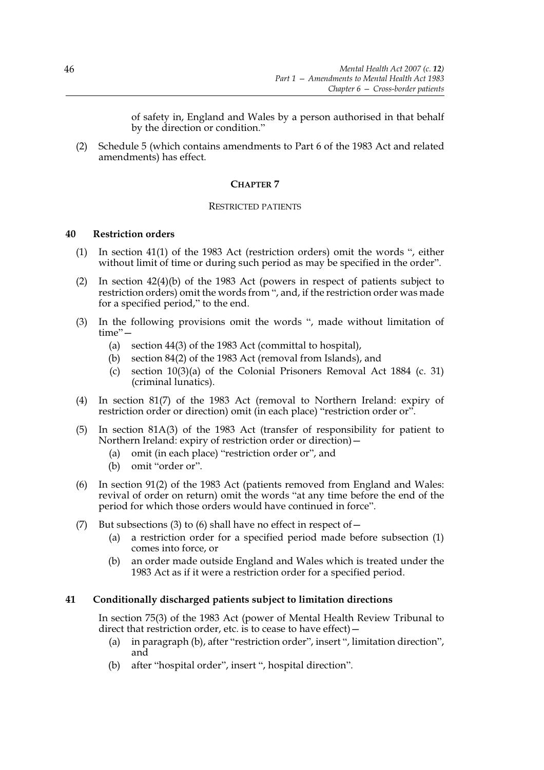of safety in, England and Wales by a person authorised in that behalf by the direction or condition."

(2) Schedule 5 (which contains amendments to Part 6 of the 1983 Act and related amendments) has effect.

## CHAPTER 7

### RESTRICTED PATIENTS

**40 Restriction orders**

(1) In section 41(1) of the 1983 Act (restriction orders) omit the words ", either without limit of time or during such period as may be specified in the order".

(2) In section 42(4)(b) of the 1983 Act (powers in respect of patients subject to restriction orders) omit the words from ", and, if the restriction order was made for a specified period," to the end.

(3) In the following provisions omit the words ", made without limitation of time"—

- (a) section 44(3) of the 1983 Act (committal to hospital),
- (b) section 84(2) of the 1983 Act (removal from Islands), and
- (c) section 10(3)(a) of the Colonial Prisoners Removal Act 1884 (c. 31) (criminal lunatics).

(4) In section 81(7) of the 1983 Act (removal to Northern Ireland: expiry of restriction order or direction) omit (in each place) "restriction order or".

(5) In section 81A(3) of the 1983 Act (transfer of responsibility for patient to Northern Ireland: expiry of restriction order or direction)—

- (a) omit (in each place) "restriction order or", and
- (b) omit "order or".

(6) In section 91(2) of the 1983 Act (patients removed from England and Wales: revival of order on return) omit the words "at any time before the end of the period for which those orders would have continued in force".

(7) But subsections (3) to (6) shall have no effect in respect of—

- (a) a restriction order for a specified period made before subsection (1) comes into force, or
- (b) an order made outside England and Wales which is treated under the 1983 Act as if it were a restriction order for a specified period.

**41 Conditionally discharged patients subject to limitation directions**

In section 75(3) of the 1983 Act (power of Mental Health Review Tribunal to direct that restriction order, etc. is to cease to have effect)—

- (a) in paragraph (b), after "restriction order", insert ", limitation direction", and
- (b) after "hospital order", insert ", hospital direction".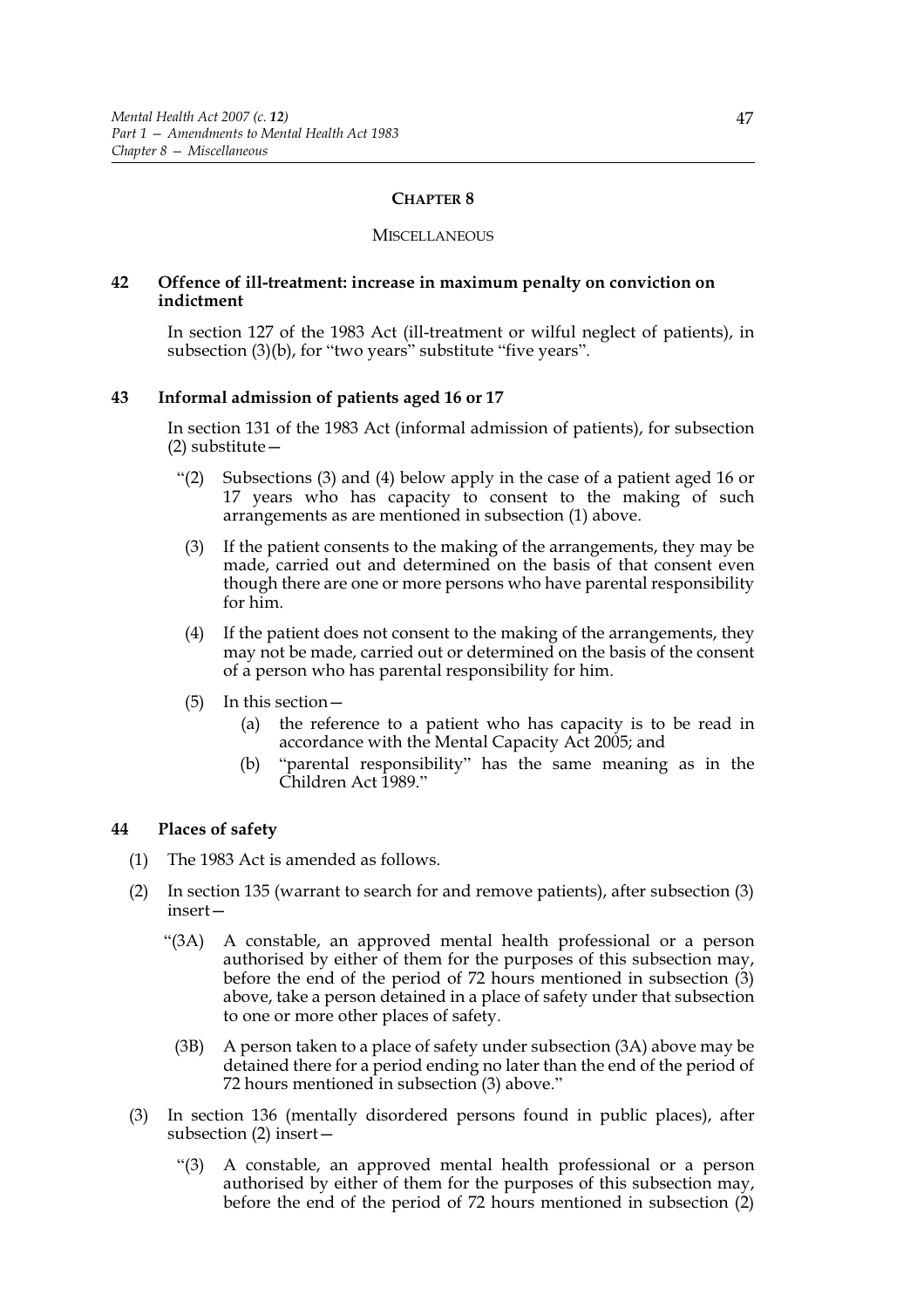## CHAPTER 8

### MISCELLANEOUS

### 42 Offence of ill-treatment: increase in maximum penalty on conviction on indictment

In section 127 of the 1983 Act (ill-treatment or wilful neglect of patients), in subsection (3)(b), for "two years" substitute "five years".

### 43 Informal admission of patients aged 16 or 17

In section 131 of the 1983 Act (informal admission of patients), for subsection (2) substitute—

"(2) Subsections (3) and (4) below apply in the case of a patient aged 16 or 17 years who has capacity to consent to the making of such arrangements as are mentioned in subsection (1) above.

(3) If the patient consents to the making of the arrangements, they may be made, carried out and determined on the basis of that consent even though there are one or more persons who have parental responsibility for him.

(4) If the patient does not consent to the making of the arrangements, they may not be made, carried out or determined on the basis of the consent of a person who has parental responsibility for him.

(5) In this section—

(a) the reference to a patient who has capacity is to be read in accordance with the Mental Capacity Act 2005; and

(b) "parental responsibility" has the same meaning as in the Children Act 1989."

### 44 Places of safety

(1) The 1983 Act is amended as follows.

(2) In section 135 (warrant to search for and remove patients), after subsection (3) insert—

"(3A) A constable, an approved mental health professional or a person authorised by either of them for the purposes of this subsection may, before the end of the period of 72 hours mentioned in subsection (3) above, take a person detained in a place of safety under that subsection to one or more other places of safety.

(3B) A person taken to a place of safety under subsection (3A) above may be detained there for a period ending no later than the end of the period of 72 hours mentioned in subsection (3) above."

(3) In section 136 (mentally disordered persons found in public places), after subsection (2) insert—

"(3) A constable, an approved mental health professional or a person authorised by either of them for the purposes of this subsection may, before the end of the period of 72 hours mentioned in subsection (2)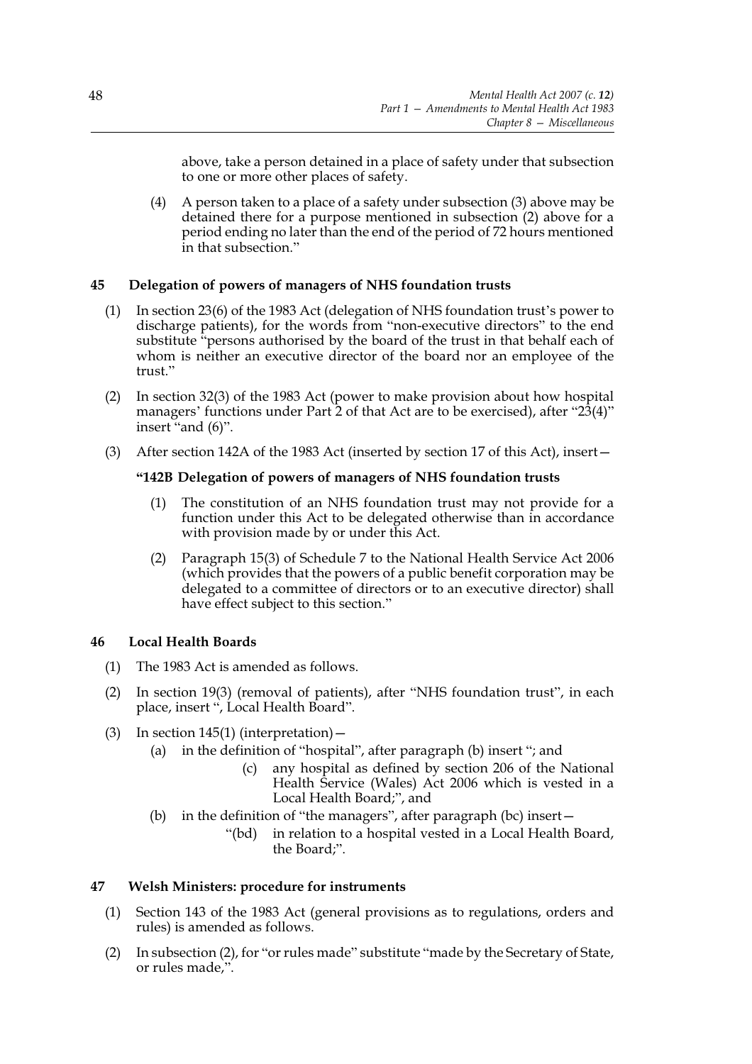above, take a person detained in a place of safety under that subsection to one or more other places of safety.

(4) A person taken to a place of a safety under subsection (3) above may be detained there for a purpose mentioned in subsection (2) above for a period ending no later than the end of the period of 72 hours mentioned in that subsection."

## 45 Delegation of powers of managers of NHS foundation trusts

(1) In section 23(6) of the 1983 Act (delegation of NHS foundation trust's power to discharge patients), for the words from "non-executive directors" to the end substitute "persons authorised by the board of the trust in that behalf each of whom is neither an executive director of the board nor an employee of the trust."

(2) In section 32(3) of the 1983 Act (power to make provision about how hospital managers' functions under Part 2 of that Act are to be exercised), after "23(4)" insert "and (6)".

(3) After section 142A of the 1983 Act (inserted by section 17 of this Act), insert—

**"142B Delegation of powers of managers of NHS foundation trusts**

(1) The constitution of an NHS foundation trust may not provide for a function under this Act to be delegated otherwise than in accordance with provision made by or under this Act.

(2) Paragraph 15(3) of Schedule 7 to the National Health Service Act 2006 (which provides that the powers of a public benefit corporation may be delegated to a committee of directors or to an executive director) shall have effect subject to this section."

## 46 Local Health Boards

(1) The 1983 Act is amended as follows.

(2) In section 19(3) (removal of patients), after "NHS foundation trust", in each place, insert ", Local Health Board".

(3) In section 145(1) (interpretation)—

(a) in the definition of "hospital", after paragraph (b) insert "; and

(c) any hospital as defined by section 206 of the National Health Service (Wales) Act 2006 which is vested in a Local Health Board;", and

(b) in the definition of "the managers", after paragraph (bc) insert—

"(bd) in relation to a hospital vested in a Local Health Board, the Board;".

## 47 Welsh Ministers: procedure for instruments

(1) Section 143 of the 1983 Act (general provisions as to regulations, orders and rules) is amended as follows.

(2) In subsection (2), for "or rules made" substitute "made by the Secretary of State, or rules made,".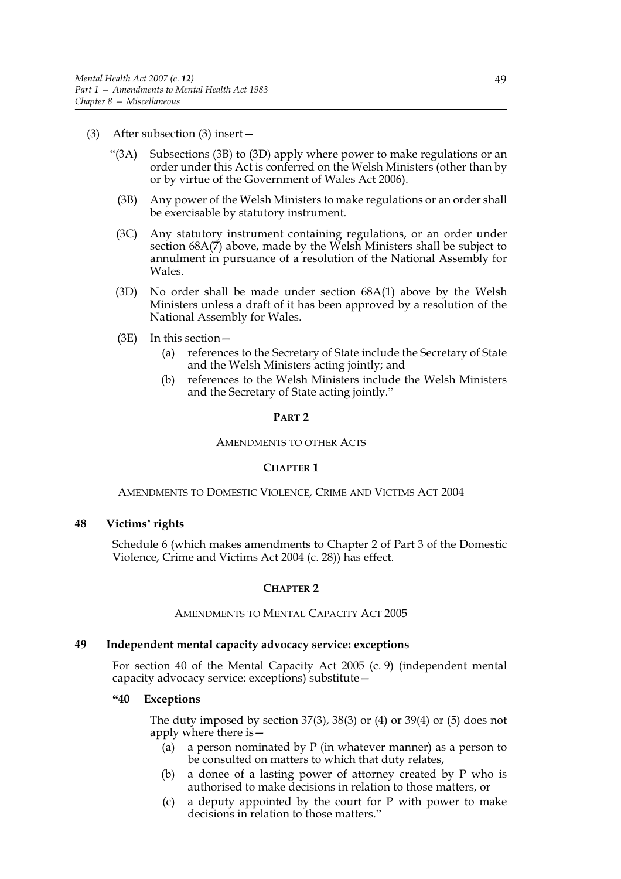(3) After subsection (3) insert—

"(3A) Subsections (3B) to (3D) apply where power to make regulations or an order under this Act is conferred on the Welsh Ministers (other than by or by virtue of the Government of Wales Act 2006).

(3B) Any power of the Welsh Ministers to make regulations or an order shall be exercisable by statutory instrument.

(3C) Any statutory instrument containing regulations, or an order under section 68A(7) above, made by the Welsh Ministers shall be subject to annulment in pursuance of a resolution of the National Assembly for Wales.

(3D) No order shall be made under section 68A(1) above by the Welsh Ministers unless a draft of it has been approved by a resolution of the National Assembly for Wales.

(3E) In this section—

(a) references to the Secretary of State include the Secretary of State and the Welsh Ministers acting jointly; and

(b) references to the Welsh Ministers include the Welsh Ministers and the Secretary of State acting jointly."

# PART 2

## AMENDMENTS TO OTHER ACTS

## CHAPTER 1

### AMENDMENTS TO DOMESTIC VIOLENCE, CRIME AND VICTIMS ACT 2004

**48 Victims' rights**

Schedule 6 (which makes amendments to Chapter 2 of Part 3 of the Domestic Violence, Crime and Victims Act 2004 (c. 28)) has effect.

## CHAPTER 2

### AMENDMENTS TO MENTAL CAPACITY ACT 2005

**49 Independent mental capacity advocacy service: exceptions**

For section 40 of the Mental Capacity Act 2005 (c. 9) (independent mental capacity advocacy service: exceptions) substitute—

**"40 Exceptions**

The duty imposed by section 37(3), 38(3) or (4) or 39(4) or (5) does not apply where there is—

(a) a person nominated by P (in whatever manner) as a person to be consulted on matters to which that duty relates,

(b) a donee of a lasting power of attorney created by P who is authorised to make decisions in relation to those matters, or

(c) a deputy appointed by the court for P with power to make decisions in relation to those matters."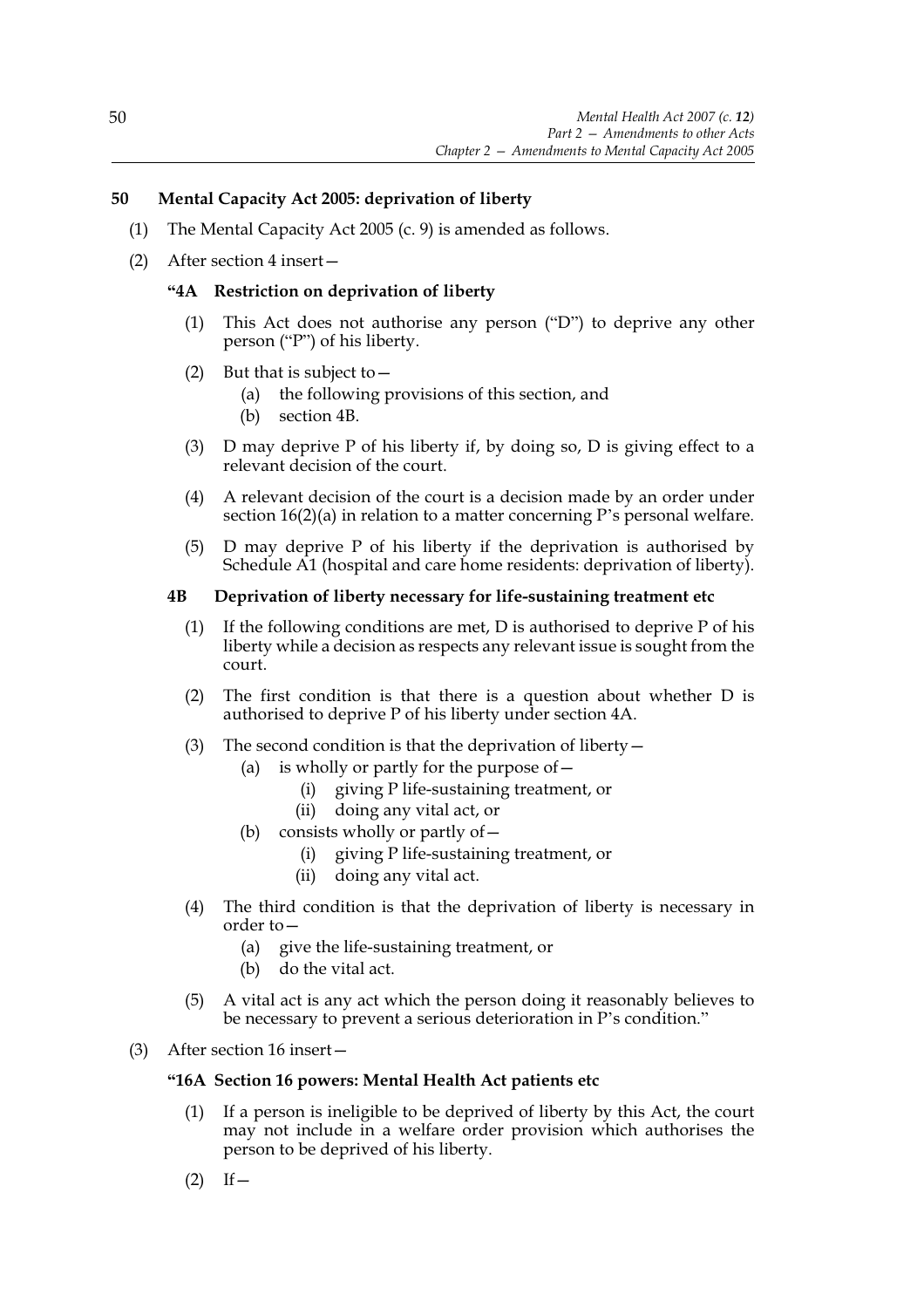## 50 Mental Capacity Act 2005: deprivation of liberty

(1) The Mental Capacity Act 2005 (c. 9) is amended as follows.

(2) After section 4 insert—

### "4A Restriction on deprivation of liberty

(1) This Act does not authorise any person ("D") to deprive any other person ("P") of his liberty.

(2) But that is subject to—

(a) the following provisions of this section, and

(b) section 4B.

(3) D may deprive P of his liberty if, by doing so, D is giving effect to a relevant decision of the court.

(4) A relevant decision of the court is a decision made by an order under section 16(2)(a) in relation to a matter concerning P's personal welfare.

(5) D may deprive P of his liberty if the deprivation is authorised by Schedule A1 (hospital and care home residents: deprivation of liberty).

### 4B Deprivation of liberty necessary for life-sustaining treatment etc

(1) If the following conditions are met, D is authorised to deprive P of his liberty while a decision as respects any relevant issue is sought from the court.

(2) The first condition is that there is a question about whether D is authorised to deprive P of his liberty under section 4A.

(3) The second condition is that the deprivation of liberty—

(a) is wholly or partly for the purpose of—

(i) giving P life-sustaining treatment, or

(ii) doing any vital act, or

(b) consists wholly or partly of—

(i) giving P life-sustaining treatment, or

(ii) doing any vital act.

(4) The third condition is that the deprivation of liberty is necessary in order to—

(a) give the life-sustaining treatment, or

(b) do the vital act.

(5) A vital act is any act which the person doing it reasonably believes to be necessary to prevent a serious deterioration in P's condition."

(3) After section 16 insert—

### "16A Section 16 powers: Mental Health Act patients etc

(1) If a person is ineligible to be deprived of liberty by this Act, the court may not include in a welfare order provision which authorises the person to be deprived of his liberty.

(2) If—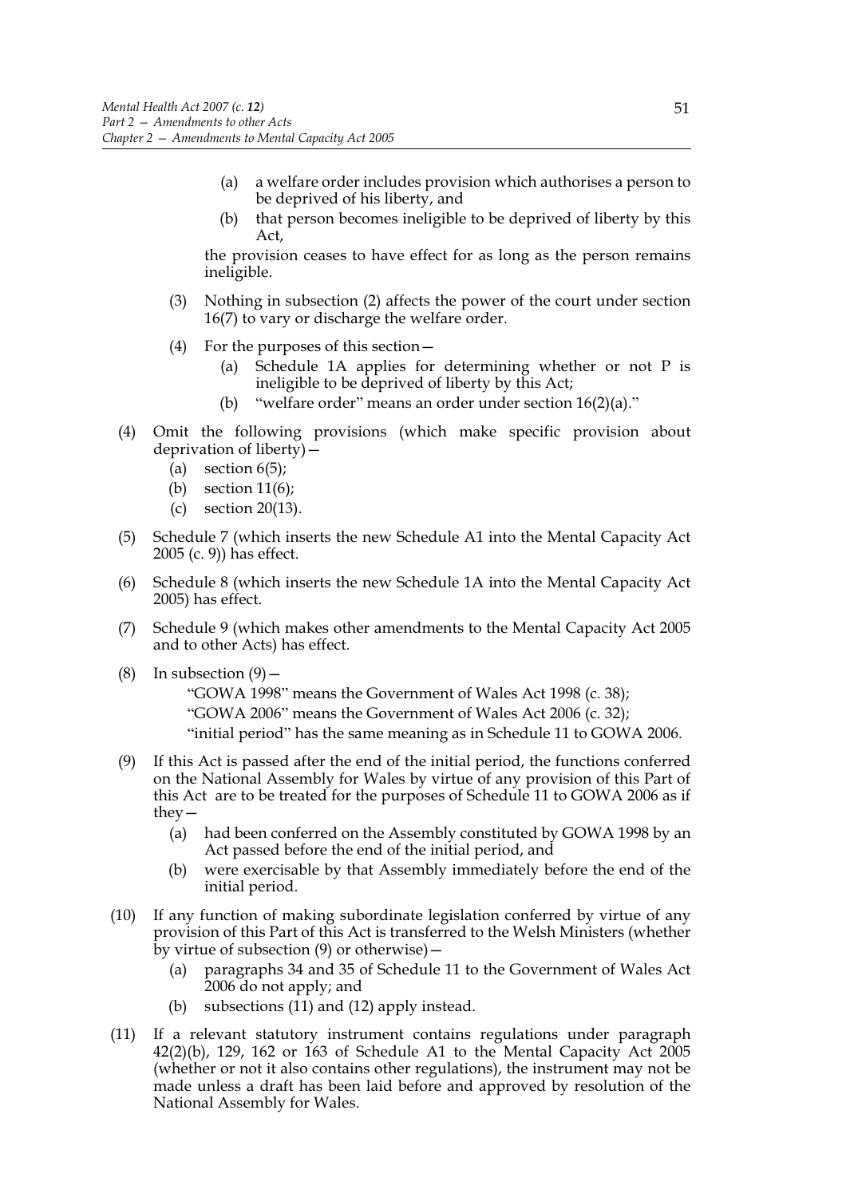(a) a welfare order includes provision which authorises a person to be deprived of his liberty, and

(b) that person becomes ineligible to be deprived of liberty by this Act,

the provision ceases to have effect for as long as the person remains ineligible.

(3) Nothing in subsection (2) affects the power of the court under section 16(7) to vary or discharge the welfare order.

(4) For the purposes of this section—

(a) Schedule 1A applies for determining whether or not P is ineligible to be deprived of liberty by this Act;

(b) "welfare order" means an order under section 16(2)(a)."

(4) Omit the following provisions (which make specific provision about deprivation of liberty)—

(a) section 6(5);

(b) section 11(6);

(c) section 20(13).

(5) Schedule 7 (which inserts the new Schedule A1 into the Mental Capacity Act 2005 (c. 9)) has effect.

(6) Schedule 8 (which inserts the new Schedule 1A into the Mental Capacity Act 2005) has effect.

(7) Schedule 9 (which makes other amendments to the Mental Capacity Act 2005 and to other Acts) has effect.

(8) In subsection (9)—

"GOWA 1998" means the Government of Wales Act 1998 (c. 38);

"GOWA 2006" means the Government of Wales Act 2006 (c. 32);

"initial period" has the same meaning as in Schedule 11 to GOWA 2006.

(9) If this Act is passed after the end of the initial period, the functions conferred on the National Assembly for Wales by virtue of any provision of this Part of this Act are to be treated for the purposes of Schedule 11 to GOWA 2006 as if they—

(a) had been conferred on the Assembly constituted by GOWA 1998 by an Act passed before the end of the initial period, and

(b) were exercisable by that Assembly immediately before the end of the initial period.

(10) If any function of making subordinate legislation conferred by virtue of any provision of this Part of this Act is transferred to the Welsh Ministers (whether by virtue of subsection (9) or otherwise)—

(a) paragraphs 34 and 35 of Schedule 11 to the Government of Wales Act 2006 do not apply; and

(b) subsections (11) and (12) apply instead.

(11) If a relevant statutory instrument contains regulations under paragraph 42(2)(b), 129, 162 or 163 of Schedule A1 to the Mental Capacity Act 2005 (whether or not it also contains other regulations), the instrument may not be made unless a draft has been laid before and approved by resolution of the National Assembly for Wales.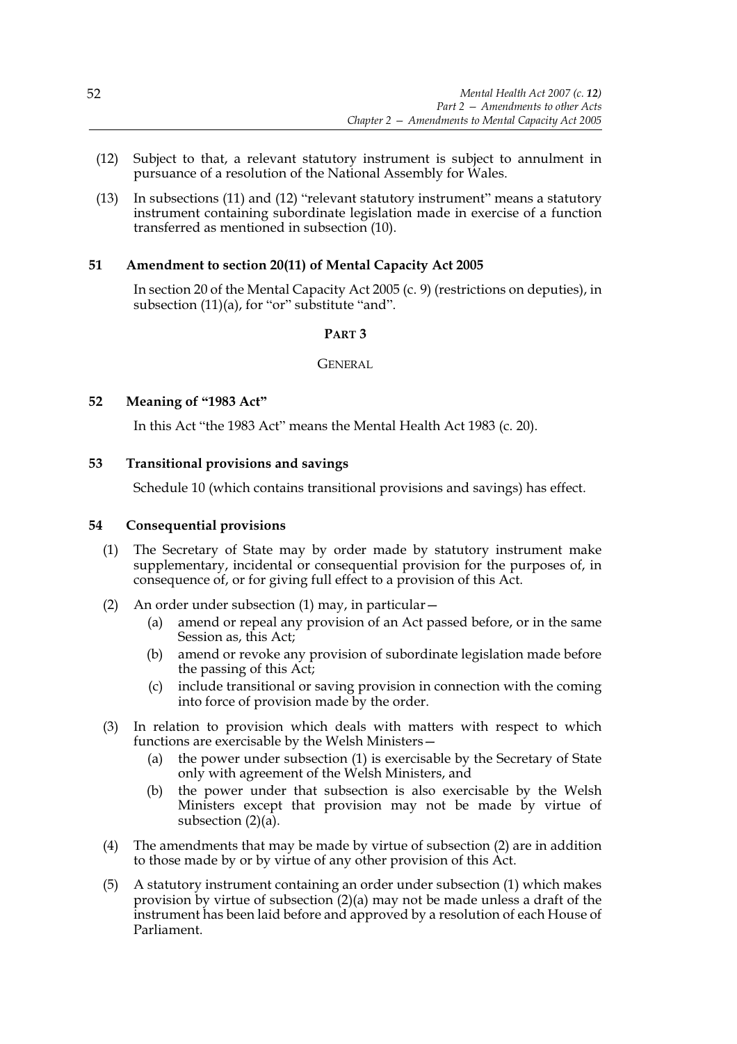(12) Subject to that, a relevant statutory instrument is subject to annulment in pursuance of a resolution of the National Assembly for Wales.

(13) In subsections (11) and (12) "relevant statutory instrument" means a statutory instrument containing subordinate legislation made in exercise of a function transferred as mentioned in subsection (10).

### 51 Amendment to section 20(11) of Mental Capacity Act 2005

In section 20 of the Mental Capacity Act 2005 (c. 9) (restrictions on deputies), in subsection (11)(a), for "or" substitute "and".

## PART 3

## GENERAL

### 52 Meaning of "1983 Act"

In this Act "the 1983 Act" means the Mental Health Act 1983 (c. 20).

### 53 Transitional provisions and savings

Schedule 10 (which contains transitional provisions and savings) has effect.

### 54 Consequential provisions

(1) The Secretary of State may by order made by statutory instrument make supplementary, incidental or consequential provision for the purposes of, in consequence of, or for giving full effect to a provision of this Act.

(2) An order under subsection (1) may, in particular—
   (a) amend or repeal any provision of an Act passed before, or in the same Session as, this Act;
   (b) amend or revoke any provision of subordinate legislation made before the passing of this Act;
   (c) include transitional or saving provision in connection with the coming into force of provision made by the order.

(3) In relation to provision which deals with matters with respect to which functions are exercisable by the Welsh Ministers—
   (a) the power under subsection (1) is exercisable by the Secretary of State only with agreement of the Welsh Ministers, and
   (b) the power under that subsection is also exercisable by the Welsh Ministers except that provision may not be made by virtue of subsection (2)(a).

(4) The amendments that may be made by virtue of subsection (2) are in addition to those made by or by virtue of any other provision of this Act.

(5) A statutory instrument containing an order under subsection (1) which makes provision by virtue of subsection (2)(a) may not be made unless a draft of the instrument has been laid before and approved by a resolution of each House of Parliament.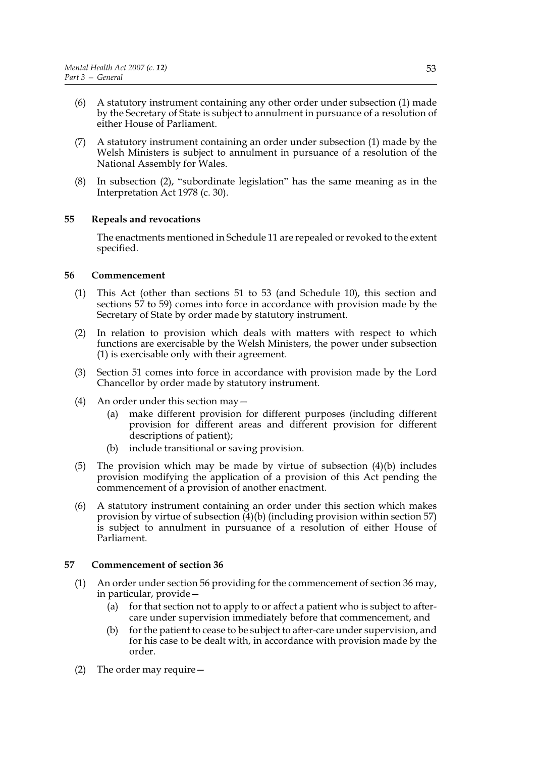(6) A statutory instrument containing any other order under subsection (1) made by the Secretary of State is subject to annulment in pursuance of a resolution of either House of Parliament.

(7) A statutory instrument containing an order under subsection (1) made by the Welsh Ministers is subject to annulment in pursuance of a resolution of the National Assembly for Wales.

(8) In subsection (2), "subordinate legislation" has the same meaning as in the Interpretation Act 1978 (c. 30).

### 55 Repeals and revocations

The enactments mentioned in Schedule 11 are repealed or revoked to the extent specified.

### 56 Commencement

(1) This Act (other than sections 51 to 53 (and Schedule 10), this section and sections 57 to 59) comes into force in accordance with provision made by the Secretary of State by order made by statutory instrument.

(2) In relation to provision which deals with matters with respect to which functions are exercisable by the Welsh Ministers, the power under subsection (1) is exercisable only with their agreement.

(3) Section 51 comes into force in accordance with provision made by the Lord Chancellor by order made by statutory instrument.

(4) An order under this section may—

(a) make different provision for different purposes (including different provision for different areas and different provision for different descriptions of patient);

(b) include transitional or saving provision.

(5) The provision which may be made by virtue of subsection (4)(b) includes provision modifying the application of a provision of this Act pending the commencement of a provision of another enactment.

(6) A statutory instrument containing an order under this section which makes provision by virtue of subsection (4)(b) (including provision within section 57) is subject to annulment in pursuance of a resolution of either House of Parliament.

### 57 Commencement of section 36

(1) An order under section 56 providing for the commencement of section 36 may, in particular, provide—

(a) for that section not to apply to or affect a patient who is subject to after-care under supervision immediately before that commencement, and

(b) for the patient to cease to be subject to after-care under supervision, and for his case to be dealt with, in accordance with provision made by the order.

(2) The order may require—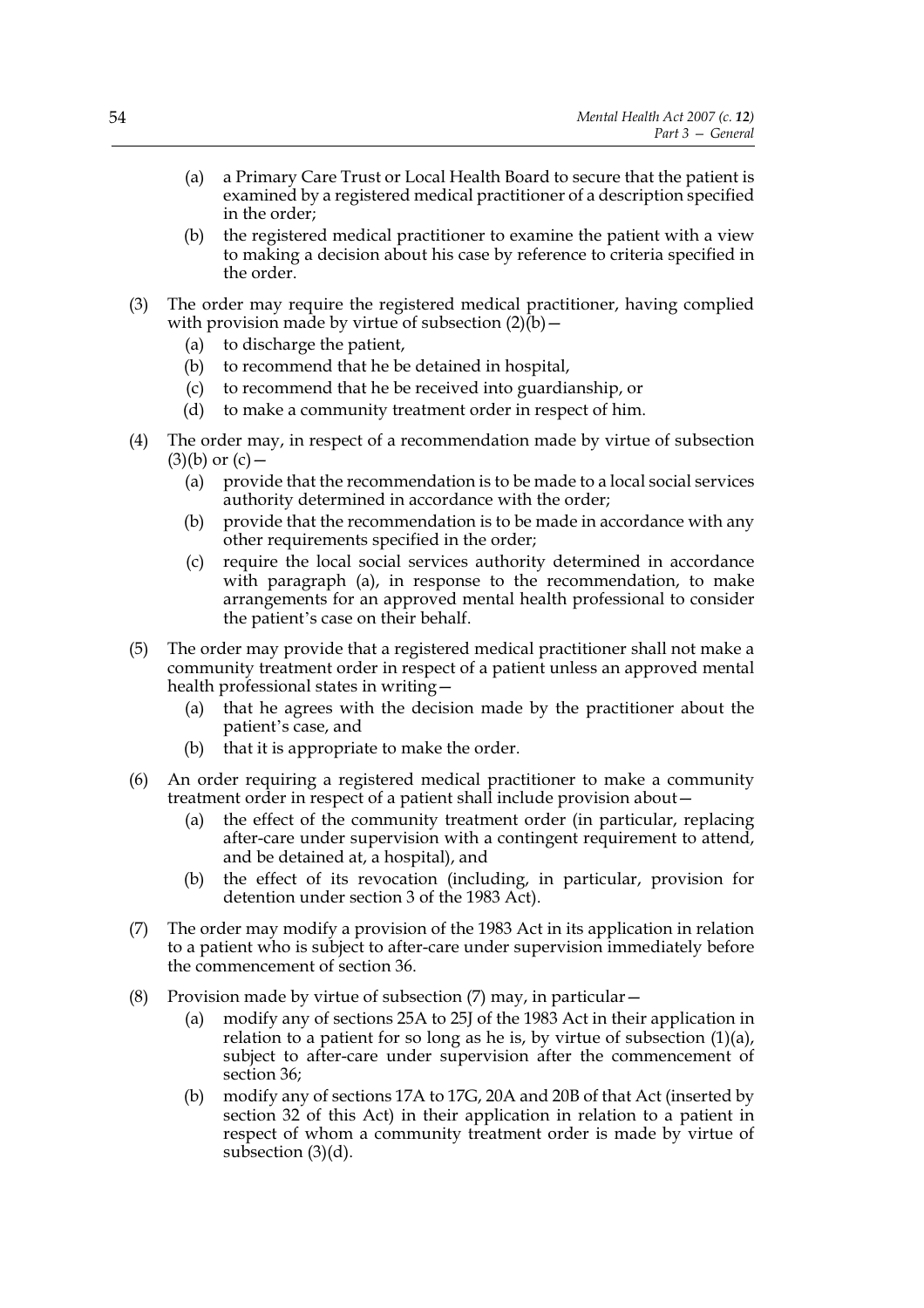(a) a Primary Care Trust or Local Health Board to secure that the patient is examined by a registered medical practitioner of a description specified in the order;

(b) the registered medical practitioner to examine the patient with a view to making a decision about his case by reference to criteria specified in the order.

(3) The order may require the registered medical practitioner, having complied with provision made by virtue of subsection (2)(b)—

(a) to discharge the patient,

(b) to recommend that he be detained in hospital,

(c) to recommend that he be received into guardianship, or

(d) to make a community treatment order in respect of him.

(4) The order may, in respect of a recommendation made by virtue of subsection (3)(b) or (c)—

(a) provide that the recommendation is to be made to a local social services authority determined in accordance with the order;

(b) provide that the recommendation is to be made in accordance with any other requirements specified in the order;

(c) require the local social services authority determined in accordance with paragraph (a), in response to the recommendation, to make arrangements for an approved mental health professional to consider the patient's case on their behalf.

(5) The order may provide that a registered medical practitioner shall not make a community treatment order in respect of a patient unless an approved mental health professional states in writing—

(a) that he agrees with the decision made by the practitioner about the patient's case, and

(b) that it is appropriate to make the order.

(6) An order requiring a registered medical practitioner to make a community treatment order in respect of a patient shall include provision about—

(a) the effect of the community treatment order (in particular, replacing after-care under supervision with a contingent requirement to attend, and be detained at, a hospital), and

(b) the effect of its revocation (including, in particular, provision for detention under section 3 of the 1983 Act).

(7) The order may modify a provision of the 1983 Act in its application in relation to a patient who is subject to after-care under supervision immediately before the commencement of section 36.

(8) Provision made by virtue of subsection (7) may, in particular—

(a) modify any of sections 25A to 25J of the 1983 Act in their application in relation to a patient for so long as he is, by virtue of subsection (1)(a), subject to after-care under supervision after the commencement of section 36;

(b) modify any of sections 17A to 17G, 20A and 20B of that Act (inserted by section 32 of this Act) in their application in relation to a patient in respect of whom a community treatment order is made by virtue of subsection (3)(d).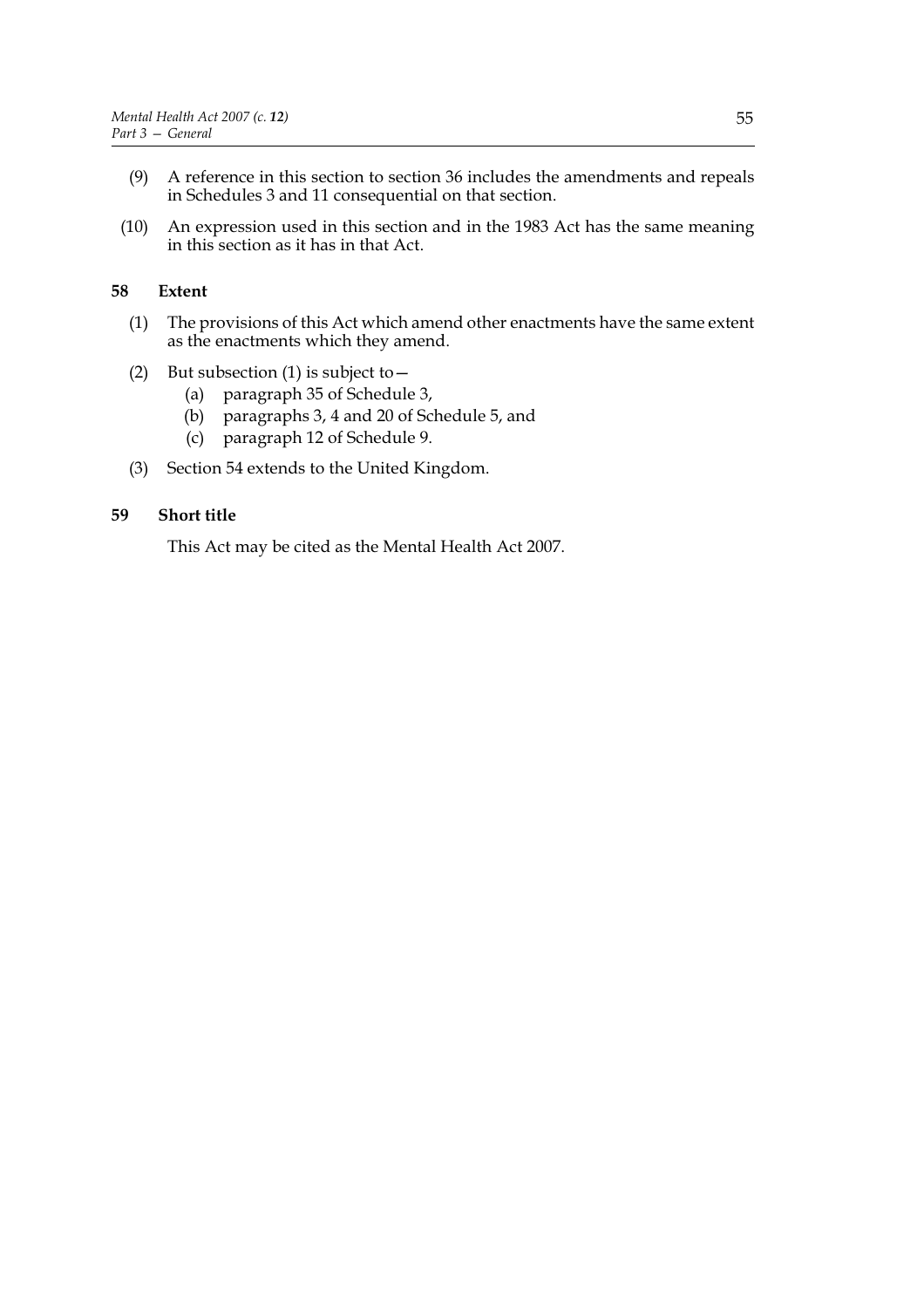(9) A reference in this section to section 36 includes the amendments and repeals in Schedules 3 and 11 consequential on that section.

(10) An expression used in this section and in the 1983 Act has the same meaning in this section as it has in that Act.

## 58 Extent

(1) The provisions of this Act which amend other enactments have the same extent as the enactments which they amend.

(2) But subsection (1) is subject to—

   (a) paragraph 35 of Schedule 3,

   (b) paragraphs 3, 4 and 20 of Schedule 5, and

   (c) paragraph 12 of Schedule 9.

(3) Section 54 extends to the United Kingdom.

## 59 Short title

This Act may be cited as the Mental Health Act 2007.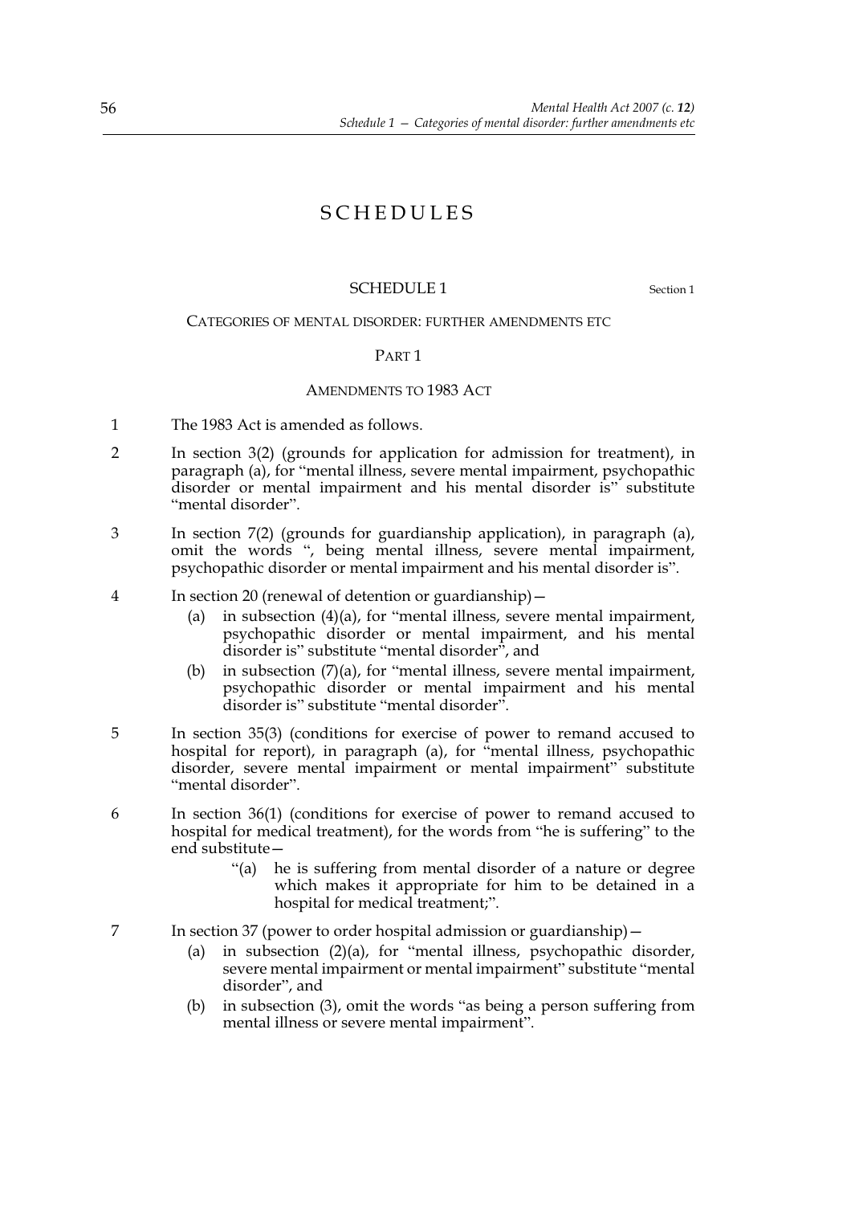# SCHEDULES

## SCHEDULE 1

Section 1

### CATEGORIES OF MENTAL DISORDER: FURTHER AMENDMENTS ETC

#### PART 1

#### AMENDMENTS TO 1983 ACT

1 The 1983 Act is amended as follows.

2 In section 3(2) (grounds for application for admission for treatment), in paragraph (a), for "mental illness, severe mental impairment, psychopathic disorder or mental impairment and his mental disorder is" substitute "mental disorder".

3 In section 7(2) (grounds for guardianship application), in paragraph (a), omit the words ", being mental illness, severe mental impairment, psychopathic disorder or mental impairment and his mental disorder is".

4 In section 20 (renewal of detention or guardianship)—

(a) in subsection (4)(a), for "mental illness, severe mental impairment, psychopathic disorder or mental impairment, and his mental disorder is" substitute "mental disorder", and

(b) in subsection (7)(a), for "mental illness, severe mental impairment, psychopathic disorder or mental impairment and his mental disorder is" substitute "mental disorder".

5 In section 35(3) (conditions for exercise of power to remand accused to hospital for report), in paragraph (a), for "mental illness, psychopathic disorder, severe mental impairment or mental impairment" substitute "mental disorder".

6 In section 36(1) (conditions for exercise of power to remand accused to hospital for medical treatment), for the words from "he is suffering" to the end substitute—

"(a) he is suffering from mental disorder of a nature or degree which makes it appropriate for him to be detained in a hospital for medical treatment;".

7 In section 37 (power to order hospital admission or guardianship)—

(a) in subsection (2)(a), for "mental illness, psychopathic disorder, severe mental impairment or mental impairment" substitute "mental disorder", and

(b) in subsection (3), omit the words "as being a person suffering from mental illness or severe mental impairment".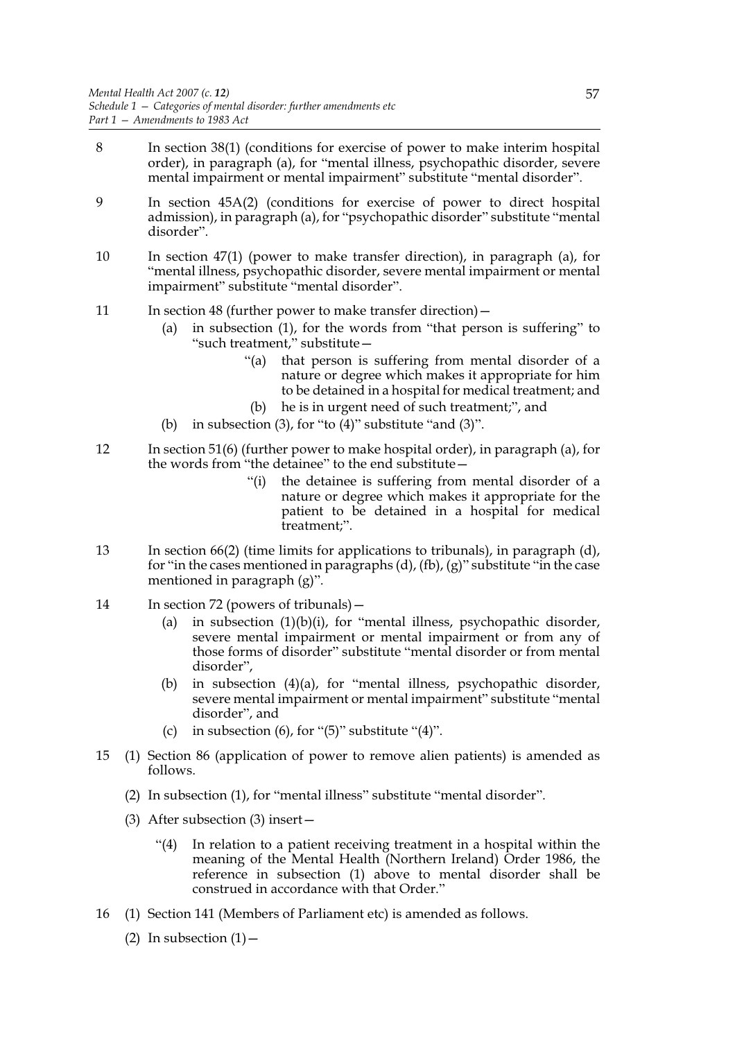8 In section 38(1) (conditions for exercise of power to make interim hospital order), in paragraph (a), for "mental illness, psychopathic disorder, severe mental impairment or mental impairment" substitute "mental disorder".

9 In section 45A(2) (conditions for exercise of power to direct hospital admission), in paragraph (a), for "psychopathic disorder" substitute "mental disorder".

10 In section 47(1) (power to make transfer direction), in paragraph (a), for "mental illness, psychopathic disorder, severe mental impairment or mental impairment" substitute "mental disorder".

11 In section 48 (further power to make transfer direction)—

(a) in subsection (1), for the words from "that person is suffering" to "such treatment," substitute—

"(a) that person is suffering from mental disorder of a nature or degree which makes it appropriate for him to be detained in a hospital for medical treatment; and

(b) he is in urgent need of such treatment;", and

(b) in subsection (3), for "to (4)" substitute "and (3)".

12 In section 51(6) (further power to make hospital order), in paragraph (a), for the words from "the detainee" to the end substitute—

"(i) the detainee is suffering from mental disorder of a nature or degree which makes it appropriate for the patient to be detained in a hospital for medical treatment;".

13 In section 66(2) (time limits for applications to tribunals), in paragraph (d), for "in the cases mentioned in paragraphs (d), (fb), (g)" substitute "in the case mentioned in paragraph (g)".

14 In section 72 (powers of tribunals)—

(a) in subsection (1)(b)(i), for "mental illness, psychopathic disorder, severe mental impairment or mental impairment or from any of those forms of disorder" substitute "mental disorder or from mental disorder",

(b) in subsection (4)(a), for "mental illness, psychopathic disorder, severe mental impairment or mental impairment" substitute "mental disorder", and

(c) in subsection (6), for "(5)" substitute "(4)".

15 (1) Section 86 (application of power to remove alien patients) is amended as follows.

(2) In subsection (1), for "mental illness" substitute "mental disorder".

(3) After subsection (3) insert—

"(4) In relation to a patient receiving treatment in a hospital within the meaning of the Mental Health (Northern Ireland) Order 1986, the reference in subsection (1) above to mental disorder shall be construed in accordance with that Order."

16 (1) Section 141 (Members of Parliament etc) is amended as follows.

(2) In subsection (1)—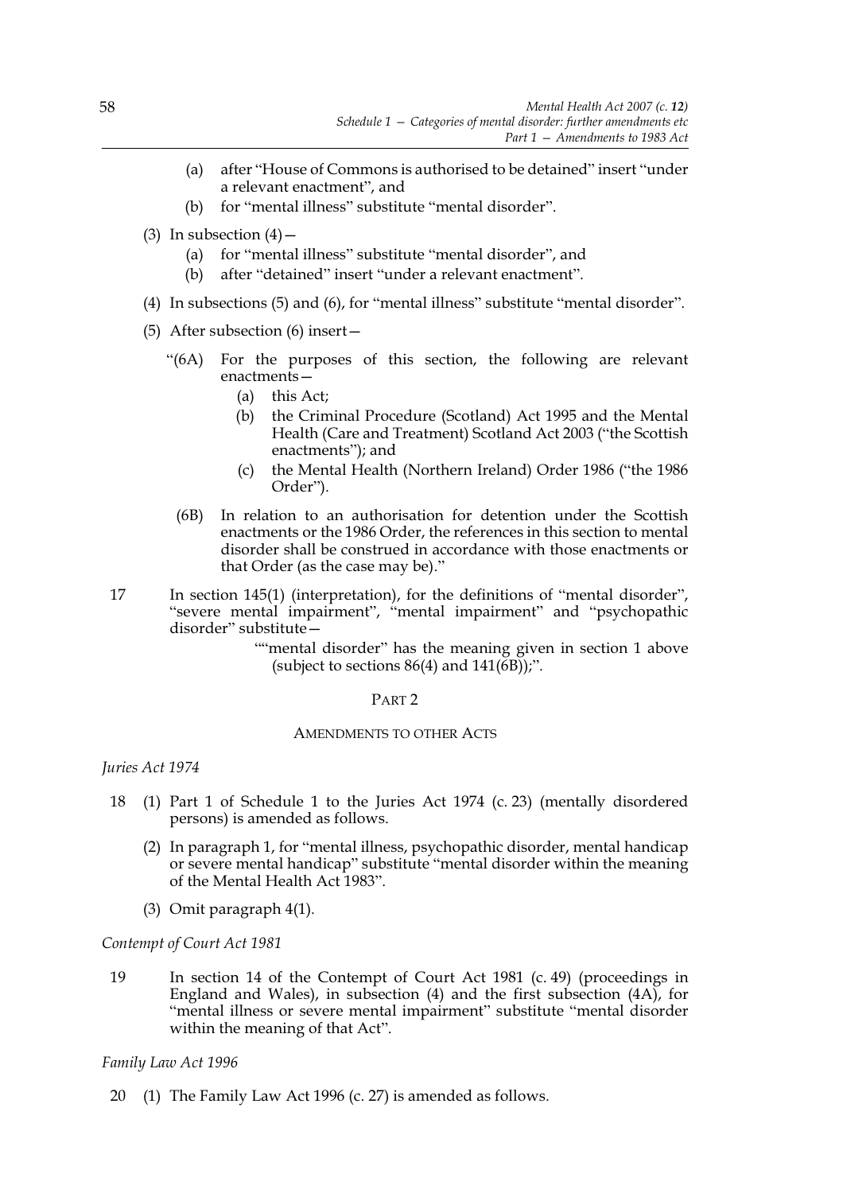(a) after "House of Commons is authorised to be detained" insert "under a relevant enactment", and

(b) for "mental illness" substitute "mental disorder".

(3) In subsection (4)—

(a) for "mental illness" substitute "mental disorder", and

(b) after "detained" insert "under a relevant enactment".

(4) In subsections (5) and (6), for "mental illness" substitute "mental disorder".

(5) After subsection (6) insert—

"(6A) For the purposes of this section, the following are relevant enactments—

(a) this Act;

(b) the Criminal Procedure (Scotland) Act 1995 and the Mental Health (Care and Treatment) Scotland Act 2003 ("the Scottish enactments"); and

(c) the Mental Health (Northern Ireland) Order 1986 ("the 1986 Order").

(6B) In relation to an authorisation for detention under the Scottish enactments or the 1986 Order, the references in this section to mental disorder shall be construed in accordance with those enactments or that Order (as the case may be)."

17 In section 145(1) (interpretation), for the definitions of "mental disorder", "severe mental impairment", "mental impairment" and "psychopathic disorder" substitute—

""mental disorder" has the meaning given in section 1 above (subject to sections 86(4) and 141(6B));".

## PART 2

### AMENDMENTS TO OTHER ACTS

*Juries Act 1974*

18 (1) Part 1 of Schedule 1 to the Juries Act 1974 (c. 23) (mentally disordered persons) is amended as follows.

(2) In paragraph 1, for "mental illness, psychopathic disorder, mental handicap or severe mental handicap" substitute "mental disorder within the meaning of the Mental Health Act 1983".

(3) Omit paragraph 4(1).

*Contempt of Court Act 1981*

19 In section 14 of the Contempt of Court Act 1981 (c. 49) (proceedings in England and Wales), in subsection (4) and the first subsection (4A), for "mental illness or severe mental impairment" substitute "mental disorder within the meaning of that Act".

*Family Law Act 1996*

20 (1) The Family Law Act 1996 (c. 27) is amended as follows.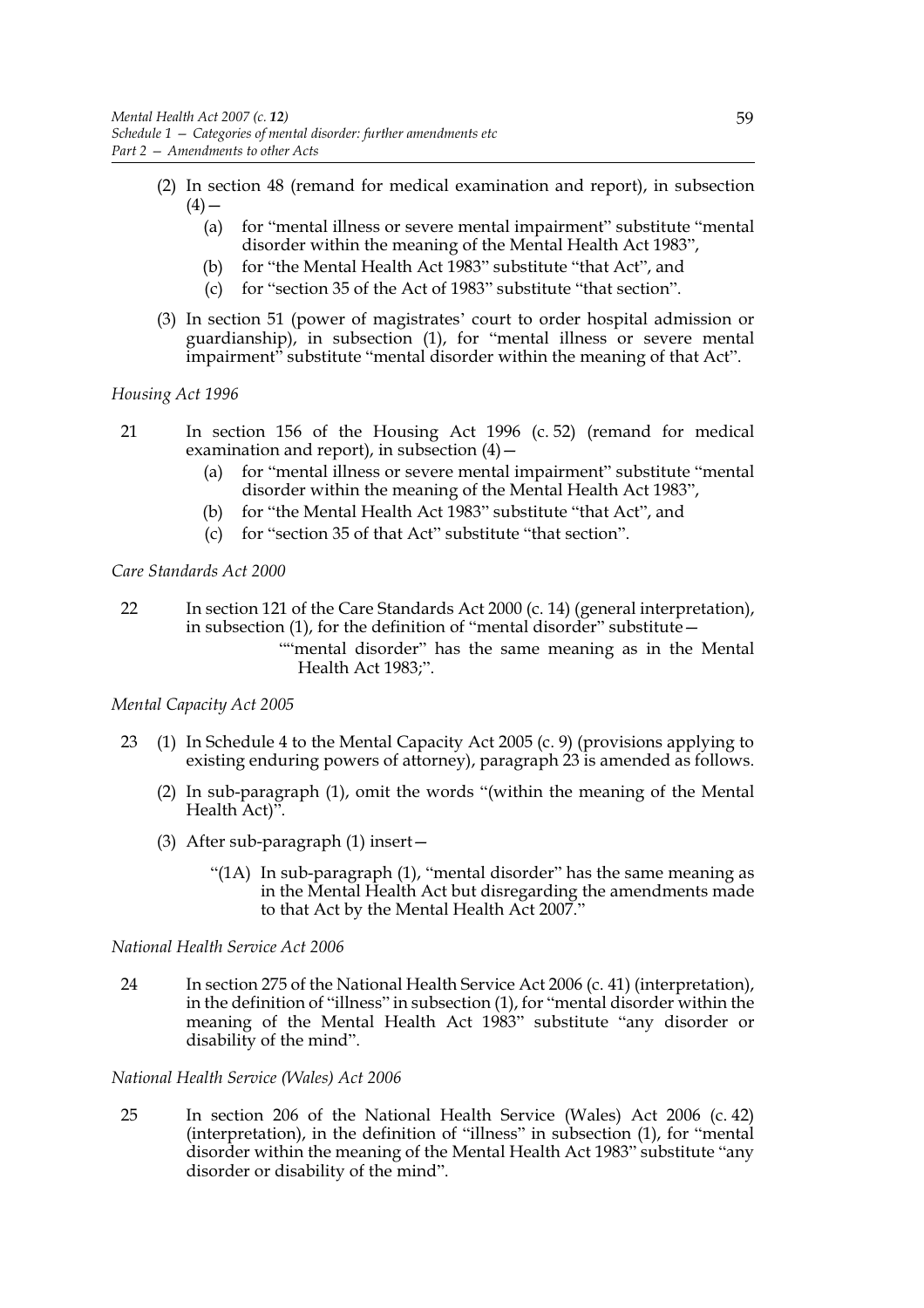(2) In section 48 (remand for medical examination and report), in subsection (4)—

   (a) for "mental illness or severe mental impairment" substitute "mental disorder within the meaning of the Mental Health Act 1983",

   (b) for "the Mental Health Act 1983" substitute "that Act", and

   (c) for "section 35 of the Act of 1983" substitute "that section".

(3) In section 51 (power of magistrates' court to order hospital admission or guardianship), in subsection (1), for "mental illness or severe mental impairment" substitute "mental disorder within the meaning of that Act".

*Housing Act 1996*

21 In section 156 of the Housing Act 1996 (c. 52) (remand for medical examination and report), in subsection (4)—

   (a) for "mental illness or severe mental impairment" substitute "mental disorder within the meaning of the Mental Health Act 1983",

   (b) for "the Mental Health Act 1983" substitute "that Act", and

   (c) for "section 35 of that Act" substitute "that section".

*Care Standards Act 2000*

22 In section 121 of the Care Standards Act 2000 (c. 14) (general interpretation), in subsection (1), for the definition of "mental disorder" substitute—

> ""mental disorder" has the same meaning as in the Mental Health Act 1983;".

*Mental Capacity Act 2005*

23 (1) In Schedule 4 to the Mental Capacity Act 2005 (c. 9) (provisions applying to existing enduring powers of attorney), paragraph 23 is amended as follows.

(2) In sub-paragraph (1), omit the words "(within the meaning of the Mental Health Act)".

(3) After sub-paragraph (1) insert—

> "(1A) In sub-paragraph (1), "mental disorder" has the same meaning as in the Mental Health Act but disregarding the amendments made to that Act by the Mental Health Act 2007."

*National Health Service Act 2006*

24 In section 275 of the National Health Service Act 2006 (c. 41) (interpretation), in the definition of "illness" in subsection (1), for "mental disorder within the meaning of the Mental Health Act 1983" substitute "any disorder or disability of the mind".

*National Health Service (Wales) Act 2006*

25 In section 206 of the National Health Service (Wales) Act 2006 (c. 42) (interpretation), in the definition of "illness" in subsection (1), for "mental disorder within the meaning of the Mental Health Act 1983" substitute "any disorder or disability of the mind".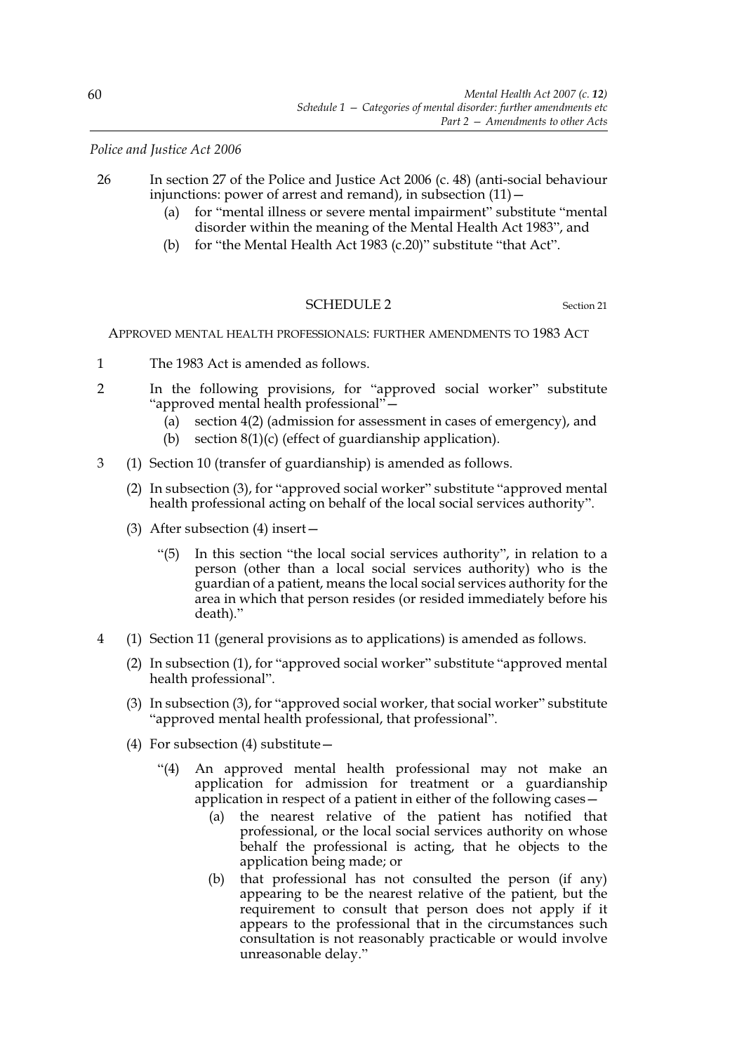*Police and Justice Act 2006*

26 In section 27 of the Police and Justice Act 2006 (c. 48) (anti-social behaviour injunctions: power of arrest and remand), in subsection (11)—

(a) for "mental illness or severe mental impairment" substitute "mental disorder within the meaning of the Mental Health Act 1983", and

(b) for "the Mental Health Act 1983 (c.20)" substitute "that Act".

## SCHEDULE 2

Section 21

APPROVED MENTAL HEALTH PROFESSIONALS: FURTHER AMENDMENTS TO 1983 ACT

1 The 1983 Act is amended as follows.

2 In the following provisions, for "approved social worker" substitute "approved mental health professional"—

(a) section 4(2) (admission for assessment in cases of emergency), and

(b) section 8(1)(c) (effect of guardianship application).

3 (1) Section 10 (transfer of guardianship) is amended as follows.

(2) In subsection (3), for "approved social worker" substitute "approved mental health professional acting on behalf of the local social services authority".

(3) After subsection (4) insert—

"(5) In this section "the local social services authority", in relation to a person (other than a local social services authority) who is the guardian of a patient, means the local social services authority for the area in which that person resides (or resided immediately before his death)."

4 (1) Section 11 (general provisions as to applications) is amended as follows.

(2) In subsection (1), for "approved social worker" substitute "approved mental health professional".

(3) In subsection (3), for "approved social worker, that social worker" substitute "approved mental health professional, that professional".

(4) For subsection (4) substitute—

"(4) An approved mental health professional may not make an application for admission for treatment or a guardianship application in respect of a patient in either of the following cases—

(a) the nearest relative of the patient has notified that professional, or the local social services authority on whose behalf the professional is acting, that he objects to the application being made; or

(b) that professional has not consulted the person (if any) appearing to be the nearest relative of the patient, but the requirement to consult that person does not apply if it appears to the professional that in the circumstances such consultation is not reasonably practicable or would involve unreasonable delay."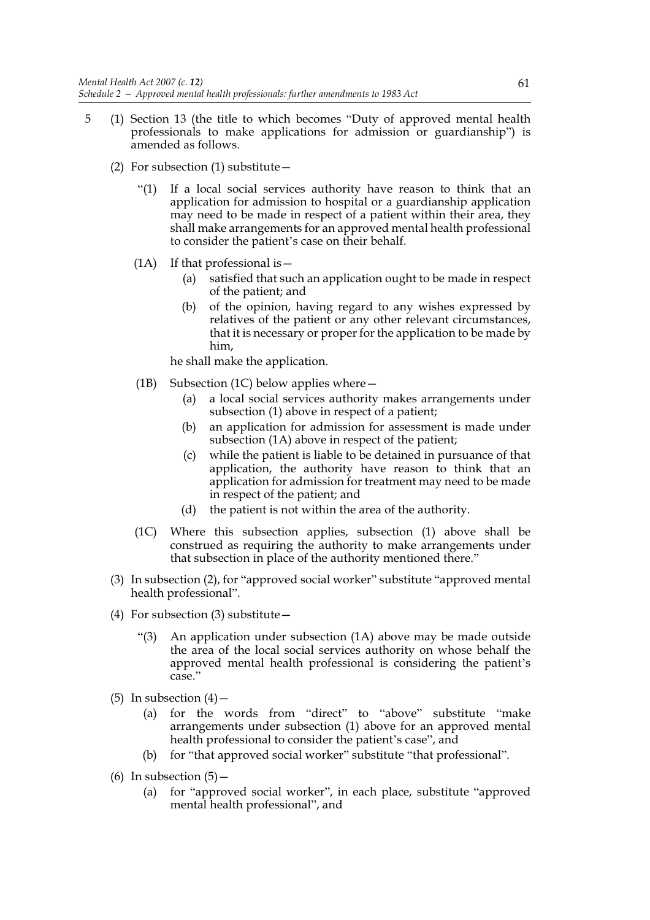5 (1) Section 13 (the title to which becomes "Duty of approved mental health professionals to make applications for admission or guardianship") is amended as follows.

(2) For subsection (1) substitute—

"(1) If a local social services authority have reason to think that an application for admission to hospital or a guardianship application may need to be made in respect of a patient within their area, they shall make arrangements for an approved mental health professional to consider the patient's case on their behalf.

(1A) If that professional is—

(a) satisfied that such an application ought to be made in respect of the patient; and

(b) of the opinion, having regard to any wishes expressed by relatives of the patient or any other relevant circumstances, that it is necessary or proper for the application to be made by him,

he shall make the application.

(1B) Subsection (1C) below applies where—

(a) a local social services authority makes arrangements under subsection (1) above in respect of a patient;

(b) an application for admission for assessment is made under subsection (1A) above in respect of the patient;

(c) while the patient is liable to be detained in pursuance of that application, the authority have reason to think that an application for admission for treatment may need to be made in respect of the patient; and

(d) the patient is not within the area of the authority.

(1C) Where this subsection applies, subsection (1) above shall be construed as requiring the authority to make arrangements under that subsection in place of the authority mentioned there."

(3) In subsection (2), for "approved social worker" substitute "approved mental health professional".

(4) For subsection (3) substitute—

"(3) An application under subsection (1A) above may be made outside the area of the local social services authority on whose behalf the approved mental health professional is considering the patient's case."

(5) In subsection (4)—

(a) for the words from "direct" to "above" substitute "make arrangements under subsection (1) above for an approved mental health professional to consider the patient's case", and

(b) for "that approved social worker" substitute "that professional".

(6) In subsection (5)—

(a) for "approved social worker", in each place, substitute "approved mental health professional", and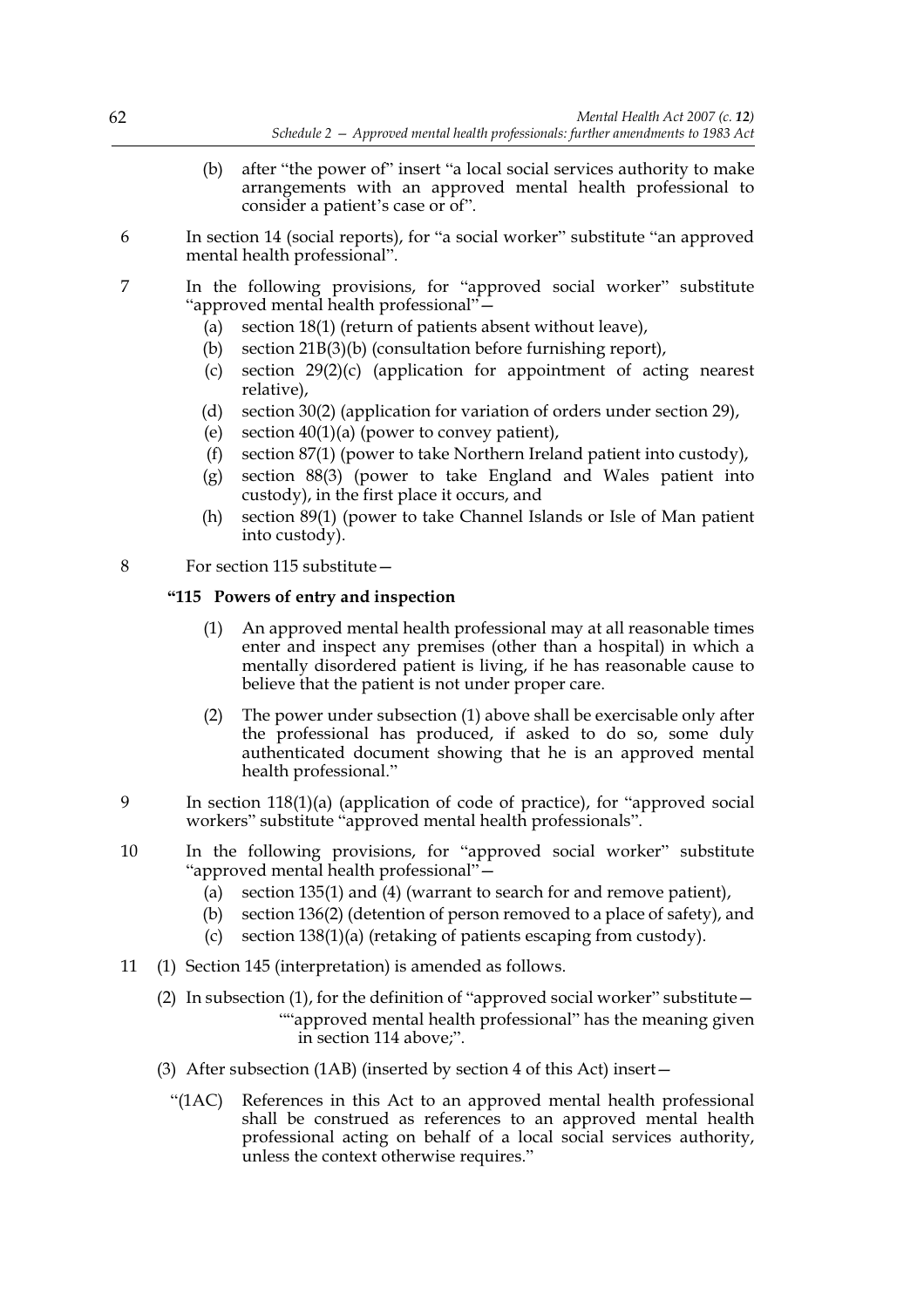(b) after "the power of" insert "a local social services authority to make arrangements with an approved mental health professional to consider a patient's case or of".

6 In section 14 (social reports), for "a social worker" substitute "an approved mental health professional".

7 In the following provisions, for "approved social worker" substitute "approved mental health professional"—

(a) section 18(1) (return of patients absent without leave),

(b) section 21B(3)(b) (consultation before furnishing report),

(c) section 29(2)(c) (application for appointment of acting nearest relative),

(d) section 30(2) (application for variation of orders under section 29),

(e) section 40(1)(a) (power to convey patient),

(f) section 87(1) (power to take Northern Ireland patient into custody),

(g) section 88(3) (power to take England and Wales patient into custody), in the first place it occurs, and

(h) section 89(1) (power to take Channel Islands or Isle of Man patient into custody).

8 For section 115 substitute—

**"115 Powers of entry and inspection**

(1) An approved mental health professional may at all reasonable times enter and inspect any premises (other than a hospital) in which a mentally disordered patient is living, if he has reasonable cause to believe that the patient is not under proper care.

(2) The power under subsection (1) above shall be exercisable only after the professional has produced, if asked to do so, some duly authenticated document showing that he is an approved mental health professional."

9 In section 118(1)(a) (application of code of practice), for "approved social workers" substitute "approved mental health professionals".

10 In the following provisions, for "approved social worker" substitute "approved mental health professional"—

(a) section 135(1) and (4) (warrant to search for and remove patient),

(b) section 136(2) (detention of person removed to a place of safety), and

(c) section 138(1)(a) (retaking of patients escaping from custody).

11 (1) Section 145 (interpretation) is amended as follows.

(2) In subsection (1), for the definition of "approved social worker" substitute—

""approved mental health professional" has the meaning given in section 114 above;".

(3) After subsection (1AB) (inserted by section 4 of this Act) insert—

"(1AC) References in this Act to an approved mental health professional shall be construed as references to an approved mental health professional acting on behalf of a local social services authority, unless the context otherwise requires."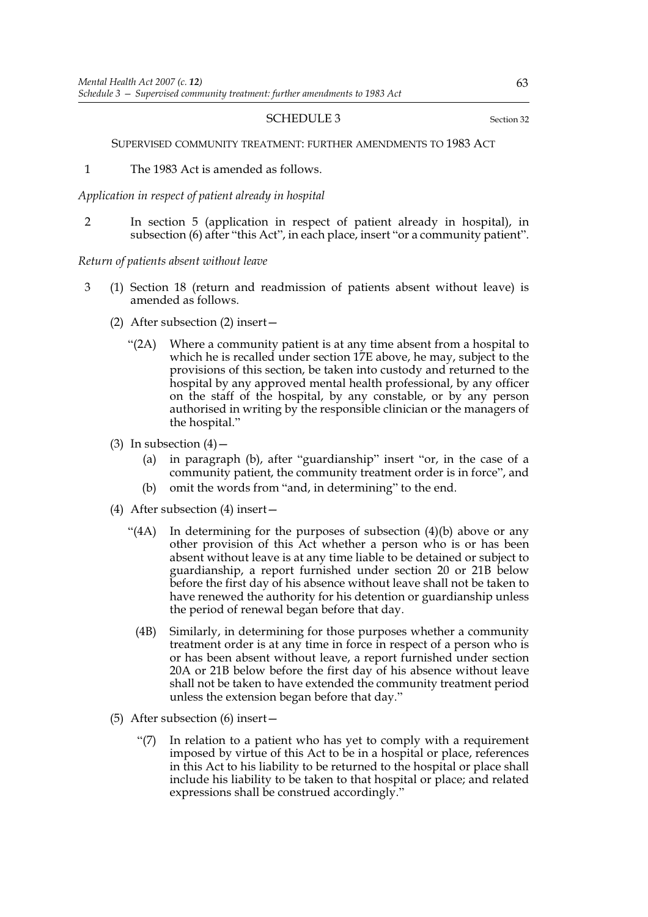SCHEDULE 3

Section 32

SUPERVISED COMMUNITY TREATMENT: FURTHER AMENDMENTS TO 1983 ACT

1 The 1983 Act is amended as follows.

*Application in respect of patient already in hospital*

2 In section 5 (application in respect of patient already in hospital), in subsection (6) after "this Act", in each place, insert "or a community patient".

*Return of patients absent without leave*

3 (1) Section 18 (return and readmission of patients absent without leave) is amended as follows.

(2) After subsection (2) insert—

"(2A) Where a community patient is at any time absent from a hospital to which he is recalled under section 17E above, he may, subject to the provisions of this section, be taken into custody and returned to the hospital by any approved mental health professional, by any officer on the staff of the hospital, by any constable, or by any person authorised in writing by the responsible clinician or the managers of the hospital."

(3) In subsection (4)—

(a) in paragraph (b), after "guardianship" insert "or, in the case of a community patient, the community treatment order is in force", and

(b) omit the words from "and, in determining" to the end.

(4) After subsection (4) insert—

"(4A) In determining for the purposes of subsection (4)(b) above or any other provision of this Act whether a person who is or has been absent without leave is at any time liable to be detained or subject to guardianship, a report furnished under section 20 or 21B below before the first day of his absence without leave shall not be taken to have renewed the authority for his detention or guardianship unless the period of renewal began before that day.

(4B) Similarly, in determining for those purposes whether a community treatment order is at any time in force in respect of a person who is or has been absent without leave, a report furnished under section 20A or 21B below before the first day of his absence without leave shall not be taken to have extended the community treatment period unless the extension began before that day."

(5) After subsection (6) insert—

"(7) In relation to a patient who has yet to comply with a requirement imposed by virtue of this Act to be in a hospital or place, references in this Act to his liability to be returned to the hospital or place shall include his liability to be taken to that hospital or place; and related expressions shall be construed accordingly."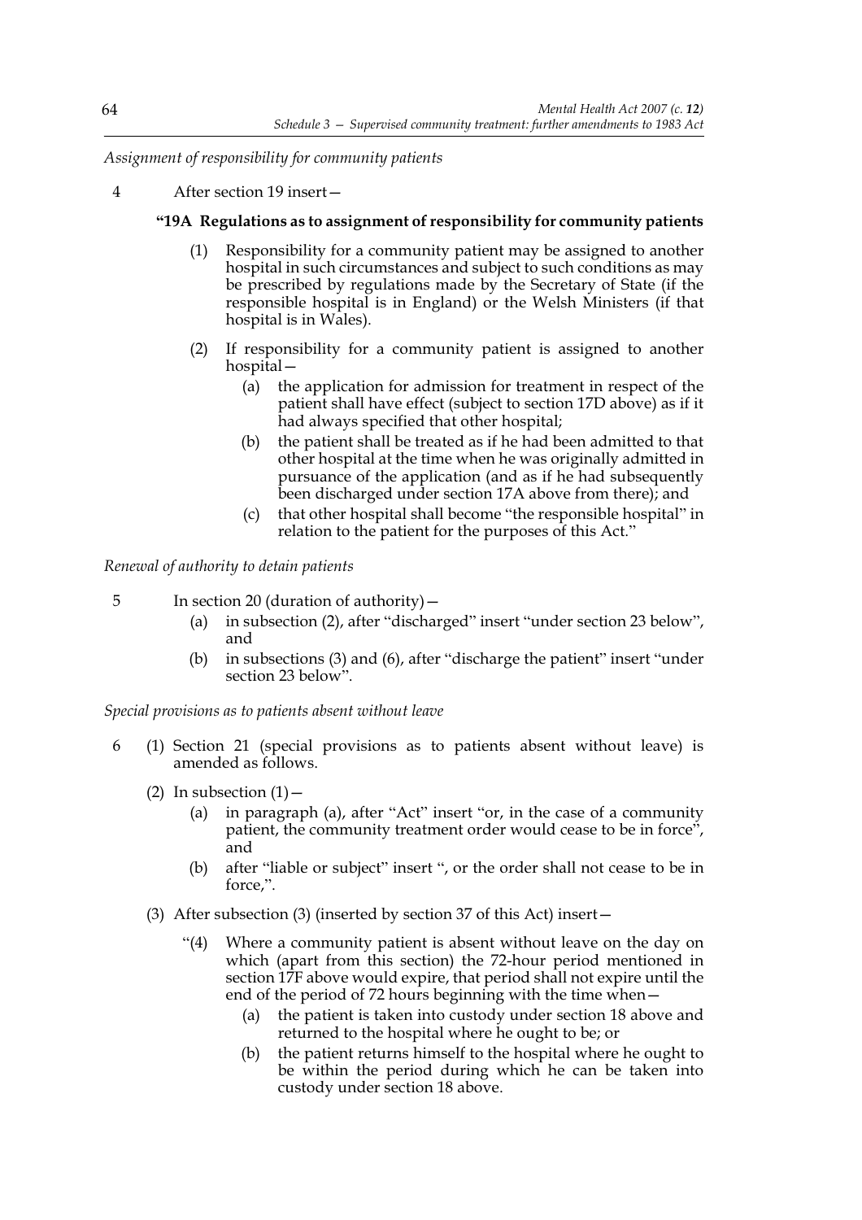*Assignment of responsibility for community patients*

4 After section 19 insert—

**"19A Regulations as to assignment of responsibility for community patients**

(1) Responsibility for a community patient may be assigned to another hospital in such circumstances and subject to such conditions as may be prescribed by regulations made by the Secretary of State (if the responsible hospital is in England) or the Welsh Ministers (if that hospital is in Wales).

(2) If responsibility for a community patient is assigned to another hospital—

(a) the application for admission for treatment in respect of the patient shall have effect (subject to section 17D above) as if it had always specified that other hospital;

(b) the patient shall be treated as if he had been admitted to that other hospital at the time when he was originally admitted in pursuance of the application (and as if he had subsequently been discharged under section 17A above from there); and

(c) that other hospital shall become "the responsible hospital" in relation to the patient for the purposes of this Act."

*Renewal of authority to detain patients*

5 In section 20 (duration of authority)—

(a) in subsection (2), after "discharged" insert "under section 23 below", and

(b) in subsections (3) and (6), after "discharge the patient" insert "under section 23 below".

*Special provisions as to patients absent without leave*

6 (1) Section 21 (special provisions as to patients absent without leave) is amended as follows.

(2) In subsection (1)—

(a) in paragraph (a), after "Act" insert "or, in the case of a community patient, the community treatment order would cease to be in force", and

(b) after "liable or subject" insert ", or the order shall not cease to be in force,".

(3) After subsection (3) (inserted by section 37 of this Act) insert—

"(4) Where a community patient is absent without leave on the day on which (apart from this section) the 72-hour period mentioned in section 17F above would expire, that period shall not expire until the end of the period of 72 hours beginning with the time when—

(a) the patient is taken into custody under section 18 above and returned to the hospital where he ought to be; or

(b) the patient returns himself to the hospital where he ought to be within the period during which he can be taken into custody under section 18 above.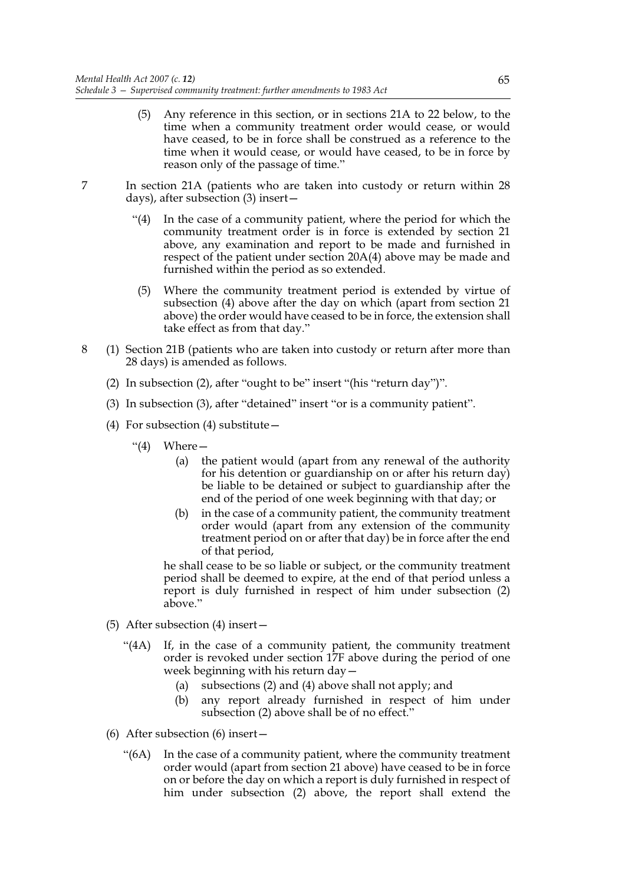(5) Any reference in this section, or in sections 21A to 22 below, to the time when a community treatment order would cease, or would have ceased, to be in force shall be construed as a reference to the time when it would cease, or would have ceased, to be in force by reason only of the passage of time."

7 In section 21A (patients who are taken into custody or return within 28 days), after subsection (3) insert—

"(4) In the case of a community patient, where the period for which the community treatment order is in force is extended by section 21 above, any examination and report to be made and furnished in respect of the patient under section 20A(4) above may be made and furnished within the period as so extended.

(5) Where the community treatment period is extended by virtue of subsection (4) above after the day on which (apart from section 21 above) the order would have ceased to be in force, the extension shall take effect as from that day."

8 (1) Section 21B (patients who are taken into custody or return after more than 28 days) is amended as follows.

(2) In subsection (2), after "ought to be" insert "(his "return day")".

(3) In subsection (3), after "detained" insert "or is a community patient".

(4) For subsection (4) substitute—

"(4) Where—

(a) the patient would (apart from any renewal of the authority for his detention or guardianship on or after his return day) be liable to be detained or subject to guardianship after the end of the period of one week beginning with that day; or

(b) in the case of a community patient, the community treatment order would (apart from any extension of the community treatment period on or after that day) be in force after the end of that period,

he shall cease to be so liable or subject, or the community treatment period shall be deemed to expire, at the end of that period unless a report is duly furnished in respect of him under subsection (2) above."

(5) After subsection (4) insert—

"(4A) If, in the case of a community patient, the community treatment order is revoked under section 17F above during the period of one week beginning with his return day—

(a) subsections (2) and (4) above shall not apply; and

(b) any report already furnished in respect of him under subsection (2) above shall be of no effect."

(6) After subsection (6) insert—

"(6A) In the case of a community patient, where the community treatment order would (apart from section 21 above) have ceased to be in force on or before the day on which a report is duly furnished in respect of him under subsection (2) above, the report shall extend the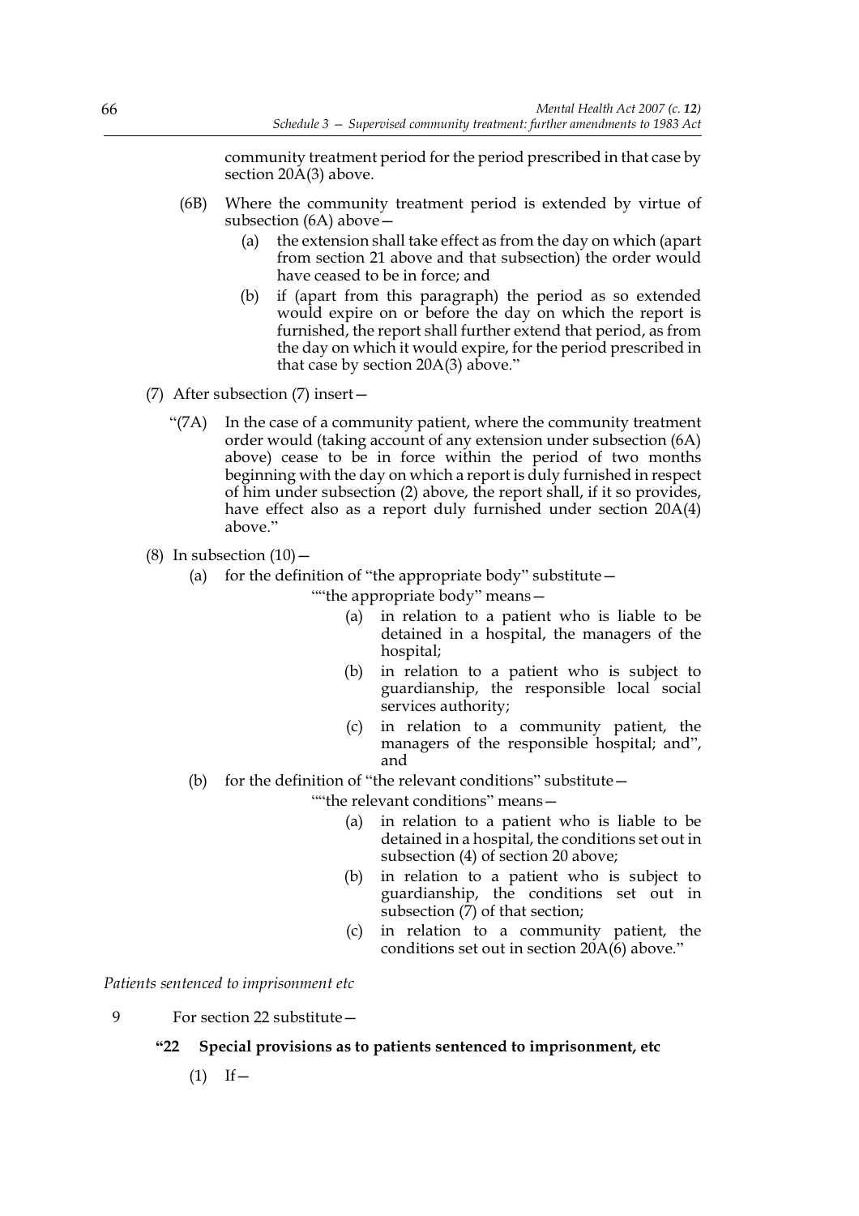community treatment period for the period prescribed in that case by section 20A(3) above.

(6B) Where the community treatment period is extended by virtue of subsection (6A) above—

(a) the extension shall take effect as from the day on which (apart from section 21 above and that subsection) the order would have ceased to be in force; and

(b) if (apart from this paragraph) the period as so extended would expire on or before the day on which the report is furnished, the report shall further extend that period, as from the day on which it would expire, for the period prescribed in that case by section 20A(3) above."

(7) After subsection (7) insert—

"(7A) In the case of a community patient, where the community treatment order would (taking account of any extension under subsection (6A) above) cease to be in force within the period of two months beginning with the day on which a report is duly furnished in respect of him under subsection (2) above, the report shall, if it so provides, have effect also as a report duly furnished under section 20A(4) above."

(8) In subsection (10)—

(a) for the definition of "the appropriate body" substitute—

""the appropriate body" means—

(a) in relation to a patient who is liable to be detained in a hospital, the managers of the hospital;

(b) in relation to a patient who is subject to guardianship, the responsible local social services authority;

(c) in relation to a community patient, the managers of the responsible hospital; and", and

(b) for the definition of "the relevant conditions" substitute—

""the relevant conditions" means—

(a) in relation to a patient who is liable to be detained in a hospital, the conditions set out in subsection (4) of section 20 above;

(b) in relation to a patient who is subject to guardianship, the conditions set out in subsection (7) of that section;

(c) in relation to a community patient, the conditions set out in section 20A(6) above."

*Patients sentenced to imprisonment etc*

9 For section 22 substitute—

**"22 Special provisions as to patients sentenced to imprisonment, etc**

(1) If—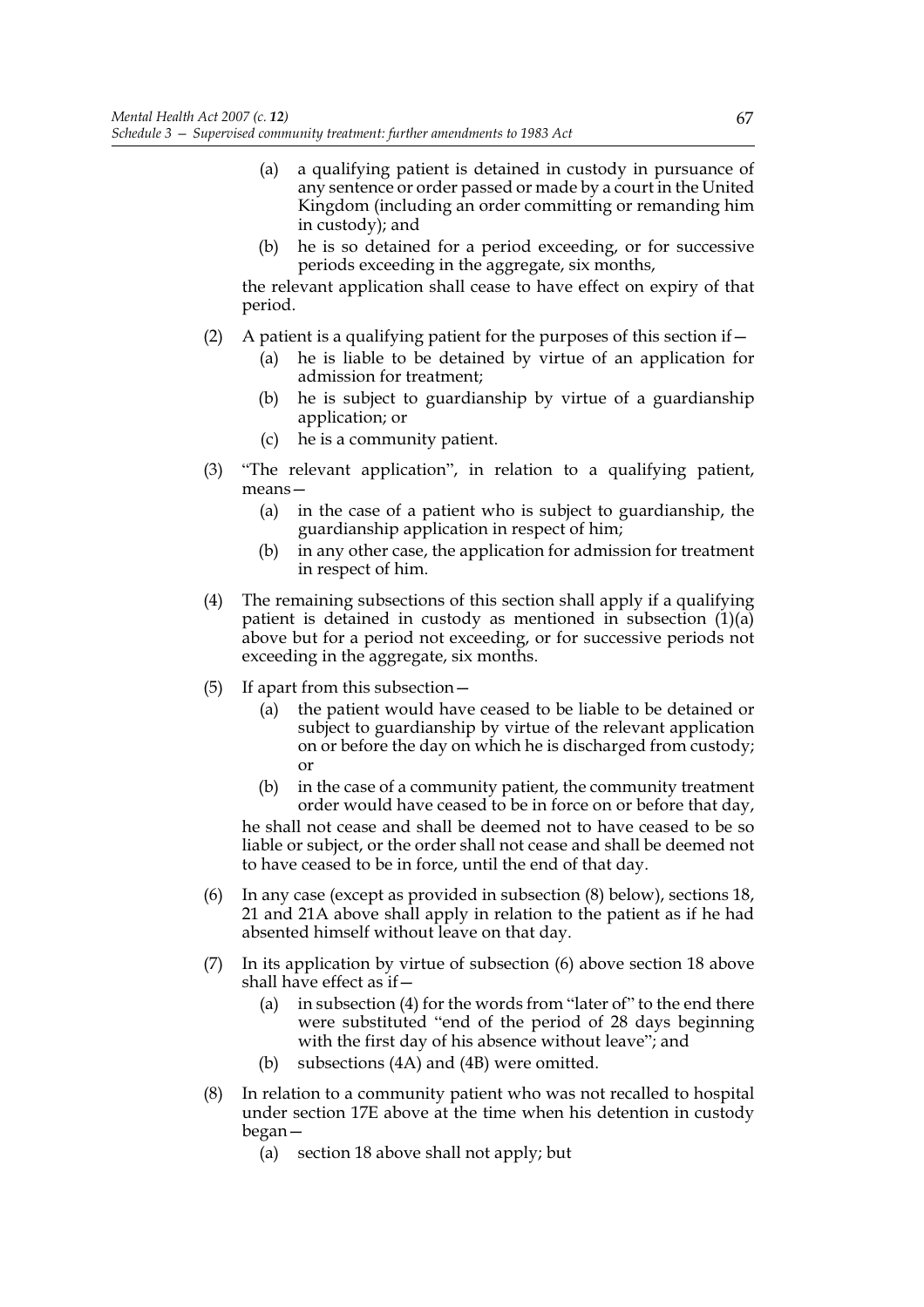(a) a qualifying patient is detained in custody in pursuance of any sentence or order passed or made by a court in the United Kingdom (including an order committing or remanding him in custody); and

(b) he is so detained for a period exceeding, or for successive periods exceeding in the aggregate, six months,

the relevant application shall cease to have effect on expiry of that period.

(2) A patient is a qualifying patient for the purposes of this section if—

(a) he is liable to be detained by virtue of an application for admission for treatment;

(b) he is subject to guardianship by virtue of a guardianship application; or

(c) he is a community patient.

(3) "The relevant application", in relation to a qualifying patient, means—

(a) in the case of a patient who is subject to guardianship, the guardianship application in respect of him;

(b) in any other case, the application for admission for treatment in respect of him.

(4) The remaining subsections of this section shall apply if a qualifying patient is detained in custody as mentioned in subsection (1)(a) above but for a period not exceeding, or for successive periods not exceeding in the aggregate, six months.

(5) If apart from this subsection—

(a) the patient would have ceased to be liable to be detained or subject to guardianship by virtue of the relevant application on or before the day on which he is discharged from custody; or

(b) in the case of a community patient, the community treatment order would have ceased to be in force on or before that day,

he shall not cease and shall be deemed not to have ceased to be so liable or subject, or the order shall not cease and shall be deemed not to have ceased to be in force, until the end of that day.

(6) In any case (except as provided in subsection (8) below), sections 18, 21 and 21A above shall apply in relation to the patient as if he had absented himself without leave on that day.

(7) In its application by virtue of subsection (6) above section 18 above shall have effect as if—

(a) in subsection (4) for the words from "later of" to the end there were substituted "end of the period of 28 days beginning with the first day of his absence without leave"; and

(b) subsections (4A) and (4B) were omitted.

(8) In relation to a community patient who was not recalled to hospital under section 17E above at the time when his detention in custody began—

(a) section 18 above shall not apply; but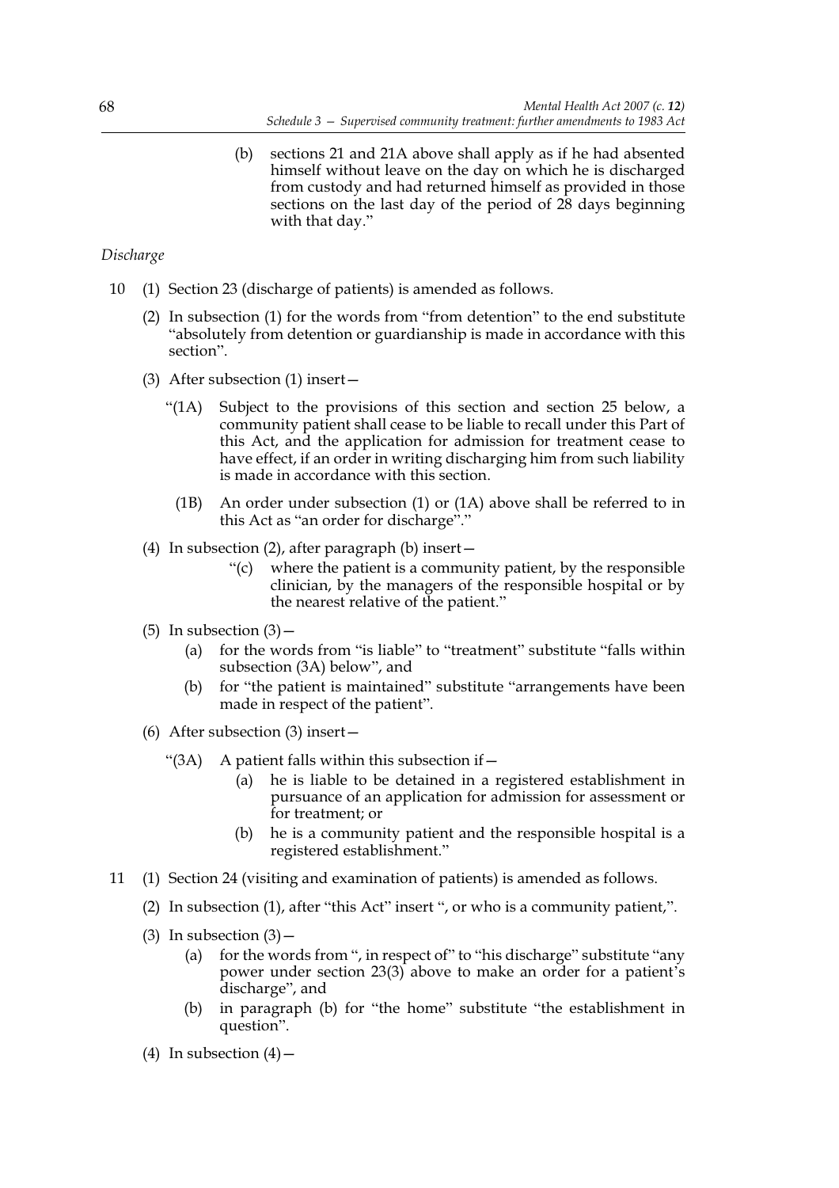(b) sections 21 and 21A above shall apply as if he had absented himself without leave on the day on which he is discharged from custody and had returned himself as provided in those sections on the last day of the period of 28 days beginning with that day."

*Discharge*

10 (1) Section 23 (discharge of patients) is amended as follows.

(2) In subsection (1) for the words from "from detention" to the end substitute "absolutely from detention or guardianship is made in accordance with this section".

(3) After subsection (1) insert—

"(1A) Subject to the provisions of this section and section 25 below, a community patient shall cease to be liable to recall under this Part of this Act, and the application for admission for treatment cease to have effect, if an order in writing discharging him from such liability is made in accordance with this section.

(1B) An order under subsection (1) or (1A) above shall be referred to in this Act as "an order for discharge"."

(4) In subsection (2), after paragraph (b) insert—

"(c) where the patient is a community patient, by the responsible clinician, by the managers of the responsible hospital or by the nearest relative of the patient."

(5) In subsection (3)—

(a) for the words from "is liable" to "treatment" substitute "falls within subsection (3A) below", and

(b) for "the patient is maintained" substitute "arrangements have been made in respect of the patient".

(6) After subsection (3) insert—

"(3A) A patient falls within this subsection if—

(a) he is liable to be detained in a registered establishment in pursuance of an application for admission for assessment or for treatment; or

(b) he is a community patient and the responsible hospital is a registered establishment."

11 (1) Section 24 (visiting and examination of patients) is amended as follows.

(2) In subsection (1), after "this Act" insert ", or who is a community patient,".

(3) In subsection (3)—

(a) for the words from ", in respect of" to "his discharge" substitute "any power under section 23(3) above to make an order for a patient's discharge", and

(b) in paragraph (b) for "the home" substitute "the establishment in question".

(4) In subsection (4)—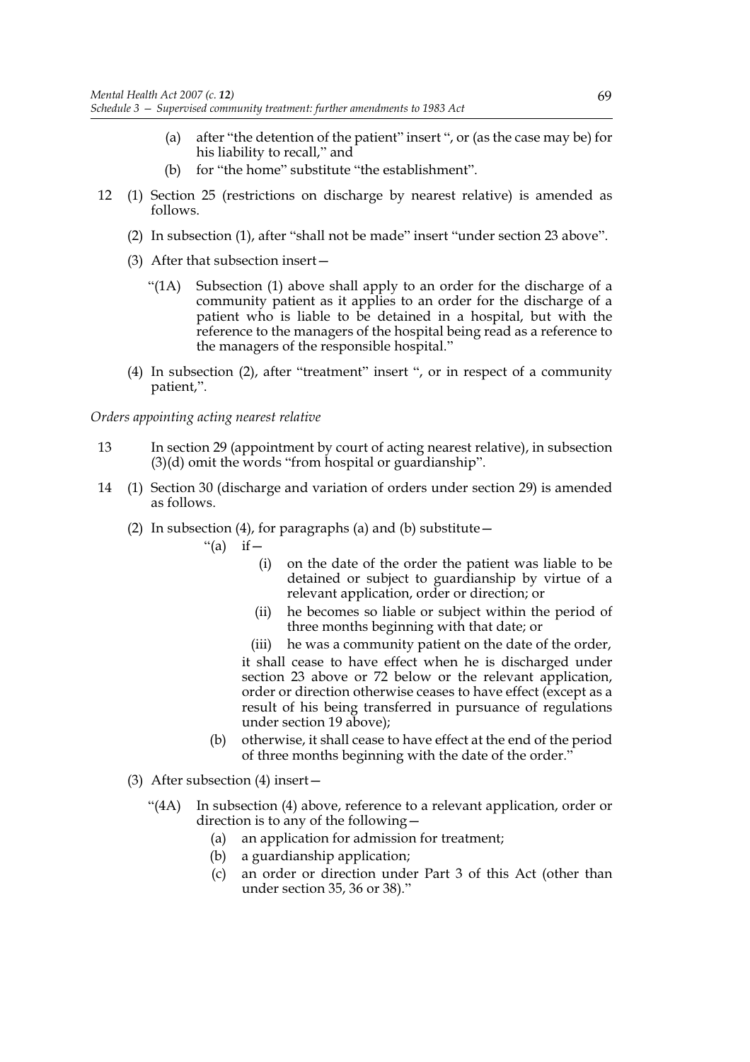(a) after "the detention of the patient" insert ", or (as the case may be) for his liability to recall," and

(b) for "the home" substitute "the establishment".

12 (1) Section 25 (restrictions on discharge by nearest relative) is amended as follows.

(2) In subsection (1), after "shall not be made" insert "under section 23 above".

(3) After that subsection insert—

"(1A) Subsection (1) above shall apply to an order for the discharge of a community patient as it applies to an order for the discharge of a patient who is liable to be detained in a hospital, but with the reference to the managers of the hospital being read as a reference to the managers of the responsible hospital."

(4) In subsection (2), after "treatment" insert ", or in respect of a community patient,".

*Orders appointing acting nearest relative*

13 In section 29 (appointment by court of acting nearest relative), in subsection (3)(d) omit the words "from hospital or guardianship".

14 (1) Section 30 (discharge and variation of orders under section 29) is amended as follows.

(2) In subsection (4), for paragraphs (a) and (b) substitute—

"(a) if—

(i) on the date of the order the patient was liable to be detained or subject to guardianship by virtue of a relevant application, order or direction; or

(ii) he becomes so liable or subject within the period of three months beginning with that date; or

(iii) he was a community patient on the date of the order,

it shall cease to have effect when he is discharged under section 23 above or 72 below or the relevant application, order or direction otherwise ceases to have effect (except as a result of his being transferred in pursuance of regulations under section 19 above);

(b) otherwise, it shall cease to have effect at the end of the period of three months beginning with the date of the order."

(3) After subsection (4) insert—

"(4A) In subsection (4) above, reference to a relevant application, order or direction is to any of the following—

(a) an application for admission for treatment;

(b) a guardianship application;

(c) an order or direction under Part 3 of this Act (other than under section 35, 36 or 38)."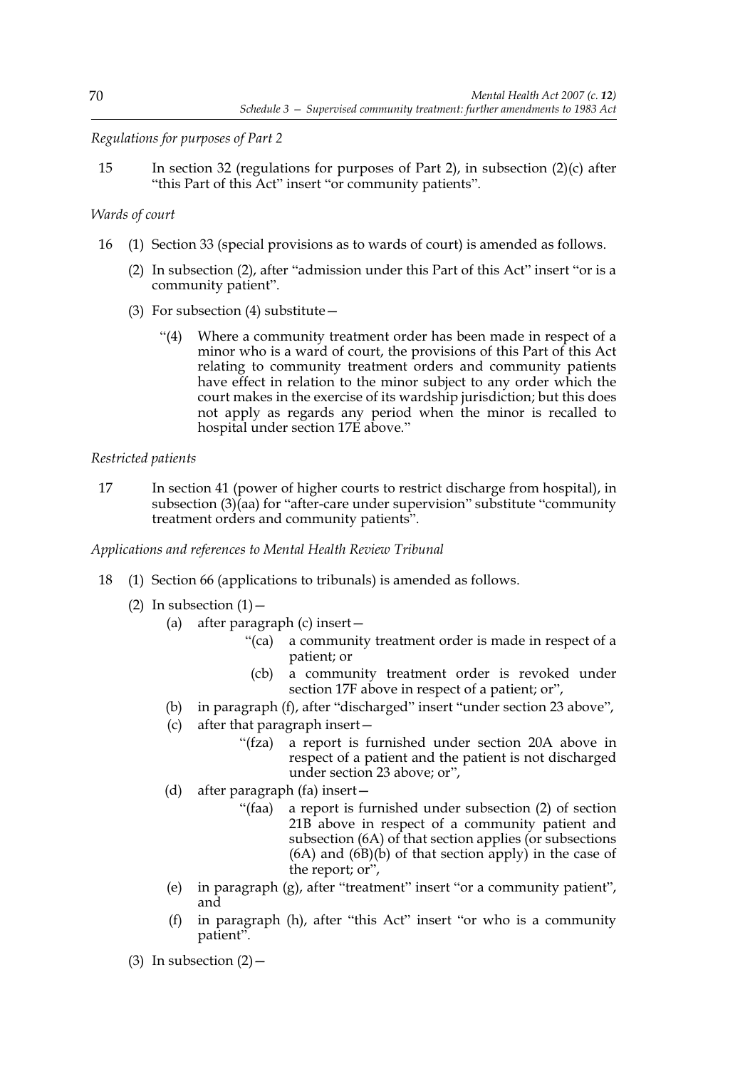*Regulations for purposes of Part 2*

15 In section 32 (regulations for purposes of Part 2), in subsection (2)(c) after "this Part of this Act" insert "or community patients".

*Wards of court*

16 (1) Section 33 (special provisions as to wards of court) is amended as follows.

(2) In subsection (2), after "admission under this Part of this Act" insert "or is a community patient".

(3) For subsection (4) substitute—

"(4) Where a community treatment order has been made in respect of a minor who is a ward of court, the provisions of this Part of this Act relating to community treatment orders and community patients have effect in relation to the minor subject to any order which the court makes in the exercise of its wardship jurisdiction; but this does not apply as regards any period when the minor is recalled to hospital under section 17E above."

*Restricted patients*

17 In section 41 (power of higher courts to restrict discharge from hospital), in subsection (3)(aa) for "after-care under supervision" substitute "community treatment orders and community patients".

*Applications and references to Mental Health Review Tribunal*

18 (1) Section 66 (applications to tribunals) is amended as follows.

(2) In subsection (1)—

(a) after paragraph (c) insert—

"(ca) a community treatment order is made in respect of a patient; or

(cb) a community treatment order is revoked under section 17F above in respect of a patient; or",

(b) in paragraph (f), after "discharged" insert "under section 23 above",

(c) after that paragraph insert—

"(fza) a report is furnished under section 20A above in respect of a patient and the patient is not discharged under section 23 above; or",

(d) after paragraph (fa) insert—

"(faa) a report is furnished under subsection (2) of section 21B above in respect of a community patient and subsection (6A) of that section applies (or subsections (6A) and (6B)(b) of that section apply) in the case of the report; or",

(e) in paragraph (g), after "treatment" insert "or a community patient", and

(f) in paragraph (h), after "this Act" insert "or who is a community patient".

(3) In subsection (2)—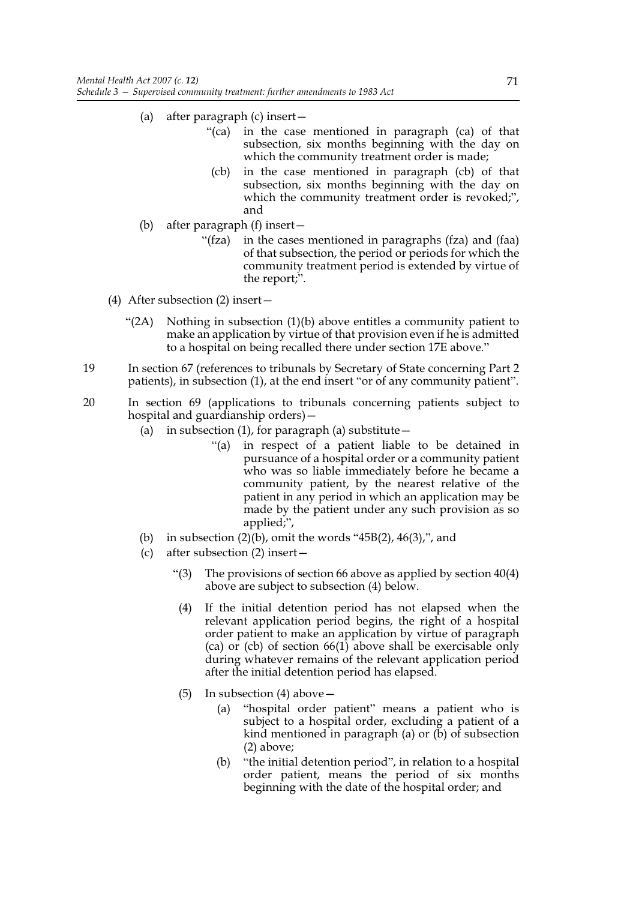(a) after paragraph (c) insert—

> "(ca) in the case mentioned in paragraph (ca) of that subsection, six months beginning with the day on which the community treatment order is made;
>
> (cb) in the case mentioned in paragraph (cb) of that subsection, six months beginning with the day on which the community treatment order is revoked;", and

(b) after paragraph (f) insert—

> "(fza) in the cases mentioned in paragraphs (fza) and (faa) of that subsection, the period or periods for which the community treatment period is extended by virtue of the report;".

(4) After subsection (2) insert—

> "(2A) Nothing in subsection (1)(b) above entitles a community patient to make an application by virtue of that provision even if he is admitted to a hospital on being recalled there under section 17E above."

19 In section 67 (references to tribunals by Secretary of State concerning Part 2 patients), in subsection (1), at the end insert "or of any community patient".

20 In section 69 (applications to tribunals concerning patients subject to hospital and guardianship orders)—

(a) in subsection (1), for paragraph (a) substitute—

> "(a) in respect of a patient liable to be detained in pursuance of a hospital order or a community patient who was so liable immediately before he became a community patient, by the nearest relative of the patient in any period in which an application may be made by the patient under any such provision as so applied;",

(b) in subsection (2)(b), omit the words "45B(2), 46(3),", and

(c) after subsection (2) insert—

> "(3) The provisions of section 66 above as applied by section 40(4) above are subject to subsection (4) below.
>
> (4) If the initial detention period has not elapsed when the relevant application period begins, the right of a hospital order patient to make an application by virtue of paragraph (ca) or (cb) of section 66(1) above shall be exercisable only during whatever remains of the relevant application period after the initial detention period has elapsed.
>
> (5) In subsection (4) above—
>
> (a) "hospital order patient" means a patient who is subject to a hospital order, excluding a patient of a kind mentioned in paragraph (a) or (b) of subsection (2) above;
>
> (b) "the initial detention period", in relation to a hospital order patient, means the period of six months beginning with the date of the hospital order; and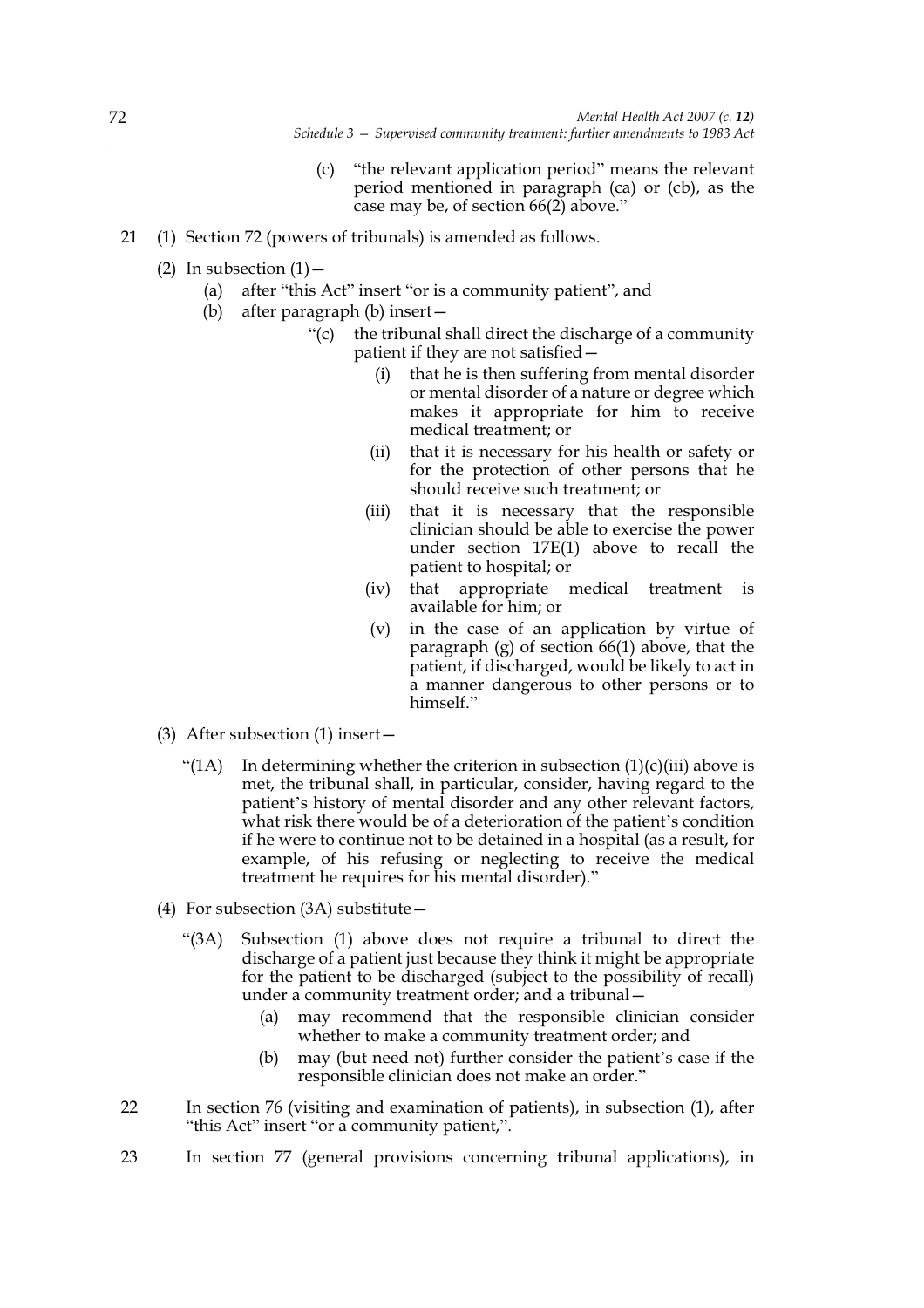(c) "the relevant application period" means the relevant period mentioned in paragraph (ca) or (cb), as the case may be, of section 66(2) above."

21 (1) Section 72 (powers of tribunals) is amended as follows.

(2) In subsection (1)—

(a) after "this Act" insert "or is a community patient", and

(b) after paragraph (b) insert—

"(c) the tribunal shall direct the discharge of a community patient if they are not satisfied—

(i) that he is then suffering from mental disorder or mental disorder of a nature or degree which makes it appropriate for him to receive medical treatment; or

(ii) that it is necessary for his health or safety or for the protection of other persons that he should receive such treatment; or

(iii) that it is necessary that the responsible clinician should be able to exercise the power under section 17E(1) above to recall the patient to hospital; or

(iv) that appropriate medical treatment is available for him; or

(v) in the case of an application by virtue of paragraph (g) of section 66(1) above, that the patient, if discharged, would be likely to act in a manner dangerous to other persons or to himself."

(3) After subsection (1) insert—

"(1A) In determining whether the criterion in subsection (1)(c)(iii) above is met, the tribunal shall, in particular, consider, having regard to the patient's history of mental disorder and any other relevant factors, what risk there would be of a deterioration of the patient's condition if he were to continue not to be detained in a hospital (as a result, for example, of his refusing or neglecting to receive the medical treatment he requires for his mental disorder)."

(4) For subsection (3A) substitute—

"(3A) Subsection (1) above does not require a tribunal to direct the discharge of a patient just because they think it might be appropriate for the patient to be discharged (subject to the possibility of recall) under a community treatment order; and a tribunal—

(a) may recommend that the responsible clinician consider whether to make a community treatment order; and

(b) may (but need not) further consider the patient's case if the responsible clinician does not make an order."

22 In section 76 (visiting and examination of patients), in subsection (1), after "this Act" insert "or a community patient,".

23 In section 77 (general provisions concerning tribunal applications), in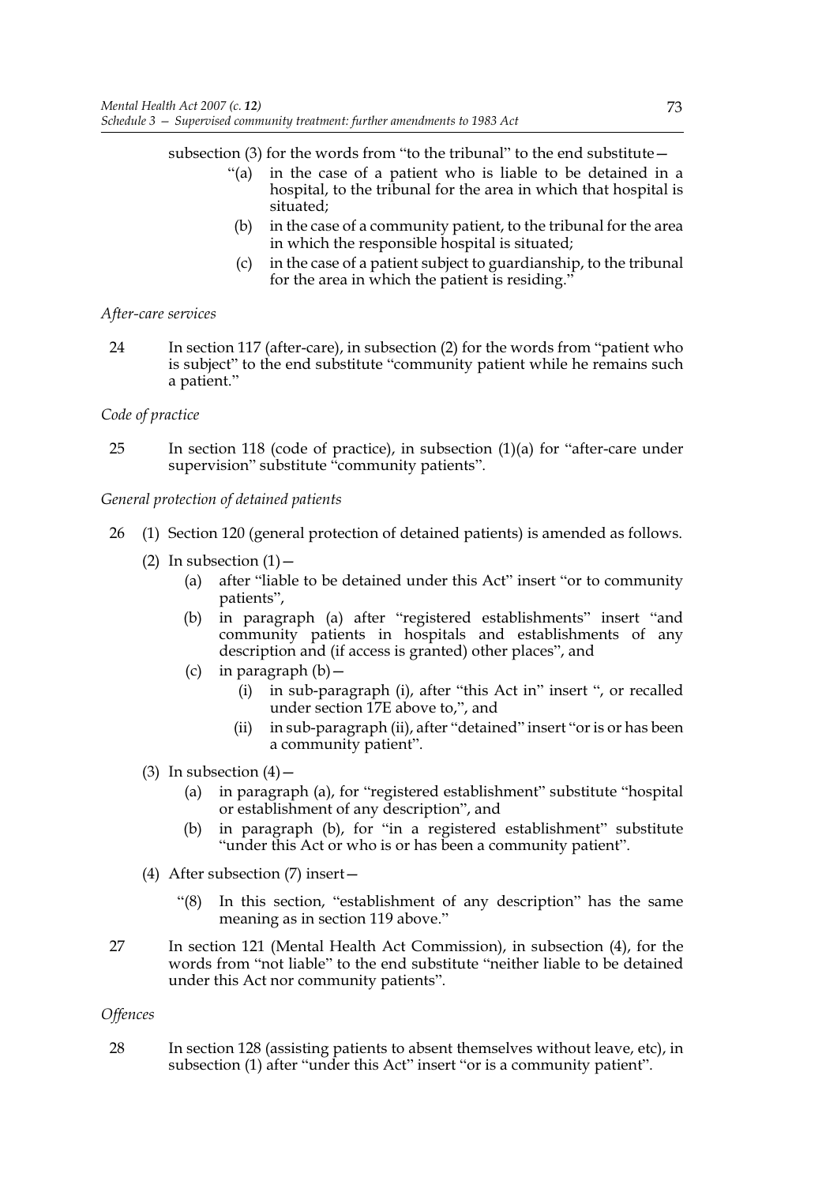subsection (3) for the words from "to the tribunal" to the end substitute—

> "(a) in the case of a patient who is liable to be detained in a hospital, to the tribunal for the area in which that hospital is situated;
>
> (b) in the case of a community patient, to the tribunal for the area in which the responsible hospital is situated;
>
> (c) in the case of a patient subject to guardianship, to the tribunal for the area in which the patient is residing."

*After-care services*

24 In section 117 (after-care), in subsection (2) for the words from "patient who is subject" to the end substitute "community patient while he remains such a patient."

*Code of practice*

25 In section 118 (code of practice), in subsection (1)(a) for "after-care under supervision" substitute "community patients".

*General protection of detained patients*

26 (1) Section 120 (general protection of detained patients) is amended as follows.

(2) In subsection (1)—

(a) after "liable to be detained under this Act" insert "or to community patients",

(b) in paragraph (a) after "registered establishments" insert "and community patients in hospitals and establishments of any description and (if access is granted) other places", and

(c) in paragraph (b)—

(i) in sub-paragraph (i), after "this Act in" insert ", or recalled under section 17E above to,", and

(ii) in sub-paragraph (ii), after "detained" insert "or is or has been a community patient".

(3) In subsection (4)—

(a) in paragraph (a), for "registered establishment" substitute "hospital or establishment of any description", and

(b) in paragraph (b), for "in a registered establishment" substitute "under this Act or who is or has been a community patient".

(4) After subsection (7) insert—

> "(8) In this section, "establishment of any description" has the same meaning as in section 119 above."

27 In section 121 (Mental Health Act Commission), in subsection (4), for the words from "not liable" to the end substitute "neither liable to be detained under this Act nor community patients".

*Offences*

28 In section 128 (assisting patients to absent themselves without leave, etc), in subsection (1) after "under this Act" insert "or is a community patient".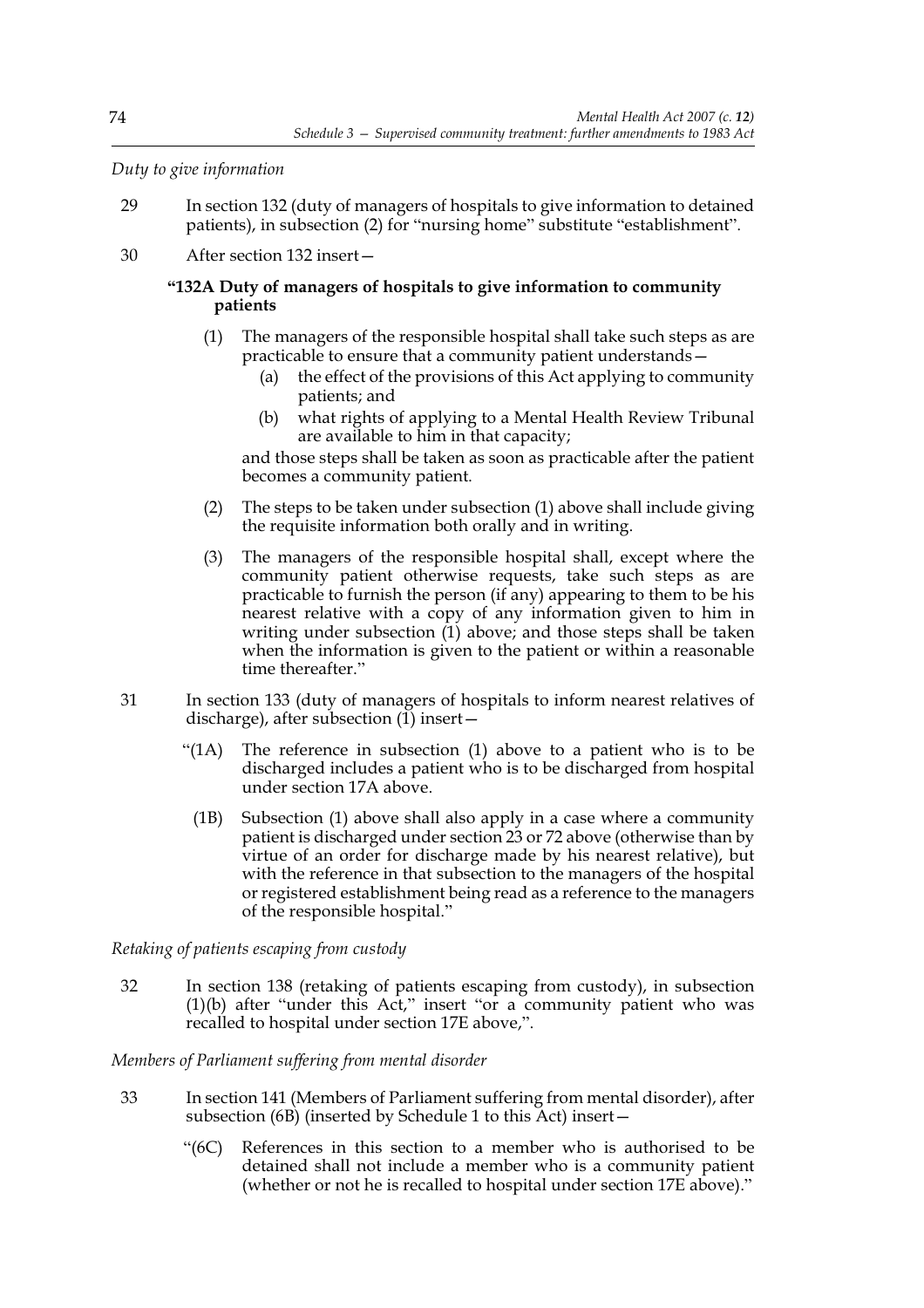*Duty to give information*

29 In section 132 (duty of managers of hospitals to give information to detained patients), in subsection (2) for "nursing home" substitute "establishment".

30 After section 132 insert—

**"132A Duty of managers of hospitals to give information to community patients**

(1) The managers of the responsible hospital shall take such steps as are practicable to ensure that a community patient understands—

(a) the effect of the provisions of this Act applying to community patients; and

(b) what rights of applying to a Mental Health Review Tribunal are available to him in that capacity;

and those steps shall be taken as soon as practicable after the patient becomes a community patient.

(2) The steps to be taken under subsection (1) above shall include giving the requisite information both orally and in writing.

(3) The managers of the responsible hospital shall, except where the community patient otherwise requests, take such steps as are practicable to furnish the person (if any) appearing to them to be his nearest relative with a copy of any information given to him in writing under subsection (1) above; and those steps shall be taken when the information is given to the patient or within a reasonable time thereafter."

31 In section 133 (duty of managers of hospitals to inform nearest relatives of discharge), after subsection (1) insert—

"(1A) The reference in subsection (1) above to a patient who is to be discharged includes a patient who is to be discharged from hospital under section 17A above.

(1B) Subsection (1) above shall also apply in a case where a community patient is discharged under section 23 or 72 above (otherwise than by virtue of an order for discharge made by his nearest relative), but with the reference in that subsection to the managers of the hospital or registered establishment being read as a reference to the managers of the responsible hospital."

*Retaking of patients escaping from custody*

32 In section 138 (retaking of patients escaping from custody), in subsection (1)(b) after "under this Act," insert "or a community patient who was recalled to hospital under section 17E above,".

*Members of Parliament suffering from mental disorder*

33 In section 141 (Members of Parliament suffering from mental disorder), after subsection (6B) (inserted by Schedule 1 to this Act) insert—

"(6C) References in this section to a member who is authorised to be detained shall not include a member who is a community patient (whether or not he is recalled to hospital under section 17E above)."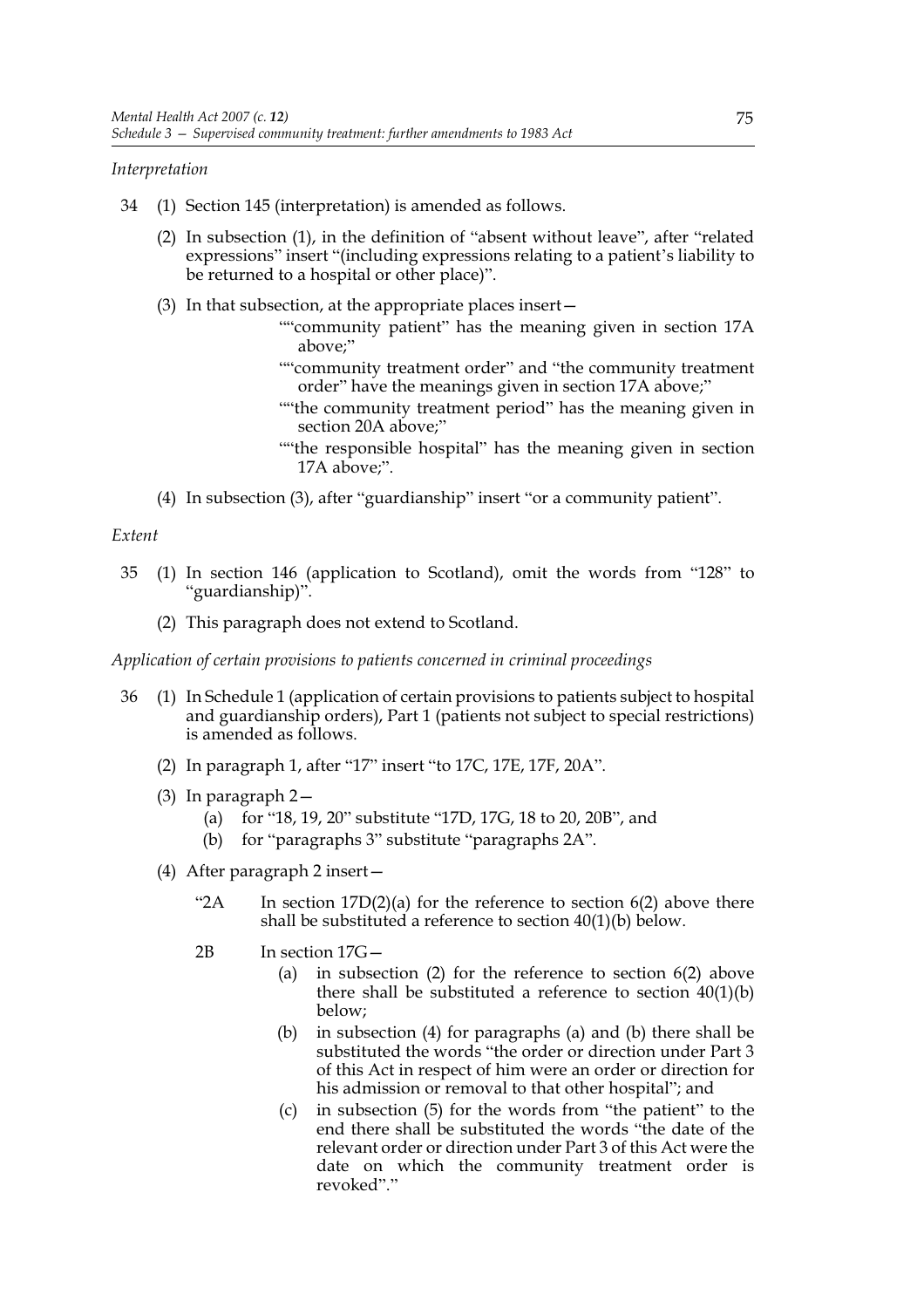*Interpretation*

34 (1) Section 145 (interpretation) is amended as follows.

(2) In subsection (1), in the definition of "absent without leave", after "related expressions" insert "(including expressions relating to a patient's liability to be returned to a hospital or other place)".

(3) In that subsection, at the appropriate places insert—

""community patient" has the meaning given in section 17A above;"

""community treatment order" and "the community treatment order" have the meanings given in section 17A above;"

""the community treatment period" has the meaning given in section 20A above;"

""the responsible hospital" has the meaning given in section 17A above;".

(4) In subsection (3), after "guardianship" insert "or a community patient".

*Extent*

35 (1) In section 146 (application to Scotland), omit the words from "128" to "guardianship)".

(2) This paragraph does not extend to Scotland.

*Application of certain provisions to patients concerned in criminal proceedings*

36 (1) In Schedule 1 (application of certain provisions to patients subject to hospital and guardianship orders), Part 1 (patients not subject to special restrictions) is amended as follows.

(2) In paragraph 1, after "17" insert "to 17C, 17E, 17F, 20A".

(3) In paragraph 2—

(a) for "18, 19, 20" substitute "17D, 17G, 18 to 20, 20B", and

(b) for "paragraphs 3" substitute "paragraphs 2A".

(4) After paragraph 2 insert—

"2A In section 17D(2)(a) for the reference to section 6(2) above there shall be substituted a reference to section 40(1)(b) below.

2B In section 17G—

(a) in subsection (2) for the reference to section 6(2) above there shall be substituted a reference to section 40(1)(b) below;

(b) in subsection (4) for paragraphs (a) and (b) there shall be substituted the words "the order or direction under Part 3 of this Act in respect of him were an order or direction for his admission or removal to that other hospital"; and

(c) in subsection (5) for the words from "the patient" to the end there shall be substituted the words "the date of the relevant order or direction under Part 3 of this Act were the date on which the community treatment order is revoked"."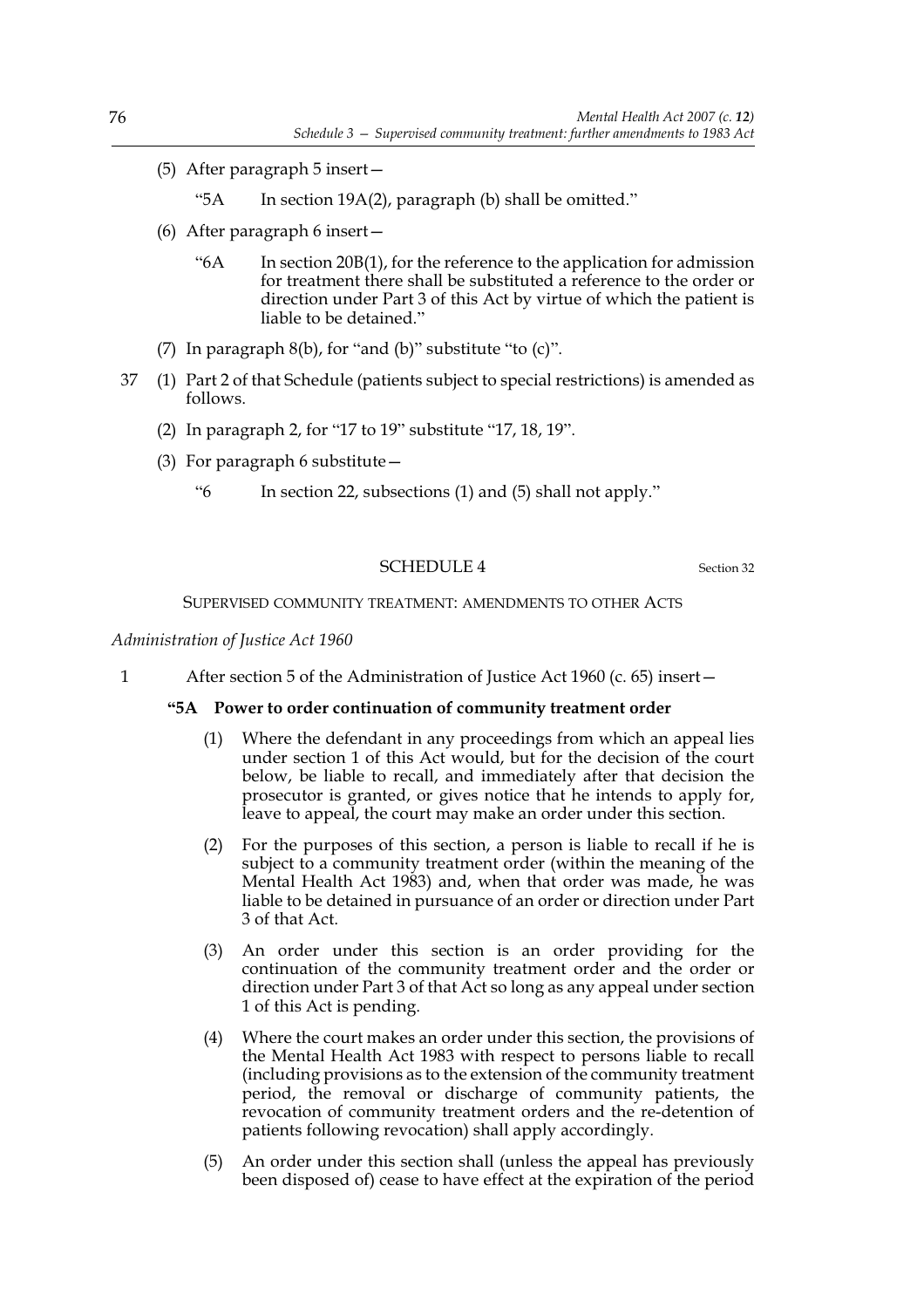(5) After paragraph 5 insert—

"5A In section 19A(2), paragraph (b) shall be omitted."

(6) After paragraph 6 insert—

"6A In section 20B(1), for the reference to the application for admission for treatment there shall be substituted a reference to the order or direction under Part 3 of this Act by virtue of which the patient is liable to be detained."

(7) In paragraph 8(b), for "and (b)" substitute "to (c)".

37 (1) Part 2 of that Schedule (patients subject to special restrictions) is amended as follows.

(2) In paragraph 2, for "17 to 19" substitute "17, 18, 19".

(3) For paragraph 6 substitute—

"6 In section 22, subsections (1) and (5) shall not apply."

## SCHEDULE 4

Section 32

SUPERVISED COMMUNITY TREATMENT: AMENDMENTS TO OTHER ACTS

*Administration of Justice Act 1960*

1 After section 5 of the Administration of Justice Act 1960 (c. 65) insert—

**"5A Power to order continuation of community treatment order**

(1) Where the defendant in any proceedings from which an appeal lies under section 1 of this Act would, but for the decision of the court below, be liable to recall, and immediately after that decision the prosecutor is granted, or gives notice that he intends to apply for, leave to appeal, the court may make an order under this section.

(2) For the purposes of this section, a person is liable to recall if he is subject to a community treatment order (within the meaning of the Mental Health Act 1983) and, when that order was made, he was liable to be detained in pursuance of an order or direction under Part 3 of that Act.

(3) An order under this section is an order providing for the continuation of the community treatment order and the order or direction under Part 3 of that Act so long as any appeal under section 1 of this Act is pending.

(4) Where the court makes an order under this section, the provisions of the Mental Health Act 1983 with respect to persons liable to recall (including provisions as to the extension of the community treatment period, the removal or discharge of community patients, the revocation of community treatment orders and the re-detention of patients following revocation) shall apply accordingly.

(5) An order under this section shall (unless the appeal has previously been disposed of) cease to have effect at the expiration of the period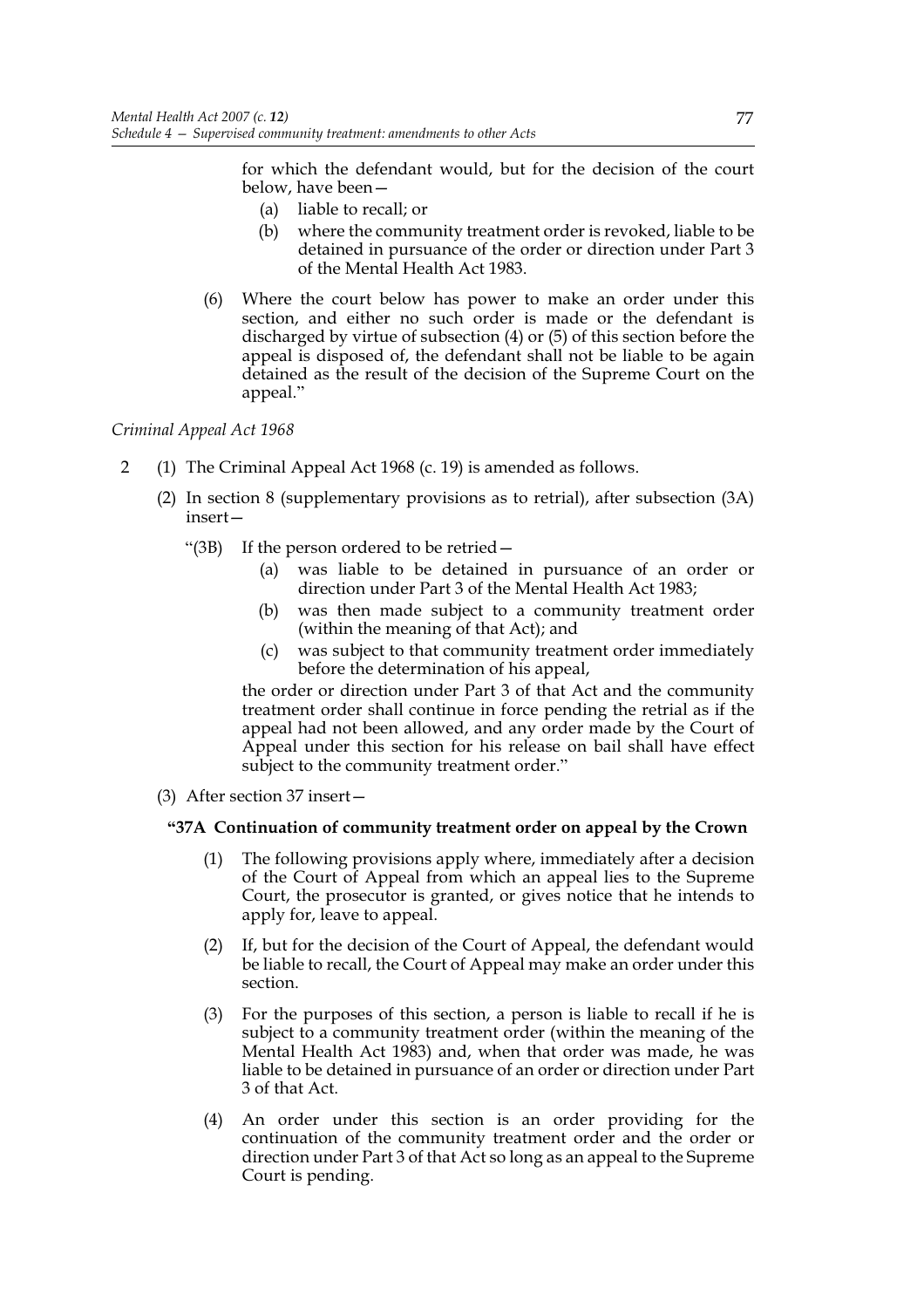for which the defendant would, but for the decision of the court below, have been—

(a) liable to recall; or

(b) where the community treatment order is revoked, liable to be detained in pursuance of the order or direction under Part 3 of the Mental Health Act 1983.

(6) Where the court below has power to make an order under this section, and either no such order is made or the defendant is discharged by virtue of subsection (4) or (5) of this section before the appeal is disposed of, the defendant shall not be liable to be again detained as the result of the decision of the Supreme Court on the appeal."

*Criminal Appeal Act 1968*

2 (1) The Criminal Appeal Act 1968 (c. 19) is amended as follows.

(2) In section 8 (supplementary provisions as to retrial), after subsection (3A) insert—

"(3B) If the person ordered to be retried—

(a) was liable to be detained in pursuance of an order or direction under Part 3 of the Mental Health Act 1983;

(b) was then made subject to a community treatment order (within the meaning of that Act); and

(c) was subject to that community treatment order immediately before the determination of his appeal,

the order or direction under Part 3 of that Act and the community treatment order shall continue in force pending the retrial as if the appeal had not been allowed, and any order made by the Court of Appeal under this section for his release on bail shall have effect subject to the community treatment order."

(3) After section 37 insert—

**"37A Continuation of community treatment order on appeal by the Crown**

(1) The following provisions apply where, immediately after a decision of the Court of Appeal from which an appeal lies to the Supreme Court, the prosecutor is granted, or gives notice that he intends to apply for, leave to appeal.

(2) If, but for the decision of the Court of Appeal, the defendant would be liable to recall, the Court of Appeal may make an order under this section.

(3) For the purposes of this section, a person is liable to recall if he is subject to a community treatment order (within the meaning of the Mental Health Act 1983) and, when that order was made, he was liable to be detained in pursuance of an order or direction under Part 3 of that Act.

(4) An order under this section is an order providing for the continuation of the community treatment order and the order or direction under Part 3 of that Act so long as an appeal to the Supreme Court is pending.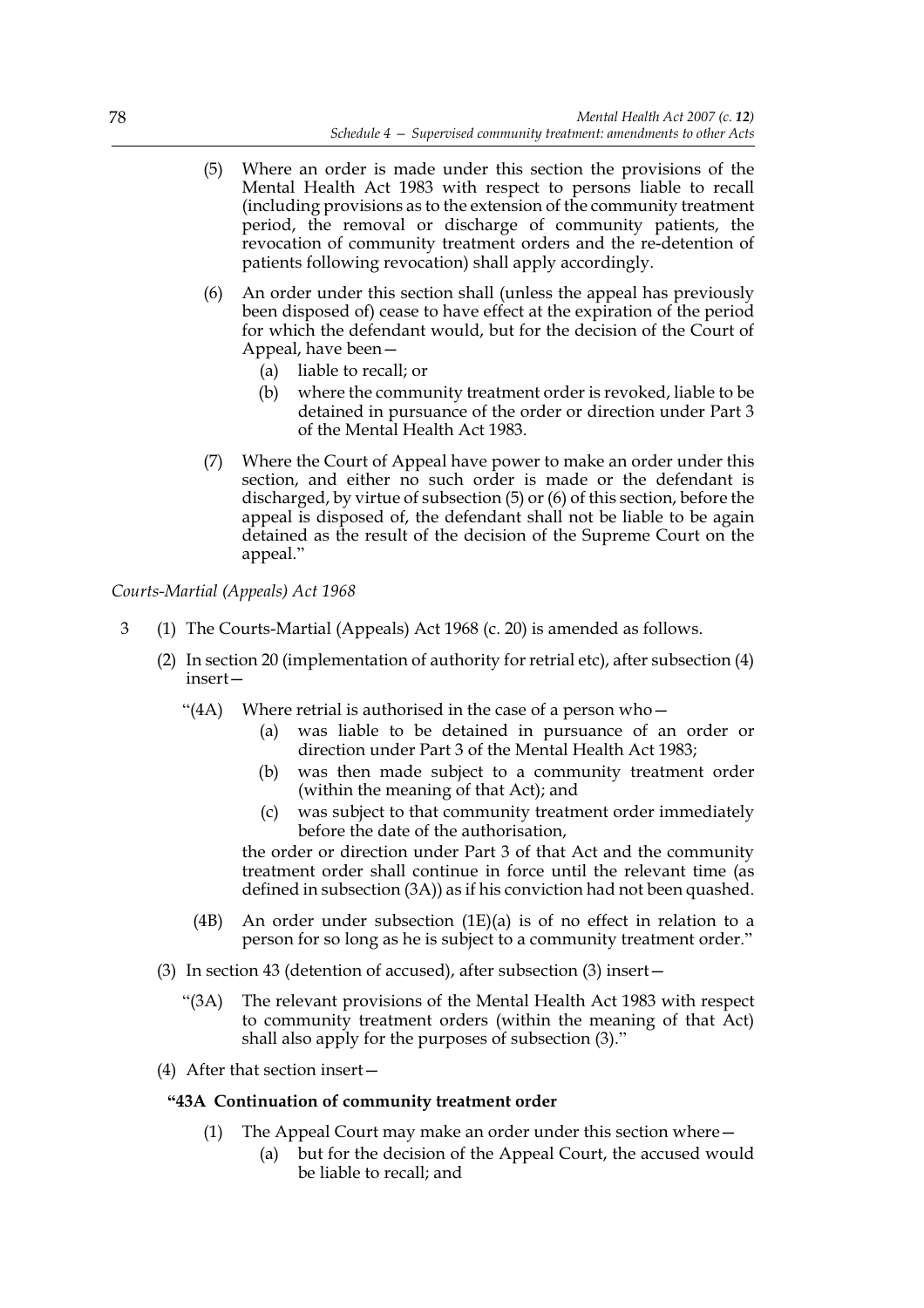(5) Where an order is made under this section the provisions of the Mental Health Act 1983 with respect to persons liable to recall (including provisions as to the extension of the community treatment period, the removal or discharge of community patients, the revocation of community treatment orders and the re-detention of patients following revocation) shall apply accordingly.

(6) An order under this section shall (unless the appeal has previously been disposed of) cease to have effect at the expiration of the period for which the defendant would, but for the decision of the Court of Appeal, have been—

(a) liable to recall; or

(b) where the community treatment order is revoked, liable to be detained in pursuance of the order or direction under Part 3 of the Mental Health Act 1983.

(7) Where the Court of Appeal have power to make an order under this section, and either no such order is made or the defendant is discharged, by virtue of subsection (5) or (6) of this section, before the appeal is disposed of, the defendant shall not be liable to be again detained as the result of the decision of the Supreme Court on the appeal."

*Courts-Martial (Appeals) Act 1968*

3 (1) The Courts-Martial (Appeals) Act 1968 (c. 20) is amended as follows.

(2) In section 20 (implementation of authority for retrial etc), after subsection (4) insert—

"(4A) Where retrial is authorised in the case of a person who—

(a) was liable to be detained in pursuance of an order or direction under Part 3 of the Mental Health Act 1983;

(b) was then made subject to a community treatment order (within the meaning of that Act); and

(c) was subject to that community treatment order immediately before the date of the authorisation,

the order or direction under Part 3 of that Act and the community treatment order shall continue in force until the relevant time (as defined in subsection (3A)) as if his conviction had not been quashed.

(4B) An order under subsection (1E)(a) is of no effect in relation to a person for so long as he is subject to a community treatment order."

(3) In section 43 (detention of accused), after subsection (3) insert—

"(3A) The relevant provisions of the Mental Health Act 1983 with respect to community treatment orders (within the meaning of that Act) shall also apply for the purposes of subsection (3)."

(4) After that section insert—

**"43A Continuation of community treatment order**

(1) The Appeal Court may make an order under this section where—

(a) but for the decision of the Appeal Court, the accused would be liable to recall; and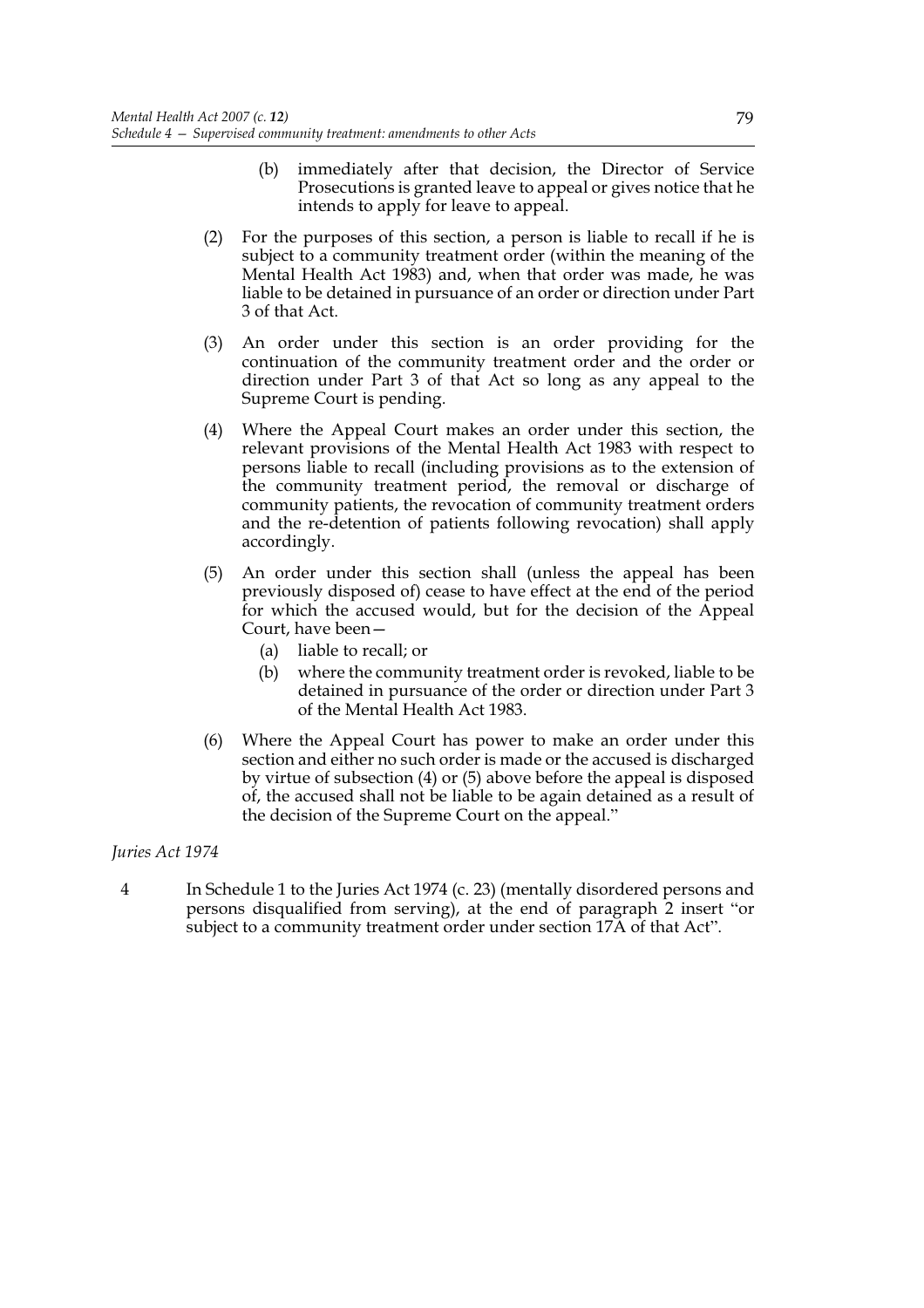(b) immediately after that decision, the Director of Service Prosecutions is granted leave to appeal or gives notice that he intends to apply for leave to appeal.

(2) For the purposes of this section, a person is liable to recall if he is subject to a community treatment order (within the meaning of the Mental Health Act 1983) and, when that order was made, he was liable to be detained in pursuance of an order or direction under Part 3 of that Act.

(3) An order under this section is an order providing for the continuation of the community treatment order and the order or direction under Part 3 of that Act so long as any appeal to the Supreme Court is pending.

(4) Where the Appeal Court makes an order under this section, the relevant provisions of the Mental Health Act 1983 with respect to persons liable to recall (including provisions as to the extension of the community treatment period, the removal or discharge of community patients, the revocation of community treatment orders and the re-detention of patients following revocation) shall apply accordingly.

(5) An order under this section shall (unless the appeal has been previously disposed of) cease to have effect at the end of the period for which the accused would, but for the decision of the Appeal Court, have been—

(a) liable to recall; or

(b) where the community treatment order is revoked, liable to be detained in pursuance of the order or direction under Part 3 of the Mental Health Act 1983.

(6) Where the Appeal Court has power to make an order under this section and either no such order is made or the accused is discharged by virtue of subsection (4) or (5) above before the appeal is disposed of, the accused shall not be liable to be again detained as a result of the decision of the Supreme Court on the appeal."

*Juries Act 1974*

4 In Schedule 1 to the Juries Act 1974 (c. 23) (mentally disordered persons and persons disqualified from serving), at the end of paragraph 2 insert "or subject to a community treatment order under section 17A of that Act".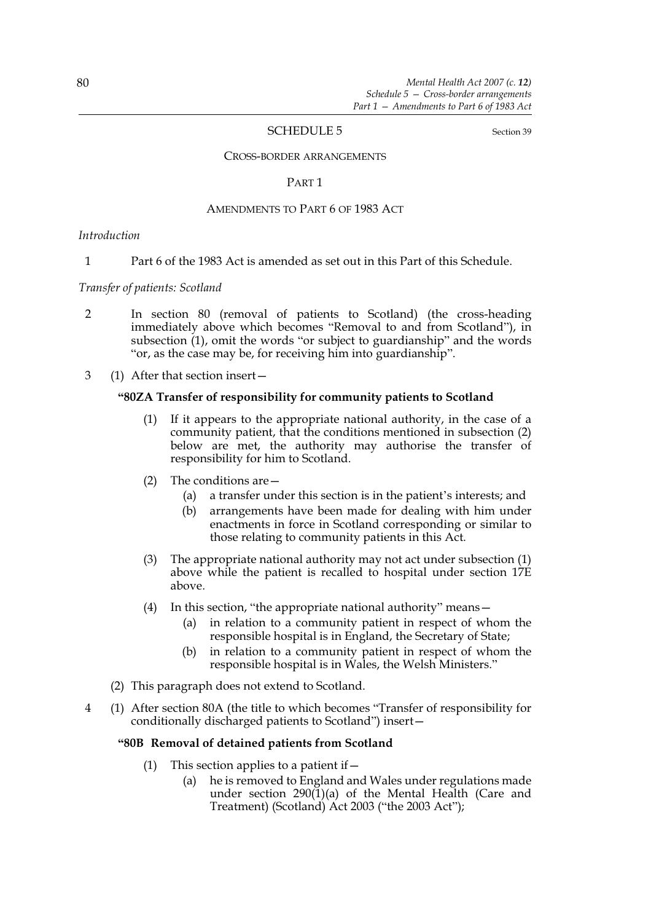## SCHEDULE 5

Section 39

### CROSS-BORDER ARRANGEMENTS

#### PART 1

#### AMENDMENTS TO PART 6 OF 1983 ACT

*Introduction*

1 Part 6 of the 1983 Act is amended as set out in this Part of this Schedule.

*Transfer of patients: Scotland*

2 In section 80 (removal of patients to Scotland) (the cross-heading immediately above which becomes "Removal to and from Scotland"), in subsection (1), omit the words "or subject to guardianship" and the words "or, as the case may be, for receiving him into guardianship".

3 (1) After that section insert—

**"80ZA Transfer of responsibility for community patients to Scotland**

(1) If it appears to the appropriate national authority, in the case of a community patient, that the conditions mentioned in subsection (2) below are met, the authority may authorise the transfer of responsibility for him to Scotland.

(2) The conditions are—

(a) a transfer under this section is in the patient's interests; and

(b) arrangements have been made for dealing with him under enactments in force in Scotland corresponding or similar to those relating to community patients in this Act.

(3) The appropriate national authority may not act under subsection (1) above while the patient is recalled to hospital under section 17E above.

(4) In this section, "the appropriate national authority" means—

(a) in relation to a community patient in respect of whom the responsible hospital is in England, the Secretary of State;

(b) in relation to a community patient in respect of whom the responsible hospital is in Wales, the Welsh Ministers."

(2) This paragraph does not extend to Scotland.

4 (1) After section 80A (the title to which becomes "Transfer of responsibility for conditionally discharged patients to Scotland") insert—

**"80B Removal of detained patients from Scotland**

(1) This section applies to a patient if—

(a) he is removed to England and Wales under regulations made under section 290(1)(a) of the Mental Health (Care and Treatment) (Scotland) Act 2003 ("the 2003 Act");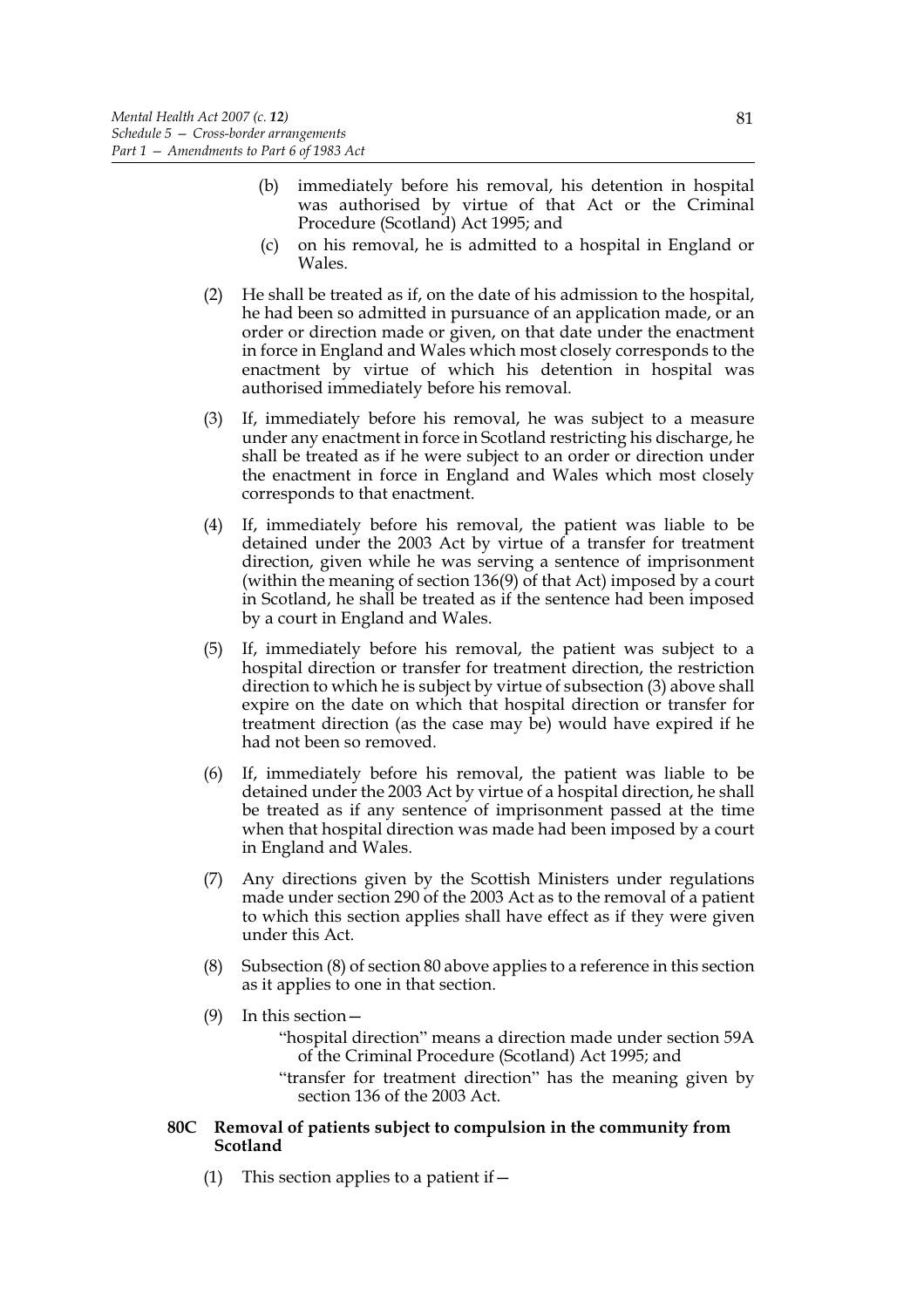(b) immediately before his removal, his detention in hospital was authorised by virtue of that Act or the Criminal Procedure (Scotland) Act 1995; and

(c) on his removal, he is admitted to a hospital in England or Wales.

(2) He shall be treated as if, on the date of his admission to the hospital, he had been so admitted in pursuance of an application made, or an order or direction made or given, on that date under the enactment in force in England and Wales which most closely corresponds to the enactment by virtue of which his detention in hospital was authorised immediately before his removal.

(3) If, immediately before his removal, he was subject to a measure under any enactment in force in Scotland restricting his discharge, he shall be treated as if he were subject to an order or direction under the enactment in force in England and Wales which most closely corresponds to that enactment.

(4) If, immediately before his removal, the patient was liable to be detained under the 2003 Act by virtue of a transfer for treatment direction, given while he was serving a sentence of imprisonment (within the meaning of section 136(9) of that Act) imposed by a court in Scotland, he shall be treated as if the sentence had been imposed by a court in England and Wales.

(5) If, immediately before his removal, the patient was subject to a hospital direction or transfer for treatment direction, the restriction direction to which he is subject by virtue of subsection (3) above shall expire on the date on which that hospital direction or transfer for treatment direction (as the case may be) would have expired if he had not been so removed.

(6) If, immediately before his removal, the patient was liable to be detained under the 2003 Act by virtue of a hospital direction, he shall be treated as if any sentence of imprisonment passed at the time when that hospital direction was made had been imposed by a court in England and Wales.

(7) Any directions given by the Scottish Ministers under regulations made under section 290 of the 2003 Act as to the removal of a patient to which this section applies shall have effect as if they were given under this Act.

(8) Subsection (8) of section 80 above applies to a reference in this section as it applies to one in that section.

(9) In this section—

"hospital direction" means a direction made under section 59A of the Criminal Procedure (Scotland) Act 1995; and

"transfer for treatment direction" has the meaning given by section 136 of the 2003 Act.

**80C Removal of patients subject to compulsion in the community from Scotland**

(1) This section applies to a patient if—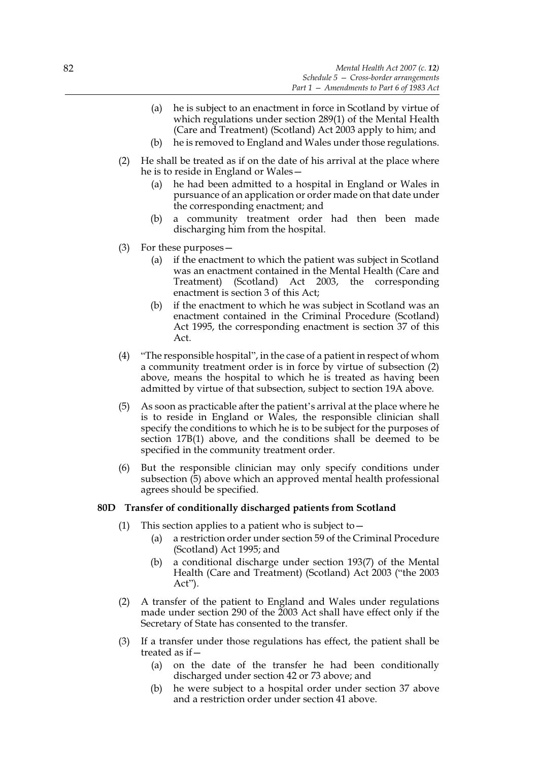(a) he is subject to an enactment in force in Scotland by virtue of which regulations under section 289(1) of the Mental Health (Care and Treatment) (Scotland) Act 2003 apply to him; and

(b) he is removed to England and Wales under those regulations.

(2) He shall be treated as if on the date of his arrival at the place where he is to reside in England or Wales—

(a) he had been admitted to a hospital in England or Wales in pursuance of an application or order made on that date under the corresponding enactment; and

(b) a community treatment order had then been made discharging him from the hospital.

(3) For these purposes—

(a) if the enactment to which the patient was subject in Scotland was an enactment contained in the Mental Health (Care and Treatment) (Scotland) Act 2003, the corresponding enactment is section 3 of this Act;

(b) if the enactment to which he was subject in Scotland was an enactment contained in the Criminal Procedure (Scotland) Act 1995, the corresponding enactment is section 37 of this Act.

(4) "The responsible hospital", in the case of a patient in respect of whom a community treatment order is in force by virtue of subsection (2) above, means the hospital to which he is treated as having been admitted by virtue of that subsection, subject to section 19A above.

(5) As soon as practicable after the patient's arrival at the place where he is to reside in England or Wales, the responsible clinician shall specify the conditions to which he is to be subject for the purposes of section 17B(1) above, and the conditions shall be deemed to be specified in the community treatment order.

(6) But the responsible clinician may only specify conditions under subsection (5) above which an approved mental health professional agrees should be specified.

**80D Transfer of conditionally discharged patients from Scotland**

(1) This section applies to a patient who is subject to—

(a) a restriction order under section 59 of the Criminal Procedure (Scotland) Act 1995; and

(b) a conditional discharge under section 193(7) of the Mental Health (Care and Treatment) (Scotland) Act 2003 ("the 2003 Act").

(2) A transfer of the patient to England and Wales under regulations made under section 290 of the 2003 Act shall have effect only if the Secretary of State has consented to the transfer.

(3) If a transfer under those regulations has effect, the patient shall be treated as if—

(a) on the date of the transfer he had been conditionally discharged under section 42 or 73 above; and

(b) he were subject to a hospital order under section 37 above and a restriction order under section 41 above.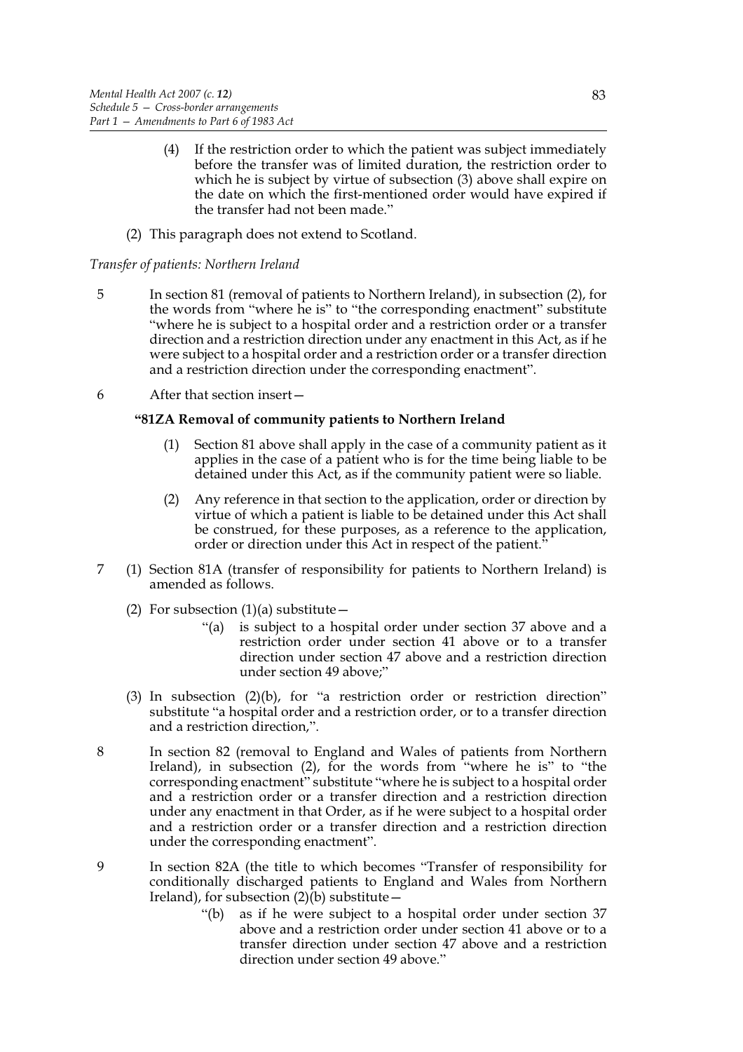(4) If the restriction order to which the patient was subject immediately before the transfer was of limited duration, the restriction order to which he is subject by virtue of subsection (3) above shall expire on the date on which the first-mentioned order would have expired if the transfer had not been made."

(2) This paragraph does not extend to Scotland.

*Transfer of patients: Northern Ireland*

5 In section 81 (removal of patients to Northern Ireland), in subsection (2), for the words from "where he is" to "the corresponding enactment" substitute "where he is subject to a hospital order and a restriction order or a transfer direction and a restriction direction under any enactment in this Act, as if he were subject to a hospital order and a restriction order or a transfer direction and a restriction direction under the corresponding enactment".

6 After that section insert—

**"81ZA Removal of community patients to Northern Ireland**

(1) Section 81 above shall apply in the case of a community patient as it applies in the case of a patient who is for the time being liable to be detained under this Act, as if the community patient were so liable.

(2) Any reference in that section to the application, order or direction by virtue of which a patient is liable to be detained under this Act shall be construed, for these purposes, as a reference to the application, order or direction under this Act in respect of the patient."

7 (1) Section 81A (transfer of responsibility for patients to Northern Ireland) is amended as follows.

(2) For subsection (1)(a) substitute—

"(a) is subject to a hospital order under section 37 above and a restriction order under section 41 above or to a transfer direction under section 47 above and a restriction direction under section 49 above;"

(3) In subsection (2)(b), for "a restriction order or restriction direction" substitute "a hospital order and a restriction order, or to a transfer direction and a restriction direction,".

8 In section 82 (removal to England and Wales of patients from Northern Ireland), in subsection (2), for the words from "where he is" to "the corresponding enactment" substitute "where he is subject to a hospital order and a restriction order or a transfer direction and a restriction direction under any enactment in that Order, as if he were subject to a hospital order and a restriction order or a transfer direction and a restriction direction under the corresponding enactment".

9 In section 82A (the title to which becomes "Transfer of responsibility for conditionally discharged patients to England and Wales from Northern Ireland), for subsection (2)(b) substitute—

"(b) as if he were subject to a hospital order under section 37 above and a restriction order under section 41 above or to a transfer direction under section 47 above and a restriction direction under section 49 above."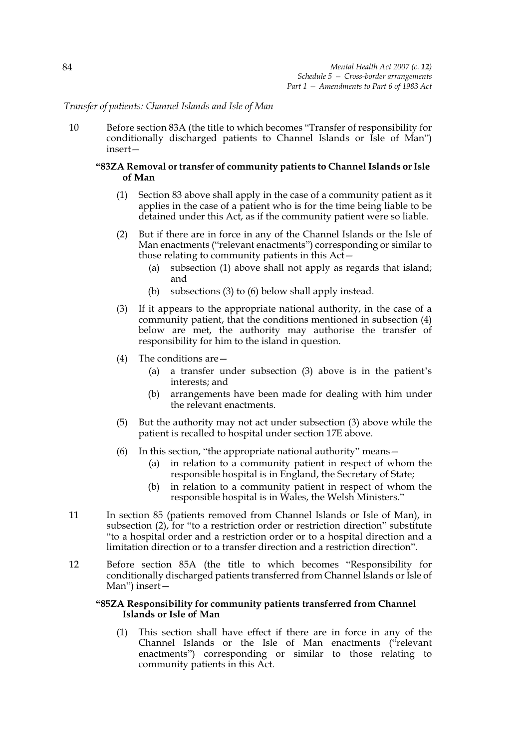*Transfer of patients: Channel Islands and Isle of Man*

10 Before section 83A (the title to which becomes "Transfer of responsibility for conditionally discharged patients to Channel Islands or Isle of Man") insert—

**"83ZA Removal or transfer of community patients to Channel Islands or Isle of Man**

(1) Section 83 above shall apply in the case of a community patient as it applies in the case of a patient who is for the time being liable to be detained under this Act, as if the community patient were so liable.

(2) But if there are in force in any of the Channel Islands or the Isle of Man enactments ("relevant enactments") corresponding or similar to those relating to community patients in this Act—

(a) subsection (1) above shall not apply as regards that island; and

(b) subsections (3) to (6) below shall apply instead.

(3) If it appears to the appropriate national authority, in the case of a community patient, that the conditions mentioned in subsection (4) below are met, the authority may authorise the transfer of responsibility for him to the island in question.

(4) The conditions are—

(a) a transfer under subsection (3) above is in the patient's interests; and

(b) arrangements have been made for dealing with him under the relevant enactments.

(5) But the authority may not act under subsection (3) above while the patient is recalled to hospital under section 17E above.

(6) In this section, "the appropriate national authority" means—

(a) in relation to a community patient in respect of whom the responsible hospital is in England, the Secretary of State;

(b) in relation to a community patient in respect of whom the responsible hospital is in Wales, the Welsh Ministers."

11 In section 85 (patients removed from Channel Islands or Isle of Man), in subsection (2), for "to a restriction order or restriction direction" substitute "to a hospital order and a restriction order or to a hospital direction and a limitation direction or to a transfer direction and a restriction direction".

12 Before section 85A (the title to which becomes "Responsibility for conditionally discharged patients transferred from Channel Islands or Isle of Man") insert—

**"85ZA Responsibility for community patients transferred from Channel Islands or Isle of Man**

(1) This section shall have effect if there are in force in any of the Channel Islands or the Isle of Man enactments ("relevant enactments") corresponding or similar to those relating to community patients in this Act.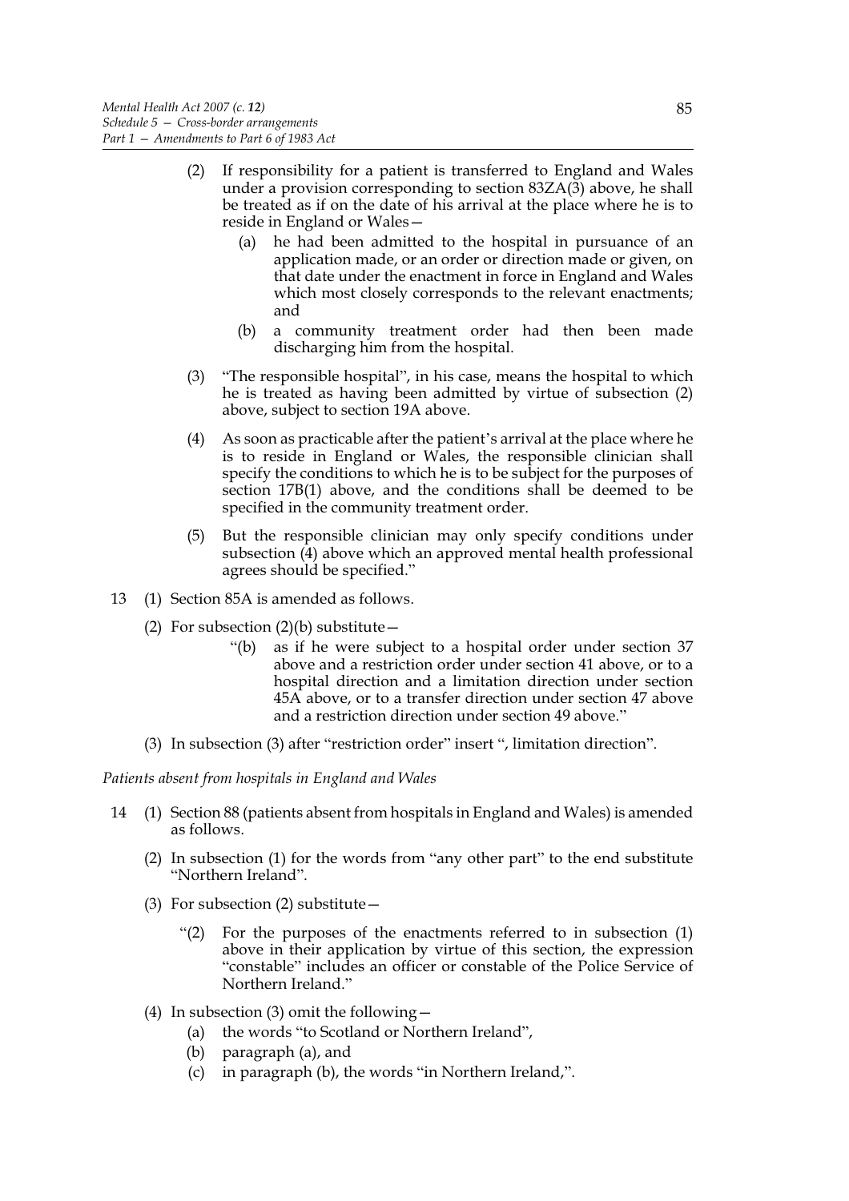(2) If responsibility for a patient is transferred to England and Wales under a provision corresponding to section 83ZA(3) above, he shall be treated as if on the date of his arrival at the place where he is to reside in England or Wales—

(a) he had been admitted to the hospital in pursuance of an application made, or an order or direction made or given, on that date under the enactment in force in England and Wales which most closely corresponds to the relevant enactments; and

(b) a community treatment order had then been made discharging him from the hospital.

(3) "The responsible hospital", in his case, means the hospital to which he is treated as having been admitted by virtue of subsection (2) above, subject to section 19A above.

(4) As soon as practicable after the patient's arrival at the place where he is to reside in England or Wales, the responsible clinician shall specify the conditions to which he is to be subject for the purposes of section 17B(1) above, and the conditions shall be deemed to be specified in the community treatment order.

(5) But the responsible clinician may only specify conditions under subsection (4) above which an approved mental health professional agrees should be specified."

13 (1) Section 85A is amended as follows.

(2) For subsection (2)(b) substitute—

"(b) as if he were subject to a hospital order under section 37 above and a restriction order under section 41 above, or to a hospital direction and a limitation direction under section 45A above, or to a transfer direction under section 47 above and a restriction direction under section 49 above."

(3) In subsection (3) after "restriction order" insert ", limitation direction".

*Patients absent from hospitals in England and Wales*

14 (1) Section 88 (patients absent from hospitals in England and Wales) is amended as follows.

(2) In subsection (1) for the words from "any other part" to the end substitute "Northern Ireland".

(3) For subsection (2) substitute—

"(2) For the purposes of the enactments referred to in subsection (1) above in their application by virtue of this section, the expression "constable" includes an officer or constable of the Police Service of Northern Ireland."

(4) In subsection (3) omit the following—

(a) the words "to Scotland or Northern Ireland",

(b) paragraph (a), and

(c) in paragraph (b), the words "in Northern Ireland,".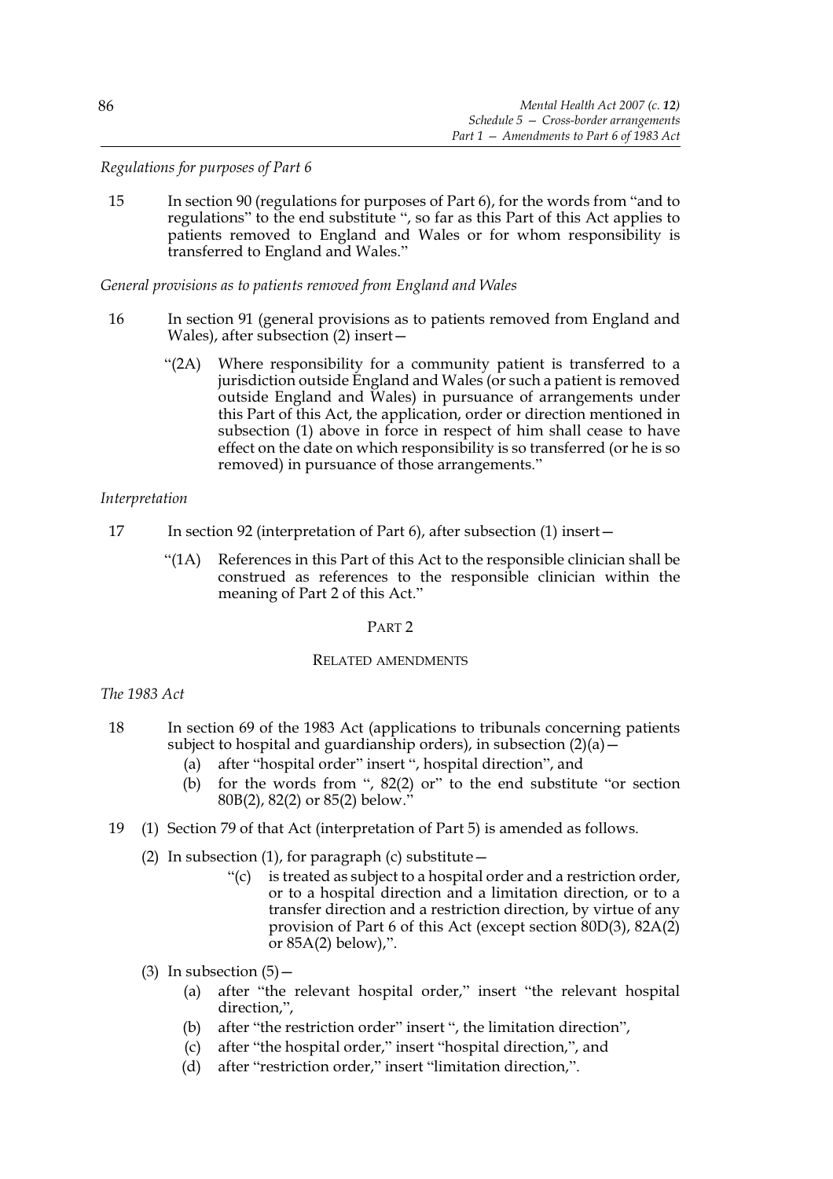*Regulations for purposes of Part 6*

15 In section 90 (regulations for purposes of Part 6), for the words from "and to regulations" to the end substitute ", so far as this Part of this Act applies to patients removed to England and Wales or for whom responsibility is transferred to England and Wales."

*General provisions as to patients removed from England and Wales*

16 In section 91 (general provisions as to patients removed from England and Wales), after subsection (2) insert—

"(2A) Where responsibility for a community patient is transferred to a jurisdiction outside England and Wales (or such a patient is removed outside England and Wales) in pursuance of arrangements under this Part of this Act, the application, order or direction mentioned in subsection (1) above in force in respect of him shall cease to have effect on the date on which responsibility is so transferred (or he is so removed) in pursuance of those arrangements."

*Interpretation*

17 In section 92 (interpretation of Part 6), after subsection (1) insert—

"(1A) References in this Part of this Act to the responsible clinician shall be construed as references to the responsible clinician within the meaning of Part 2 of this Act."

## PART 2

## RELATED AMENDMENTS

*The 1983 Act*

18 In section 69 of the 1983 Act (applications to tribunals concerning patients subject to hospital and guardianship orders), in subsection (2)(a)—

- (a) after "hospital order" insert ", hospital direction", and
- (b) for the words from ", 82(2) or" to the end substitute "or section 80B(2), 82(2) or 85(2) below."

19 (1) Section 79 of that Act (interpretation of Part 5) is amended as follows.

(2) In subsection (1), for paragraph (c) substitute—

"(c) is treated as subject to a hospital order and a restriction order, or to a hospital direction and a limitation direction, or to a transfer direction and a restriction direction, by virtue of any provision of Part 6 of this Act (except section 80D(3), 82A(2) or 85A(2) below),".

(3) In subsection (5)—

- (a) after "the relevant hospital order," insert "the relevant hospital direction,",
- (b) after "the restriction order" insert ", the limitation direction",
- (c) after "the hospital order," insert "hospital direction,", and
- (d) after "restriction order," insert "limitation direction,".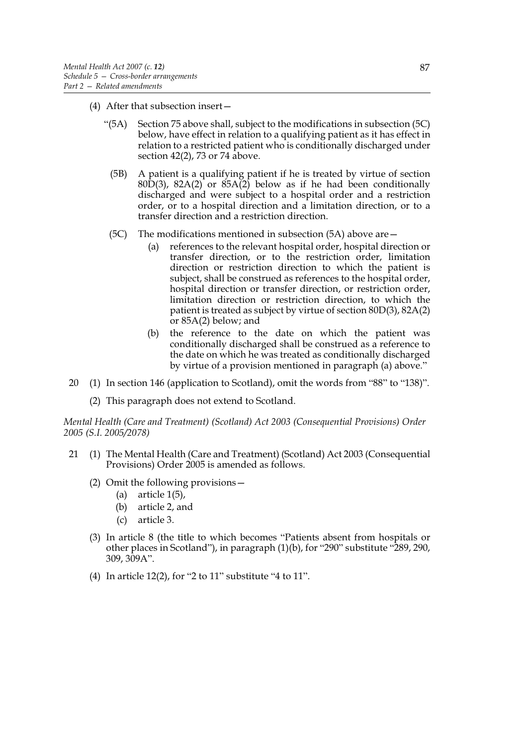(4) After that subsection insert—

"(5A) Section 75 above shall, subject to the modifications in subsection (5C) below, have effect in relation to a qualifying patient as it has effect in relation to a restricted patient who is conditionally discharged under section 42(2), 73 or 74 above.

(5B) A patient is a qualifying patient if he is treated by virtue of section 80D(3), 82A(2) or 85A(2) below as if he had been conditionally discharged and were subject to a hospital order and a restriction order, or to a hospital direction and a limitation direction, or to a transfer direction and a restriction direction.

(5C) The modifications mentioned in subsection (5A) above are—

(a) references to the relevant hospital order, hospital direction or transfer direction, or to the restriction order, limitation direction or restriction direction to which the patient is subject, shall be construed as references to the hospital order, hospital direction or transfer direction, or restriction order, limitation direction or restriction direction, to which the patient is treated as subject by virtue of section 80D(3), 82A(2) or 85A(2) below; and

(b) the reference to the date on which the patient was conditionally discharged shall be construed as a reference to the date on which he was treated as conditionally discharged by virtue of a provision mentioned in paragraph (a) above."

20 (1) In section 146 (application to Scotland), omit the words from "88" to "138)".

(2) This paragraph does not extend to Scotland.

*Mental Health (Care and Treatment) (Scotland) Act 2003 (Consequential Provisions) Order 2005 (S.I. 2005/2078)*

21 (1) The Mental Health (Care and Treatment) (Scotland) Act 2003 (Consequential Provisions) Order 2005 is amended as follows.

(2) Omit the following provisions—

(a) article 1(5),

(b) article 2, and

(c) article 3.

(3) In article 8 (the title to which becomes "Patients absent from hospitals or other places in Scotland"), in paragraph (1)(b), for "290" substitute "289, 290, 309, 309A".

(4) In article 12(2), for "2 to 11" substitute "4 to 11".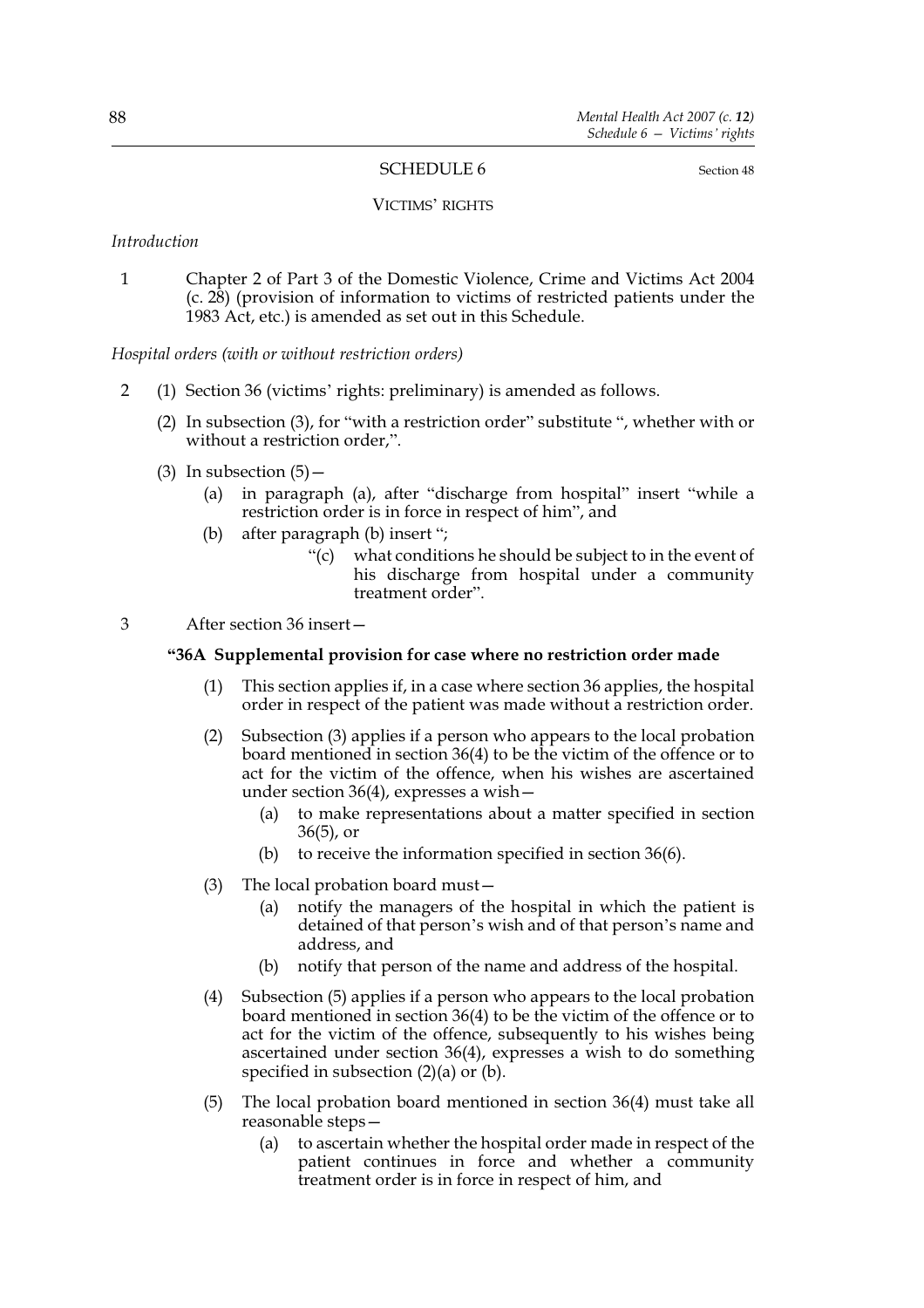## SCHEDULE 6

Section 48

### VICTIMS' RIGHTS

*Introduction*

1 Chapter 2 of Part 3 of the Domestic Violence, Crime and Victims Act 2004 (c. 28) (provision of information to victims of restricted patients under the 1983 Act, etc.) is amended as set out in this Schedule.

*Hospital orders (with or without restriction orders)*

2 (1) Section 36 (victims' rights: preliminary) is amended as follows.

(2) In subsection (3), for "with a restriction order" substitute ", whether with or without a restriction order,".

(3) In subsection (5)—

(a) in paragraph (a), after "discharge from hospital" insert "while a restriction order is in force in respect of him", and

(b) after paragraph (b) insert ";

"(c) what conditions he should be subject to in the event of his discharge from hospital under a community treatment order".

3 After section 36 insert—

**"36A Supplemental provision for case where no restriction order made**

(1) This section applies if, in a case where section 36 applies, the hospital order in respect of the patient was made without a restriction order.

(2) Subsection (3) applies if a person who appears to the local probation board mentioned in section 36(4) to be the victim of the offence or to act for the victim of the offence, when his wishes are ascertained under section 36(4), expresses a wish—

(a) to make representations about a matter specified in section 36(5), or

(b) to receive the information specified in section 36(6).

(3) The local probation board must—

(a) notify the managers of the hospital in which the patient is detained of that person's wish and of that person's name and address, and

(b) notify that person of the name and address of the hospital.

(4) Subsection (5) applies if a person who appears to the local probation board mentioned in section 36(4) to be the victim of the offence or to act for the victim of the offence, subsequently to his wishes being ascertained under section 36(4), expresses a wish to do something specified in subsection (2)(a) or (b).

(5) The local probation board mentioned in section 36(4) must take all reasonable steps—

(a) to ascertain whether the hospital order made in respect of the patient continues in force and whether a community treatment order is in force in respect of him, and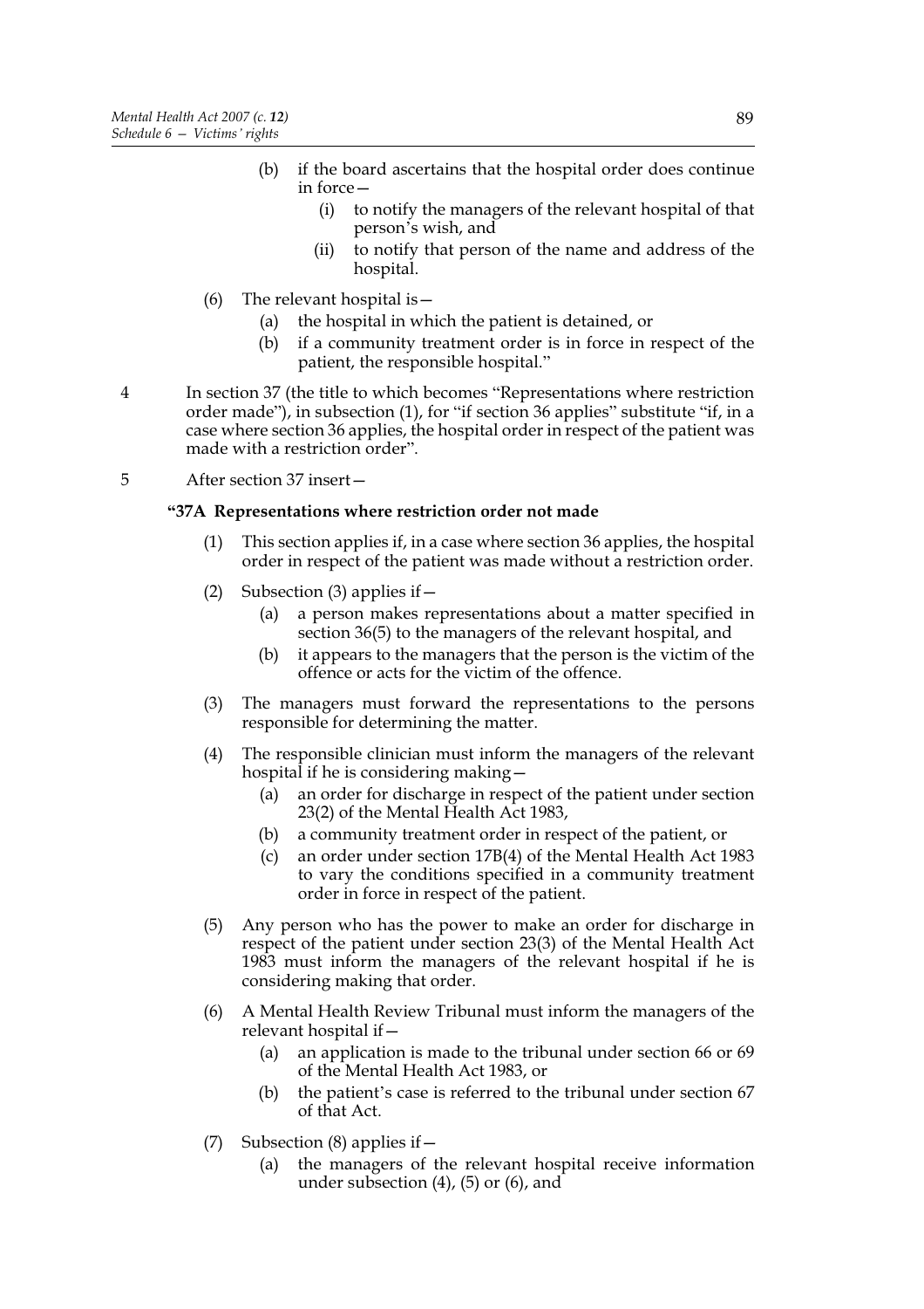(b) if the board ascertains that the hospital order does continue in force—

(i) to notify the managers of the relevant hospital of that person's wish, and

(ii) to notify that person of the name and address of the hospital.

(6) The relevant hospital is—

(a) the hospital in which the patient is detained, or

(b) if a community treatment order is in force in respect of the patient, the responsible hospital."

4 In section 37 (the title to which becomes "Representations where restriction order made"), in subsection (1), for "if section 36 applies" substitute "if, in a case where section 36 applies, the hospital order in respect of the patient was made with a restriction order".

5 After section 37 insert—

**"37A Representations where restriction order not made**

(1) This section applies if, in a case where section 36 applies, the hospital order in respect of the patient was made without a restriction order.

(2) Subsection (3) applies if—

(a) a person makes representations about a matter specified in section 36(5) to the managers of the relevant hospital, and

(b) it appears to the managers that the person is the victim of the offence or acts for the victim of the offence.

(3) The managers must forward the representations to the persons responsible for determining the matter.

(4) The responsible clinician must inform the managers of the relevant hospital if he is considering making—

(a) an order for discharge in respect of the patient under section 23(2) of the Mental Health Act 1983,

(b) a community treatment order in respect of the patient, or

(c) an order under section 17B(4) of the Mental Health Act 1983 to vary the conditions specified in a community treatment order in force in respect of the patient.

(5) Any person who has the power to make an order for discharge in respect of the patient under section 23(3) of the Mental Health Act 1983 must inform the managers of the relevant hospital if he is considering making that order.

(6) A Mental Health Review Tribunal must inform the managers of the relevant hospital if—

(a) an application is made to the tribunal under section 66 or 69 of the Mental Health Act 1983, or

(b) the patient's case is referred to the tribunal under section 67 of that Act.

(7) Subsection (8) applies if—

(a) the managers of the relevant hospital receive information under subsection (4), (5) or (6), and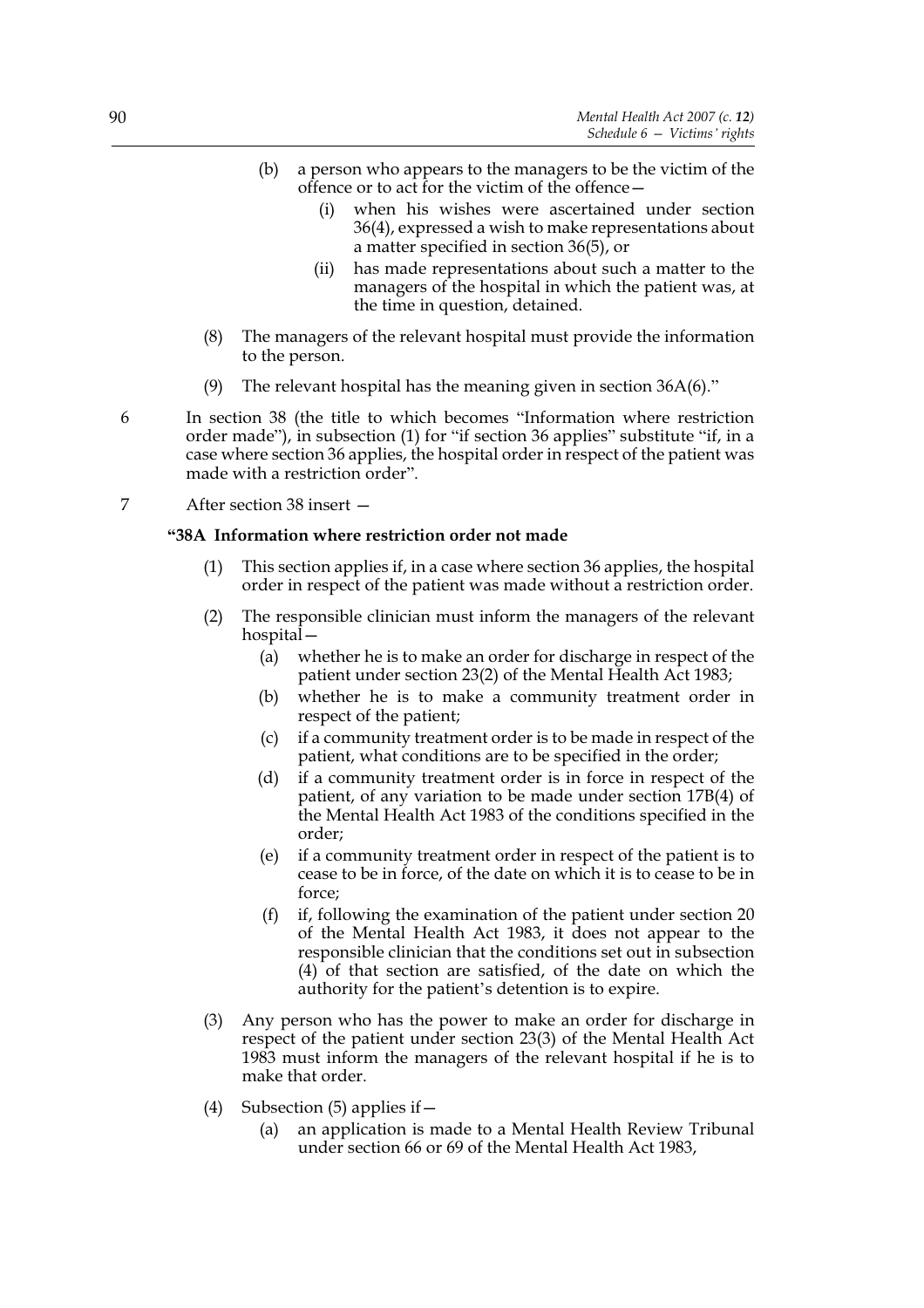(b) a person who appears to the managers to be the victim of the offence or to act for the victim of the offence—

  (i) when his wishes were ascertained under section 36(4), expressed a wish to make representations about a matter specified in section 36(5), or

  (ii) has made representations about such a matter to the managers of the hospital in which the patient was, at the time in question, detained.

(8) The managers of the relevant hospital must provide the information to the person.

(9) The relevant hospital has the meaning given in section 36A(6)."

6 In section 38 (the title to which becomes "Information where restriction order made"), in subsection (1) for "if section 36 applies" substitute "if, in a case where section 36 applies, the hospital order in respect of the patient was made with a restriction order".

7 After section 38 insert —

**"38A Information where restriction order not made**

(1) This section applies if, in a case where section 36 applies, the hospital order in respect of the patient was made without a restriction order.

(2) The responsible clinician must inform the managers of the relevant hospital—

  (a) whether he is to make an order for discharge in respect of the patient under section 23(2) of the Mental Health Act 1983;

  (b) whether he is to make a community treatment order in respect of the patient;

  (c) if a community treatment order is to be made in respect of the patient, what conditions are to be specified in the order;

  (d) if a community treatment order is in force in respect of the patient, of any variation to be made under section 17B(4) of the Mental Health Act 1983 of the conditions specified in the order;

  (e) if a community treatment order in respect of the patient is to cease to be in force, of the date on which it is to cease to be in force;

  (f) if, following the examination of the patient under section 20 of the Mental Health Act 1983, it does not appear to the responsible clinician that the conditions set out in subsection (4) of that section are satisfied, of the date on which the authority for the patient's detention is to expire.

(3) Any person who has the power to make an order for discharge in respect of the patient under section 23(3) of the Mental Health Act 1983 must inform the managers of the relevant hospital if he is to make that order.

(4) Subsection (5) applies if—

  (a) an application is made to a Mental Health Review Tribunal under section 66 or 69 of the Mental Health Act 1983,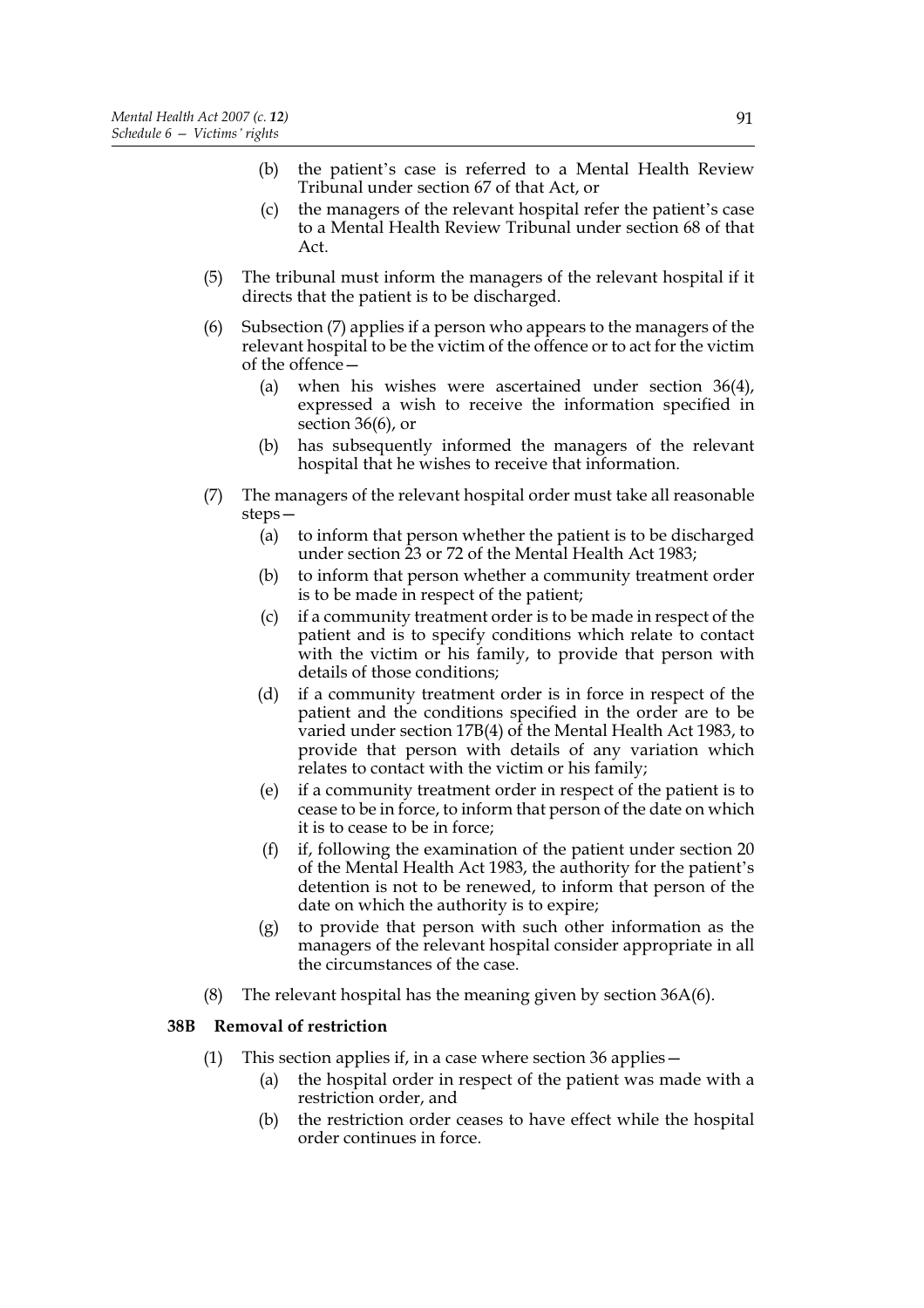(b) the patient's case is referred to a Mental Health Review Tribunal under section 67 of that Act, or

(c) the managers of the relevant hospital refer the patient's case to a Mental Health Review Tribunal under section 68 of that Act.

(5) The tribunal must inform the managers of the relevant hospital if it directs that the patient is to be discharged.

(6) Subsection (7) applies if a person who appears to the managers of the relevant hospital to be the victim of the offence or to act for the victim of the offence—

(a) when his wishes were ascertained under section 36(4), expressed a wish to receive the information specified in section 36(6), or

(b) has subsequently informed the managers of the relevant hospital that he wishes to receive that information.

(7) The managers of the relevant hospital order must take all reasonable steps—

(a) to inform that person whether the patient is to be discharged under section 23 or 72 of the Mental Health Act 1983;

(b) to inform that person whether a community treatment order is to be made in respect of the patient;

(c) if a community treatment order is to be made in respect of the patient and is to specify conditions which relate to contact with the victim or his family, to provide that person with details of those conditions;

(d) if a community treatment order is in force in respect of the patient and the conditions specified in the order are to be varied under section 17B(4) of the Mental Health Act 1983, to provide that person with details of any variation which relates to contact with the victim or his family;

(e) if a community treatment order in respect of the patient is to cease to be in force, to inform that person of the date on which it is to cease to be in force;

(f) if, following the examination of the patient under section 20 of the Mental Health Act 1983, the authority for the patient's detention is not to be renewed, to inform that person of the date on which the authority is to expire;

(g) to provide that person with such other information as the managers of the relevant hospital consider appropriate in all the circumstances of the case.

(8) The relevant hospital has the meaning given by section 36A(6).

### 38B Removal of restriction

(1) This section applies if, in a case where section 36 applies—

(a) the hospital order in respect of the patient was made with a restriction order, and

(b) the restriction order ceases to have effect while the hospital order continues in force.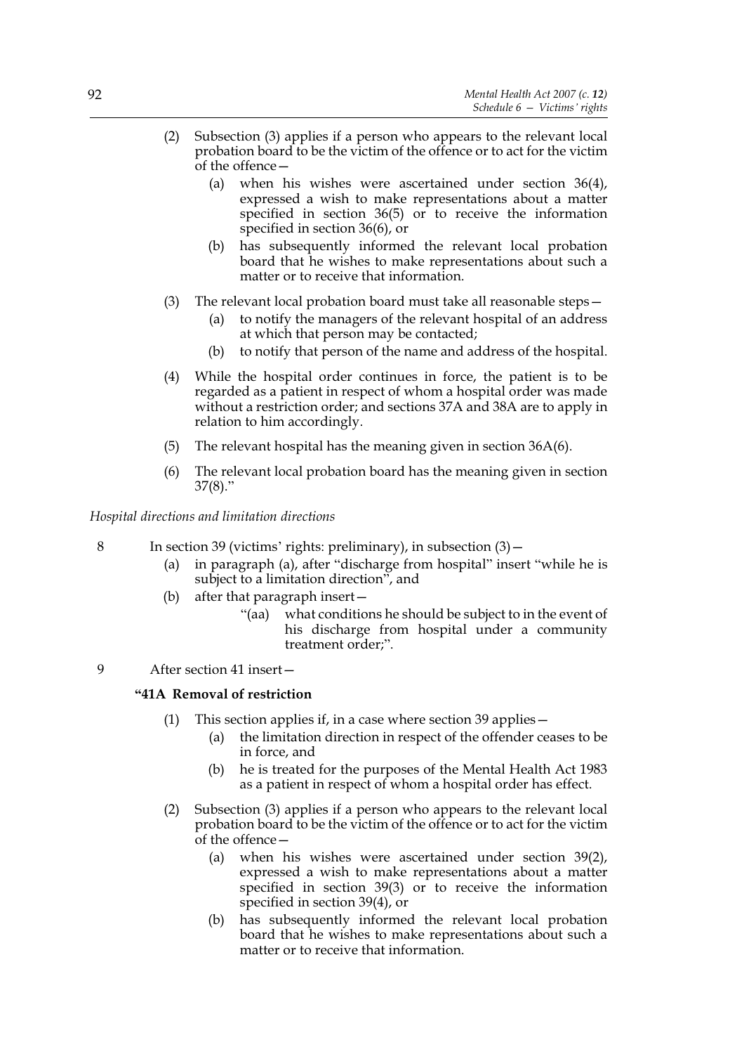(2) Subsection (3) applies if a person who appears to the relevant local probation board to be the victim of the offence or to act for the victim of the offence—

(a) when his wishes were ascertained under section 36(4), expressed a wish to make representations about a matter specified in section 36(5) or to receive the information specified in section 36(6), or

(b) has subsequently informed the relevant local probation board that he wishes to make representations about such a matter or to receive that information.

(3) The relevant local probation board must take all reasonable steps—

(a) to notify the managers of the relevant hospital of an address at which that person may be contacted;

(b) to notify that person of the name and address of the hospital.

(4) While the hospital order continues in force, the patient is to be regarded as a patient in respect of whom a hospital order was made without a restriction order; and sections 37A and 38A are to apply in relation to him accordingly.

(5) The relevant hospital has the meaning given in section 36A(6).

(6) The relevant local probation board has the meaning given in section 37(8)."

*Hospital directions and limitation directions*

8 In section 39 (victims' rights: preliminary), in subsection (3)—

(a) in paragraph (a), after "discharge from hospital" insert "while he is subject to a limitation direction", and

(b) after that paragraph insert—

"(aa) what conditions he should be subject to in the event of his discharge from hospital under a community treatment order;".

9 After section 41 insert—

**"41A Removal of restriction**

(1) This section applies if, in a case where section 39 applies—

(a) the limitation direction in respect of the offender ceases to be in force, and

(b) he is treated for the purposes of the Mental Health Act 1983 as a patient in respect of whom a hospital order has effect.

(2) Subsection (3) applies if a person who appears to the relevant local probation board to be the victim of the offence or to act for the victim of the offence—

(a) when his wishes were ascertained under section 39(2), expressed a wish to make representations about a matter specified in section 39(3) or to receive the information specified in section 39(4), or

(b) has subsequently informed the relevant local probation board that he wishes to make representations about such a matter or to receive that information.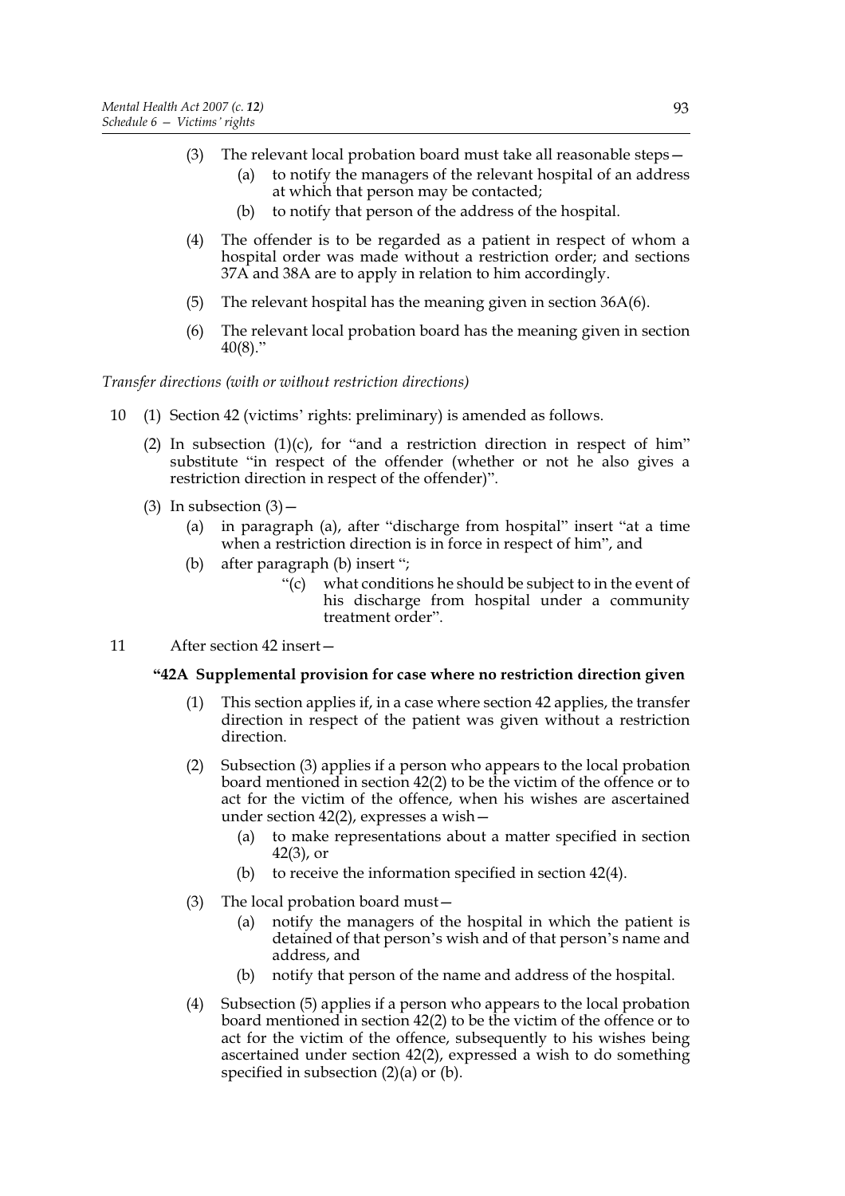(3) The relevant local probation board must take all reasonable steps—

(a) to notify the managers of the relevant hospital of an address at which that person may be contacted;

(b) to notify that person of the address of the hospital.

(4) The offender is to be regarded as a patient in respect of whom a hospital order was made without a restriction order; and sections 37A and 38A are to apply in relation to him accordingly.

(5) The relevant hospital has the meaning given in section 36A(6).

(6) The relevant local probation board has the meaning given in section 40(8)."

*Transfer directions (with or without restriction directions)*

10 (1) Section 42 (victims' rights: preliminary) is amended as follows.

(2) In subsection (1)(c), for "and a restriction direction in respect of him" substitute "in respect of the offender (whether or not he also gives a restriction direction in respect of the offender)".

(3) In subsection (3)—

(a) in paragraph (a), after "discharge from hospital" insert "at a time when a restriction direction is in force in respect of him", and

(b) after paragraph (b) insert ";

"(c) what conditions he should be subject to in the event of his discharge from hospital under a community treatment order".

11 After section 42 insert—

**"42A Supplemental provision for case where no restriction direction given**

(1) This section applies if, in a case where section 42 applies, the transfer direction in respect of the patient was given without a restriction direction.

(2) Subsection (3) applies if a person who appears to the local probation board mentioned in section 42(2) to be the victim of the offence or to act for the victim of the offence, when his wishes are ascertained under section 42(2), expresses a wish—

(a) to make representations about a matter specified in section 42(3), or

(b) to receive the information specified in section 42(4).

(3) The local probation board must—

(a) notify the managers of the hospital in which the patient is detained of that person's wish and of that person's name and address, and

(b) notify that person of the name and address of the hospital.

(4) Subsection (5) applies if a person who appears to the local probation board mentioned in section 42(2) to be the victim of the offence or to act for the victim of the offence, subsequently to his wishes being ascertained under section 42(2), expressed a wish to do something specified in subsection (2)(a) or (b).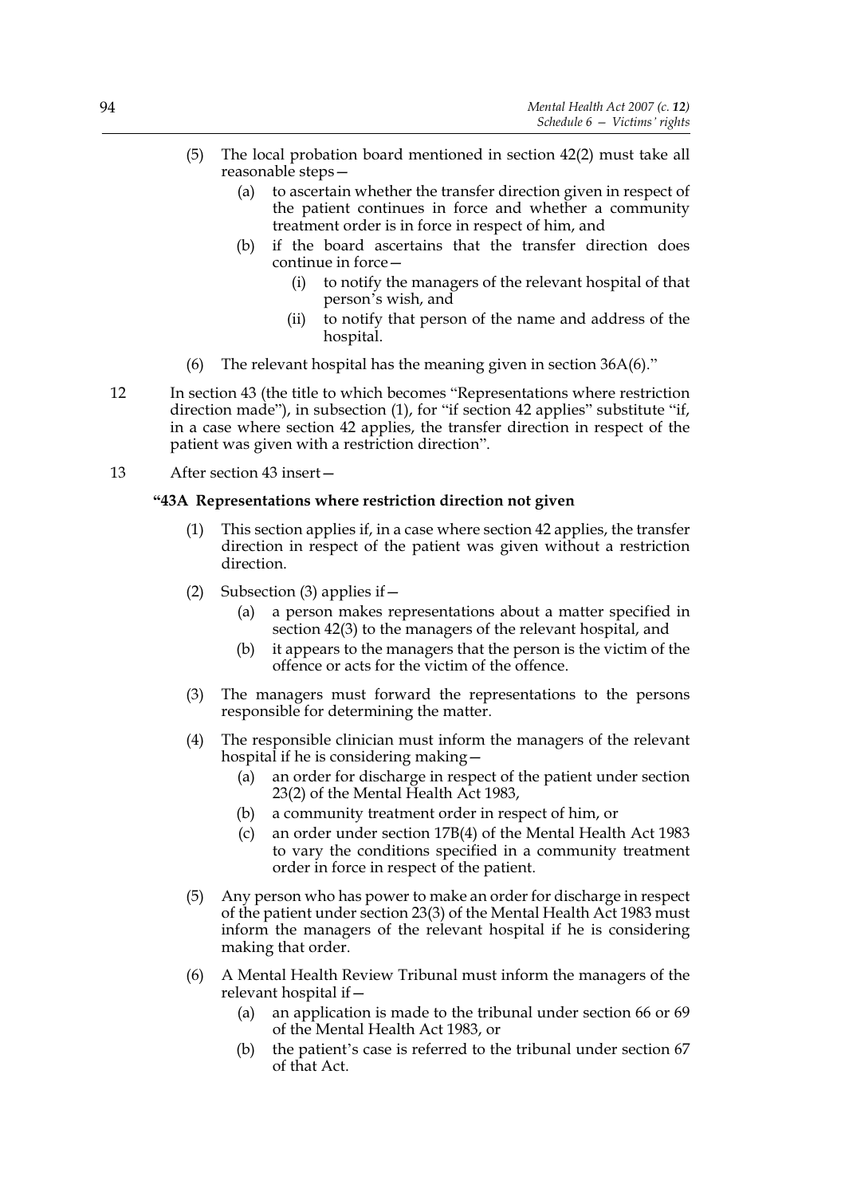(5) The local probation board mentioned in section 42(2) must take all reasonable steps—

 (a) to ascertain whether the transfer direction given in respect of the patient continues in force and whether a community treatment order is in force in respect of him, and

 (b) if the board ascertains that the transfer direction does continue in force—

  (i) to notify the managers of the relevant hospital of that person's wish, and

  (ii) to notify that person of the name and address of the hospital.

(6) The relevant hospital has the meaning given in section 36A(6)."

12 In section 43 (the title to which becomes "Representations where restriction direction made"), in subsection (1), for "if section 42 applies" substitute "if, in a case where section 42 applies, the transfer direction in respect of the patient was given with a restriction direction".

13 After section 43 insert—

**"43A Representations where restriction direction not given**

(1) This section applies if, in a case where section 42 applies, the transfer direction in respect of the patient was given without a restriction direction.

(2) Subsection (3) applies if—

 (a) a person makes representations about a matter specified in section 42(3) to the managers of the relevant hospital, and

 (b) it appears to the managers that the person is the victim of the offence or acts for the victim of the offence.

(3) The managers must forward the representations to the persons responsible for determining the matter.

(4) The responsible clinician must inform the managers of the relevant hospital if he is considering making—

 (a) an order for discharge in respect of the patient under section 23(2) of the Mental Health Act 1983,

 (b) a community treatment order in respect of him, or

 (c) an order under section 17B(4) of the Mental Health Act 1983 to vary the conditions specified in a community treatment order in force in respect of the patient.

(5) Any person who has power to make an order for discharge in respect of the patient under section 23(3) of the Mental Health Act 1983 must inform the managers of the relevant hospital if he is considering making that order.

(6) A Mental Health Review Tribunal must inform the managers of the relevant hospital if—

 (a) an application is made to the tribunal under section 66 or 69 of the Mental Health Act 1983, or

 (b) the patient's case is referred to the tribunal under section 67 of that Act.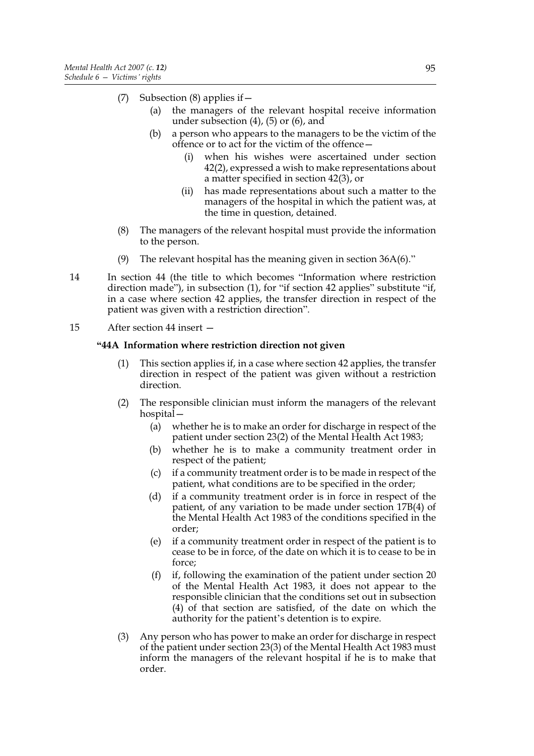(7) Subsection (8) applies if—

(a) the managers of the relevant hospital receive information under subsection (4), (5) or (6), and

(b) a person who appears to the managers to be the victim of the offence or to act for the victim of the offence—

(i) when his wishes were ascertained under section 42(2), expressed a wish to make representations about a matter specified in section 42(3), or

(ii) has made representations about such a matter to the managers of the hospital in which the patient was, at the time in question, detained.

(8) The managers of the relevant hospital must provide the information to the person.

(9) The relevant hospital has the meaning given in section 36A(6)."

14 In section 44 (the title to which becomes "Information where restriction direction made"), in subsection (1), for "if section 42 applies" substitute "if, in a case where section 42 applies, the transfer direction in respect of the patient was given with a restriction direction".

15 After section 44 insert —

**"44A Information where restriction direction not given**

(1) This section applies if, in a case where section 42 applies, the transfer direction in respect of the patient was given without a restriction direction.

(2) The responsible clinician must inform the managers of the relevant hospital—

(a) whether he is to make an order for discharge in respect of the patient under section 23(2) of the Mental Health Act 1983;

(b) whether he is to make a community treatment order in respect of the patient;

(c) if a community treatment order is to be made in respect of the patient, what conditions are to be specified in the order;

(d) if a community treatment order is in force in respect of the patient, of any variation to be made under section 17B(4) of the Mental Health Act 1983 of the conditions specified in the order;

(e) if a community treatment order in respect of the patient is to cease to be in force, of the date on which it is to cease to be in force;

(f) if, following the examination of the patient under section 20 of the Mental Health Act 1983, it does not appear to the responsible clinician that the conditions set out in subsection (4) of that section are satisfied, of the date on which the authority for the patient's detention is to expire.

(3) Any person who has power to make an order for discharge in respect of the patient under section 23(3) of the Mental Health Act 1983 must inform the managers of the relevant hospital if he is to make that order.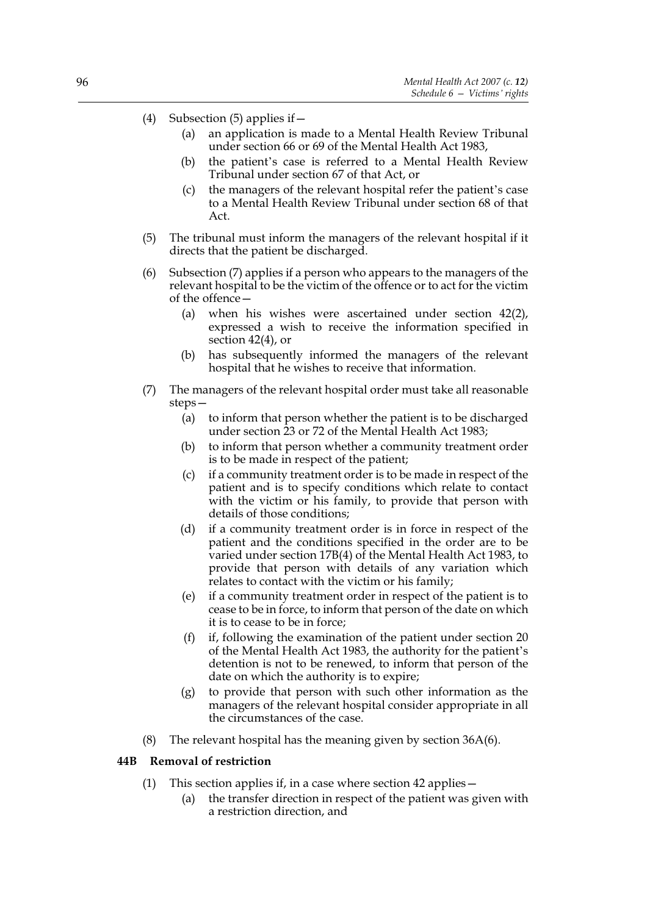(4) Subsection (5) applies if—

   (a) an application is made to a Mental Health Review Tribunal under section 66 or 69 of the Mental Health Act 1983,

   (b) the patient's case is referred to a Mental Health Review Tribunal under section 67 of that Act, or

   (c) the managers of the relevant hospital refer the patient's case to a Mental Health Review Tribunal under section 68 of that Act.

(5) The tribunal must inform the managers of the relevant hospital if it directs that the patient be discharged.

(6) Subsection (7) applies if a person who appears to the managers of the relevant hospital to be the victim of the offence or to act for the victim of the offence—

   (a) when his wishes were ascertained under section 42(2), expressed a wish to receive the information specified in section 42(4), or

   (b) has subsequently informed the managers of the relevant hospital that he wishes to receive that information.

(7) The managers of the relevant hospital order must take all reasonable steps—

   (a) to inform that person whether the patient is to be discharged under section 23 or 72 of the Mental Health Act 1983;

   (b) to inform that person whether a community treatment order is to be made in respect of the patient;

   (c) if a community treatment order is to be made in respect of the patient and is to specify conditions which relate to contact with the victim or his family, to provide that person with details of those conditions;

   (d) if a community treatment order is in force in respect of the patient and the conditions specified in the order are to be varied under section 17B(4) of the Mental Health Act 1983, to provide that person with details of any variation which relates to contact with the victim or his family;

   (e) if a community treatment order in respect of the patient is to cease to be in force, to inform that person of the date on which it is to cease to be in force;

   (f) if, following the examination of the patient under section 20 of the Mental Health Act 1983, the authority for the patient's detention is not to be renewed, to inform that person of the date on which the authority is to expire;

   (g) to provide that person with such other information as the managers of the relevant hospital consider appropriate in all the circumstances of the case.

(8) The relevant hospital has the meaning given by section 36A(6).

### 44B Removal of restriction

(1) This section applies if, in a case where section 42 applies—

   (a) the transfer direction in respect of the patient was given with a restriction direction, and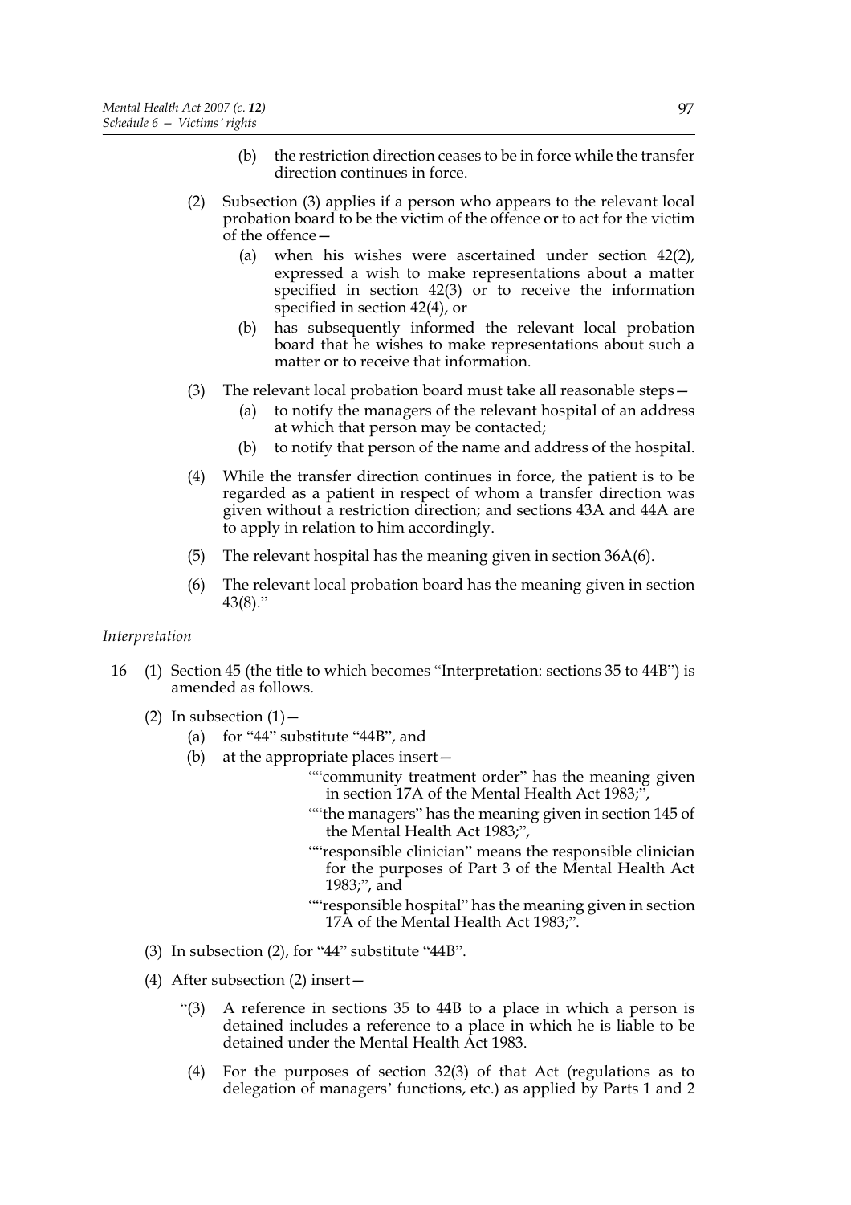(b) the restriction direction ceases to be in force while the transfer direction continues in force.

(2) Subsection (3) applies if a person who appears to the relevant local probation board to be the victim of the offence or to act for the victim of the offence—

(a) when his wishes were ascertained under section 42(2), expressed a wish to make representations about a matter specified in section 42(3) or to receive the information specified in section 42(4), or

(b) has subsequently informed the relevant local probation board that he wishes to make representations about such a matter or to receive that information.

(3) The relevant local probation board must take all reasonable steps—

(a) to notify the managers of the relevant hospital of an address at which that person may be contacted;

(b) to notify that person of the name and address of the hospital.

(4) While the transfer direction continues in force, the patient is to be regarded as a patient in respect of whom a transfer direction was given without a restriction direction; and sections 43A and 44A are to apply in relation to him accordingly.

(5) The relevant hospital has the meaning given in section 36A(6).

(6) The relevant local probation board has the meaning given in section 43(8)."

*Interpretation*

16 (1) Section 45 (the title to which becomes "Interpretation: sections 35 to 44B") is amended as follows.

(2) In subsection (1)—

(a) for "44" substitute "44B", and

(b) at the appropriate places insert—

""community treatment order" has the meaning given in section 17A of the Mental Health Act 1983;",

""the managers" has the meaning given in section 145 of the Mental Health Act 1983;",

""responsible clinician" means the responsible clinician for the purposes of Part 3 of the Mental Health Act 1983;", and

""responsible hospital" has the meaning given in section 17A of the Mental Health Act 1983;".

(3) In subsection (2), for "44" substitute "44B".

(4) After subsection (2) insert—

"(3) A reference in sections 35 to 44B to a place in which a person is detained includes a reference to a place in which he is liable to be detained under the Mental Health Act 1983.

(4) For the purposes of section 32(3) of that Act (regulations as to delegation of managers' functions, etc.) as applied by Parts 1 and 2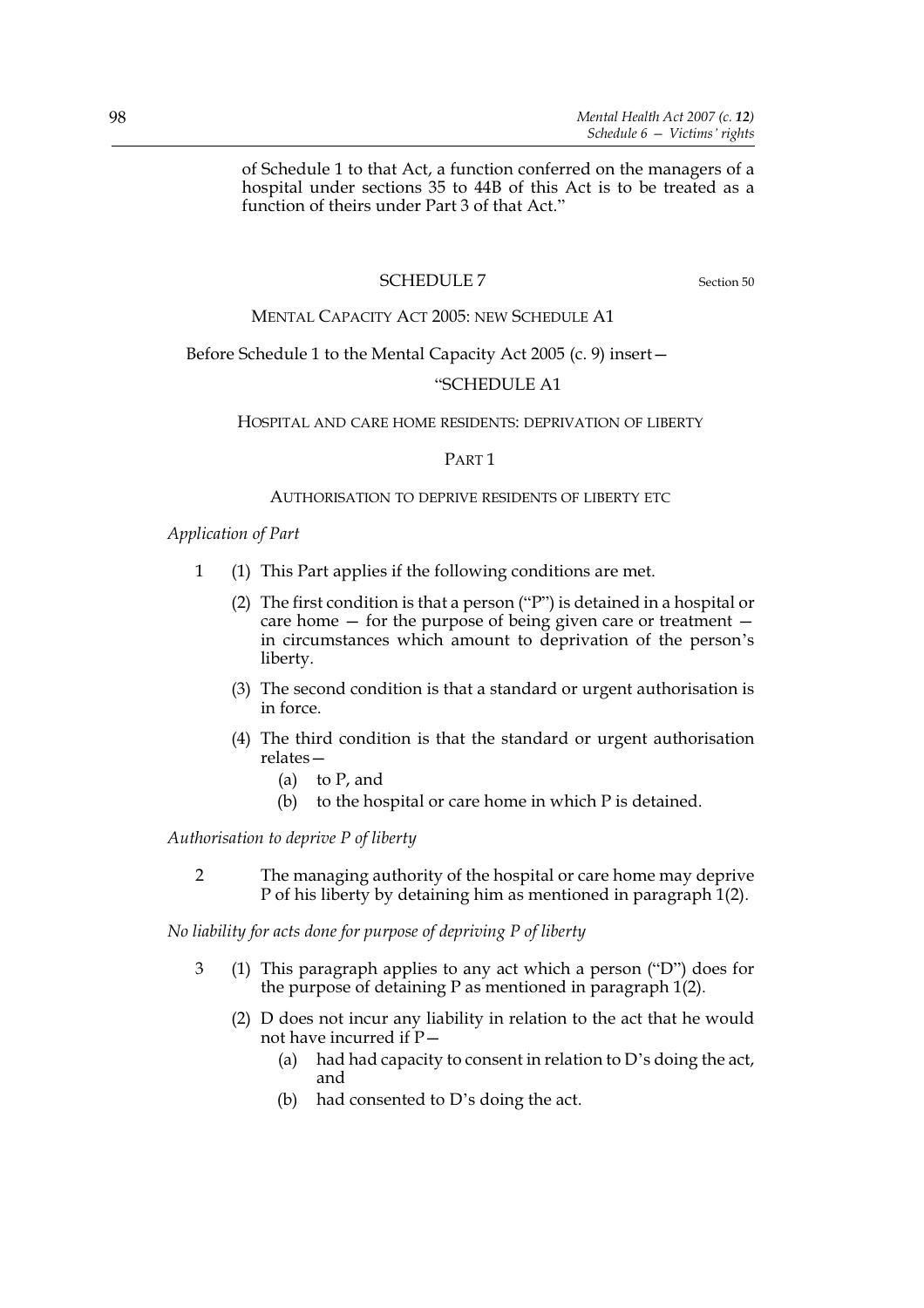of Schedule 1 to that Act, a function conferred on the managers of a hospital under sections 35 to 44B of this Act is to be treated as a function of theirs under Part 3 of that Act."

## SCHEDULE 7

Section 50

### MENTAL CAPACITY ACT 2005: NEW SCHEDULE A1

Before Schedule 1 to the Mental Capacity Act 2005 (c. 9) insert—

### "SCHEDULE A1

#### HOSPITAL AND CARE HOME RESIDENTS: DEPRIVATION OF LIBERTY

#### PART 1

#### AUTHORISATION TO DEPRIVE RESIDENTS OF LIBERTY ETC

*Application of Part*

1 (1) This Part applies if the following conditions are met.

(2) The first condition is that a person ("P") is detained in a hospital or care home — for the purpose of being given care or treatment — in circumstances which amount to deprivation of the person's liberty.

(3) The second condition is that a standard or urgent authorisation is in force.

(4) The third condition is that the standard or urgent authorisation relates—

(a) to P, and

(b) to the hospital or care home in which P is detained.

*Authorisation to deprive P of liberty*

2 The managing authority of the hospital or care home may deprive P of his liberty by detaining him as mentioned in paragraph 1(2).

*No liability for acts done for purpose of depriving P of liberty*

3 (1) This paragraph applies to any act which a person ("D") does for the purpose of detaining P as mentioned in paragraph 1(2).

(2) D does not incur any liability in relation to the act that he would not have incurred if P—

(a) had had capacity to consent in relation to D's doing the act, and

(b) had consented to D's doing the act.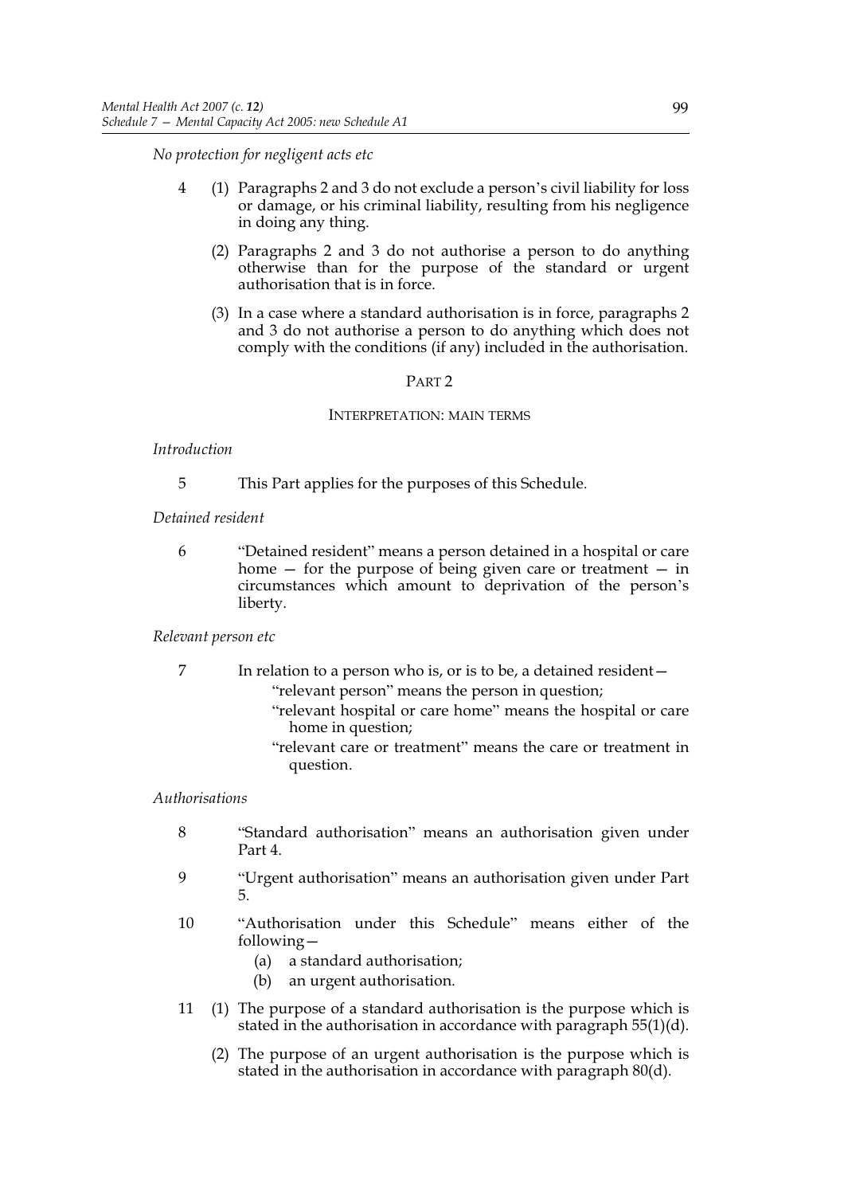*No protection for negligent acts etc*

4 (1) Paragraphs 2 and 3 do not exclude a person's civil liability for loss or damage, or his criminal liability, resulting from his negligence in doing any thing.

(2) Paragraphs 2 and 3 do not authorise a person to do anything otherwise than for the purpose of the standard or urgent authorisation that is in force.

(3) In a case where a standard authorisation is in force, paragraphs 2 and 3 do not authorise a person to do anything which does not comply with the conditions (if any) included in the authorisation.

## PART 2

### INTERPRETATION: MAIN TERMS

*Introduction*

5 This Part applies for the purposes of this Schedule.

*Detained resident*

6 "Detained resident" means a person detained in a hospital or care home — for the purpose of being given care or treatment — in circumstances which amount to deprivation of the person's liberty.

*Relevant person etc*

7 In relation to a person who is, or is to be, a detained resident—

"relevant person" means the person in question;

"relevant hospital or care home" means the hospital or care home in question;

"relevant care or treatment" means the care or treatment in question.

*Authorisations*

8 "Standard authorisation" means an authorisation given under Part 4.

9 "Urgent authorisation" means an authorisation given under Part 5.

10 "Authorisation under this Schedule" means either of the following—

(a) a standard authorisation;

(b) an urgent authorisation.

11 (1) The purpose of a standard authorisation is the purpose which is stated in the authorisation in accordance with paragraph 55(1)(d).

(2) The purpose of an urgent authorisation is the purpose which is stated in the authorisation in accordance with paragraph 80(d).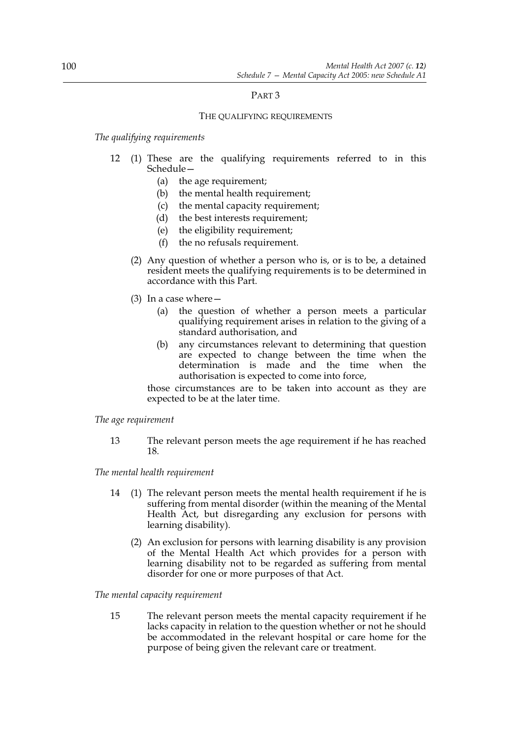## PART 3

### THE QUALIFYING REQUIREMENTS

*The qualifying requirements*

12 (1) These are the qualifying requirements referred to in this Schedule—

   (a) the age requirement;

   (b) the mental health requirement;

   (c) the mental capacity requirement;

   (d) the best interests requirement;

   (e) the eligibility requirement;

   (f) the no refusals requirement.

(2) Any question of whether a person who is, or is to be, a detained resident meets the qualifying requirements is to be determined in accordance with this Part.

(3) In a case where—

   (a) the question of whether a person meets a particular qualifying requirement arises in relation to the giving of a standard authorisation, and

   (b) any circumstances relevant to determining that question are expected to change between the time when the determination is made and the time when the authorisation is expected to come into force,

those circumstances are to be taken into account as they are expected to be at the later time.

*The age requirement*

13 The relevant person meets the age requirement if he has reached 18.

*The mental health requirement*

14 (1) The relevant person meets the mental health requirement if he is suffering from mental disorder (within the meaning of the Mental Health Act, but disregarding any exclusion for persons with learning disability).

(2) An exclusion for persons with learning disability is any provision of the Mental Health Act which provides for a person with learning disability not to be regarded as suffering from mental disorder for one or more purposes of that Act.

*The mental capacity requirement*

15 The relevant person meets the mental capacity requirement if he lacks capacity in relation to the question whether or not he should be accommodated in the relevant hospital or care home for the purpose of being given the relevant care or treatment.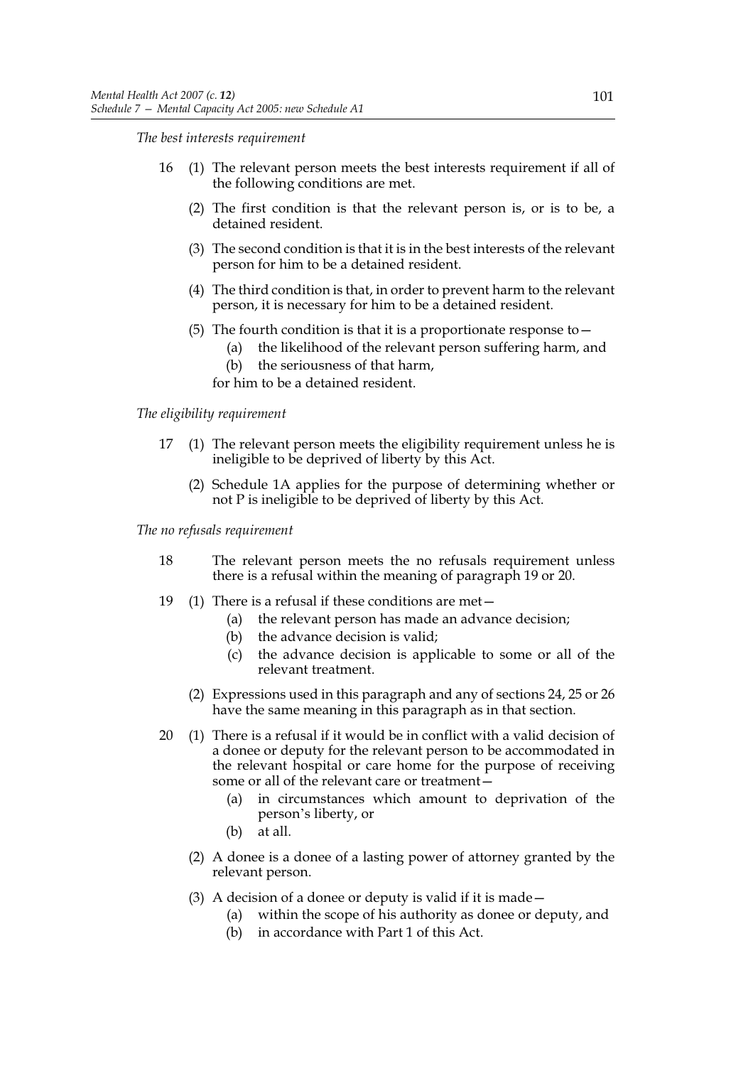*The best interests requirement*

16 (1) The relevant person meets the best interests requirement if all of the following conditions are met.

(2) The first condition is that the relevant person is, or is to be, a detained resident.

(3) The second condition is that it is in the best interests of the relevant person for him to be a detained resident.

(4) The third condition is that, in order to prevent harm to the relevant person, it is necessary for him to be a detained resident.

(5) The fourth condition is that it is a proportionate response to—

(a) the likelihood of the relevant person suffering harm, and

(b) the seriousness of that harm,

for him to be a detained resident.

*The eligibility requirement*

17 (1) The relevant person meets the eligibility requirement unless he is ineligible to be deprived of liberty by this Act.

(2) Schedule 1A applies for the purpose of determining whether or not P is ineligible to be deprived of liberty by this Act.

*The no refusals requirement*

18 The relevant person meets the no refusals requirement unless there is a refusal within the meaning of paragraph 19 or 20.

19 (1) There is a refusal if these conditions are met—

(a) the relevant person has made an advance decision;

(b) the advance decision is valid;

(c) the advance decision is applicable to some or all of the relevant treatment.

(2) Expressions used in this paragraph and any of sections 24, 25 or 26 have the same meaning in this paragraph as in that section.

20 (1) There is a refusal if it would be in conflict with a valid decision of a donee or deputy for the relevant person to be accommodated in the relevant hospital or care home for the purpose of receiving some or all of the relevant care or treatment—

(a) in circumstances which amount to deprivation of the person's liberty, or

(b) at all.

(2) A donee is a donee of a lasting power of attorney granted by the relevant person.

(3) A decision of a donee or deputy is valid if it is made—

(a) within the scope of his authority as donee or deputy, and

(b) in accordance with Part 1 of this Act.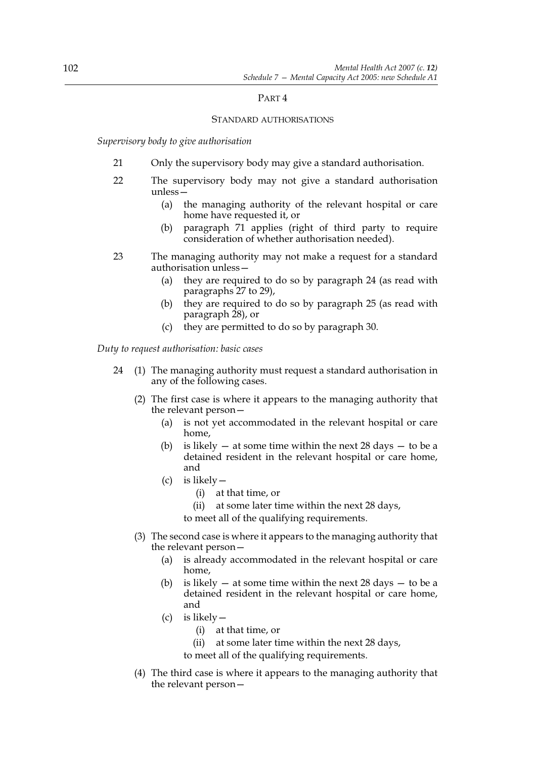## PART 4

### STANDARD AUTHORISATIONS

*Supervisory body to give authorisation*

21 Only the supervisory body may give a standard authorisation.

22 The supervisory body may not give a standard authorisation unless—

  (a) the managing authority of the relevant hospital or care home have requested it, or

  (b) paragraph 71 applies (right of third party to require consideration of whether authorisation needed).

23 The managing authority may not make a request for a standard authorisation unless—

  (a) they are required to do so by paragraph 24 (as read with paragraphs 27 to 29),

  (b) they are required to do so by paragraph 25 (as read with paragraph 28), or

  (c) they are permitted to do so by paragraph 30.

*Duty to request authorisation: basic cases*

24 (1) The managing authority must request a standard authorisation in any of the following cases.

(2) The first case is where it appears to the managing authority that the relevant person—

  (a) is not yet accommodated in the relevant hospital or care home,

  (b) is likely — at some time within the next 28 days — to be a detained resident in the relevant hospital or care home, and

  (c) is likely—

    (i) at that time, or

    (ii) at some later time within the next 28 days,

  to meet all of the qualifying requirements.

(3) The second case is where it appears to the managing authority that the relevant person—

  (a) is already accommodated in the relevant hospital or care home,

  (b) is likely — at some time within the next 28 days — to be a detained resident in the relevant hospital or care home, and

  (c) is likely—

    (i) at that time, or

    (ii) at some later time within the next 28 days,

  to meet all of the qualifying requirements.

(4) The third case is where it appears to the managing authority that the relevant person—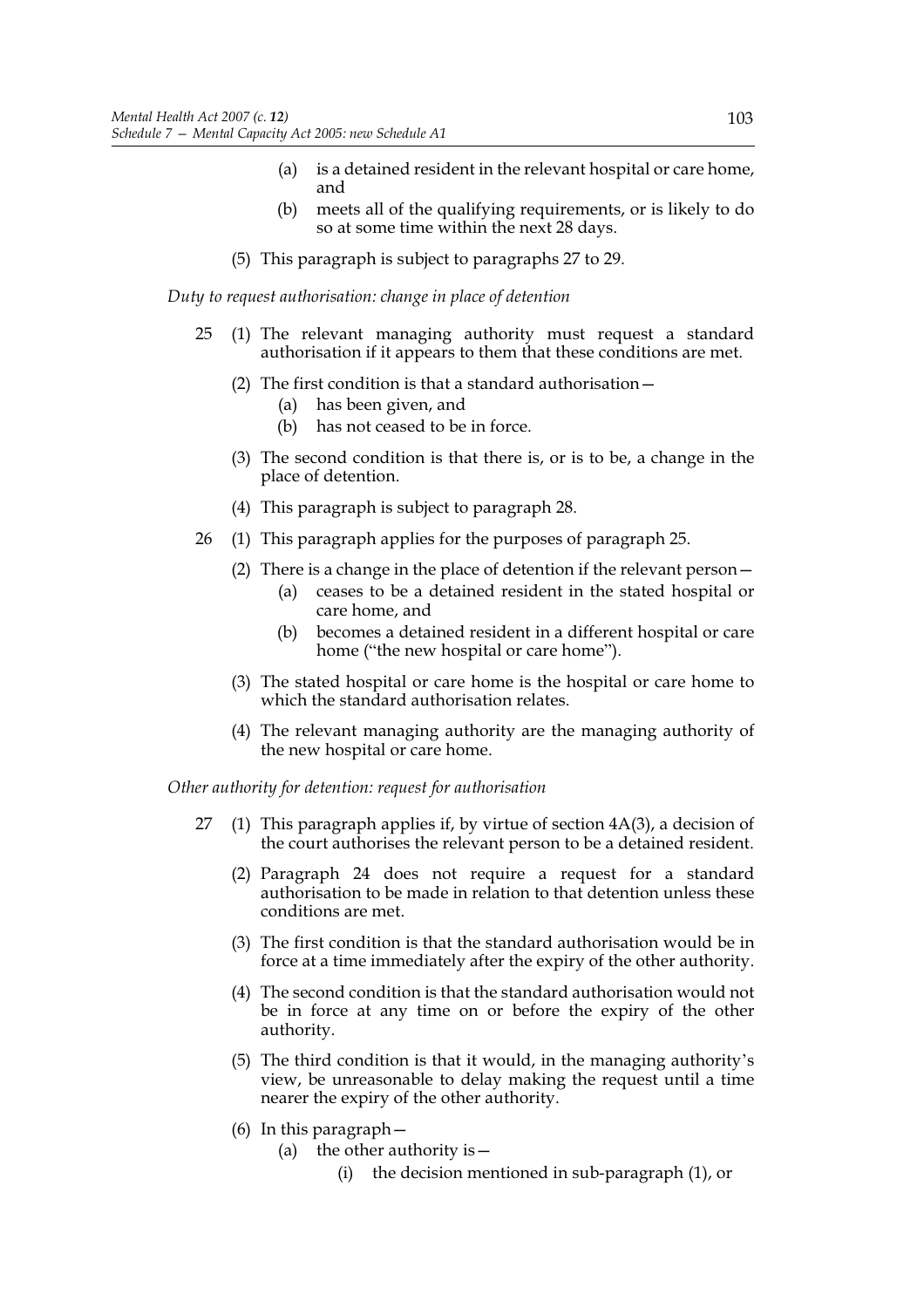(a) is a detained resident in the relevant hospital or care home, and

(b) meets all of the qualifying requirements, or is likely to do so at some time within the next 28 days.

(5) This paragraph is subject to paragraphs 27 to 29.

*Duty to request authorisation: change in place of detention*

25 (1) The relevant managing authority must request a standard authorisation if it appears to them that these conditions are met.

(2) The first condition is that a standard authorisation—

(a) has been given, and

(b) has not ceased to be in force.

(3) The second condition is that there is, or is to be, a change in the place of detention.

(4) This paragraph is subject to paragraph 28.

26 (1) This paragraph applies for the purposes of paragraph 25.

(2) There is a change in the place of detention if the relevant person—

(a) ceases to be a detained resident in the stated hospital or care home, and

(b) becomes a detained resident in a different hospital or care home ("the new hospital or care home").

(3) The stated hospital or care home is the hospital or care home to which the standard authorisation relates.

(4) The relevant managing authority are the managing authority of the new hospital or care home.

*Other authority for detention: request for authorisation*

27 (1) This paragraph applies if, by virtue of section 4A(3), a decision of the court authorises the relevant person to be a detained resident.

(2) Paragraph 24 does not require a request for a standard authorisation to be made in relation to that detention unless these conditions are met.

(3) The first condition is that the standard authorisation would be in force at a time immediately after the expiry of the other authority.

(4) The second condition is that the standard authorisation would not be in force at any time on or before the expiry of the other authority.

(5) The third condition is that it would, in the managing authority's view, be unreasonable to delay making the request until a time nearer the expiry of the other authority.

(6) In this paragraph—

(a) the other authority is—

(i) the decision mentioned in sub-paragraph (1), or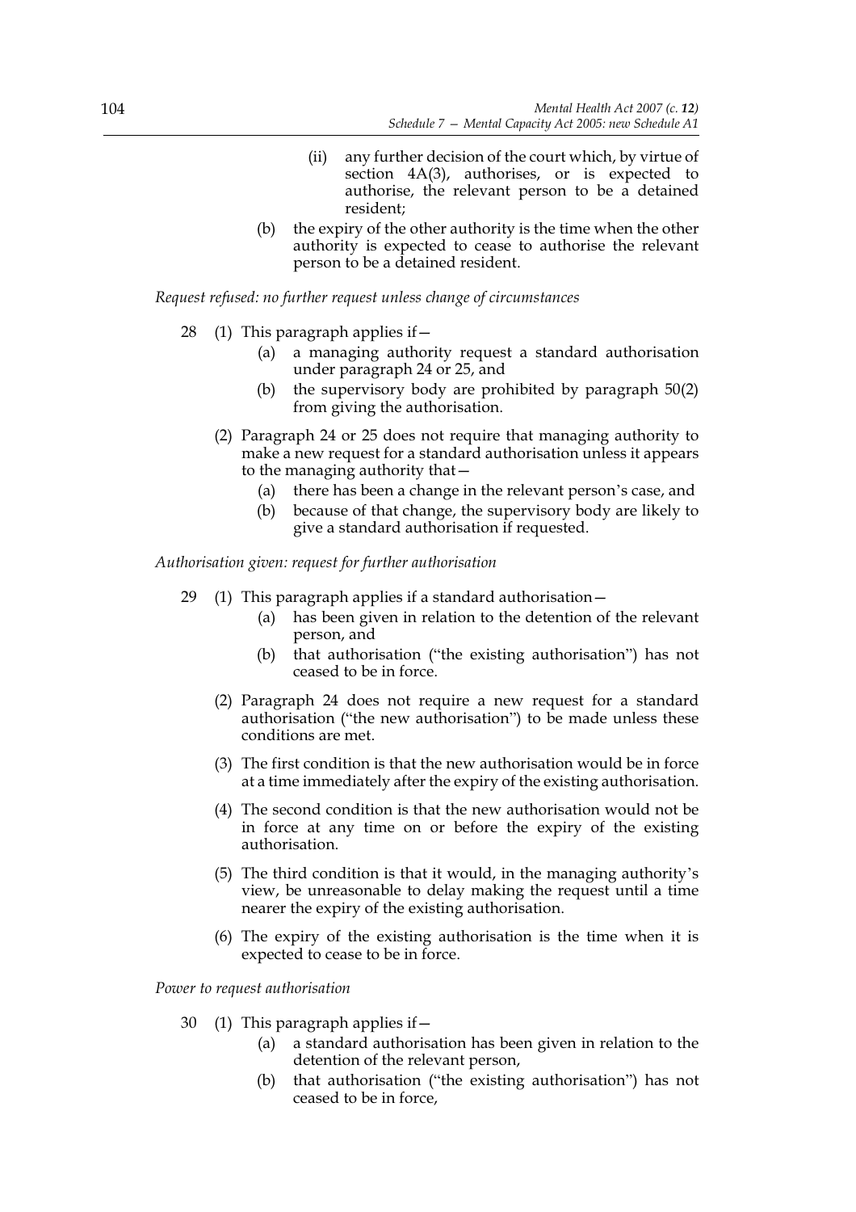(ii) any further decision of the court which, by virtue of section 4A(3), authorises, or is expected to authorise, the relevant person to be a detained resident;

(b) the expiry of the other authority is the time when the other authority is expected to cease to authorise the relevant person to be a detained resident.

*Request refused: no further request unless change of circumstances*

28 (1) This paragraph applies if—

(a) a managing authority request a standard authorisation under paragraph 24 or 25, and

(b) the supervisory body are prohibited by paragraph 50(2) from giving the authorisation.

(2) Paragraph 24 or 25 does not require that managing authority to make a new request for a standard authorisation unless it appears to the managing authority that—

(a) there has been a change in the relevant person's case, and

(b) because of that change, the supervisory body are likely to give a standard authorisation if requested.

*Authorisation given: request for further authorisation*

29 (1) This paragraph applies if a standard authorisation—

(a) has been given in relation to the detention of the relevant person, and

(b) that authorisation ("the existing authorisation") has not ceased to be in force.

(2) Paragraph 24 does not require a new request for a standard authorisation ("the new authorisation") to be made unless these conditions are met.

(3) The first condition is that the new authorisation would be in force at a time immediately after the expiry of the existing authorisation.

(4) The second condition is that the new authorisation would not be in force at any time on or before the expiry of the existing authorisation.

(5) The third condition is that it would, in the managing authority's view, be unreasonable to delay making the request until a time nearer the expiry of the existing authorisation.

(6) The expiry of the existing authorisation is the time when it is expected to cease to be in force.

*Power to request authorisation*

30 (1) This paragraph applies if—

(a) a standard authorisation has been given in relation to the detention of the relevant person,

(b) that authorisation ("the existing authorisation") has not ceased to be in force,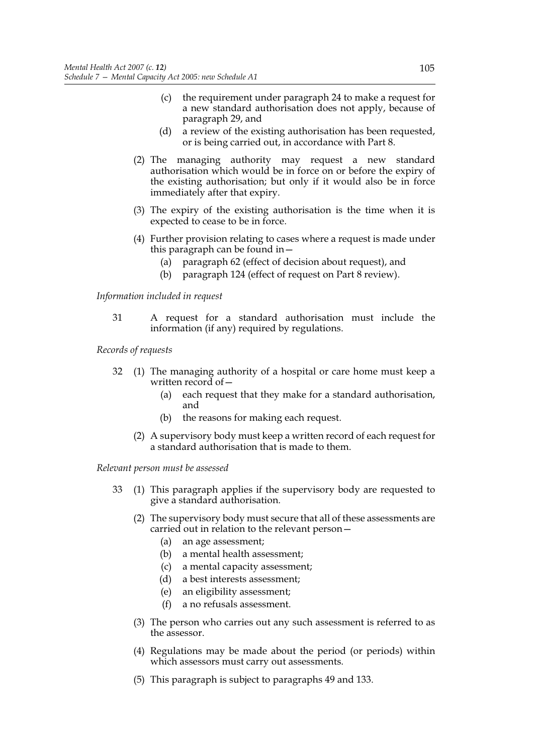(c) the requirement under paragraph 24 to make a request for a new standard authorisation does not apply, because of paragraph 29, and

(d) a review of the existing authorisation has been requested, or is being carried out, in accordance with Part 8.

(2) The managing authority may request a new standard authorisation which would be in force on or before the expiry of the existing authorisation; but only if it would also be in force immediately after that expiry.

(3) The expiry of the existing authorisation is the time when it is expected to cease to be in force.

(4) Further provision relating to cases where a request is made under this paragraph can be found in—

(a) paragraph 62 (effect of decision about request), and

(b) paragraph 124 (effect of request on Part 8 review).

*Information included in request*

31 A request for a standard authorisation must include the information (if any) required by regulations.

*Records of requests*

32 (1) The managing authority of a hospital or care home must keep a written record of—

(a) each request that they make for a standard authorisation, and

(b) the reasons for making each request.

(2) A supervisory body must keep a written record of each request for a standard authorisation that is made to them.

*Relevant person must be assessed*

33 (1) This paragraph applies if the supervisory body are requested to give a standard authorisation.

(2) The supervisory body must secure that all of these assessments are carried out in relation to the relevant person—

(a) an age assessment;

(b) a mental health assessment;

(c) a mental capacity assessment;

(d) a best interests assessment;

(e) an eligibility assessment;

(f) a no refusals assessment.

(3) The person who carries out any such assessment is referred to as the assessor.

(4) Regulations may be made about the period (or periods) within which assessors must carry out assessments.

(5) This paragraph is subject to paragraphs 49 and 133.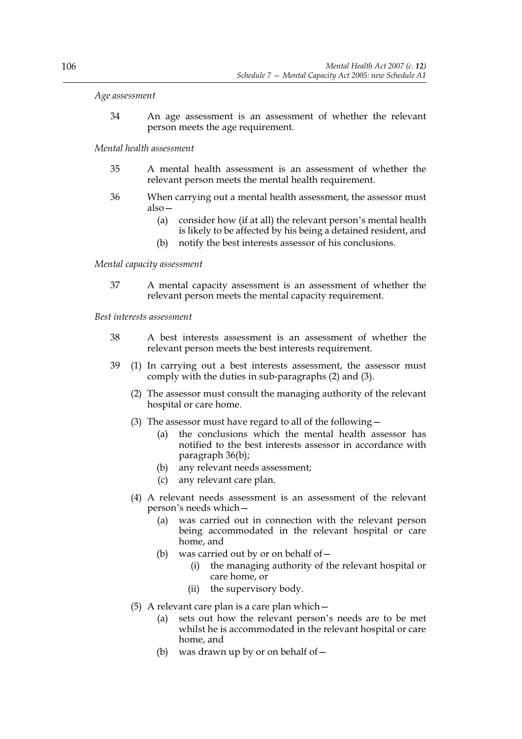*Age assessment*

34 An age assessment is an assessment of whether the relevant person meets the age requirement.

*Mental health assessment*

35 A mental health assessment is an assessment of whether the relevant person meets the mental health requirement.

36 When carrying out a mental health assessment, the assessor must also—

- (a) consider how (if at all) the relevant person's mental health is likely to be affected by his being a detained resident, and
- (b) notify the best interests assessor of his conclusions.

*Mental capacity assessment*

37 A mental capacity assessment is an assessment of whether the relevant person meets the mental capacity requirement.

*Best interests assessment*

38 A best interests assessment is an assessment of whether the relevant person meets the best interests requirement.

39 (1) In carrying out a best interests assessment, the assessor must comply with the duties in sub-paragraphs (2) and (3).

(2) The assessor must consult the managing authority of the relevant hospital or care home.

(3) The assessor must have regard to all of the following—

- (a) the conclusions which the mental health assessor has notified to the best interests assessor in accordance with paragraph 36(b);
- (b) any relevant needs assessment;
- (c) any relevant care plan.

(4) A relevant needs assessment is an assessment of the relevant person's needs which—

- (a) was carried out in connection with the relevant person being accommodated in the relevant hospital or care home, and
- (b) was carried out by or on behalf of—
  - (i) the managing authority of the relevant hospital or care home, or
  - (ii) the supervisory body.

(5) A relevant care plan is a care plan which—

- (a) sets out how the relevant person's needs are to be met whilst he is accommodated in the relevant hospital or care home, and
- (b) was drawn up by or on behalf of—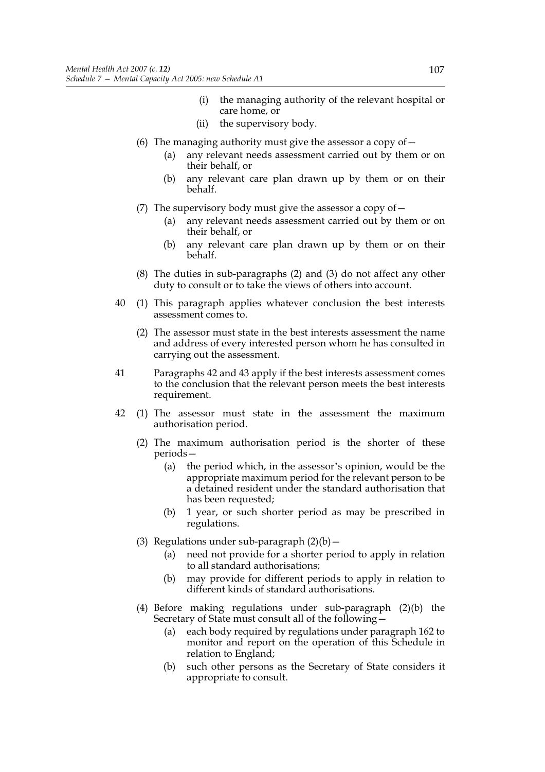(i) the managing authority of the relevant hospital or care home, or

(ii) the supervisory body.

(6) The managing authority must give the assessor a copy of—

(a) any relevant needs assessment carried out by them or on their behalf, or

(b) any relevant care plan drawn up by them or on their behalf.

(7) The supervisory body must give the assessor a copy of—

(a) any relevant needs assessment carried out by them or on their behalf, or

(b) any relevant care plan drawn up by them or on their behalf.

(8) The duties in sub-paragraphs (2) and (3) do not affect any other duty to consult or to take the views of others into account.

40 (1) This paragraph applies whatever conclusion the best interests assessment comes to.

(2) The assessor must state in the best interests assessment the name and address of every interested person whom he has consulted in carrying out the assessment.

41 Paragraphs 42 and 43 apply if the best interests assessment comes to the conclusion that the relevant person meets the best interests requirement.

42 (1) The assessor must state in the assessment the maximum authorisation period.

(2) The maximum authorisation period is the shorter of these periods—

(a) the period which, in the assessor's opinion, would be the appropriate maximum period for the relevant person to be a detained resident under the standard authorisation that has been requested;

(b) 1 year, or such shorter period as may be prescribed in regulations.

(3) Regulations under sub-paragraph (2)(b)—

(a) need not provide for a shorter period to apply in relation to all standard authorisations;

(b) may provide for different periods to apply in relation to different kinds of standard authorisations.

(4) Before making regulations under sub-paragraph (2)(b) the Secretary of State must consult all of the following—

(a) each body required by regulations under paragraph 162 to monitor and report on the operation of this Schedule in relation to England;

(b) such other persons as the Secretary of State considers it appropriate to consult.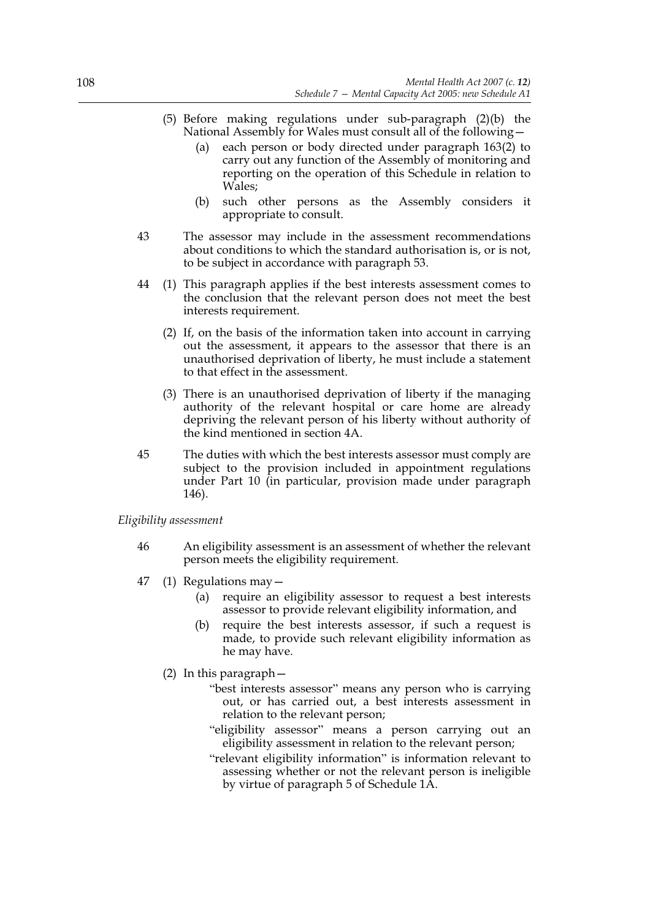(5) Before making regulations under sub-paragraph (2)(b) the National Assembly for Wales must consult all of the following—

   (a) each person or body directed under paragraph 163(2) to carry out any function of the Assembly of monitoring and reporting on the operation of this Schedule in relation to Wales;

   (b) such other persons as the Assembly considers it appropriate to consult.

43 The assessor may include in the assessment recommendations about conditions to which the standard authorisation is, or is not, to be subject in accordance with paragraph 53.

44 (1) This paragraph applies if the best interests assessment comes to the conclusion that the relevant person does not meet the best interests requirement.

(2) If, on the basis of the information taken into account in carrying out the assessment, it appears to the assessor that there is an unauthorised deprivation of liberty, he must include a statement to that effect in the assessment.

(3) There is an unauthorised deprivation of liberty if the managing authority of the relevant hospital or care home are already depriving the relevant person of his liberty without authority of the kind mentioned in section 4A.

45 The duties with which the best interests assessor must comply are subject to the provision included in appointment regulations under Part 10 (in particular, provision made under paragraph 146).

*Eligibility assessment*

46 An eligibility assessment is an assessment of whether the relevant person meets the eligibility requirement.

47 (1) Regulations may—

   (a) require an eligibility assessor to request a best interests assessor to provide relevant eligibility information, and

   (b) require the best interests assessor, if such a request is made, to provide such relevant eligibility information as he may have.

(2) In this paragraph—

"best interests assessor" means any person who is carrying out, or has carried out, a best interests assessment in relation to the relevant person;

"eligibility assessor" means a person carrying out an eligibility assessment in relation to the relevant person;

"relevant eligibility information" is information relevant to assessing whether or not the relevant person is ineligible by virtue of paragraph 5 of Schedule 1A.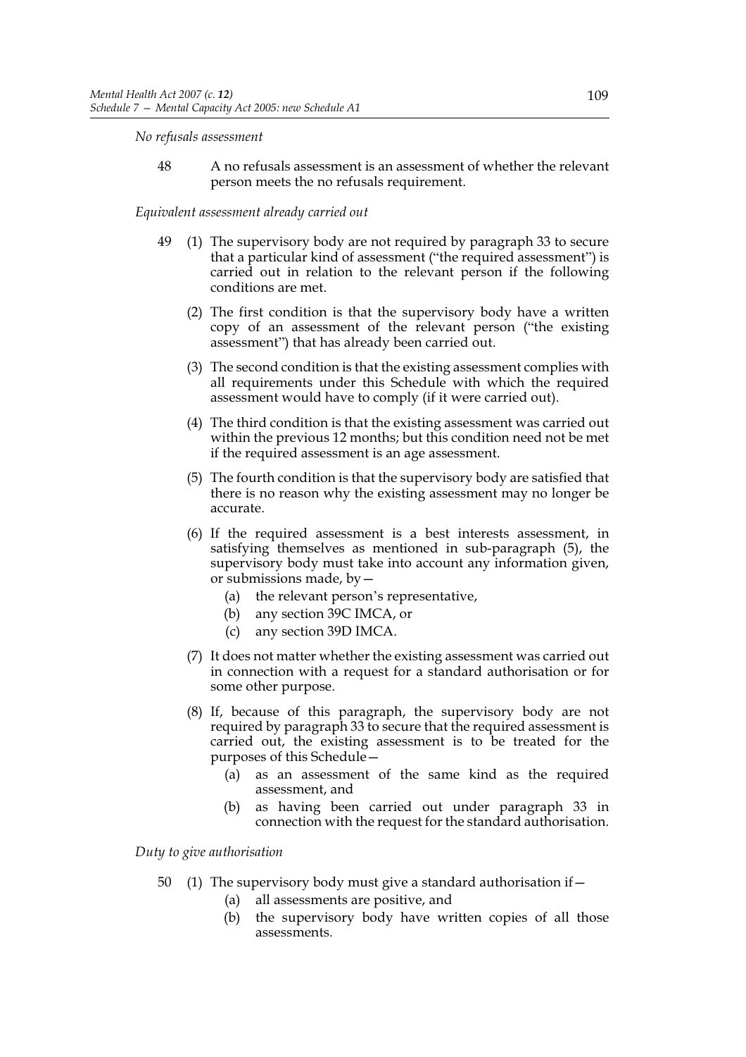*No refusals assessment*

48 A no refusals assessment is an assessment of whether the relevant person meets the no refusals requirement.

*Equivalent assessment already carried out*

49 (1) The supervisory body are not required by paragraph 33 to secure that a particular kind of assessment ("the required assessment") is carried out in relation to the relevant person if the following conditions are met.

(2) The first condition is that the supervisory body have a written copy of an assessment of the relevant person ("the existing assessment") that has already been carried out.

(3) The second condition is that the existing assessment complies with all requirements under this Schedule with which the required assessment would have to comply (if it were carried out).

(4) The third condition is that the existing assessment was carried out within the previous 12 months; but this condition need not be met if the required assessment is an age assessment.

(5) The fourth condition is that the supervisory body are satisfied that there is no reason why the existing assessment may no longer be accurate.

(6) If the required assessment is a best interests assessment, in satisfying themselves as mentioned in sub-paragraph (5), the supervisory body must take into account any information given, or submissions made, by—

- (a) the relevant person's representative,
- (b) any section 39C IMCA, or
- (c) any section 39D IMCA.

(7) It does not matter whether the existing assessment was carried out in connection with a request for a standard authorisation or for some other purpose.

(8) If, because of this paragraph, the supervisory body are not required by paragraph 33 to secure that the required assessment is carried out, the existing assessment is to be treated for the purposes of this Schedule—

- (a) as an assessment of the same kind as the required assessment, and
- (b) as having been carried out under paragraph 33 in connection with the request for the standard authorisation.

*Duty to give authorisation*

50 (1) The supervisory body must give a standard authorisation if—

- (a) all assessments are positive, and
- (b) the supervisory body have written copies of all those assessments.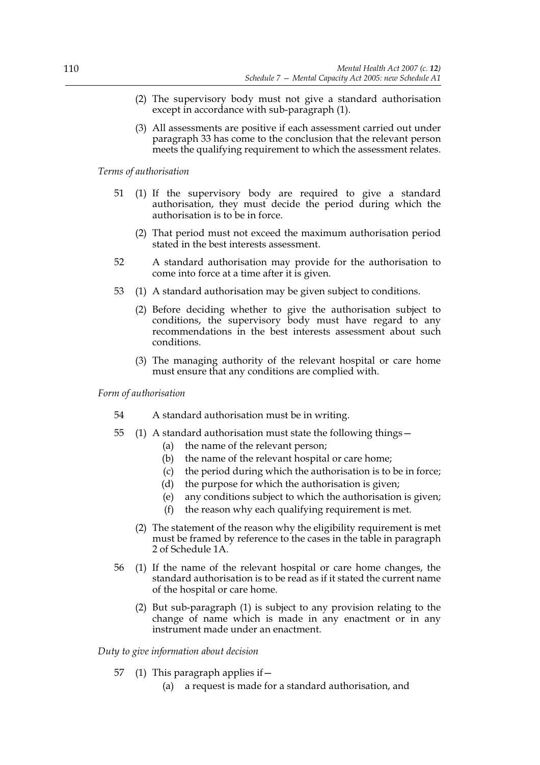(2) The supervisory body must not give a standard authorisation except in accordance with sub-paragraph (1).

(3) All assessments are positive if each assessment carried out under paragraph 33 has come to the conclusion that the relevant person meets the qualifying requirement to which the assessment relates.

*Terms of authorisation*

51 (1) If the supervisory body are required to give a standard authorisation, they must decide the period during which the authorisation is to be in force.

(2) That period must not exceed the maximum authorisation period stated in the best interests assessment.

52 A standard authorisation may provide for the authorisation to come into force at a time after it is given.

53 (1) A standard authorisation may be given subject to conditions.

(2) Before deciding whether to give the authorisation subject to conditions, the supervisory body must have regard to any recommendations in the best interests assessment about such conditions.

(3) The managing authority of the relevant hospital or care home must ensure that any conditions are complied with.

*Form of authorisation*

54 A standard authorisation must be in writing.

55 (1) A standard authorisation must state the following things—

- (a) the name of the relevant person;
- (b) the name of the relevant hospital or care home;
- (c) the period during which the authorisation is to be in force;
- (d) the purpose for which the authorisation is given;
- (e) any conditions subject to which the authorisation is given;
- (f) the reason why each qualifying requirement is met.

(2) The statement of the reason why the eligibility requirement is met must be framed by reference to the cases in the table in paragraph 2 of Schedule 1A.

56 (1) If the name of the relevant hospital or care home changes, the standard authorisation is to be read as if it stated the current name of the hospital or care home.

(2) But sub-paragraph (1) is subject to any provision relating to the change of name which is made in any enactment or in any instrument made under an enactment.

*Duty to give information about decision*

57 (1) This paragraph applies if—

- (a) a request is made for a standard authorisation, and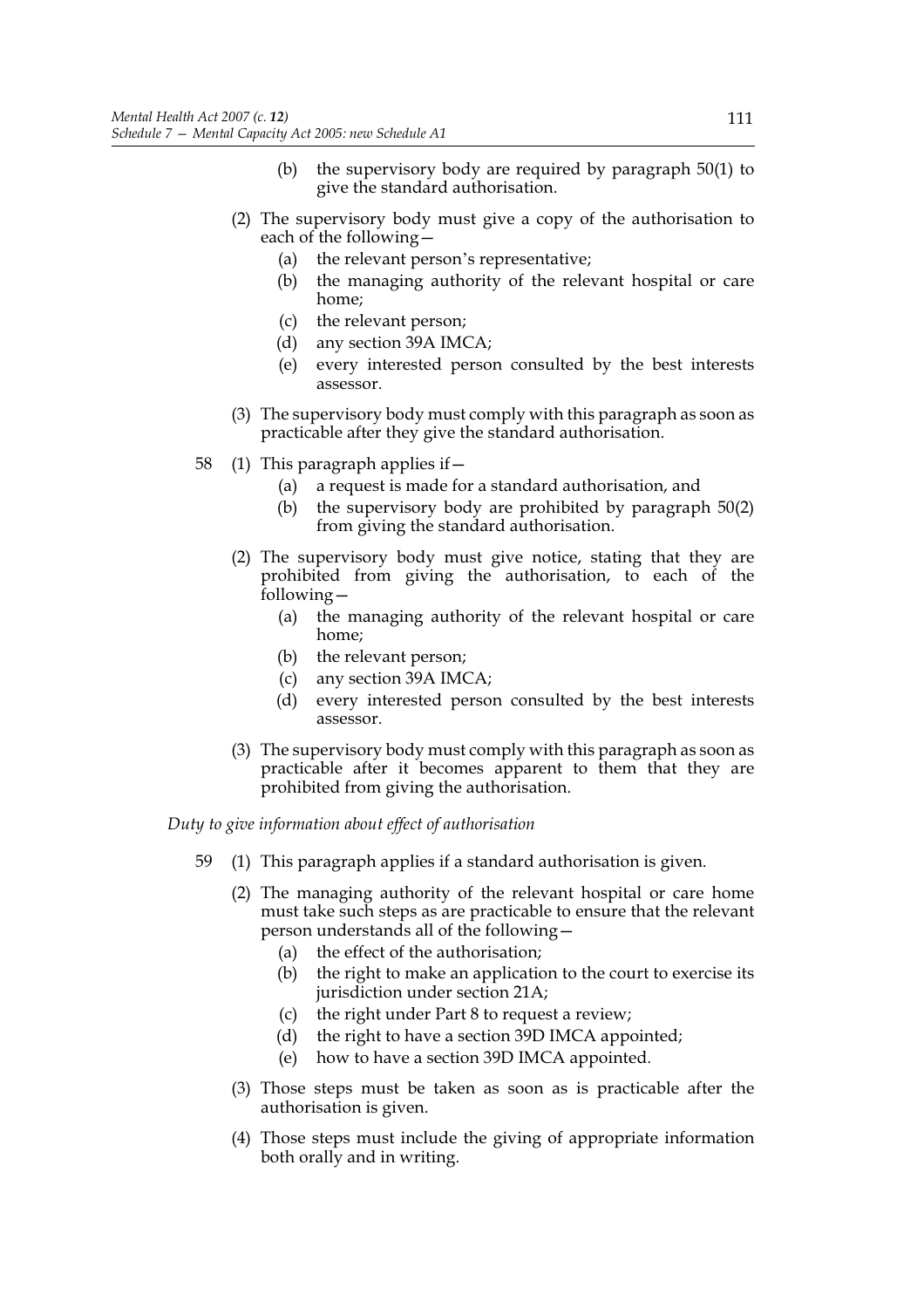(b) the supervisory body are required by paragraph 50(1) to give the standard authorisation.

(2) The supervisory body must give a copy of the authorisation to each of the following—

(a) the relevant person's representative;

(b) the managing authority of the relevant hospital or care home;

(c) the relevant person;

(d) any section 39A IMCA;

(e) every interested person consulted by the best interests assessor.

(3) The supervisory body must comply with this paragraph as soon as practicable after they give the standard authorisation.

58 (1) This paragraph applies if—

(a) a request is made for a standard authorisation, and

(b) the supervisory body are prohibited by paragraph 50(2) from giving the standard authorisation.

(2) The supervisory body must give notice, stating that they are prohibited from giving the authorisation, to each of the following—

(a) the managing authority of the relevant hospital or care home;

(b) the relevant person;

(c) any section 39A IMCA;

(d) every interested person consulted by the best interests assessor.

(3) The supervisory body must comply with this paragraph as soon as practicable after it becomes apparent to them that they are prohibited from giving the authorisation.

*Duty to give information about effect of authorisation*

59 (1) This paragraph applies if a standard authorisation is given.

(2) The managing authority of the relevant hospital or care home must take such steps as are practicable to ensure that the relevant person understands all of the following—

(a) the effect of the authorisation;

(b) the right to make an application to the court to exercise its jurisdiction under section 21A;

(c) the right under Part 8 to request a review;

(d) the right to have a section 39D IMCA appointed;

(e) how to have a section 39D IMCA appointed.

(3) Those steps must be taken as soon as is practicable after the authorisation is given.

(4) Those steps must include the giving of appropriate information both orally and in writing.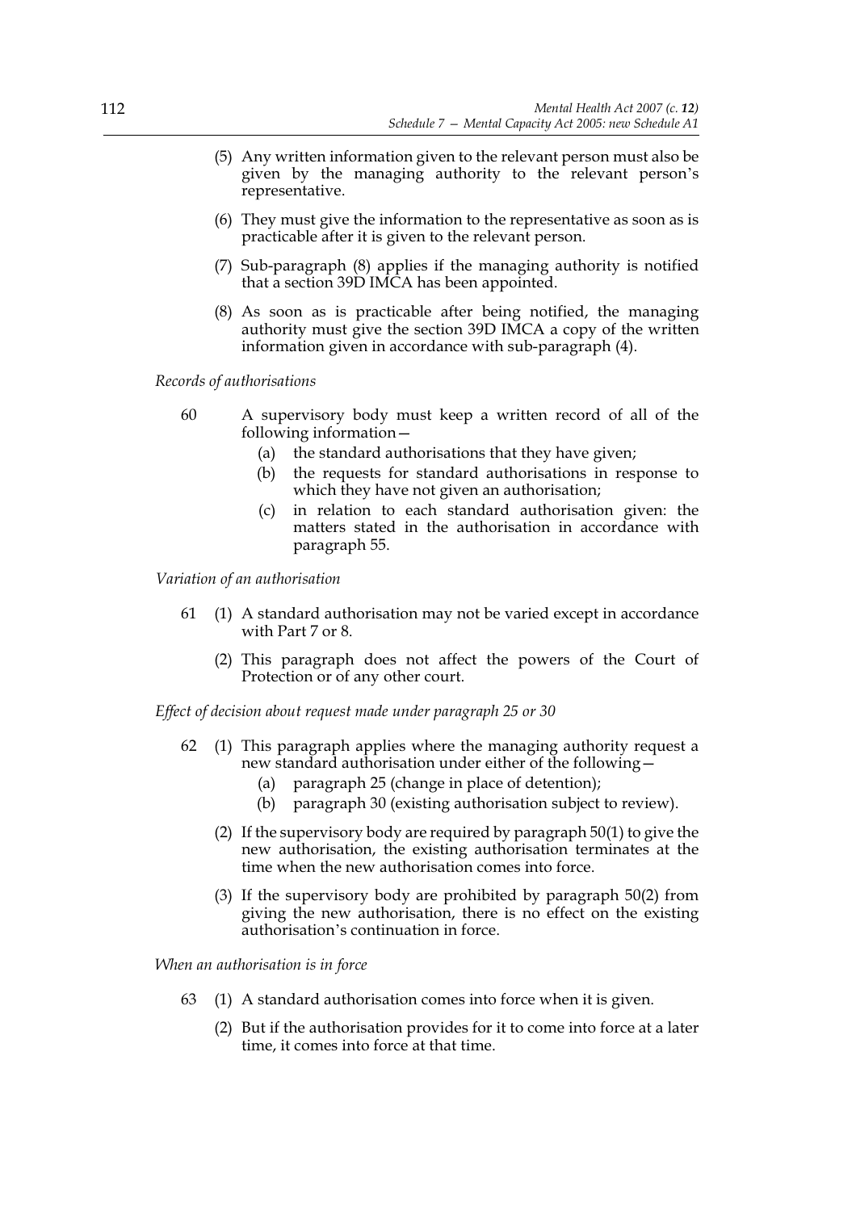(5) Any written information given to the relevant person must also be given by the managing authority to the relevant person's representative.

(6) They must give the information to the representative as soon as is practicable after it is given to the relevant person.

(7) Sub-paragraph (8) applies if the managing authority is notified that a section 39D IMCA has been appointed.

(8) As soon as is practicable after being notified, the managing authority must give the section 39D IMCA a copy of the written information given in accordance with sub-paragraph (4).

*Records of authorisations*

60 A supervisory body must keep a written record of all of the following information—

(a) the standard authorisations that they have given;

(b) the requests for standard authorisations in response to which they have not given an authorisation;

(c) in relation to each standard authorisation given: the matters stated in the authorisation in accordance with paragraph 55.

*Variation of an authorisation*

61 (1) A standard authorisation may not be varied except in accordance with Part 7 or 8.

(2) This paragraph does not affect the powers of the Court of Protection or of any other court.

*Effect of decision about request made under paragraph 25 or 30*

62 (1) This paragraph applies where the managing authority request a new standard authorisation under either of the following—

(a) paragraph 25 (change in place of detention);

(b) paragraph 30 (existing authorisation subject to review).

(2) If the supervisory body are required by paragraph 50(1) to give the new authorisation, the existing authorisation terminates at the time when the new authorisation comes into force.

(3) If the supervisory body are prohibited by paragraph 50(2) from giving the new authorisation, there is no effect on the existing authorisation's continuation in force.

*When an authorisation is in force*

63 (1) A standard authorisation comes into force when it is given.

(2) But if the authorisation provides for it to come into force at a later time, it comes into force at that time.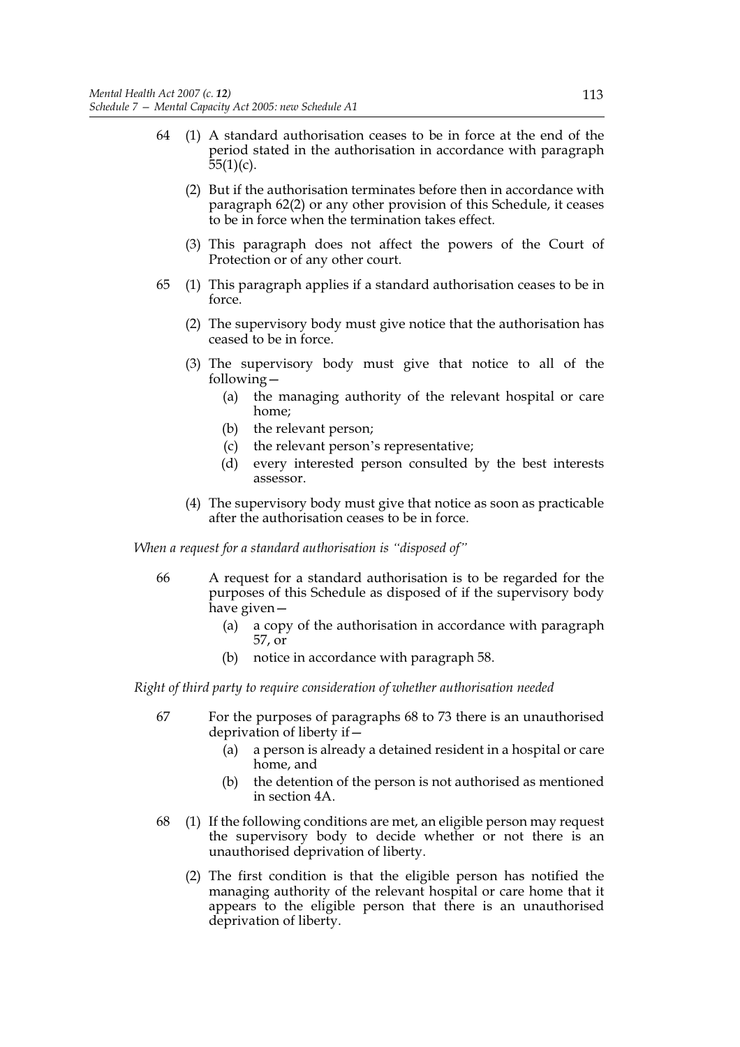64 (1) A standard authorisation ceases to be in force at the end of the period stated in the authorisation in accordance with paragraph 55(1)(c).

(2) But if the authorisation terminates before then in accordance with paragraph 62(2) or any other provision of this Schedule, it ceases to be in force when the termination takes effect.

(3) This paragraph does not affect the powers of the Court of Protection or of any other court.

65 (1) This paragraph applies if a standard authorisation ceases to be in force.

(2) The supervisory body must give notice that the authorisation has ceased to be in force.

(3) The supervisory body must give that notice to all of the following—

(a) the managing authority of the relevant hospital or care home;

(b) the relevant person;

(c) the relevant person's representative;

(d) every interested person consulted by the best interests assessor.

(4) The supervisory body must give that notice as soon as practicable after the authorisation ceases to be in force.

*When a request for a standard authorisation is "disposed of"*

66 A request for a standard authorisation is to be regarded for the purposes of this Schedule as disposed of if the supervisory body have given—

(a) a copy of the authorisation in accordance with paragraph 57, or

(b) notice in accordance with paragraph 58.

*Right of third party to require consideration of whether authorisation needed*

67 For the purposes of paragraphs 68 to 73 there is an unauthorised deprivation of liberty if—

(a) a person is already a detained resident in a hospital or care home, and

(b) the detention of the person is not authorised as mentioned in section 4A.

68 (1) If the following conditions are met, an eligible person may request the supervisory body to decide whether or not there is an unauthorised deprivation of liberty.

(2) The first condition is that the eligible person has notified the managing authority of the relevant hospital or care home that it appears to the eligible person that there is an unauthorised deprivation of liberty.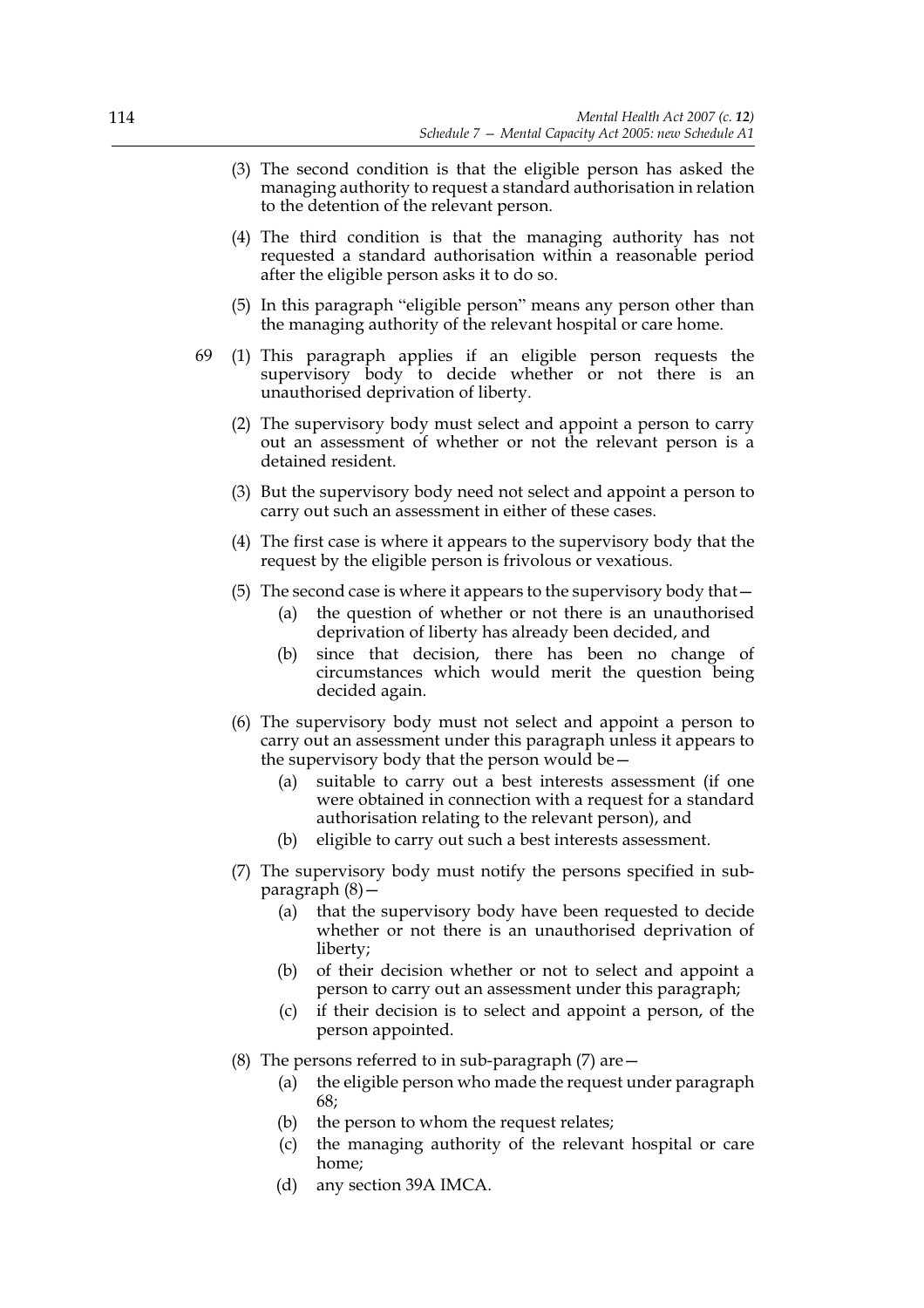(3) The second condition is that the eligible person has asked the managing authority to request a standard authorisation in relation to the detention of the relevant person.

(4) The third condition is that the managing authority has not requested a standard authorisation within a reasonable period after the eligible person asks it to do so.

(5) In this paragraph "eligible person" means any person other than the managing authority of the relevant hospital or care home.

69 (1) This paragraph applies if an eligible person requests the supervisory body to decide whether or not there is an unauthorised deprivation of liberty.

(2) The supervisory body must select and appoint a person to carry out an assessment of whether or not the relevant person is a detained resident.

(3) But the supervisory body need not select and appoint a person to carry out such an assessment in either of these cases.

(4) The first case is where it appears to the supervisory body that the request by the eligible person is frivolous or vexatious.

(5) The second case is where it appears to the supervisory body that—

- (a) the question of whether or not there is an unauthorised deprivation of liberty has already been decided, and
- (b) since that decision, there has been no change of circumstances which would merit the question being decided again.

(6) The supervisory body must not select and appoint a person to carry out an assessment under this paragraph unless it appears to the supervisory body that the person would be—

- (a) suitable to carry out a best interests assessment (if one were obtained in connection with a request for a standard authorisation relating to the relevant person), and
- (b) eligible to carry out such a best interests assessment.

(7) The supervisory body must notify the persons specified in sub-paragraph (8)—

- (a) that the supervisory body have been requested to decide whether or not there is an unauthorised deprivation of liberty;
- (b) of their decision whether or not to select and appoint a person to carry out an assessment under this paragraph;
- (c) if their decision is to select and appoint a person, of the person appointed.

(8) The persons referred to in sub-paragraph (7) are—

- (a) the eligible person who made the request under paragraph 68;
- (b) the person to whom the request relates;
- (c) the managing authority of the relevant hospital or care home;
- (d) any section 39A IMCA.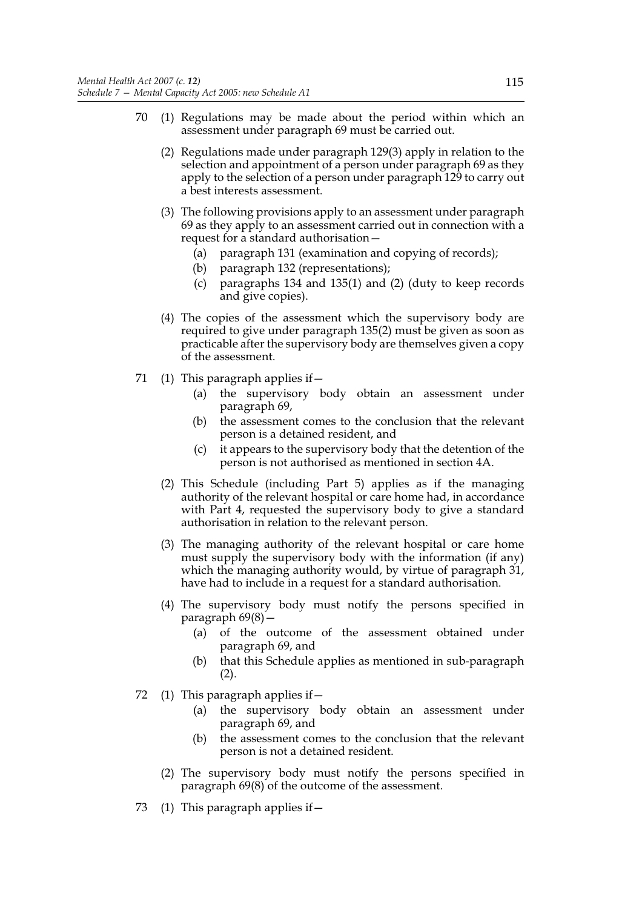70 (1) Regulations may be made about the period within which an assessment under paragraph 69 must be carried out.

(2) Regulations made under paragraph 129(3) apply in relation to the selection and appointment of a person under paragraph 69 as they apply to the selection of a person under paragraph 129 to carry out a best interests assessment.

(3) The following provisions apply to an assessment under paragraph 69 as they apply to an assessment carried out in connection with a request for a standard authorisation—

(a) paragraph 131 (examination and copying of records);

(b) paragraph 132 (representations);

(c) paragraphs 134 and 135(1) and (2) (duty to keep records and give copies).

(4) The copies of the assessment which the supervisory body are required to give under paragraph 135(2) must be given as soon as practicable after the supervisory body are themselves given a copy of the assessment.

71 (1) This paragraph applies if—

(a) the supervisory body obtain an assessment under paragraph 69,

(b) the assessment comes to the conclusion that the relevant person is a detained resident, and

(c) it appears to the supervisory body that the detention of the person is not authorised as mentioned in section 4A.

(2) This Schedule (including Part 5) applies as if the managing authority of the relevant hospital or care home had, in accordance with Part 4, requested the supervisory body to give a standard authorisation in relation to the relevant person.

(3) The managing authority of the relevant hospital or care home must supply the supervisory body with the information (if any) which the managing authority would, by virtue of paragraph 31, have had to include in a request for a standard authorisation.

(4) The supervisory body must notify the persons specified in paragraph 69(8)—

(a) of the outcome of the assessment obtained under paragraph 69, and

(b) that this Schedule applies as mentioned in sub-paragraph (2).

72 (1) This paragraph applies if—

(a) the supervisory body obtain an assessment under paragraph 69, and

(b) the assessment comes to the conclusion that the relevant person is not a detained resident.

(2) The supervisory body must notify the persons specified in paragraph 69(8) of the outcome of the assessment.

73 (1) This paragraph applies if—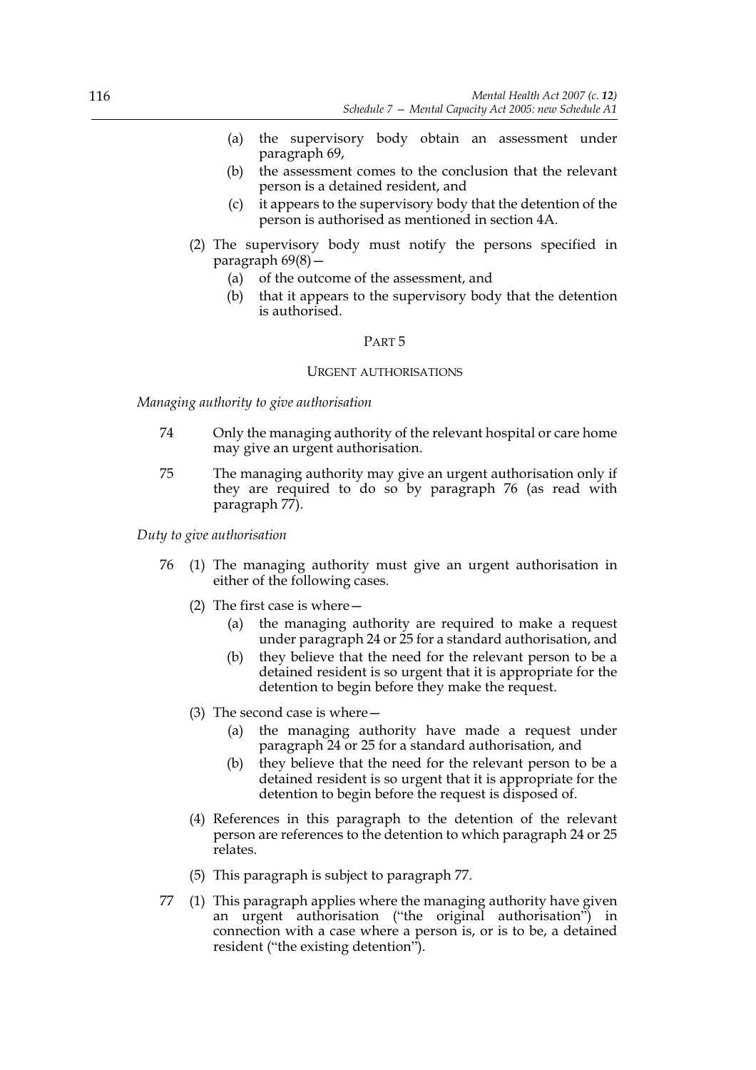(a) the supervisory body obtain an assessment under paragraph 69,

(b) the assessment comes to the conclusion that the relevant person is a detained resident, and

(c) it appears to the supervisory body that the detention of the person is authorised as mentioned in section 4A.

(2) The supervisory body must notify the persons specified in paragraph 69(8)—

(a) of the outcome of the assessment, and

(b) that it appears to the supervisory body that the detention is authorised.

## PART 5

## URGENT AUTHORISATIONS

*Managing authority to give authorisation*

74 Only the managing authority of the relevant hospital or care home may give an urgent authorisation.

75 The managing authority may give an urgent authorisation only if they are required to do so by paragraph 76 (as read with paragraph 77).

*Duty to give authorisation*

76 (1) The managing authority must give an urgent authorisation in either of the following cases.

(2) The first case is where—

(a) the managing authority are required to make a request under paragraph 24 or 25 for a standard authorisation, and

(b) they believe that the need for the relevant person to be a detained resident is so urgent that it is appropriate for the detention to begin before they make the request.

(3) The second case is where—

(a) the managing authority have made a request under paragraph 24 or 25 for a standard authorisation, and

(b) they believe that the need for the relevant person to be a detained resident is so urgent that it is appropriate for the detention to begin before the request is disposed of.

(4) References in this paragraph to the detention of the relevant person are references to the detention to which paragraph 24 or 25 relates.

(5) This paragraph is subject to paragraph 77.

77 (1) This paragraph applies where the managing authority have given an urgent authorisation ("the original authorisation") in connection with a case where a person is, or is to be, a detained resident ("the existing detention").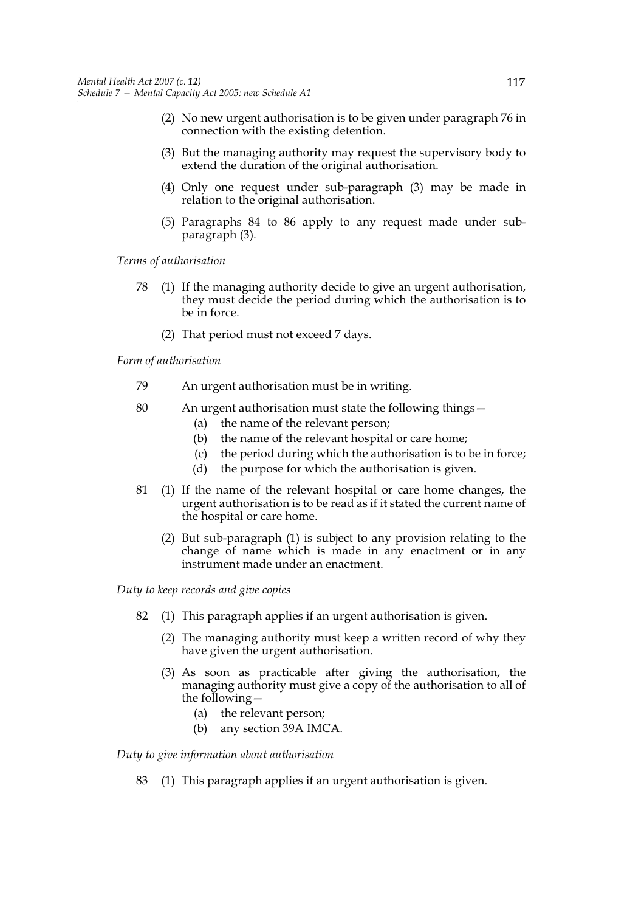(2) No new urgent authorisation is to be given under paragraph 76 in connection with the existing detention.

(3) But the managing authority may request the supervisory body to extend the duration of the original authorisation.

(4) Only one request under sub-paragraph (3) may be made in relation to the original authorisation.

(5) Paragraphs 84 to 86 apply to any request made under sub-paragraph (3).

*Terms of authorisation*

78 (1) If the managing authority decide to give an urgent authorisation, they must decide the period during which the authorisation is to be in force.

(2) That period must not exceed 7 days.

*Form of authorisation*

79 An urgent authorisation must be in writing.

80 An urgent authorisation must state the following things—

(a) the name of the relevant person;

(b) the name of the relevant hospital or care home;

(c) the period during which the authorisation is to be in force;

(d) the purpose for which the authorisation is given.

81 (1) If the name of the relevant hospital or care home changes, the urgent authorisation is to be read as if it stated the current name of the hospital or care home.

(2) But sub-paragraph (1) is subject to any provision relating to the change of name which is made in any enactment or in any instrument made under an enactment.

*Duty to keep records and give copies*

82 (1) This paragraph applies if an urgent authorisation is given.

(2) The managing authority must keep a written record of why they have given the urgent authorisation.

(3) As soon as practicable after giving the authorisation, the managing authority must give a copy of the authorisation to all of the following—

(a) the relevant person;

(b) any section 39A IMCA.

*Duty to give information about authorisation*

83 (1) This paragraph applies if an urgent authorisation is given.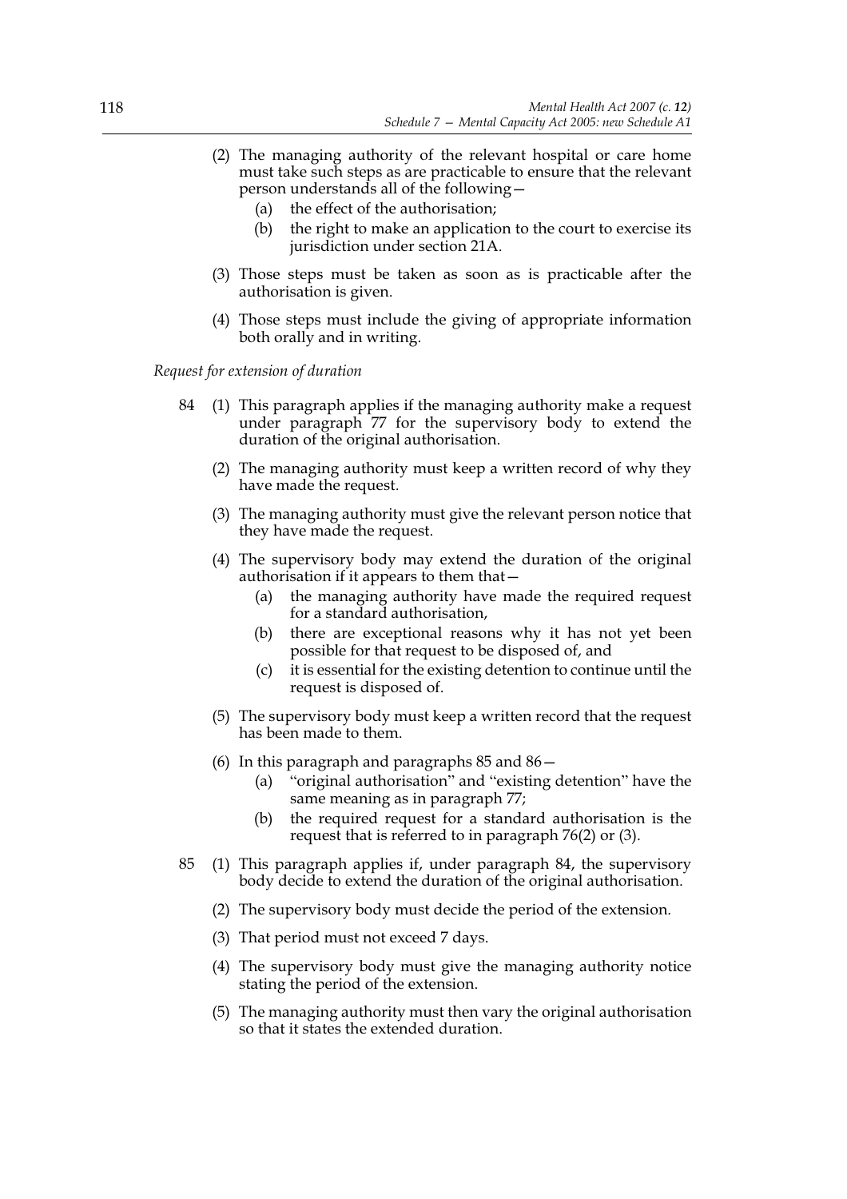(2) The managing authority of the relevant hospital or care home must take such steps as are practicable to ensure that the relevant person understands all of the following—

(a) the effect of the authorisation;

(b) the right to make an application to the court to exercise its jurisdiction under section 21A.

(3) Those steps must be taken as soon as is practicable after the authorisation is given.

(4) Those steps must include the giving of appropriate information both orally and in writing.

*Request for extension of duration*

84 (1) This paragraph applies if the managing authority make a request under paragraph 77 for the supervisory body to extend the duration of the original authorisation.

(2) The managing authority must keep a written record of why they have made the request.

(3) The managing authority must give the relevant person notice that they have made the request.

(4) The supervisory body may extend the duration of the original authorisation if it appears to them that—

(a) the managing authority have made the required request for a standard authorisation,

(b) there are exceptional reasons why it has not yet been possible for that request to be disposed of, and

(c) it is essential for the existing detention to continue until the request is disposed of.

(5) The supervisory body must keep a written record that the request has been made to them.

(6) In this paragraph and paragraphs 85 and 86—

(a) "original authorisation" and "existing detention" have the same meaning as in paragraph 77;

(b) the required request for a standard authorisation is the request that is referred to in paragraph 76(2) or (3).

85 (1) This paragraph applies if, under paragraph 84, the supervisory body decide to extend the duration of the original authorisation.

(2) The supervisory body must decide the period of the extension.

(3) That period must not exceed 7 days.

(4) The supervisory body must give the managing authority notice stating the period of the extension.

(5) The managing authority must then vary the original authorisation so that it states the extended duration.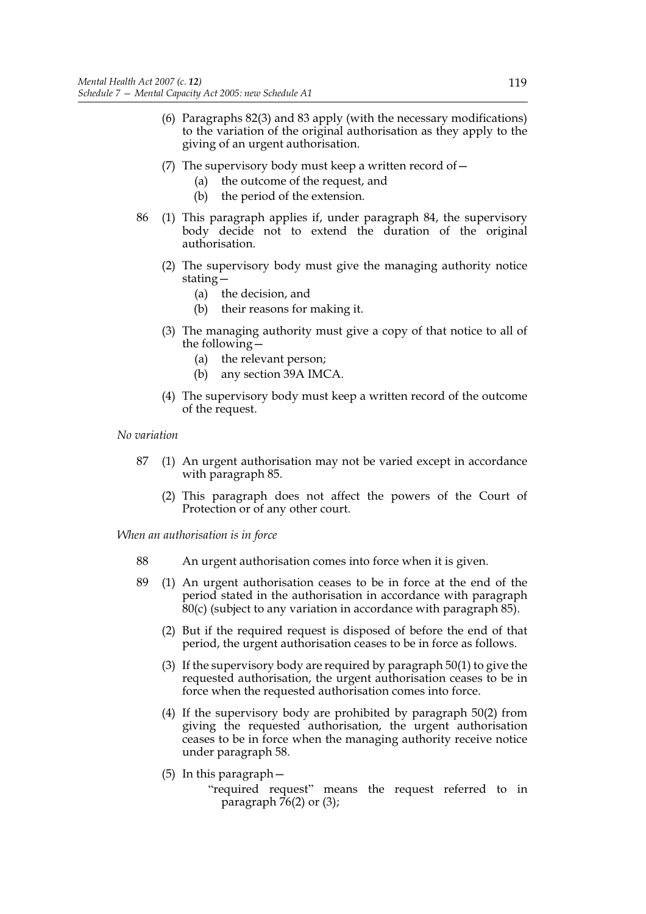(6) Paragraphs 82(3) and 83 apply (with the necessary modifications) to the variation of the original authorisation as they apply to the giving of an urgent authorisation.

(7) The supervisory body must keep a written record of—

(a) the outcome of the request, and

(b) the period of the extension.

86 (1) This paragraph applies if, under paragraph 84, the supervisory body decide not to extend the duration of the original authorisation.

(2) The supervisory body must give the managing authority notice stating—

(a) the decision, and

(b) their reasons for making it.

(3) The managing authority must give a copy of that notice to all of the following—

(a) the relevant person;

(b) any section 39A IMCA.

(4) The supervisory body must keep a written record of the outcome of the request.

*No variation*

87 (1) An urgent authorisation may not be varied except in accordance with paragraph 85.

(2) This paragraph does not affect the powers of the Court of Protection or of any other court.

*When an authorisation is in force*

88 An urgent authorisation comes into force when it is given.

89 (1) An urgent authorisation ceases to be in force at the end of the period stated in the authorisation in accordance with paragraph 80(c) (subject to any variation in accordance with paragraph 85).

(2) But if the required request is disposed of before the end of that period, the urgent authorisation ceases to be in force as follows.

(3) If the supervisory body are required by paragraph 50(1) to give the requested authorisation, the urgent authorisation ceases to be in force when the requested authorisation comes into force.

(4) If the supervisory body are prohibited by paragraph 50(2) from giving the requested authorisation, the urgent authorisation ceases to be in force when the managing authority receive notice under paragraph 58.

(5) In this paragraph—

"required request" means the request referred to in paragraph 76(2) or (3);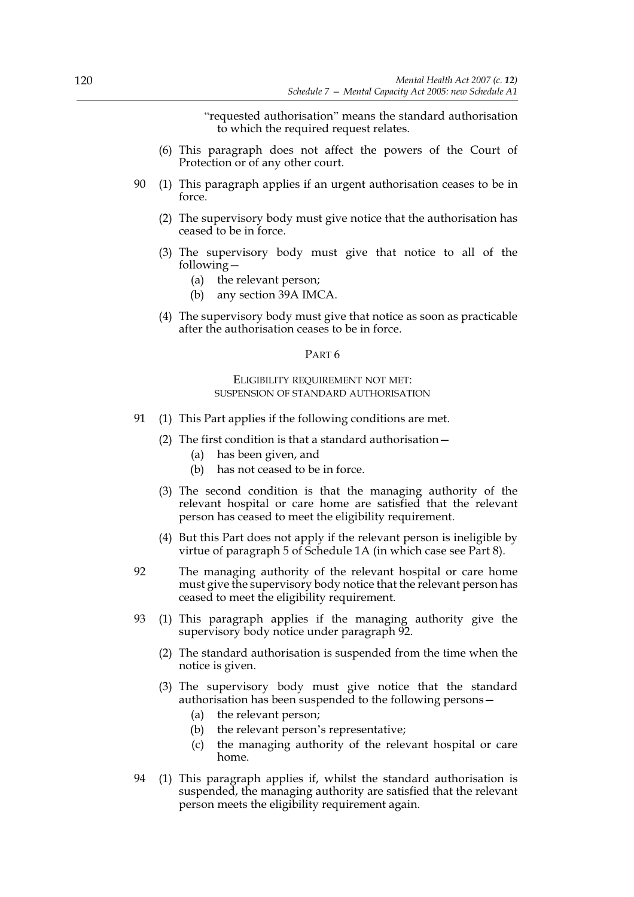"requested authorisation" means the standard authorisation to which the required request relates.

(6) This paragraph does not affect the powers of the Court of Protection or of any other court.

90 (1) This paragraph applies if an urgent authorisation ceases to be in force.

(2) The supervisory body must give notice that the authorisation has ceased to be in force.

(3) The supervisory body must give that notice to all of the following—

(a) the relevant person;

(b) any section 39A IMCA.

(4) The supervisory body must give that notice as soon as practicable after the authorisation ceases to be in force.

## PART 6

### ELIGIBILITY REQUIREMENT NOT MET: SUSPENSION OF STANDARD AUTHORISATION

91 (1) This Part applies if the following conditions are met.

(2) The first condition is that a standard authorisation—

(a) has been given, and

(b) has not ceased to be in force.

(3) The second condition is that the managing authority of the relevant hospital or care home are satisfied that the relevant person has ceased to meet the eligibility requirement.

(4) But this Part does not apply if the relevant person is ineligible by virtue of paragraph 5 of Schedule 1A (in which case see Part 8).

92 The managing authority of the relevant hospital or care home must give the supervisory body notice that the relevant person has ceased to meet the eligibility requirement.

93 (1) This paragraph applies if the managing authority give the supervisory body notice under paragraph 92.

(2) The standard authorisation is suspended from the time when the notice is given.

(3) The supervisory body must give notice that the standard authorisation has been suspended to the following persons—

(a) the relevant person;

(b) the relevant person's representative;

(c) the managing authority of the relevant hospital or care home.

94 (1) This paragraph applies if, whilst the standard authorisation is suspended, the managing authority are satisfied that the relevant person meets the eligibility requirement again.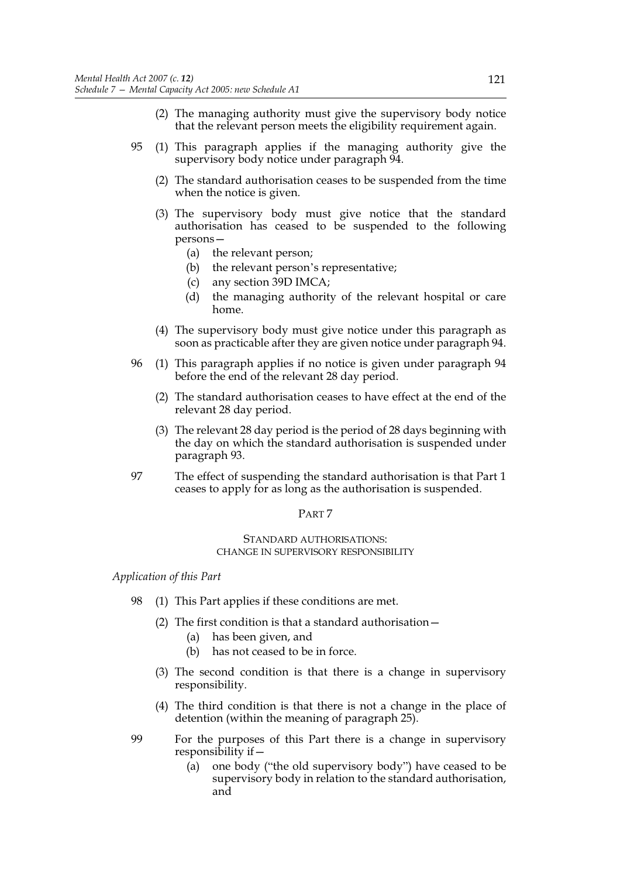(2) The managing authority must give the supervisory body notice that the relevant person meets the eligibility requirement again.

95 (1) This paragraph applies if the managing authority give the supervisory body notice under paragraph 94.

(2) The standard authorisation ceases to be suspended from the time when the notice is given.

(3) The supervisory body must give notice that the standard authorisation has ceased to be suspended to the following persons—

(a) the relevant person;

(b) the relevant person's representative;

(c) any section 39D IMCA;

(d) the managing authority of the relevant hospital or care home.

(4) The supervisory body must give notice under this paragraph as soon as practicable after they are given notice under paragraph 94.

96 (1) This paragraph applies if no notice is given under paragraph 94 before the end of the relevant 28 day period.

(2) The standard authorisation ceases to have effect at the end of the relevant 28 day period.

(3) The relevant 28 day period is the period of 28 days beginning with the day on which the standard authorisation is suspended under paragraph 93.

97 The effect of suspending the standard authorisation is that Part 1 ceases to apply for as long as the authorisation is suspended.

## PART 7

### STANDARD AUTHORISATIONS: CHANGE IN SUPERVISORY RESPONSIBILITY

*Application of this Part*

98 (1) This Part applies if these conditions are met.

(2) The first condition is that a standard authorisation—

(a) has been given, and

(b) has not ceased to be in force.

(3) The second condition is that there is a change in supervisory responsibility.

(4) The third condition is that there is not a change in the place of detention (within the meaning of paragraph 25).

99 For the purposes of this Part there is a change in supervisory responsibility if—

(a) one body ("the old supervisory body") have ceased to be supervisory body in relation to the standard authorisation, and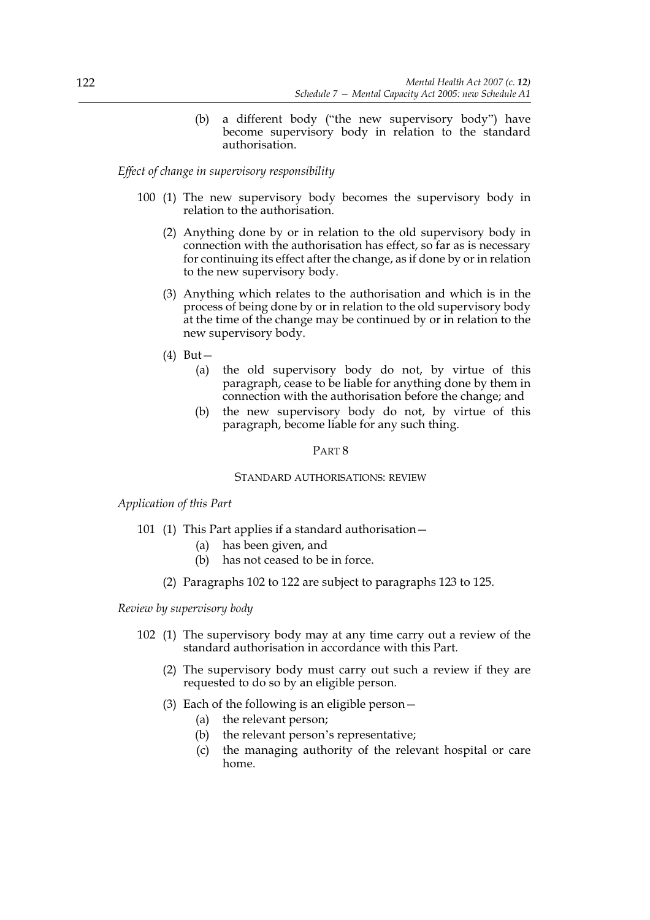(b) a different body ("the new supervisory body") have become supervisory body in relation to the standard authorisation.

*Effect of change in supervisory responsibility*

100 (1) The new supervisory body becomes the supervisory body in relation to the authorisation.

(2) Anything done by or in relation to the old supervisory body in connection with the authorisation has effect, so far as is necessary for continuing its effect after the change, as if done by or in relation to the new supervisory body.

(3) Anything which relates to the authorisation and which is in the process of being done by or in relation to the old supervisory body at the time of the change may be continued by or in relation to the new supervisory body.

(4) But—

(a) the old supervisory body do not, by virtue of this paragraph, cease to be liable for anything done by them in connection with the authorisation before the change; and

(b) the new supervisory body do not, by virtue of this paragraph, become liable for any such thing.

## PART 8

### STANDARD AUTHORISATIONS: REVIEW

*Application of this Part*

101 (1) This Part applies if a standard authorisation—

(a) has been given, and

(b) has not ceased to be in force.

(2) Paragraphs 102 to 122 are subject to paragraphs 123 to 125.

*Review by supervisory body*

102 (1) The supervisory body may at any time carry out a review of the standard authorisation in accordance with this Part.

(2) The supervisory body must carry out such a review if they are requested to do so by an eligible person.

(3) Each of the following is an eligible person—

(a) the relevant person;

(b) the relevant person's representative;

(c) the managing authority of the relevant hospital or care home.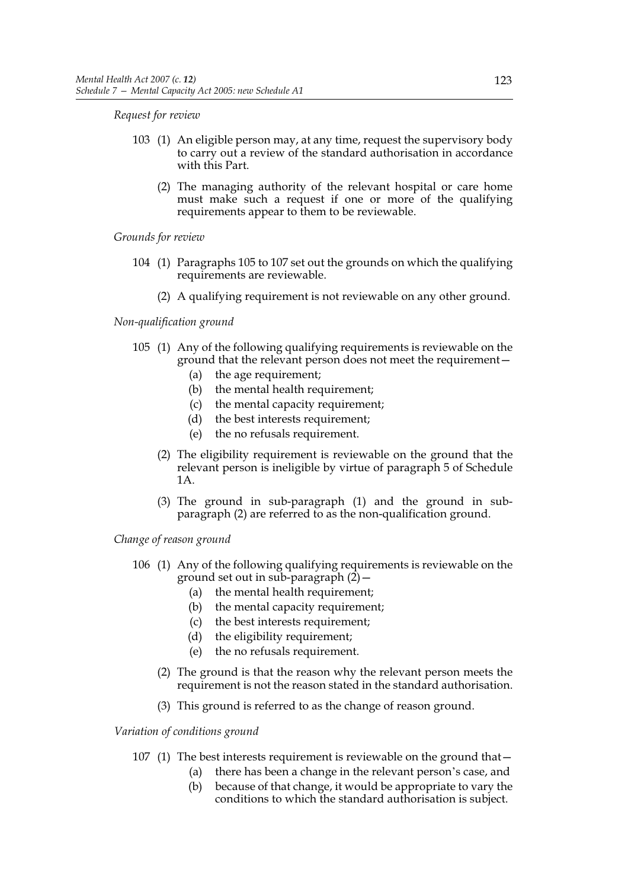*Request for review*

103 (1) An eligible person may, at any time, request the supervisory body to carry out a review of the standard authorisation in accordance with this Part.

(2) The managing authority of the relevant hospital or care home must make such a request if one or more of the qualifying requirements appear to them to be reviewable.

*Grounds for review*

104 (1) Paragraphs 105 to 107 set out the grounds on which the qualifying requirements are reviewable.

(2) A qualifying requirement is not reviewable on any other ground.

*Non-qualification ground*

105 (1) Any of the following qualifying requirements is reviewable on the ground that the relevant person does not meet the requirement—

(a) the age requirement;

(b) the mental health requirement;

(c) the mental capacity requirement;

(d) the best interests requirement;

(e) the no refusals requirement.

(2) The eligibility requirement is reviewable on the ground that the relevant person is ineligible by virtue of paragraph 5 of Schedule 1A.

(3) The ground in sub-paragraph (1) and the ground in sub-paragraph (2) are referred to as the non-qualification ground.

*Change of reason ground*

106 (1) Any of the following qualifying requirements is reviewable on the ground set out in sub-paragraph (2)—

(a) the mental health requirement;

(b) the mental capacity requirement;

(c) the best interests requirement;

(d) the eligibility requirement;

(e) the no refusals requirement.

(2) The ground is that the reason why the relevant person meets the requirement is not the reason stated in the standard authorisation.

(3) This ground is referred to as the change of reason ground.

*Variation of conditions ground*

107 (1) The best interests requirement is reviewable on the ground that—

(a) there has been a change in the relevant person's case, and

(b) because of that change, it would be appropriate to vary the conditions to which the standard authorisation is subject.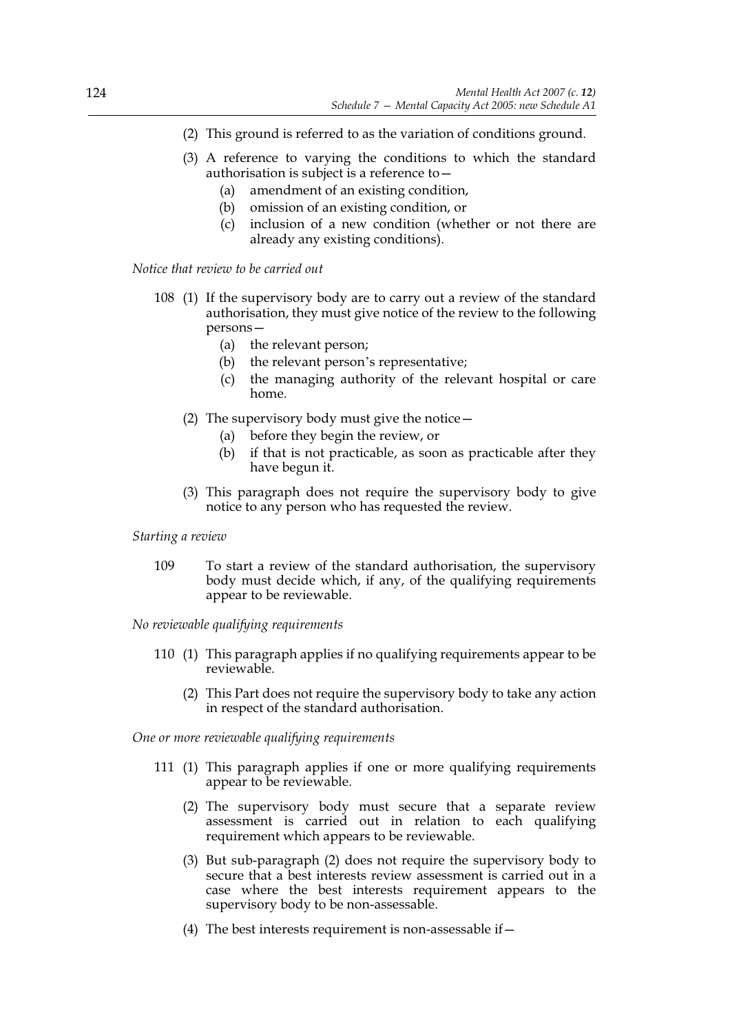(2) This ground is referred to as the variation of conditions ground.

(3) A reference to varying the conditions to which the standard authorisation is subject is a reference to—
- (a) amendment of an existing condition,
- (b) omission of an existing condition, or
- (c) inclusion of a new condition (whether or not there are already any existing conditions).

*Notice that review to be carried out*

108 (1) If the supervisory body are to carry out a review of the standard authorisation, they must give notice of the review to the following persons—
- (a) the relevant person;
- (b) the relevant person's representative;
- (c) the managing authority of the relevant hospital or care home.

(2) The supervisory body must give the notice—
- (a) before they begin the review, or
- (b) if that is not practicable, as soon as practicable after they have begun it.

(3) This paragraph does not require the supervisory body to give notice to any person who has requested the review.

*Starting a review*

109 To start a review of the standard authorisation, the supervisory body must decide which, if any, of the qualifying requirements appear to be reviewable.

*No reviewable qualifying requirements*

110 (1) This paragraph applies if no qualifying requirements appear to be reviewable.

(2) This Part does not require the supervisory body to take any action in respect of the standard authorisation.

*One or more reviewable qualifying requirements*

111 (1) This paragraph applies if one or more qualifying requirements appear to be reviewable.

(2) The supervisory body must secure that a separate review assessment is carried out in relation to each qualifying requirement which appears to be reviewable.

(3) But sub-paragraph (2) does not require the supervisory body to secure that a best interests review assessment is carried out in a case where the best interests requirement appears to the supervisory body to be non-assessable.

(4) The best interests requirement is non-assessable if—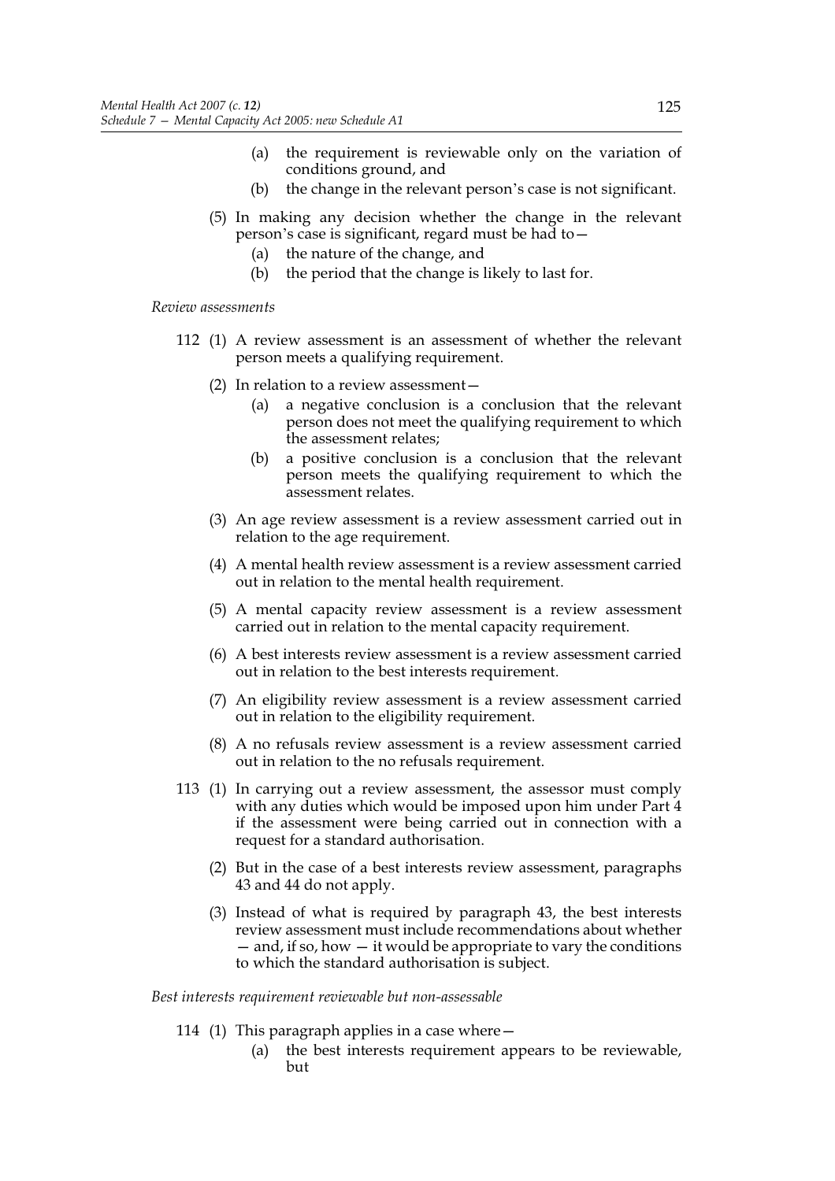(a) the requirement is reviewable only on the variation of conditions ground, and

(b) the change in the relevant person's case is not significant.

(5) In making any decision whether the change in the relevant person's case is significant, regard must be had to—

(a) the nature of the change, and

(b) the period that the change is likely to last for.

*Review assessments*

112 (1) A review assessment is an assessment of whether the relevant person meets a qualifying requirement.

(2) In relation to a review assessment—

(a) a negative conclusion is a conclusion that the relevant person does not meet the qualifying requirement to which the assessment relates;

(b) a positive conclusion is a conclusion that the relevant person meets the qualifying requirement to which the assessment relates.

(3) An age review assessment is a review assessment carried out in relation to the age requirement.

(4) A mental health review assessment is a review assessment carried out in relation to the mental health requirement.

(5) A mental capacity review assessment is a review assessment carried out in relation to the mental capacity requirement.

(6) A best interests review assessment is a review assessment carried out in relation to the best interests requirement.

(7) An eligibility review assessment is a review assessment carried out in relation to the eligibility requirement.

(8) A no refusals review assessment is a review assessment carried out in relation to the no refusals requirement.

113 (1) In carrying out a review assessment, the assessor must comply with any duties which would be imposed upon him under Part 4 if the assessment were being carried out in connection with a request for a standard authorisation.

(2) But in the case of a best interests review assessment, paragraphs 43 and 44 do not apply.

(3) Instead of what is required by paragraph 43, the best interests review assessment must include recommendations about whether — and, if so, how — it would be appropriate to vary the conditions to which the standard authorisation is subject.

*Best interests requirement reviewable but non-assessable*

114 (1) This paragraph applies in a case where—

(a) the best interests requirement appears to be reviewable, but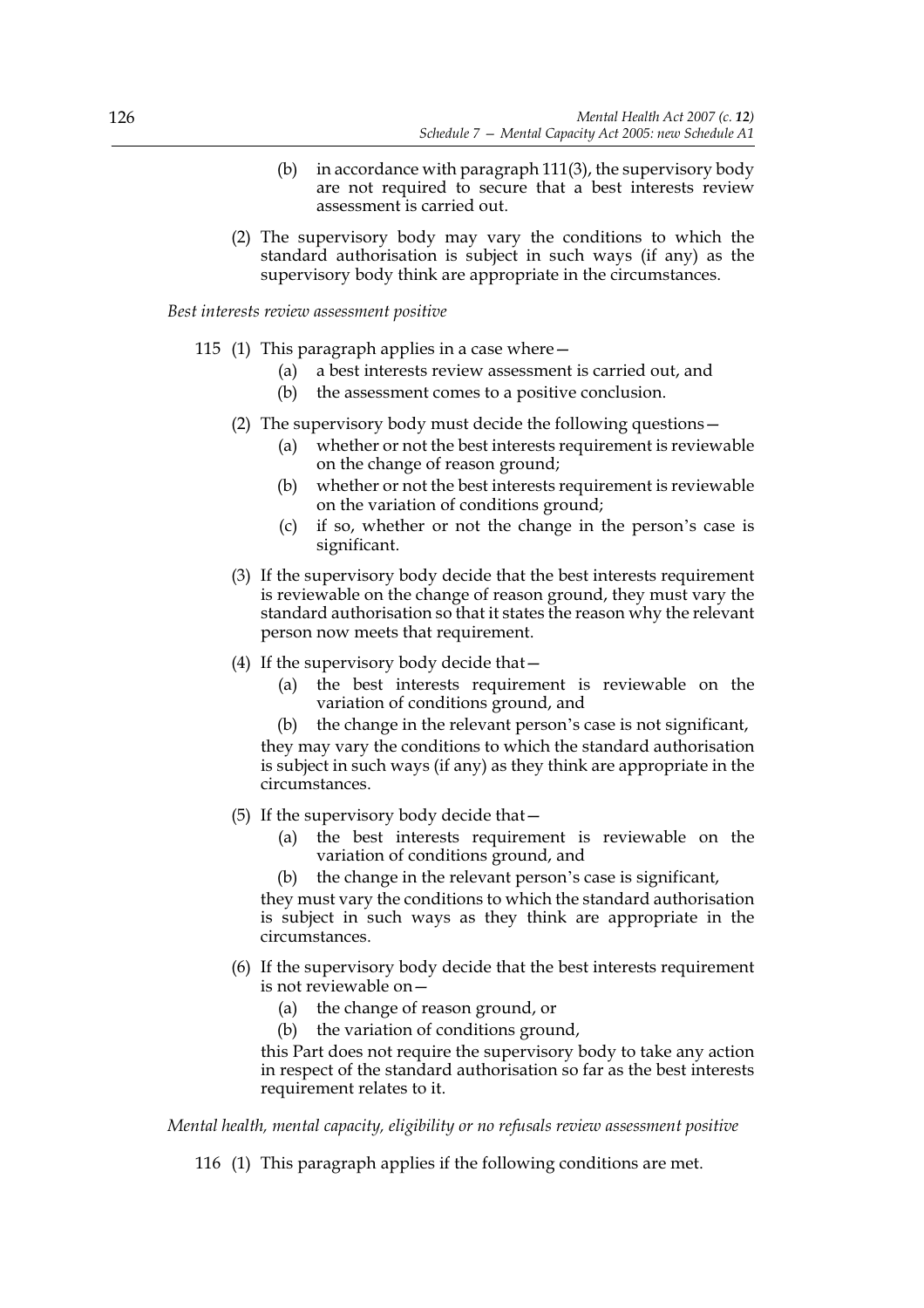(b) in accordance with paragraph 111(3), the supervisory body are not required to secure that a best interests review assessment is carried out.

(2) The supervisory body may vary the conditions to which the standard authorisation is subject in such ways (if any) as the supervisory body think are appropriate in the circumstances.

*Best interests review assessment positive*

115 (1) This paragraph applies in a case where—

(a) a best interests review assessment is carried out, and

(b) the assessment comes to a positive conclusion.

(2) The supervisory body must decide the following questions—

(a) whether or not the best interests requirement is reviewable on the change of reason ground;

(b) whether or not the best interests requirement is reviewable on the variation of conditions ground;

(c) if so, whether or not the change in the person's case is significant.

(3) If the supervisory body decide that the best interests requirement is reviewable on the change of reason ground, they must vary the standard authorisation so that it states the reason why the relevant person now meets that requirement.

(4) If the supervisory body decide that—

(a) the best interests requirement is reviewable on the variation of conditions ground, and

(b) the change in the relevant person's case is not significant,

they may vary the conditions to which the standard authorisation is subject in such ways (if any) as they think are appropriate in the circumstances.

(5) If the supervisory body decide that—

(a) the best interests requirement is reviewable on the variation of conditions ground, and

(b) the change in the relevant person's case is significant,

they must vary the conditions to which the standard authorisation is subject in such ways as they think are appropriate in the circumstances.

(6) If the supervisory body decide that the best interests requirement is not reviewable on—

(a) the change of reason ground, or

(b) the variation of conditions ground,

this Part does not require the supervisory body to take any action in respect of the standard authorisation so far as the best interests requirement relates to it.

*Mental health, mental capacity, eligibility or no refusals review assessment positive*

116 (1) This paragraph applies if the following conditions are met.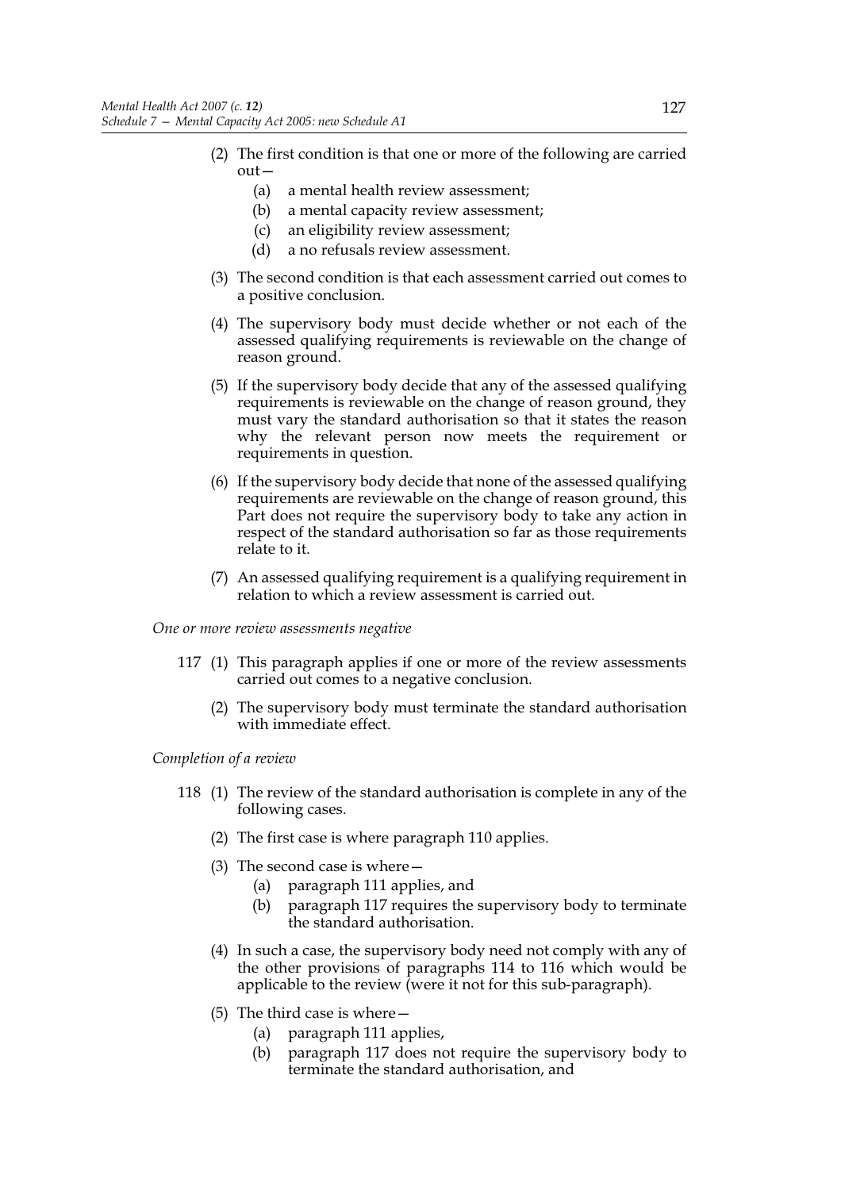(2) The first condition is that one or more of the following are carried out—

  (a) a mental health review assessment;

  (b) a mental capacity review assessment;

  (c) an eligibility review assessment;

  (d) a no refusals review assessment.

(3) The second condition is that each assessment carried out comes to a positive conclusion.

(4) The supervisory body must decide whether or not each of the assessed qualifying requirements is reviewable on the change of reason ground.

(5) If the supervisory body decide that any of the assessed qualifying requirements is reviewable on the change of reason ground, they must vary the standard authorisation so that it states the reason why the relevant person now meets the requirement or requirements in question.

(6) If the supervisory body decide that none of the assessed qualifying requirements are reviewable on the change of reason ground, this Part does not require the supervisory body to take any action in respect of the standard authorisation so far as those requirements relate to it.

(7) An assessed qualifying requirement is a qualifying requirement in relation to which a review assessment is carried out.

*One or more review assessments negative*

117 (1) This paragraph applies if one or more of the review assessments carried out comes to a negative conclusion.

(2) The supervisory body must terminate the standard authorisation with immediate effect.

*Completion of a review*

118 (1) The review of the standard authorisation is complete in any of the following cases.

(2) The first case is where paragraph 110 applies.

(3) The second case is where—

  (a) paragraph 111 applies, and

  (b) paragraph 117 requires the supervisory body to terminate the standard authorisation.

(4) In such a case, the supervisory body need not comply with any of the other provisions of paragraphs 114 to 116 which would be applicable to the review (were it not for this sub-paragraph).

(5) The third case is where—

  (a) paragraph 111 applies,

  (b) paragraph 117 does not require the supervisory body to terminate the standard authorisation, and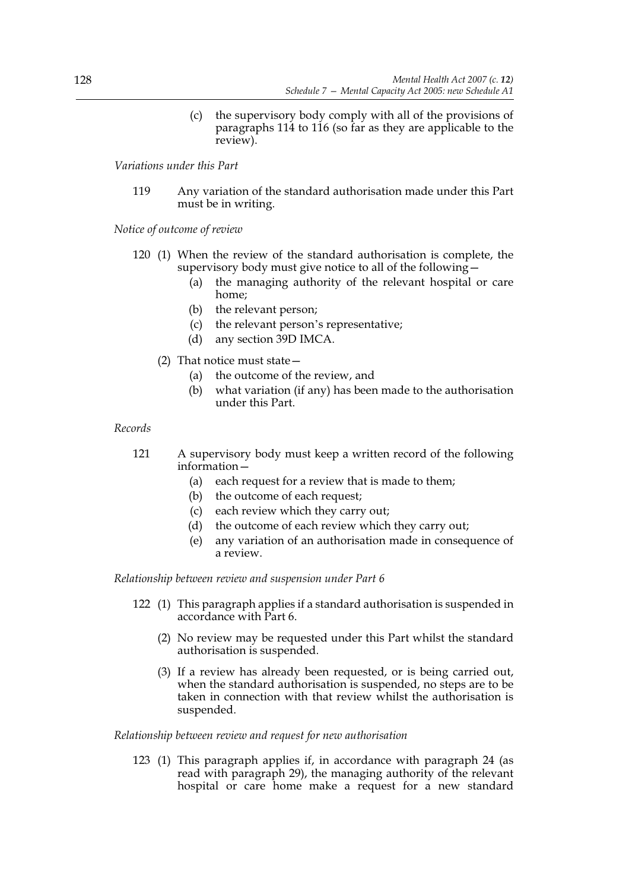(c) the supervisory body comply with all of the provisions of paragraphs 114 to 116 (so far as they are applicable to the review).

*Variations under this Part*

119 Any variation of the standard authorisation made under this Part must be in writing.

*Notice of outcome of review*

120 (1) When the review of the standard authorisation is complete, the supervisory body must give notice to all of the following—

(a) the managing authority of the relevant hospital or care home;

(b) the relevant person;

(c) the relevant person's representative;

(d) any section 39D IMCA.

(2) That notice must state—

(a) the outcome of the review, and

(b) what variation (if any) has been made to the authorisation under this Part.

*Records*

121 A supervisory body must keep a written record of the following information—

(a) each request for a review that is made to them;

(b) the outcome of each request;

(c) each review which they carry out;

(d) the outcome of each review which they carry out;

(e) any variation of an authorisation made in consequence of a review.

*Relationship between review and suspension under Part 6*

122 (1) This paragraph applies if a standard authorisation is suspended in accordance with Part 6.

(2) No review may be requested under this Part whilst the standard authorisation is suspended.

(3) If a review has already been requested, or is being carried out, when the standard authorisation is suspended, no steps are to be taken in connection with that review whilst the authorisation is suspended.

*Relationship between review and request for new authorisation*

123 (1) This paragraph applies if, in accordance with paragraph 24 (as read with paragraph 29), the managing authority of the relevant hospital or care home make a request for a new standard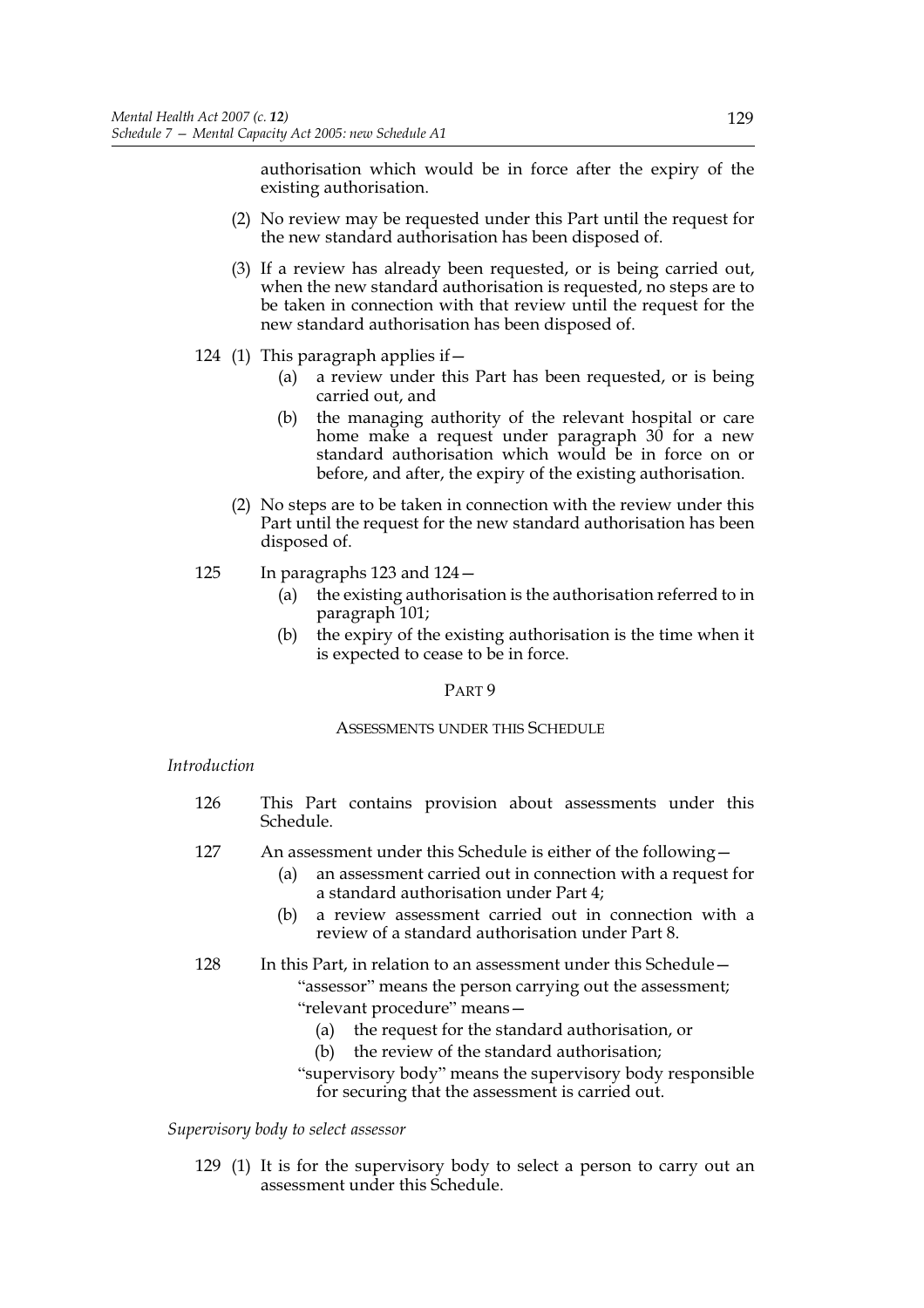authorisation which would be in force after the expiry of the existing authorisation.

(2) No review may be requested under this Part until the request for the new standard authorisation has been disposed of.

(3) If a review has already been requested, or is being carried out, when the new standard authorisation is requested, no steps are to be taken in connection with that review until the request for the new standard authorisation has been disposed of.

124 (1) This paragraph applies if—

(a) a review under this Part has been requested, or is being carried out, and

(b) the managing authority of the relevant hospital or care home make a request under paragraph 30 for a new standard authorisation which would be in force on or before, and after, the expiry of the existing authorisation.

(2) No steps are to be taken in connection with the review under this Part until the request for the new standard authorisation has been disposed of.

125 In paragraphs 123 and 124—

(a) the existing authorisation is the authorisation referred to in paragraph 101;

(b) the expiry of the existing authorisation is the time when it is expected to cease to be in force.

## PART 9

### ASSESSMENTS UNDER THIS SCHEDULE

*Introduction*

126 This Part contains provision about assessments under this Schedule.

127 An assessment under this Schedule is either of the following—

(a) an assessment carried out in connection with a request for a standard authorisation under Part 4;

(b) a review assessment carried out in connection with a review of a standard authorisation under Part 8.

128 In this Part, in relation to an assessment under this Schedule—

"assessor" means the person carrying out the assessment;

"relevant procedure" means—

(a) the request for the standard authorisation, or

(b) the review of the standard authorisation;

"supervisory body" means the supervisory body responsible for securing that the assessment is carried out.

*Supervisory body to select assessor*

129 (1) It is for the supervisory body to select a person to carry out an assessment under this Schedule.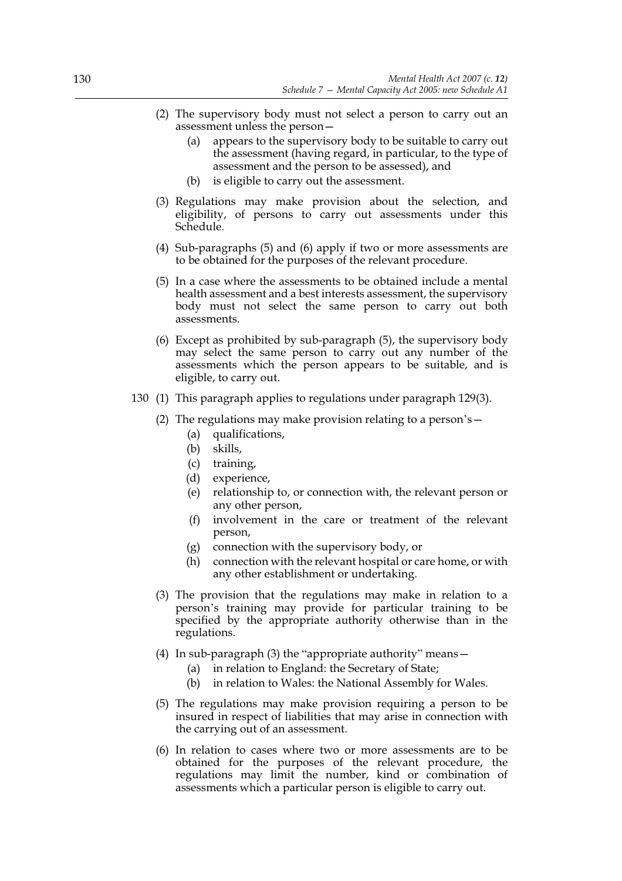(2) The supervisory body must not select a person to carry out an assessment unless the person—

   (a) appears to the supervisory body to be suitable to carry out the assessment (having regard, in particular, to the type of assessment and the person to be assessed), and

   (b) is eligible to carry out the assessment.

(3) Regulations may make provision about the selection, and eligibility, of persons to carry out assessments under this Schedule.

(4) Sub-paragraphs (5) and (6) apply if two or more assessments are to be obtained for the purposes of the relevant procedure.

(5) In a case where the assessments to be obtained include a mental health assessment and a best interests assessment, the supervisory body must not select the same person to carry out both assessments.

(6) Except as prohibited by sub-paragraph (5), the supervisory body may select the same person to carry out any number of the assessments which the person appears to be suitable, and is eligible, to carry out.

130 (1) This paragraph applies to regulations under paragraph 129(3).

(2) The regulations may make provision relating to a person's—

   (a) qualifications,

   (b) skills,

   (c) training,

   (d) experience,

   (e) relationship to, or connection with, the relevant person or any other person,

   (f) involvement in the care or treatment of the relevant person,

   (g) connection with the supervisory body, or

   (h) connection with the relevant hospital or care home, or with any other establishment or undertaking.

(3) The provision that the regulations may make in relation to a person's training may provide for particular training to be specified by the appropriate authority otherwise than in the regulations.

(4) In sub-paragraph (3) the "appropriate authority" means—

   (a) in relation to England: the Secretary of State;

   (b) in relation to Wales: the National Assembly for Wales.

(5) The regulations may make provision requiring a person to be insured in respect of liabilities that may arise in connection with the carrying out of an assessment.

(6) In relation to cases where two or more assessments are to be obtained for the purposes of the relevant procedure, the regulations may limit the number, kind or combination of assessments which a particular person is eligible to carry out.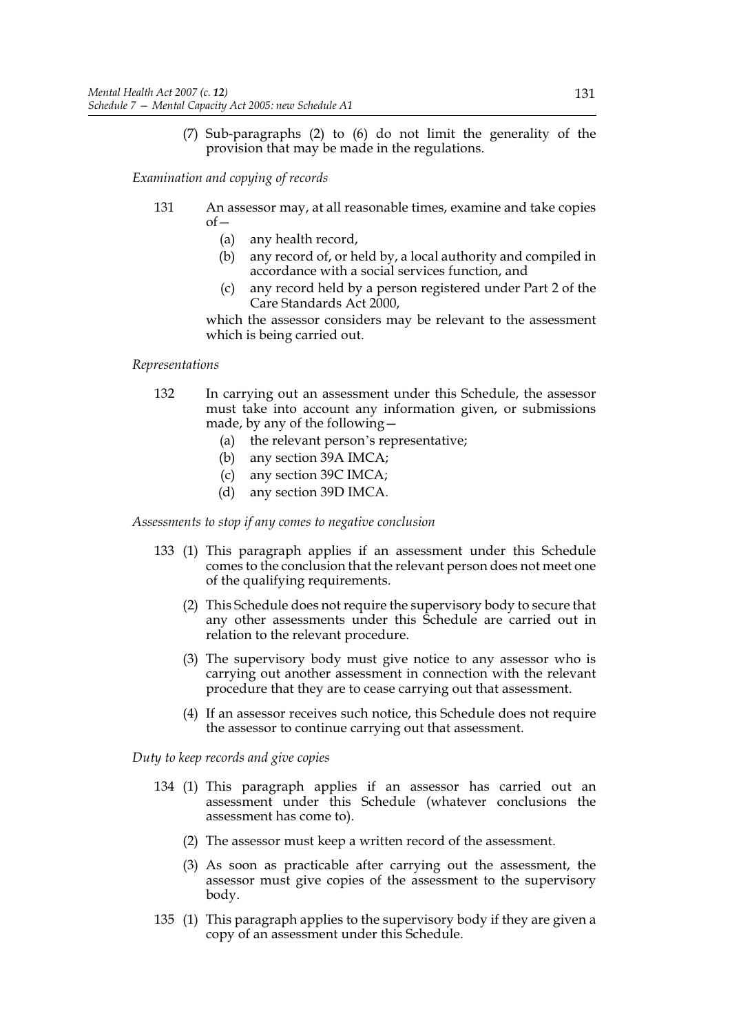(7) Sub-paragraphs (2) to (6) do not limit the generality of the provision that may be made in the regulations.

*Examination and copying of records*

131 An assessor may, at all reasonable times, examine and take copies of—

(a) any health record,

(b) any record of, or held by, a local authority and compiled in accordance with a social services function, and

(c) any record held by a person registered under Part 2 of the Care Standards Act 2000,

which the assessor considers may be relevant to the assessment which is being carried out.

*Representations*

132 In carrying out an assessment under this Schedule, the assessor must take into account any information given, or submissions made, by any of the following—

(a) the relevant person's representative;

(b) any section 39A IMCA;

(c) any section 39C IMCA;

(d) any section 39D IMCA.

*Assessments to stop if any comes to negative conclusion*

133 (1) This paragraph applies if an assessment under this Schedule comes to the conclusion that the relevant person does not meet one of the qualifying requirements.

(2) This Schedule does not require the supervisory body to secure that any other assessments under this Schedule are carried out in relation to the relevant procedure.

(3) The supervisory body must give notice to any assessor who is carrying out another assessment in connection with the relevant procedure that they are to cease carrying out that assessment.

(4) If an assessor receives such notice, this Schedule does not require the assessor to continue carrying out that assessment.

*Duty to keep records and give copies*

134 (1) This paragraph applies if an assessor has carried out an assessment under this Schedule (whatever conclusions the assessment has come to).

(2) The assessor must keep a written record of the assessment.

(3) As soon as practicable after carrying out the assessment, the assessor must give copies of the assessment to the supervisory body.

135 (1) This paragraph applies to the supervisory body if they are given a copy of an assessment under this Schedule.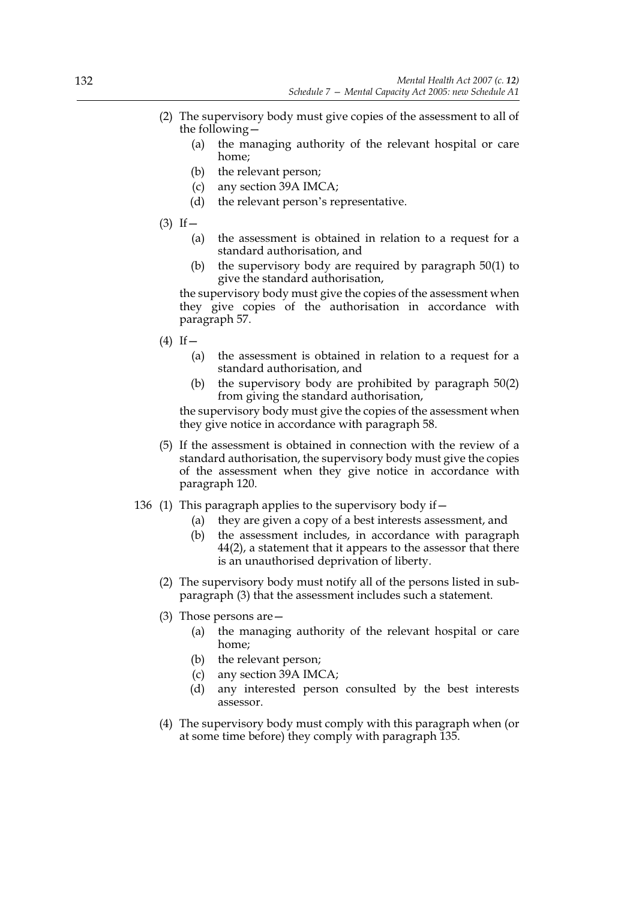(2) The supervisory body must give copies of the assessment to all of the following—

   (a) the managing authority of the relevant hospital or care home;

   (b) the relevant person;

   (c) any section 39A IMCA;

   (d) the relevant person's representative.

(3) If—

   (a) the assessment is obtained in relation to a request for a standard authorisation, and

   (b) the supervisory body are required by paragraph 50(1) to give the standard authorisation,

the supervisory body must give the copies of the assessment when they give copies of the authorisation in accordance with paragraph 57.

(4) If—

   (a) the assessment is obtained in relation to a request for a standard authorisation, and

   (b) the supervisory body are prohibited by paragraph 50(2) from giving the standard authorisation,

the supervisory body must give the copies of the assessment when they give notice in accordance with paragraph 58.

(5) If the assessment is obtained in connection with the review of a standard authorisation, the supervisory body must give the copies of the assessment when they give notice in accordance with paragraph 120.

136 (1) This paragraph applies to the supervisory body if—

   (a) they are given a copy of a best interests assessment, and

   (b) the assessment includes, in accordance with paragraph 44(2), a statement that it appears to the assessor that there is an unauthorised deprivation of liberty.

(2) The supervisory body must notify all of the persons listed in sub-paragraph (3) that the assessment includes such a statement.

(3) Those persons are—

   (a) the managing authority of the relevant hospital or care home;

   (b) the relevant person;

   (c) any section 39A IMCA;

   (d) any interested person consulted by the best interests assessor.

(4) The supervisory body must comply with this paragraph when (or at some time before) they comply with paragraph 135.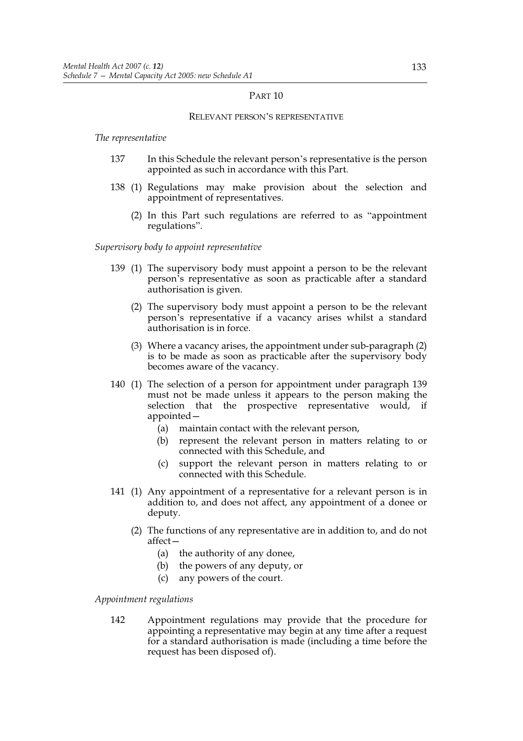## PART 10

### RELEVANT PERSON'S REPRESENTATIVE

*The representative*

137 In this Schedule the relevant person's representative is the person appointed as such in accordance with this Part.

138 (1) Regulations may make provision about the selection and appointment of representatives.

(2) In this Part such regulations are referred to as "appointment regulations".

*Supervisory body to appoint representative*

139 (1) The supervisory body must appoint a person to be the relevant person's representative as soon as practicable after a standard authorisation is given.

(2) The supervisory body must appoint a person to be the relevant person's representative if a vacancy arises whilst a standard authorisation is in force.

(3) Where a vacancy arises, the appointment under sub-paragraph (2) is to be made as soon as practicable after the supervisory body becomes aware of the vacancy.

140 (1) The selection of a person for appointment under paragraph 139 must not be made unless it appears to the person making the selection that the prospective representative would, if appointed—

(a) maintain contact with the relevant person,

(b) represent the relevant person in matters relating to or connected with this Schedule, and

(c) support the relevant person in matters relating to or connected with this Schedule.

141 (1) Any appointment of a representative for a relevant person is in addition to, and does not affect, any appointment of a donee or deputy.

(2) The functions of any representative are in addition to, and do not affect—

(a) the authority of any donee,

(b) the powers of any deputy, or

(c) any powers of the court.

*Appointment regulations*

142 Appointment regulations may provide that the procedure for appointing a representative may begin at any time after a request for a standard authorisation is made (including a time before the request has been disposed of).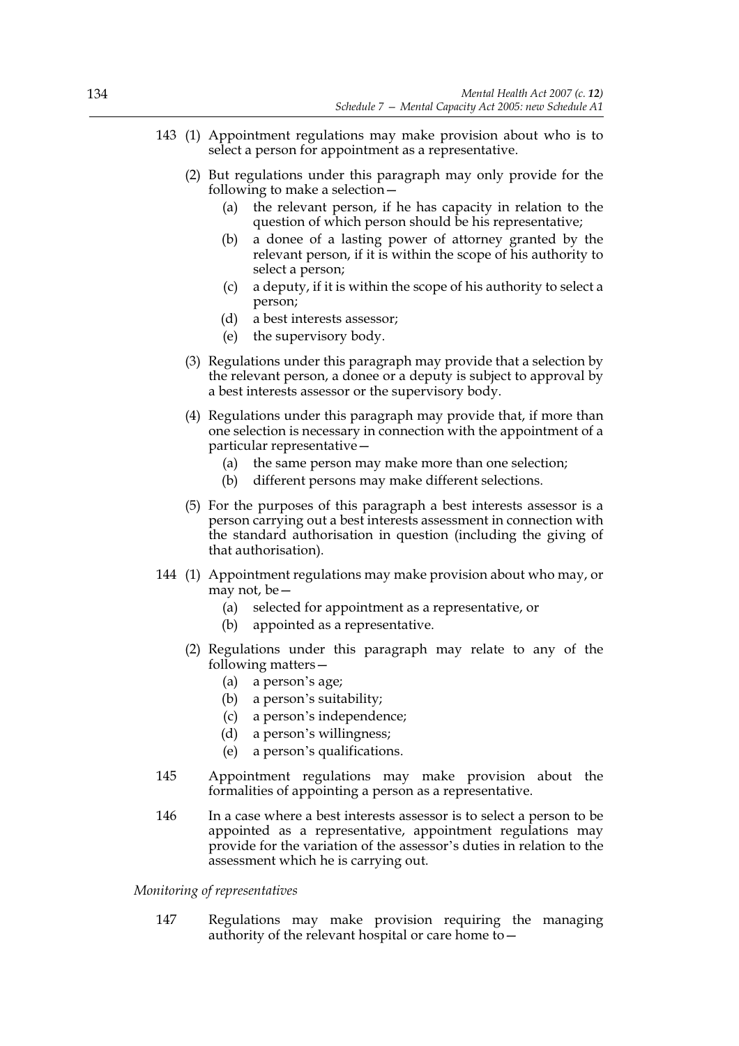143 (1) Appointment regulations may make provision about who is to select a person for appointment as a representative.

(2) But regulations under this paragraph may only provide for the following to make a selection—

- (a) the relevant person, if he has capacity in relation to the question of which person should be his representative;
- (b) a donee of a lasting power of attorney granted by the relevant person, if it is within the scope of his authority to select a person;
- (c) a deputy, if it is within the scope of his authority to select a person;
- (d) a best interests assessor;
- (e) the supervisory body.

(3) Regulations under this paragraph may provide that a selection by the relevant person, a donee or a deputy is subject to approval by a best interests assessor or the supervisory body.

(4) Regulations under this paragraph may provide that, if more than one selection is necessary in connection with the appointment of a particular representative—

- (a) the same person may make more than one selection;
- (b) different persons may make different selections.

(5) For the purposes of this paragraph a best interests assessor is a person carrying out a best interests assessment in connection with the standard authorisation in question (including the giving of that authorisation).

144 (1) Appointment regulations may make provision about who may, or may not, be—

- (a) selected for appointment as a representative, or
- (b) appointed as a representative.

(2) Regulations under this paragraph may relate to any of the following matters—

- (a) a person's age;
- (b) a person's suitability;
- (c) a person's independence;
- (d) a person's willingness;
- (e) a person's qualifications.

145 Appointment regulations may make provision about the formalities of appointing a person as a representative.

146 In a case where a best interests assessor is to select a person to be appointed as a representative, appointment regulations may provide for the variation of the assessor's duties in relation to the assessment which he is carrying out.

*Monitoring of representatives*

147 Regulations may make provision requiring the managing authority of the relevant hospital or care home to—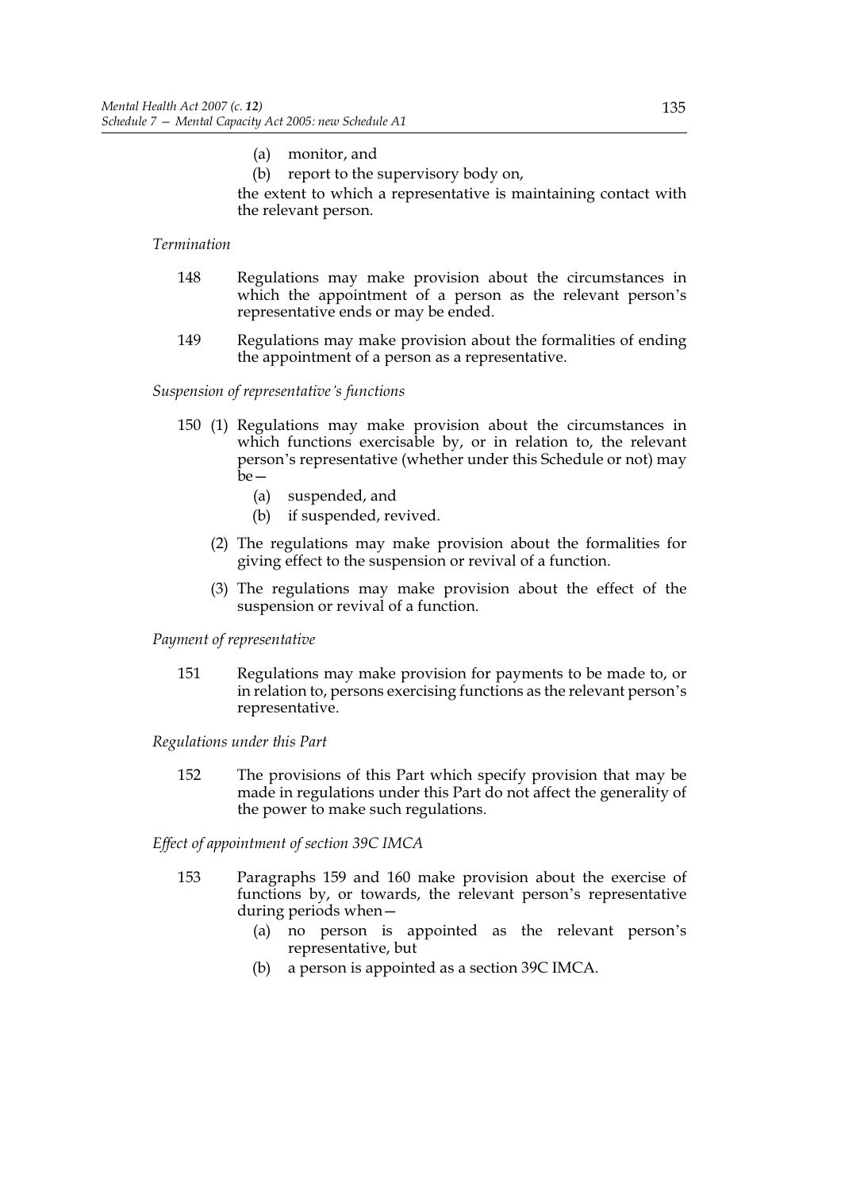(a) monitor, and

(b) report to the supervisory body on,

the extent to which a representative is maintaining contact with the relevant person.

*Termination*

148 Regulations may make provision about the circumstances in which the appointment of a person as the relevant person's representative ends or may be ended.

149 Regulations may make provision about the formalities of ending the appointment of a person as a representative.

*Suspension of representative's functions*

150 (1) Regulations may make provision about the circumstances in which functions exercisable by, or in relation to, the relevant person's representative (whether under this Schedule or not) may be—

(a) suspended, and

(b) if suspended, revived.

(2) The regulations may make provision about the formalities for giving effect to the suspension or revival of a function.

(3) The regulations may make provision about the effect of the suspension or revival of a function.

*Payment of representative*

151 Regulations may make provision for payments to be made to, or in relation to, persons exercising functions as the relevant person's representative.

*Regulations under this Part*

152 The provisions of this Part which specify provision that may be made in regulations under this Part do not affect the generality of the power to make such regulations.

*Effect of appointment of section 39C IMCA*

153 Paragraphs 159 and 160 make provision about the exercise of functions by, or towards, the relevant person's representative during periods when—

(a) no person is appointed as the relevant person's representative, but

(b) a person is appointed as a section 39C IMCA.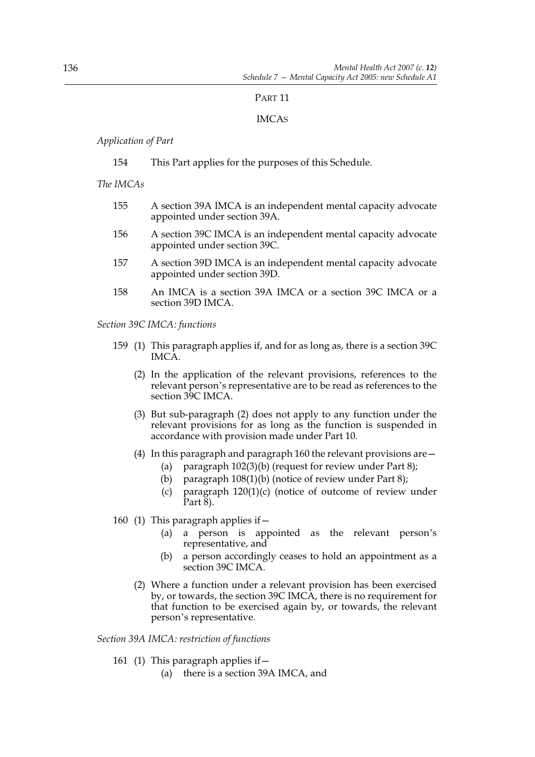## PART 11

## IMCAS

*Application of Part*

154 This Part applies for the purposes of this Schedule.

*The IMCAs*

155 A section 39A IMCA is an independent mental capacity advocate appointed under section 39A.

156 A section 39C IMCA is an independent mental capacity advocate appointed under section 39C.

157 A section 39D IMCA is an independent mental capacity advocate appointed under section 39D.

158 An IMCA is a section 39A IMCA or a section 39C IMCA or a section 39D IMCA.

*Section 39C IMCA: functions*

159 (1) This paragraph applies if, and for as long as, there is a section 39C IMCA.

(2) In the application of the relevant provisions, references to the relevant person's representative are to be read as references to the section 39C IMCA.

(3) But sub-paragraph (2) does not apply to any function under the relevant provisions for as long as the function is suspended in accordance with provision made under Part 10.

(4) In this paragraph and paragraph 160 the relevant provisions are—

- (a) paragraph 102(3)(b) (request for review under Part 8);
- (b) paragraph 108(1)(b) (notice of review under Part 8);
- (c) paragraph 120(1)(c) (notice of outcome of review under Part 8).

160 (1) This paragraph applies if—

- (a) a person is appointed as the relevant person's representative, and
- (b) a person accordingly ceases to hold an appointment as a section 39C IMCA.

(2) Where a function under a relevant provision has been exercised by, or towards, the section 39C IMCA, there is no requirement for that function to be exercised again by, or towards, the relevant person's representative.

*Section 39A IMCA: restriction of functions*

161 (1) This paragraph applies if—

- (a) there is a section 39A IMCA, and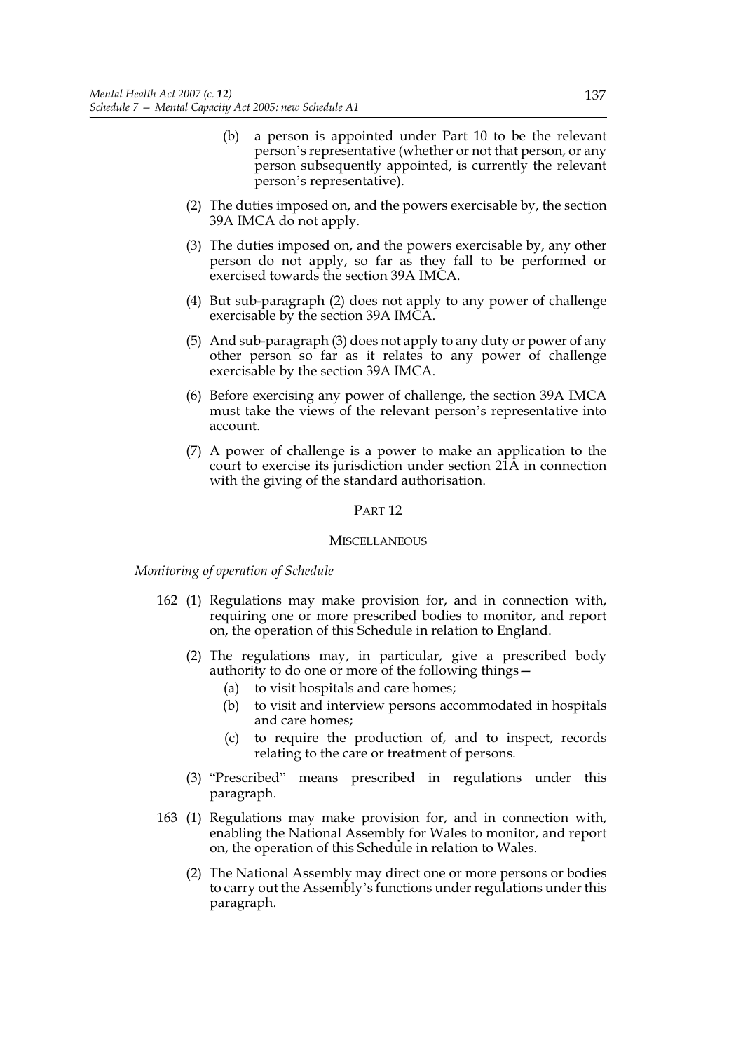(b) a person is appointed under Part 10 to be the relevant person's representative (whether or not that person, or any person subsequently appointed, is currently the relevant person's representative).

(2) The duties imposed on, and the powers exercisable by, the section 39A IMCA do not apply.

(3) The duties imposed on, and the powers exercisable by, any other person do not apply, so far as they fall to be performed or exercised towards the section 39A IMCA.

(4) But sub-paragraph (2) does not apply to any power of challenge exercisable by the section 39A IMCA.

(5) And sub-paragraph (3) does not apply to any duty or power of any other person so far as it relates to any power of challenge exercisable by the section 39A IMCA.

(6) Before exercising any power of challenge, the section 39A IMCA must take the views of the relevant person's representative into account.

(7) A power of challenge is a power to make an application to the court to exercise its jurisdiction under section 21A in connection with the giving of the standard authorisation.

## PART 12

## MISCELLANEOUS

*Monitoring of operation of Schedule*

162 (1) Regulations may make provision for, and in connection with, requiring one or more prescribed bodies to monitor, and report on, the operation of this Schedule in relation to England.

(2) The regulations may, in particular, give a prescribed body authority to do one or more of the following things—

(a) to visit hospitals and care homes;

(b) to visit and interview persons accommodated in hospitals and care homes;

(c) to require the production of, and to inspect, records relating to the care or treatment of persons.

(3) "Prescribed" means prescribed in regulations under this paragraph.

163 (1) Regulations may make provision for, and in connection with, enabling the National Assembly for Wales to monitor, and report on, the operation of this Schedule in relation to Wales.

(2) The National Assembly may direct one or more persons or bodies to carry out the Assembly's functions under regulations under this paragraph.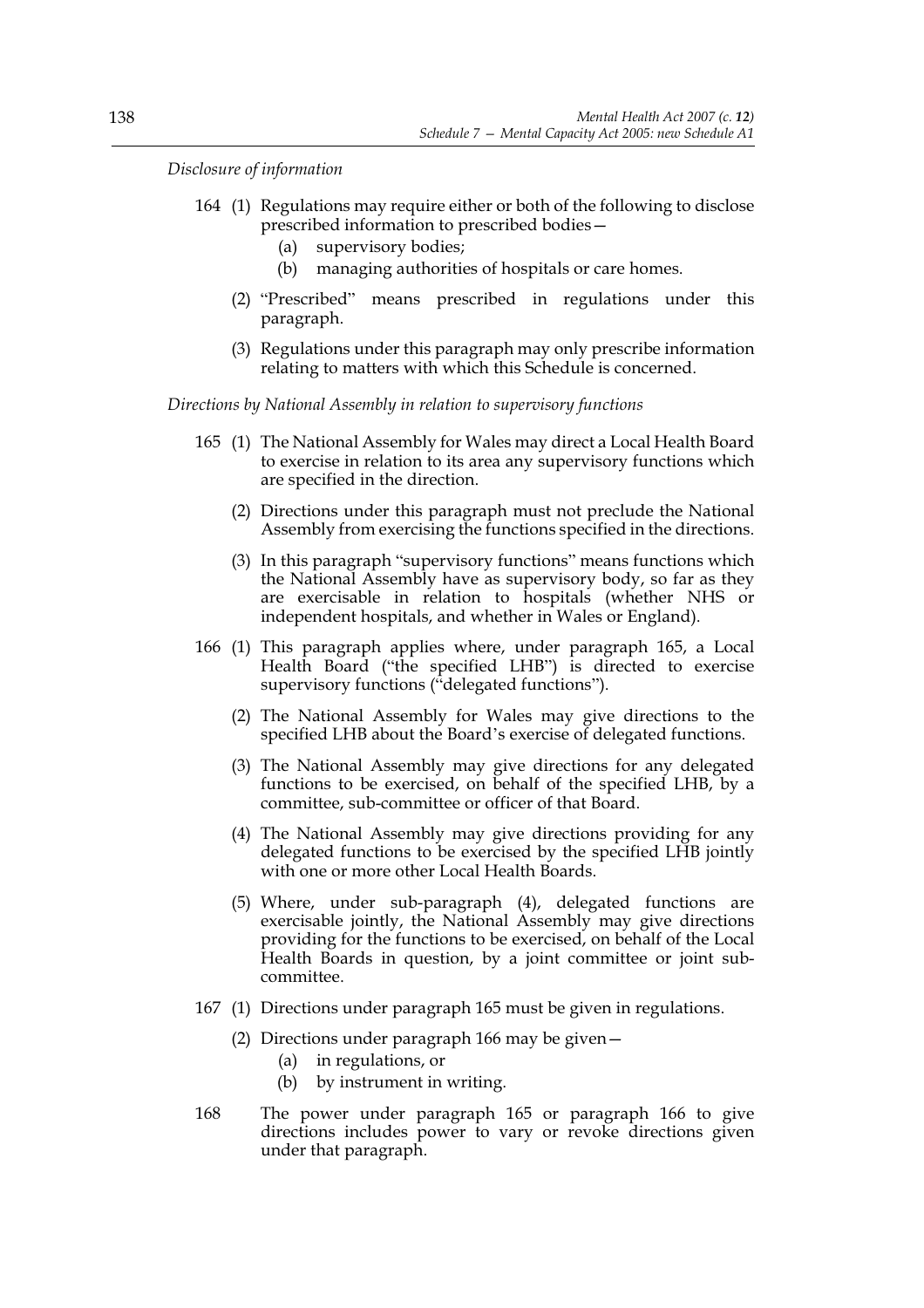*Disclosure of information*

164 (1) Regulations may require either or both of the following to disclose prescribed information to prescribed bodies—

(a) supervisory bodies;

(b) managing authorities of hospitals or care homes.

(2) "Prescribed" means prescribed in regulations under this paragraph.

(3) Regulations under this paragraph may only prescribe information relating to matters with which this Schedule is concerned.

*Directions by National Assembly in relation to supervisory functions*

165 (1) The National Assembly for Wales may direct a Local Health Board to exercise in relation to its area any supervisory functions which are specified in the direction.

(2) Directions under this paragraph must not preclude the National Assembly from exercising the functions specified in the directions.

(3) In this paragraph "supervisory functions" means functions which the National Assembly have as supervisory body, so far as they are exercisable in relation to hospitals (whether NHS or independent hospitals, and whether in Wales or England).

166 (1) This paragraph applies where, under paragraph 165, a Local Health Board ("the specified LHB") is directed to exercise supervisory functions ("delegated functions").

(2) The National Assembly for Wales may give directions to the specified LHB about the Board's exercise of delegated functions.

(3) The National Assembly may give directions for any delegated functions to be exercised, on behalf of the specified LHB, by a committee, sub-committee or officer of that Board.

(4) The National Assembly may give directions providing for any delegated functions to be exercised by the specified LHB jointly with one or more other Local Health Boards.

(5) Where, under sub-paragraph (4), delegated functions are exercisable jointly, the National Assembly may give directions providing for the functions to be exercised, on behalf of the Local Health Boards in question, by a joint committee or joint sub-committee.

167 (1) Directions under paragraph 165 must be given in regulations.

(2) Directions under paragraph 166 may be given—

(a) in regulations, or

(b) by instrument in writing.

168 The power under paragraph 165 or paragraph 166 to give directions includes power to vary or revoke directions given under that paragraph.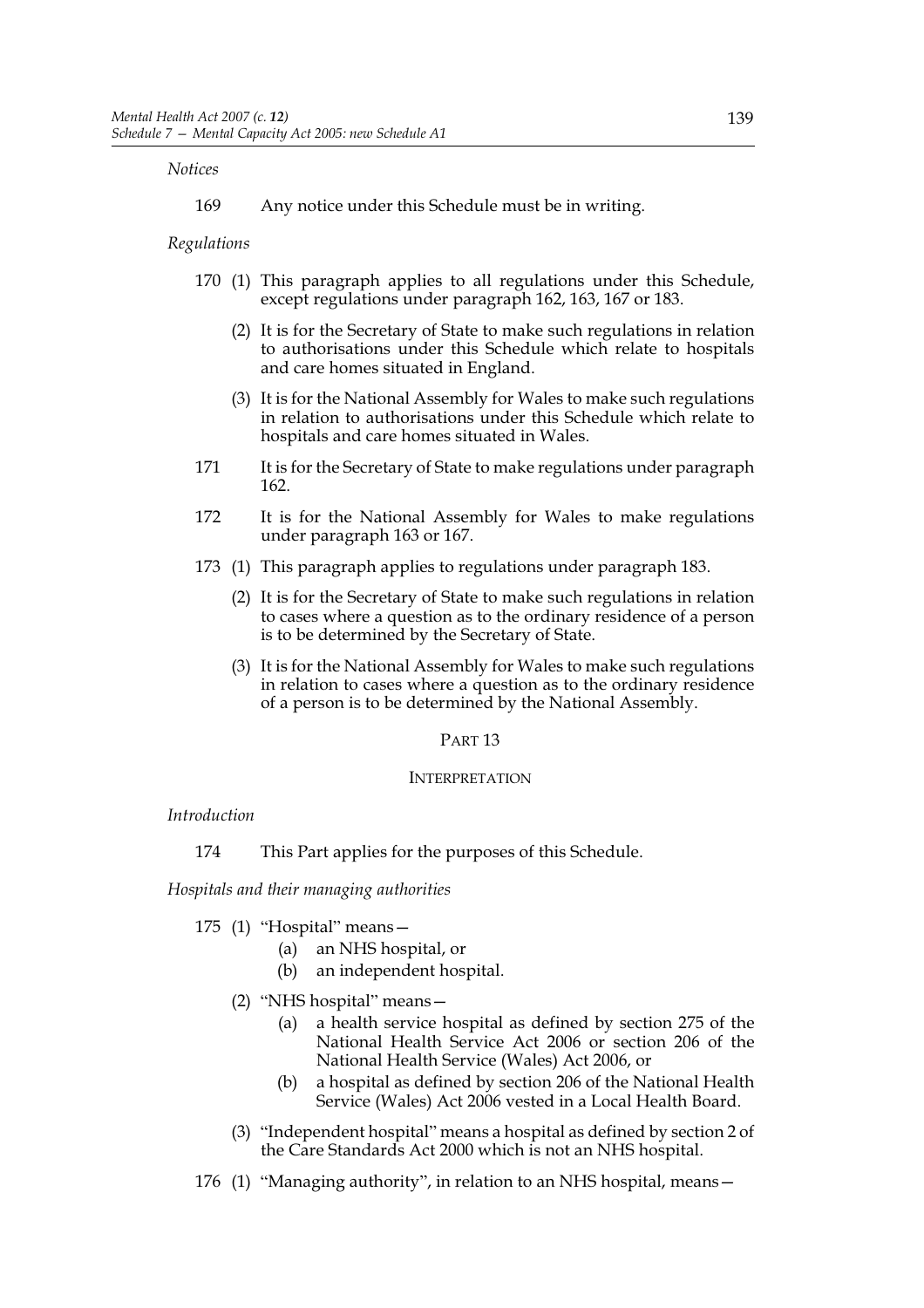*Notices*

169 Any notice under this Schedule must be in writing.

*Regulations*

170 (1) This paragraph applies to all regulations under this Schedule, except regulations under paragraph 162, 163, 167 or 183.

(2) It is for the Secretary of State to make such regulations in relation to authorisations under this Schedule which relate to hospitals and care homes situated in England.

(3) It is for the National Assembly for Wales to make such regulations in relation to authorisations under this Schedule which relate to hospitals and care homes situated in Wales.

171 It is for the Secretary of State to make regulations under paragraph 162.

172 It is for the National Assembly for Wales to make regulations under paragraph 163 or 167.

173 (1) This paragraph applies to regulations under paragraph 183.

(2) It is for the Secretary of State to make such regulations in relation to cases where a question as to the ordinary residence of a person is to be determined by the Secretary of State.

(3) It is for the National Assembly for Wales to make such regulations in relation to cases where a question as to the ordinary residence of a person is to be determined by the National Assembly.

## PART 13

## INTERPRETATION

*Introduction*

174 This Part applies for the purposes of this Schedule.

*Hospitals and their managing authorities*

175 (1) "Hospital" means—

(a) an NHS hospital, or

(b) an independent hospital.

(2) "NHS hospital" means—

(a) a health service hospital as defined by section 275 of the National Health Service Act 2006 or section 206 of the National Health Service (Wales) Act 2006, or

(b) a hospital as defined by section 206 of the National Health Service (Wales) Act 2006 vested in a Local Health Board.

(3) "Independent hospital" means a hospital as defined by section 2 of the Care Standards Act 2000 which is not an NHS hospital.

176 (1) "Managing authority", in relation to an NHS hospital, means—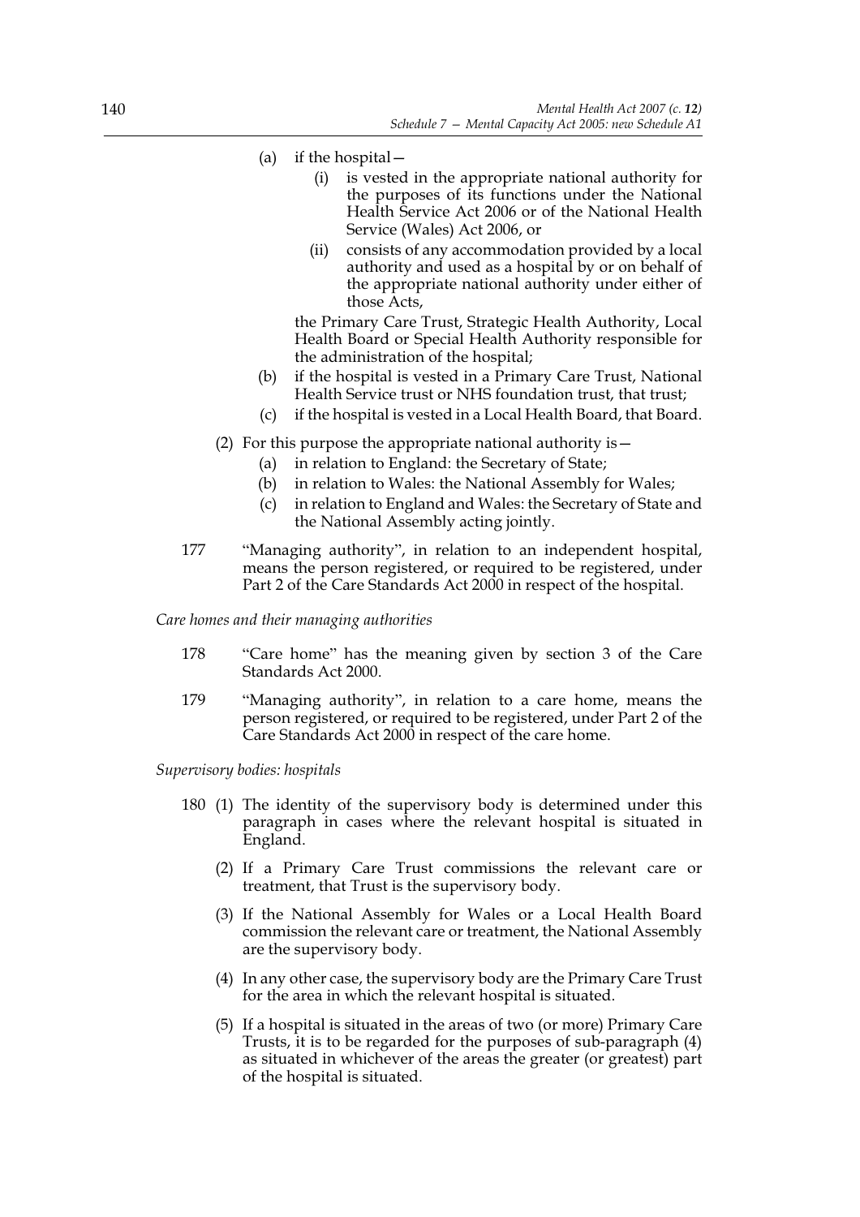(a) if the hospital—
   (i) is vested in the appropriate national authority for the purposes of its functions under the National Health Service Act 2006 or of the National Health Service (Wales) Act 2006, or
   (ii) consists of any accommodation provided by a local authority and used as a hospital by or on behalf of the appropriate national authority under either of those Acts,

   the Primary Care Trust, Strategic Health Authority, Local Health Board or Special Health Authority responsible for the administration of the hospital;

(b) if the hospital is vested in a Primary Care Trust, National Health Service trust or NHS foundation trust, that trust;

(c) if the hospital is vested in a Local Health Board, that Board.

(2) For this purpose the appropriate national authority is—
   (a) in relation to England: the Secretary of State;
   (b) in relation to Wales: the National Assembly for Wales;
   (c) in relation to England and Wales: the Secretary of State and the National Assembly acting jointly.

177 "Managing authority", in relation to an independent hospital, means the person registered, or required to be registered, under Part 2 of the Care Standards Act 2000 in respect of the hospital.

*Care homes and their managing authorities*

178 "Care home" has the meaning given by section 3 of the Care Standards Act 2000.

179 "Managing authority", in relation to a care home, means the person registered, or required to be registered, under Part 2 of the Care Standards Act 2000 in respect of the care home.

*Supervisory bodies: hospitals*

180 (1) The identity of the supervisory body is determined under this paragraph in cases where the relevant hospital is situated in England.

(2) If a Primary Care Trust commissions the relevant care or treatment, that Trust is the supervisory body.

(3) If the National Assembly for Wales or a Local Health Board commission the relevant care or treatment, the National Assembly are the supervisory body.

(4) In any other case, the supervisory body are the Primary Care Trust for the area in which the relevant hospital is situated.

(5) If a hospital is situated in the areas of two (or more) Primary Care Trusts, it is to be regarded for the purposes of sub-paragraph (4) as situated in whichever of the areas the greater (or greatest) part of the hospital is situated.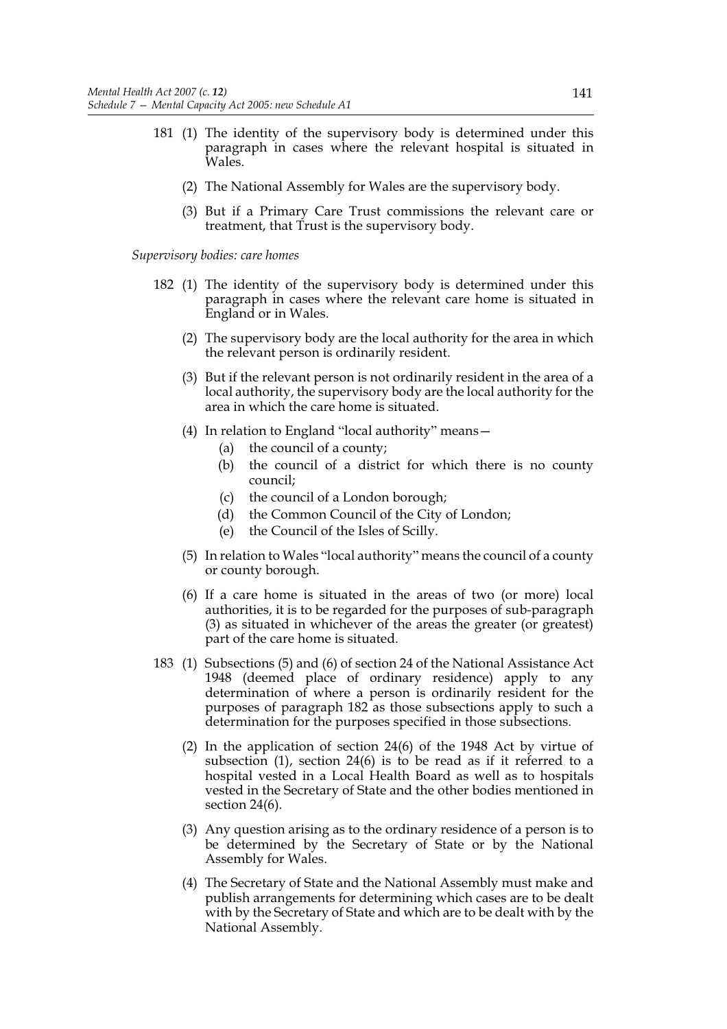181 (1) The identity of the supervisory body is determined under this paragraph in cases where the relevant hospital is situated in Wales.

(2) The National Assembly for Wales are the supervisory body.

(3) But if a Primary Care Trust commissions the relevant care or treatment, that Trust is the supervisory body.

*Supervisory bodies: care homes*

182 (1) The identity of the supervisory body is determined under this paragraph in cases where the relevant care home is situated in England or in Wales.

(2) The supervisory body are the local authority for the area in which the relevant person is ordinarily resident.

(3) But if the relevant person is not ordinarily resident in the area of a local authority, the supervisory body are the local authority for the area in which the care home is situated.

(4) In relation to England "local authority" means—

(a) the council of a county;

(b) the council of a district for which there is no county council;

(c) the council of a London borough;

(d) the Common Council of the City of London;

(e) the Council of the Isles of Scilly.

(5) In relation to Wales "local authority" means the council of a county or county borough.

(6) If a care home is situated in the areas of two (or more) local authorities, it is to be regarded for the purposes of sub-paragraph (3) as situated in whichever of the areas the greater (or greatest) part of the care home is situated.

183 (1) Subsections (5) and (6) of section 24 of the National Assistance Act 1948 (deemed place of ordinary residence) apply to any determination of where a person is ordinarily resident for the purposes of paragraph 182 as those subsections apply to such a determination for the purposes specified in those subsections.

(2) In the application of section 24(6) of the 1948 Act by virtue of subsection (1), section 24(6) is to be read as if it referred to a hospital vested in a Local Health Board as well as to hospitals vested in the Secretary of State and the other bodies mentioned in section 24(6).

(3) Any question arising as to the ordinary residence of a person is to be determined by the Secretary of State or by the National Assembly for Wales.

(4) The Secretary of State and the National Assembly must make and publish arrangements for determining which cases are to be dealt with by the Secretary of State and which are to be dealt with by the National Assembly.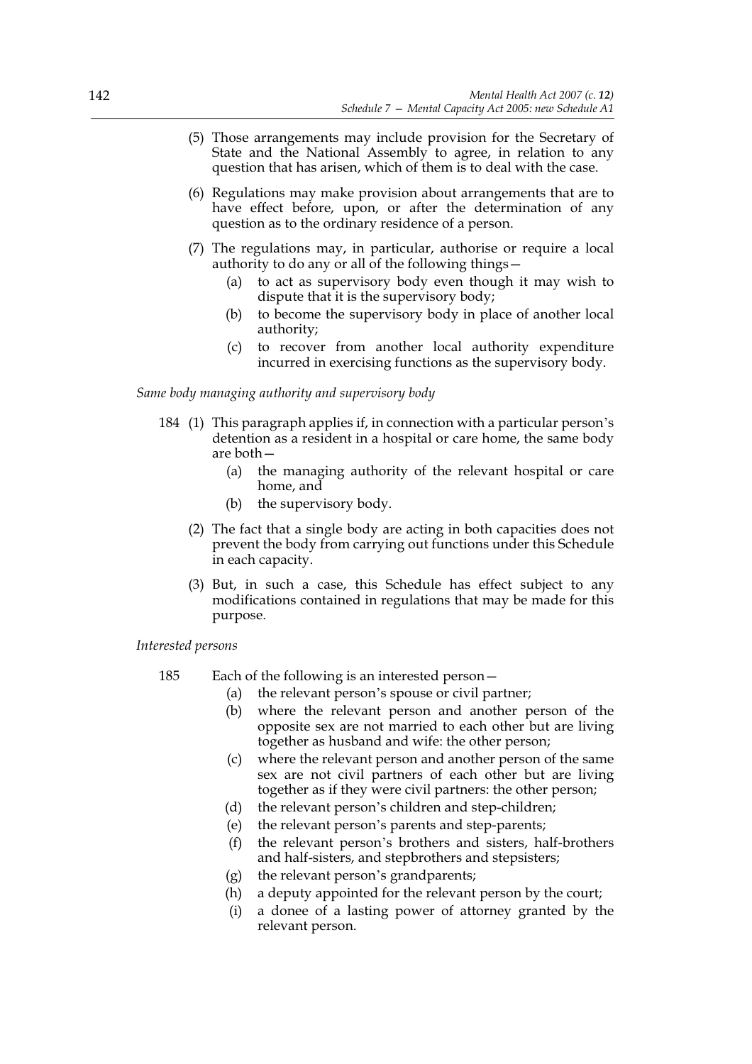(5) Those arrangements may include provision for the Secretary of State and the National Assembly to agree, in relation to any question that has arisen, which of them is to deal with the case.

(6) Regulations may make provision about arrangements that are to have effect before, upon, or after the determination of any question as to the ordinary residence of a person.

(7) The regulations may, in particular, authorise or require a local authority to do any or all of the following things—

(a) to act as supervisory body even though it may wish to dispute that it is the supervisory body;

(b) to become the supervisory body in place of another local authority;

(c) to recover from another local authority expenditure incurred in exercising functions as the supervisory body.

*Same body managing authority and supervisory body*

184 (1) This paragraph applies if, in connection with a particular person's detention as a resident in a hospital or care home, the same body are both—

(a) the managing authority of the relevant hospital or care home, and

(b) the supervisory body.

(2) The fact that a single body are acting in both capacities does not prevent the body from carrying out functions under this Schedule in each capacity.

(3) But, in such a case, this Schedule has effect subject to any modifications contained in regulations that may be made for this purpose.

*Interested persons*

185 Each of the following is an interested person—

(a) the relevant person's spouse or civil partner;

(b) where the relevant person and another person of the opposite sex are not married to each other but are living together as husband and wife: the other person;

(c) where the relevant person and another person of the same sex are not civil partners of each other but are living together as if they were civil partners: the other person;

(d) the relevant person's children and step-children;

(e) the relevant person's parents and step-parents;

(f) the relevant person's brothers and sisters, half-brothers and half-sisters, and stepbrothers and stepsisters;

(g) the relevant person's grandparents;

(h) a deputy appointed for the relevant person by the court;

(i) a donee of a lasting power of attorney granted by the relevant person.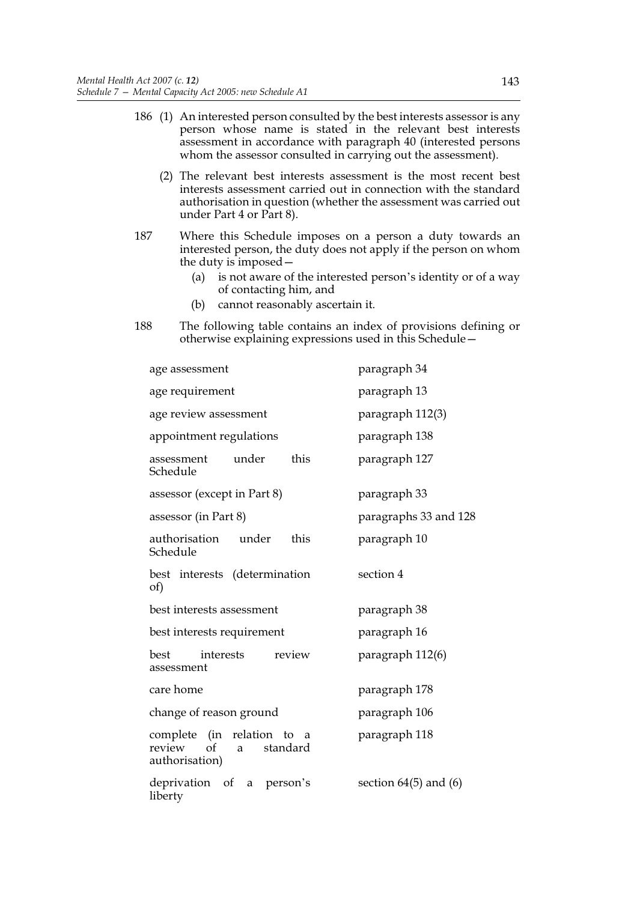186 (1) An interested person consulted by the best interests assessor is any person whose name is stated in the relevant best interests assessment in accordance with paragraph 40 (interested persons whom the assessor consulted in carrying out the assessment).

(2) The relevant best interests assessment is the most recent best interests assessment carried out in connection with the standard authorisation in question (whether the assessment was carried out under Part 4 or Part 8).

187 Where this Schedule imposes on a person a duty towards an interested person, the duty does not apply if the person on whom the duty is imposed—

(a) is not aware of the interested person's identity or of a way of contacting him, and

(b) cannot reasonably ascertain it.

188 The following table contains an index of provisions defining or otherwise explaining expressions used in this Schedule—

| | |
|---|---|
| age assessment | paragraph 34 |
| age requirement | paragraph 13 |
| age review assessment | paragraph 112(3) |
| appointment regulations | paragraph 138 |
| assessment under this Schedule | paragraph 127 |
| assessor (except in Part 8) | paragraph 33 |
| assessor (in Part 8) | paragraphs 33 and 128 |
| authorisation under this Schedule | paragraph 10 |
| best interests (determination of) | section 4 |
| best interests assessment | paragraph 38 |
| best interests requirement | paragraph 16 |
| best interests review assessment | paragraph 112(6) |
| care home | paragraph 178 |
| change of reason ground | paragraph 106 |
| complete (in relation to a review of a standard authorisation) | paragraph 118 |
| deprivation of a person's liberty | section 64(5) and (6) |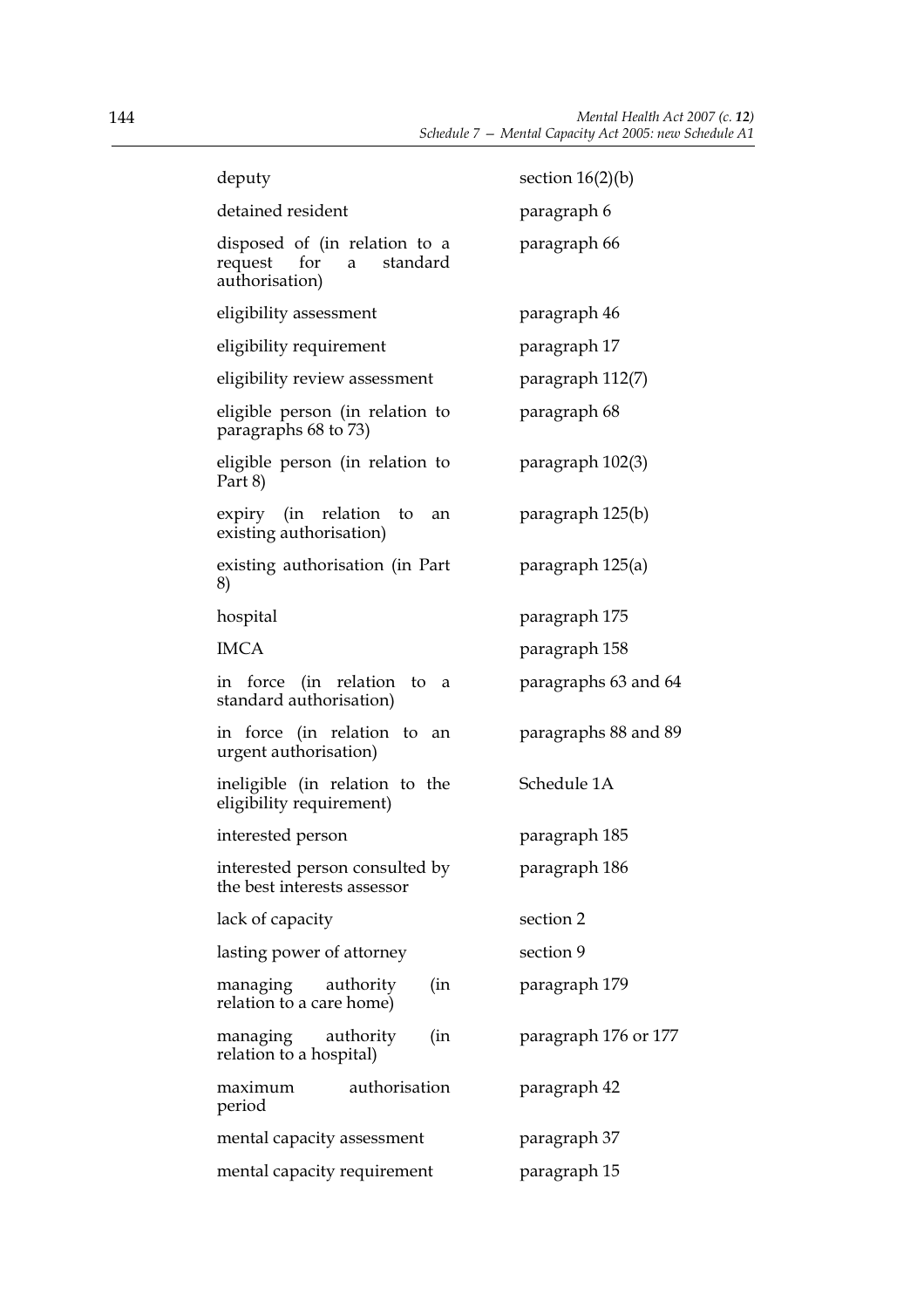| | |
|---|---|
| deputy | section 16(2)(b) |
| detained resident | paragraph 6 |
| disposed of (in relation to a request for a standard authorisation) | paragraph 66 |
| eligibility assessment | paragraph 46 |
| eligibility requirement | paragraph 17 |
| eligibility review assessment | paragraph 112(7) |
| eligible person (in relation to paragraphs 68 to 73) | paragraph 68 |
| eligible person (in relation to Part 8) | paragraph 102(3) |
| expiry (in relation to an existing authorisation) | paragraph 125(b) |
| existing authorisation (in Part 8) | paragraph 125(a) |
| hospital | paragraph 175 |
| IMCA | paragraph 158 |
| in force (in relation to a standard authorisation) | paragraphs 63 and 64 |
| in force (in relation to an urgent authorisation) | paragraphs 88 and 89 |
| ineligible (in relation to the eligibility requirement) | Schedule 1A |
| interested person | paragraph 185 |
| interested person consulted by the best interests assessor | paragraph 186 |
| lack of capacity | section 2 |
| lasting power of attorney | section 9 |
| managing authority (in relation to a care home) | paragraph 179 |
| managing authority (in relation to a hospital) | paragraph 176 or 177 |
| maximum authorisation period | paragraph 42 |
| mental capacity assessment | paragraph 37 |
| mental capacity requirement | paragraph 15 |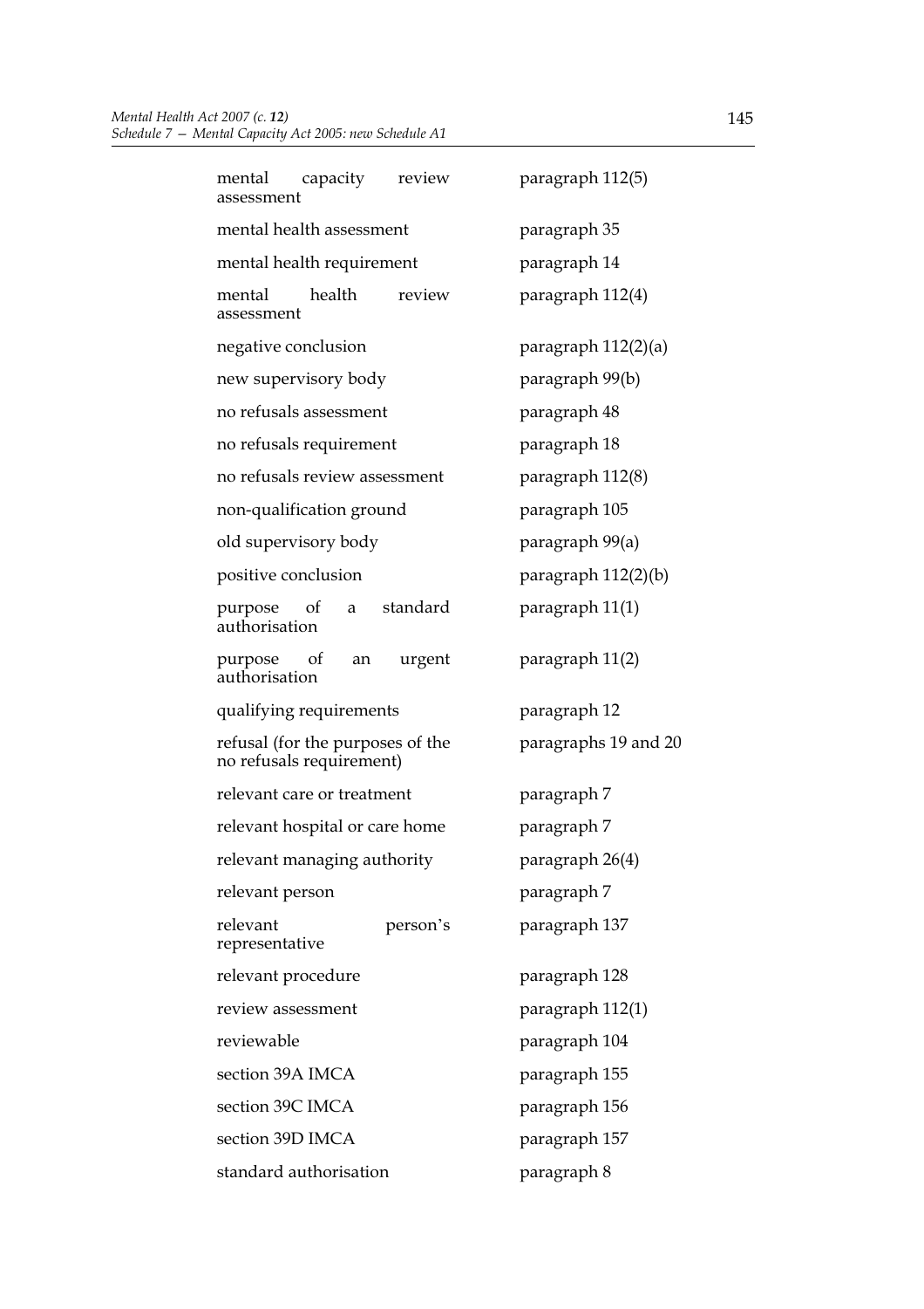| | |
|---|---|
| mental capacity review assessment | paragraph 112(5) |
| mental health assessment | paragraph 35 |
| mental health requirement | paragraph 14 |
| mental health review assessment | paragraph 112(4) |
| negative conclusion | paragraph 112(2)(a) |
| new supervisory body | paragraph 99(b) |
| no refusals assessment | paragraph 48 |
| no refusals requirement | paragraph 18 |
| no refusals review assessment | paragraph 112(8) |
| non-qualification ground | paragraph 105 |
| old supervisory body | paragraph 99(a) |
| positive conclusion | paragraph 112(2)(b) |
| purpose of a standard authorisation | paragraph 11(1) |
| purpose of an urgent authorisation | paragraph 11(2) |
| qualifying requirements | paragraph 12 |
| refusal (for the purposes of the no refusals requirement) | paragraphs 19 and 20 |
| relevant care or treatment | paragraph 7 |
| relevant hospital or care home | paragraph 7 |
| relevant managing authority | paragraph 26(4) |
| relevant person | paragraph 7 |
| relevant person's representative | paragraph 137 |
| relevant procedure | paragraph 128 |
| review assessment | paragraph 112(1) |
| reviewable | paragraph 104 |
| section 39A IMCA | paragraph 155 |
| section 39C IMCA | paragraph 156 |
| section 39D IMCA | paragraph 157 |
| standard authorisation | paragraph 8 |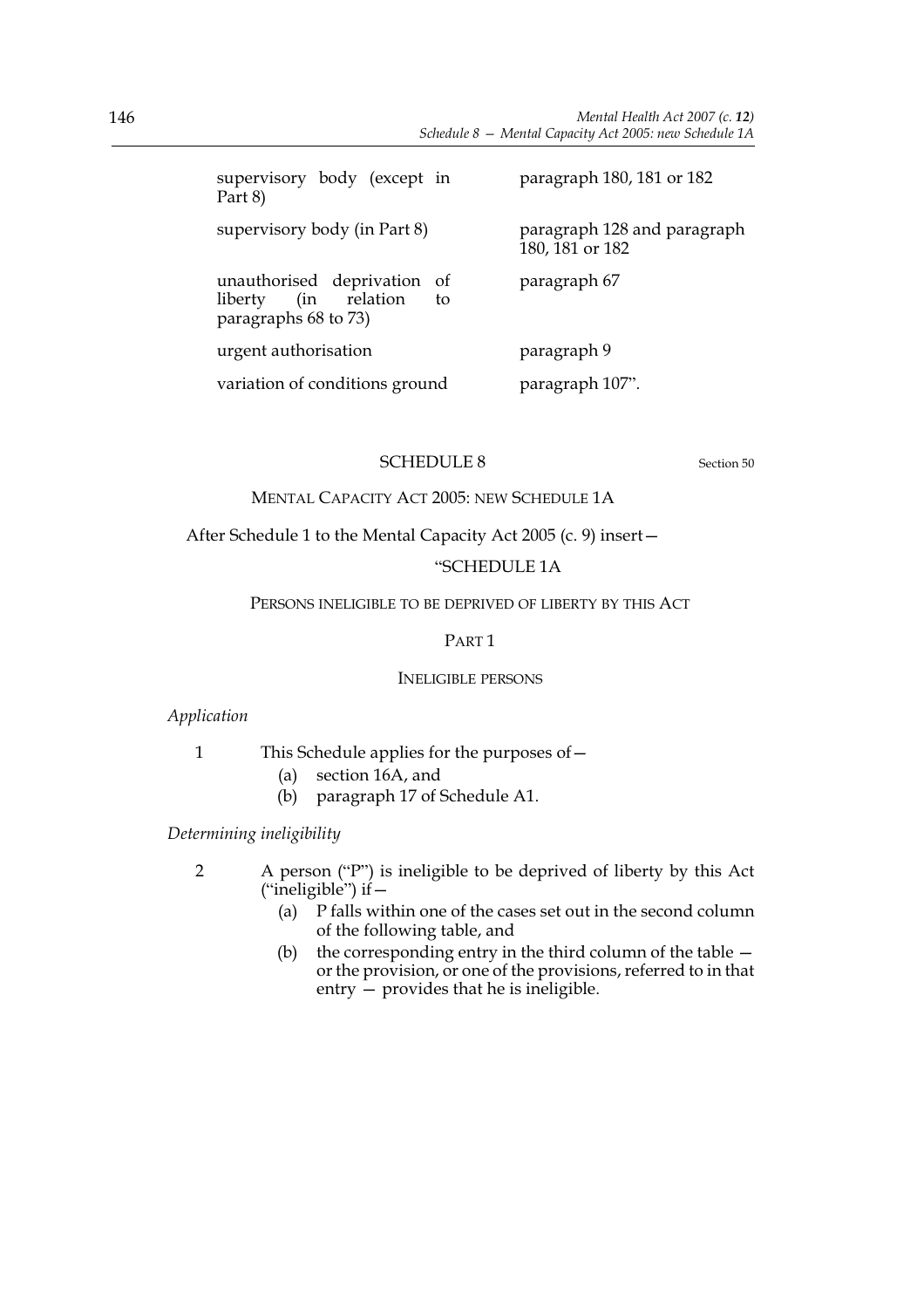| | |
|---|---|
| supervisory body (except in Part 8) | paragraph 180, 181 or 182 |
| supervisory body (in Part 8) | paragraph 128 and paragraph 180, 181 or 182 |
| unauthorised deprivation of liberty (in relation to paragraphs 68 to 73) | paragraph 67 |
| urgent authorisation | paragraph 9 |
| variation of conditions ground | paragraph 107". |

## SCHEDULE 8

Section 50

MENTAL CAPACITY ACT 2005: NEW SCHEDULE 1A

After Schedule 1 to the Mental Capacity Act 2005 (c. 9) insert—

"SCHEDULE 1A

PERSONS INELIGIBLE TO BE DEPRIVED OF LIBERTY BY THIS ACT

PART 1

INELIGIBLE PERSONS

*Application*

1 This Schedule applies for the purposes of—
   (a) section 16A, and
   (b) paragraph 17 of Schedule A1.

*Determining ineligibility*

2 A person ("P") is ineligible to be deprived of liberty by this Act ("ineligible") if—
   (a) P falls within one of the cases set out in the second column of the following table, and
   (b) the corresponding entry in the third column of the table — or the provision, or one of the provisions, referred to in that entry — provides that he is ineligible.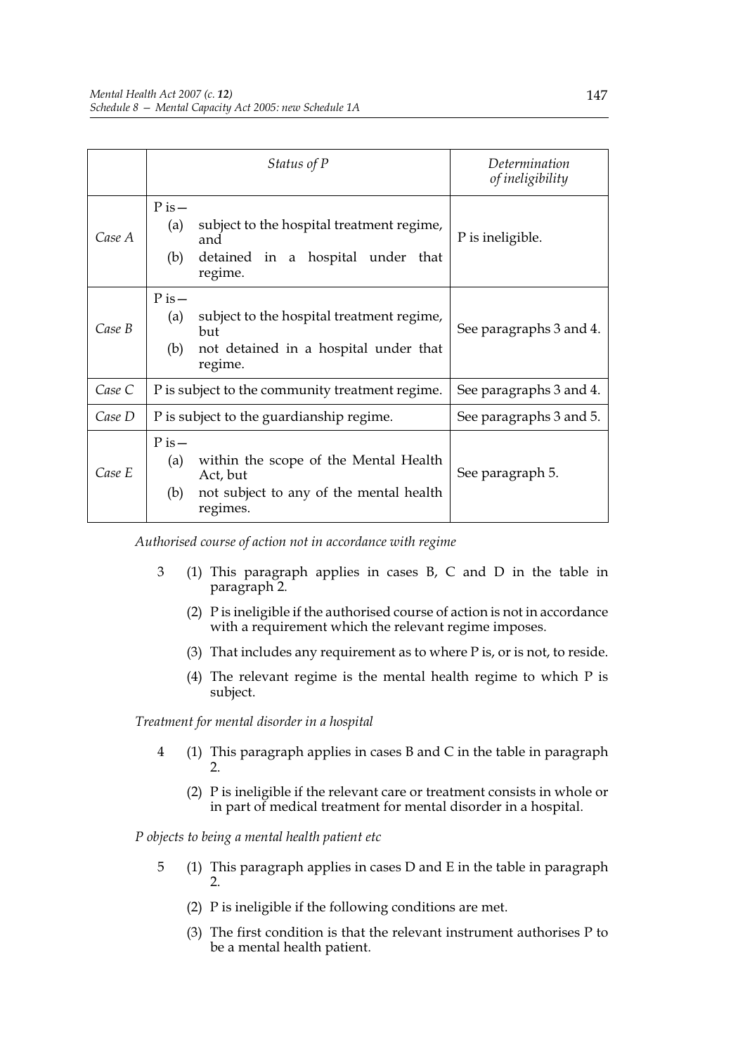| | *Status of P* | *Determination of ineligibility* |
|---|---|---|
| *Case A* | P is— (a) subject to the hospital treatment regime, and (b) detained in a hospital under that regime. | P is ineligible. |
| *Case B* | P is— (a) subject to the hospital treatment regime, but (b) not detained in a hospital under that regime. | See paragraphs 3 and 4. |
| *Case C* | P is subject to the community treatment regime. | See paragraphs 3 and 4. |
| *Case D* | P is subject to the guardianship regime. | See paragraphs 3 and 5. |
| *Case E* | P is— (a) within the scope of the Mental Health Act, but (b) not subject to any of the mental health regimes. | See paragraph 5. |

*Authorised course of action not in accordance with regime*

3 (1) This paragraph applies in cases B, C and D in the table in paragraph 2.

(2) P is ineligible if the authorised course of action is not in accordance with a requirement which the relevant regime imposes.

(3) That includes any requirement as to where P is, or is not, to reside.

(4) The relevant regime is the mental health regime to which P is subject.

*Treatment for mental disorder in a hospital*

4 (1) This paragraph applies in cases B and C in the table in paragraph 2.

(2) P is ineligible if the relevant care or treatment consists in whole or in part of medical treatment for mental disorder in a hospital.

*P objects to being a mental health patient etc*

5 (1) This paragraph applies in cases D and E in the table in paragraph 2.

(2) P is ineligible if the following conditions are met.

(3) The first condition is that the relevant instrument authorises P to be a mental health patient.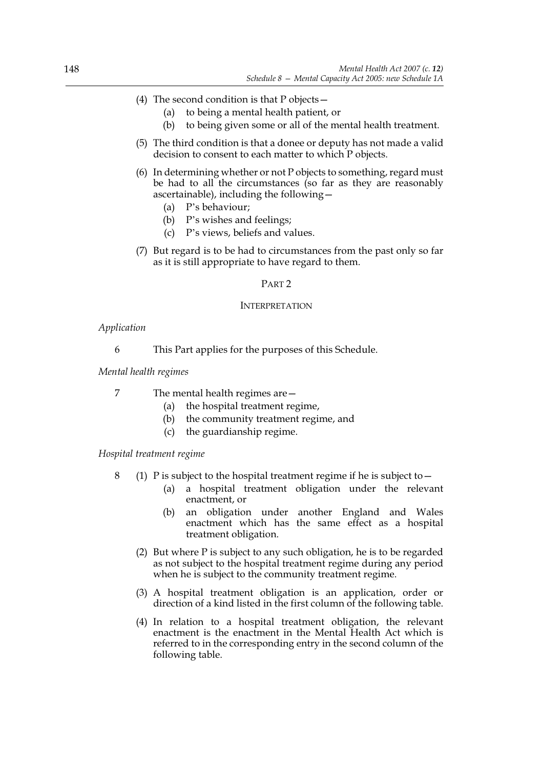(4) The second condition is that P objects—

(a) to being a mental health patient, or

(b) to being given some or all of the mental health treatment.

(5) The third condition is that a donee or deputy has not made a valid decision to consent to each matter to which P objects.

(6) In determining whether or not P objects to something, regard must be had to all the circumstances (so far as they are reasonably ascertainable), including the following—

(a) P's behaviour;

(b) P's wishes and feelings;

(c) P's views, beliefs and values.

(7) But regard is to be had to circumstances from the past only so far as it is still appropriate to have regard to them.

## PART 2

### INTERPRETATION

*Application*

6 This Part applies for the purposes of this Schedule.

*Mental health regimes*

7 The mental health regimes are—

(a) the hospital treatment regime,

(b) the community treatment regime, and

(c) the guardianship regime.

*Hospital treatment regime*

8 (1) P is subject to the hospital treatment regime if he is subject to—

(a) a hospital treatment obligation under the relevant enactment, or

(b) an obligation under another England and Wales enactment which has the same effect as a hospital treatment obligation.

(2) But where P is subject to any such obligation, he is to be regarded as not subject to the hospital treatment regime during any period when he is subject to the community treatment regime.

(3) A hospital treatment obligation is an application, order or direction of a kind listed in the first column of the following table.

(4) In relation to a hospital treatment obligation, the relevant enactment is the enactment in the Mental Health Act which is referred to in the corresponding entry in the second column of the following table.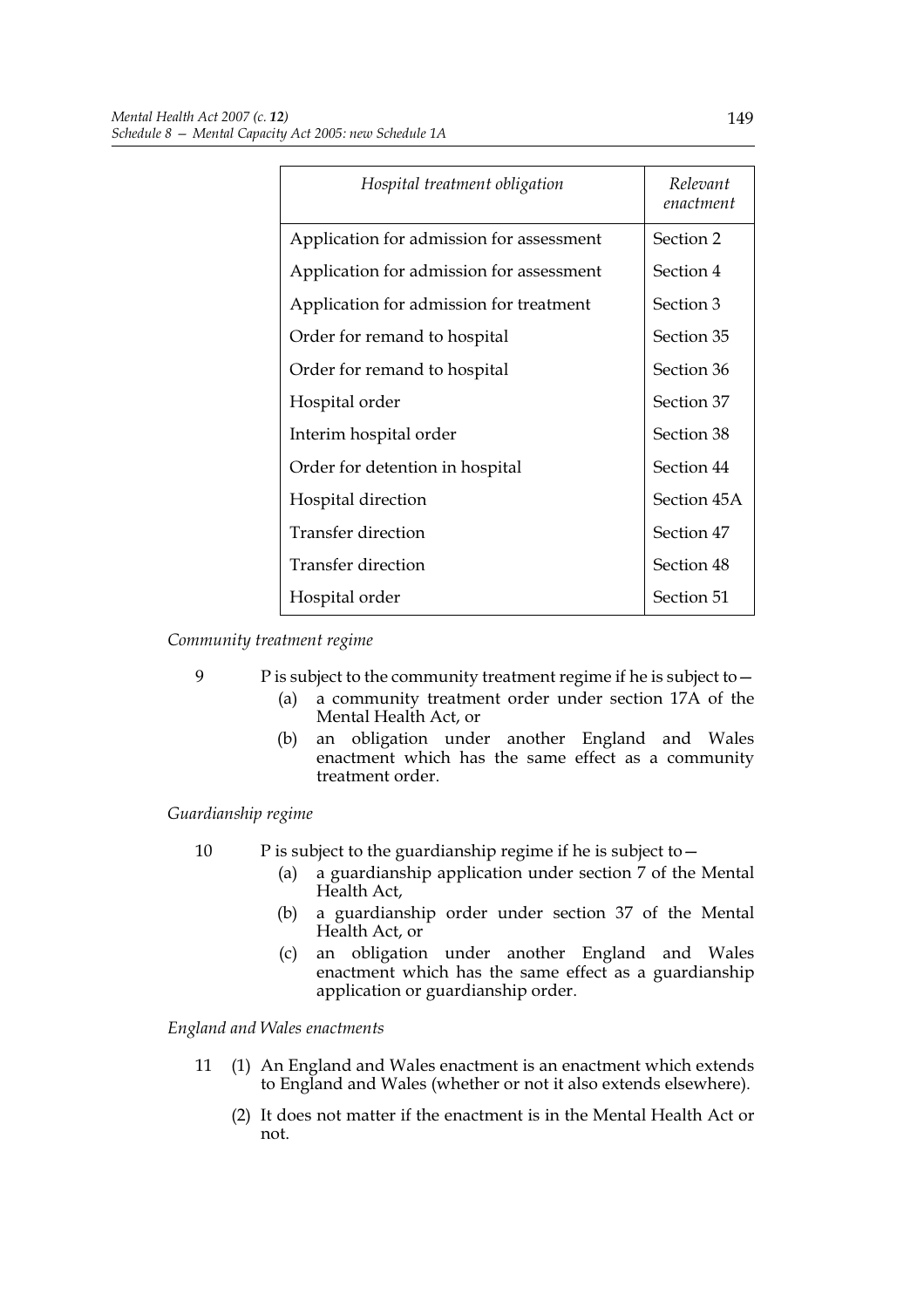| *Hospital treatment obligation* | *Relevant enactment* |
|---|---|
| Application for admission for assessment | Section 2 |
| Application for admission for assessment | Section 4 |
| Application for admission for treatment | Section 3 |
| Order for remand to hospital | Section 35 |
| Order for remand to hospital | Section 36 |
| Hospital order | Section 37 |
| Interim hospital order | Section 38 |
| Order for detention in hospital | Section 44 |
| Hospital direction | Section 45A |
| Transfer direction | Section 47 |
| Transfer direction | Section 48 |
| Hospital order | Section 51 |

*Community treatment regime*

9 P is subject to the community treatment regime if he is subject to—
   (a) a community treatment order under section 17A of the Mental Health Act, or
   (b) an obligation under another England and Wales enactment which has the same effect as a community treatment order.

*Guardianship regime*

10 P is subject to the guardianship regime if he is subject to—
   (a) a guardianship application under section 7 of the Mental Health Act,
   (b) a guardianship order under section 37 of the Mental Health Act, or
   (c) an obligation under another England and Wales enactment which has the same effect as a guardianship application or guardianship order.

*England and Wales enactments*

11 (1) An England and Wales enactment is an enactment which extends to England and Wales (whether or not it also extends elsewhere).

   (2) It does not matter if the enactment is in the Mental Health Act or not.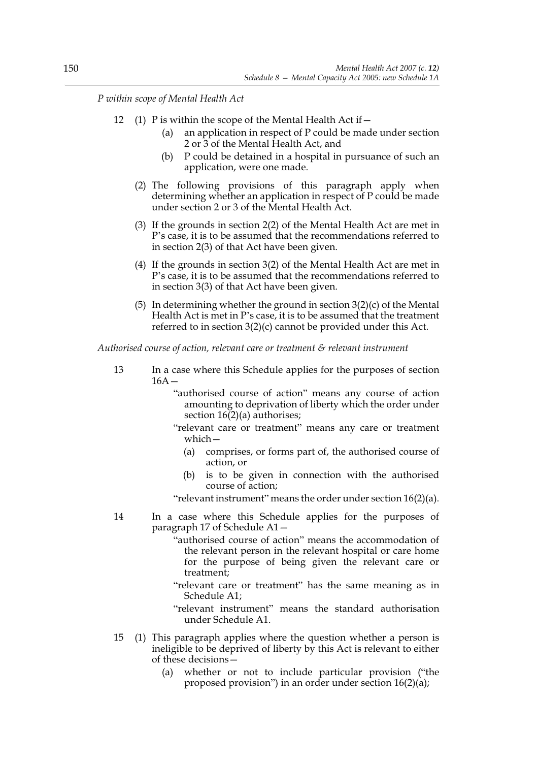*P within scope of Mental Health Act*

12 (1) P is within the scope of the Mental Health Act if—

(a) an application in respect of P could be made under section 2 or 3 of the Mental Health Act, and

(b) P could be detained in a hospital in pursuance of such an application, were one made.

(2) The following provisions of this paragraph apply when determining whether an application in respect of P could be made under section 2 or 3 of the Mental Health Act.

(3) If the grounds in section 2(2) of the Mental Health Act are met in P's case, it is to be assumed that the recommendations referred to in section 2(3) of that Act have been given.

(4) If the grounds in section 3(2) of the Mental Health Act are met in P's case, it is to be assumed that the recommendations referred to in section 3(3) of that Act have been given.

(5) In determining whether the ground in section 3(2)(c) of the Mental Health Act is met in P's case, it is to be assumed that the treatment referred to in section 3(2)(c) cannot be provided under this Act.

*Authorised course of action, relevant care or treatment & relevant instrument*

13 In a case where this Schedule applies for the purposes of section 16A—

"authorised course of action" means any course of action amounting to deprivation of liberty which the order under section 16(2)(a) authorises;

"relevant care or treatment" means any care or treatment which—

(a) comprises, or forms part of, the authorised course of action, or

(b) is to be given in connection with the authorised course of action;

"relevant instrument" means the order under section 16(2)(a).

14 In a case where this Schedule applies for the purposes of paragraph 17 of Schedule A1—

"authorised course of action" means the accommodation of the relevant person in the relevant hospital or care home for the purpose of being given the relevant care or treatment;

"relevant care or treatment" has the same meaning as in Schedule A1;

"relevant instrument" means the standard authorisation under Schedule A1.

15 (1) This paragraph applies where the question whether a person is ineligible to be deprived of liberty by this Act is relevant to either of these decisions—

(a) whether or not to include particular provision ("the proposed provision") in an order under section 16(2)(a);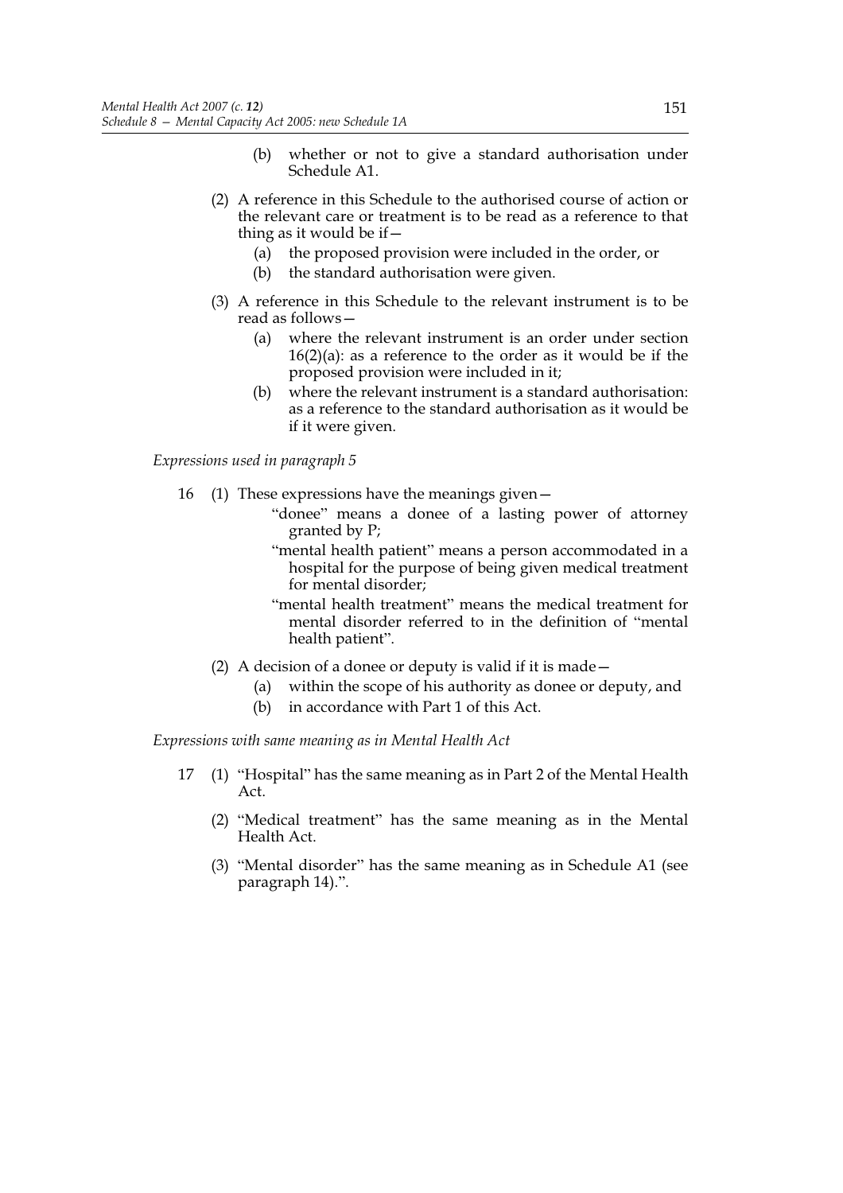(b) whether or not to give a standard authorisation under Schedule A1.

(2) A reference in this Schedule to the authorised course of action or the relevant care or treatment is to be read as a reference to that thing as it would be if—

(a) the proposed provision were included in the order, or

(b) the standard authorisation were given.

(3) A reference in this Schedule to the relevant instrument is to be read as follows—

(a) where the relevant instrument is an order under section 16(2)(a): as a reference to the order as it would be if the proposed provision were included in it;

(b) where the relevant instrument is a standard authorisation: as a reference to the standard authorisation as it would be if it were given.

*Expressions used in paragraph 5*

16 (1) These expressions have the meanings given—

"donee" means a donee of a lasting power of attorney granted by P;

"mental health patient" means a person accommodated in a hospital for the purpose of being given medical treatment for mental disorder;

"mental health treatment" means the medical treatment for mental disorder referred to in the definition of "mental health patient".

(2) A decision of a donee or deputy is valid if it is made—

(a) within the scope of his authority as donee or deputy, and

(b) in accordance with Part 1 of this Act.

*Expressions with same meaning as in Mental Health Act*

17 (1) "Hospital" has the same meaning as in Part 2 of the Mental Health Act.

(2) "Medical treatment" has the same meaning as in the Mental Health Act.

(3) "Mental disorder" has the same meaning as in Schedule A1 (see paragraph 14).".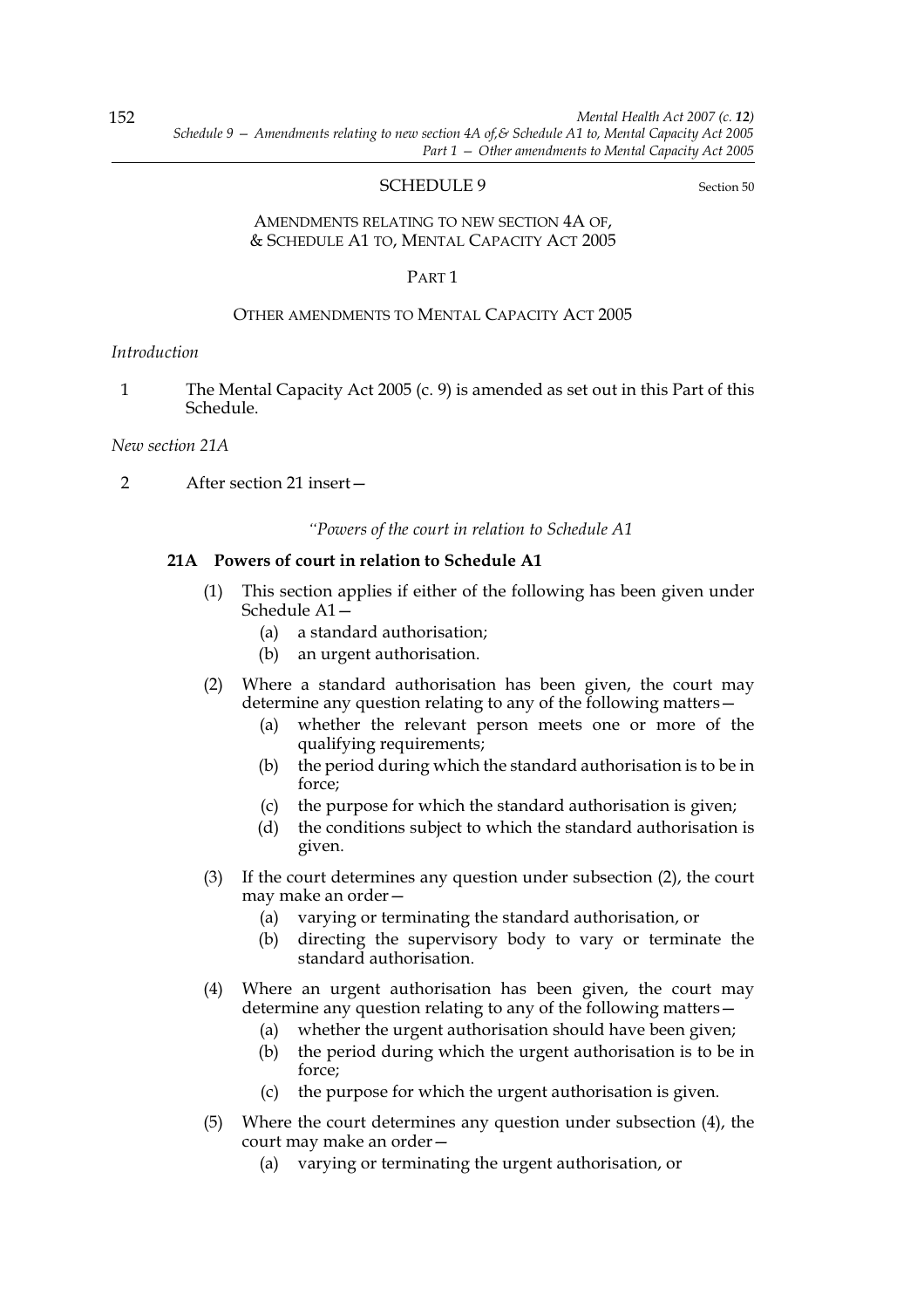## SCHEDULE 9

Section 50

### AMENDMENTS RELATING TO NEW SECTION 4A OF, & SCHEDULE A1 TO, MENTAL CAPACITY ACT 2005

#### PART 1

#### OTHER AMENDMENTS TO MENTAL CAPACITY ACT 2005

*Introduction*

1 The Mental Capacity Act 2005 (c. 9) is amended as set out in this Part of this Schedule.

*New section 21A*

2 After section 21 insert—

*"Powers of the court in relation to Schedule A1*

**21A Powers of court in relation to Schedule A1**

(1) This section applies if either of the following has been given under Schedule A1—

(a) a standard authorisation;

(b) an urgent authorisation.

(2) Where a standard authorisation has been given, the court may determine any question relating to any of the following matters—

(a) whether the relevant person meets one or more of the qualifying requirements;

(b) the period during which the standard authorisation is to be in force;

(c) the purpose for which the standard authorisation is given;

(d) the conditions subject to which the standard authorisation is given.

(3) If the court determines any question under subsection (2), the court may make an order—

(a) varying or terminating the standard authorisation, or

(b) directing the supervisory body to vary or terminate the standard authorisation.

(4) Where an urgent authorisation has been given, the court may determine any question relating to any of the following matters—

(a) whether the urgent authorisation should have been given;

(b) the period during which the urgent authorisation is to be in force;

(c) the purpose for which the urgent authorisation is given.

(5) Where the court determines any question under subsection (4), the court may make an order—

(a) varying or terminating the urgent authorisation, or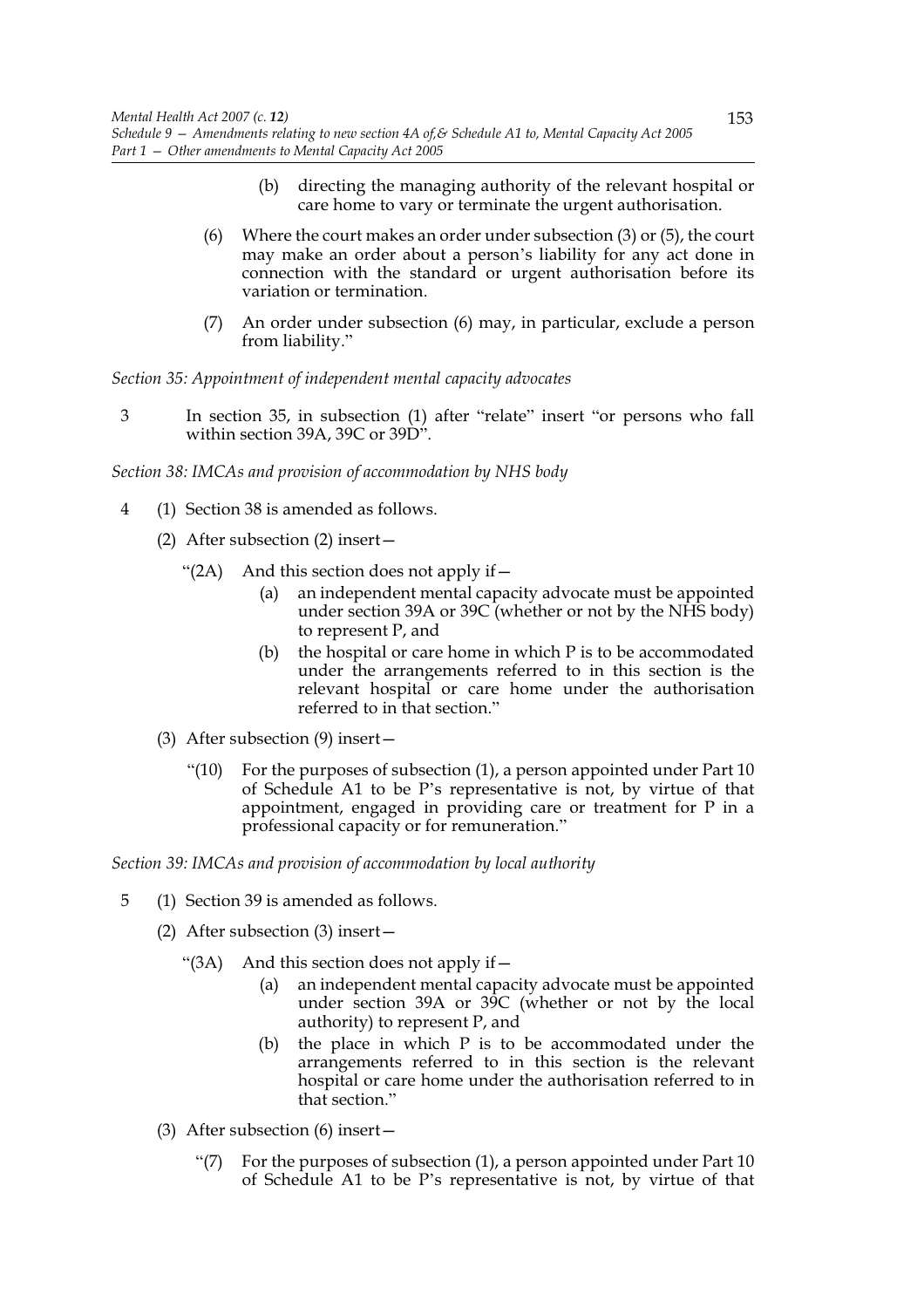(b) directing the managing authority of the relevant hospital or care home to vary or terminate the urgent authorisation.

(6) Where the court makes an order under subsection (3) or (5), the court may make an order about a person's liability for any act done in connection with the standard or urgent authorisation before its variation or termination.

(7) An order under subsection (6) may, in particular, exclude a person from liability."

*Section 35: Appointment of independent mental capacity advocates*

3 In section 35, in subsection (1) after "relate" insert "or persons who fall within section 39A, 39C or 39D".

*Section 38: IMCAs and provision of accommodation by NHS body*

4 (1) Section 38 is amended as follows.

(2) After subsection (2) insert—

"(2A) And this section does not apply if—

(a) an independent mental capacity advocate must be appointed under section 39A or 39C (whether or not by the NHS body) to represent P, and

(b) the hospital or care home in which P is to be accommodated under the arrangements referred to in this section is the relevant hospital or care home under the authorisation referred to in that section."

(3) After subsection (9) insert—

"(10) For the purposes of subsection (1), a person appointed under Part 10 of Schedule A1 to be P's representative is not, by virtue of that appointment, engaged in providing care or treatment for P in a professional capacity or for remuneration."

*Section 39: IMCAs and provision of accommodation by local authority*

5 (1) Section 39 is amended as follows.

(2) After subsection (3) insert—

"(3A) And this section does not apply if—

(a) an independent mental capacity advocate must be appointed under section 39A or 39C (whether or not by the local authority) to represent P, and

(b) the place in which P is to be accommodated under the arrangements referred to in this section is the relevant hospital or care home under the authorisation referred to in that section."

(3) After subsection (6) insert—

"(7) For the purposes of subsection (1), a person appointed under Part 10 of Schedule A1 to be P's representative is not, by virtue of that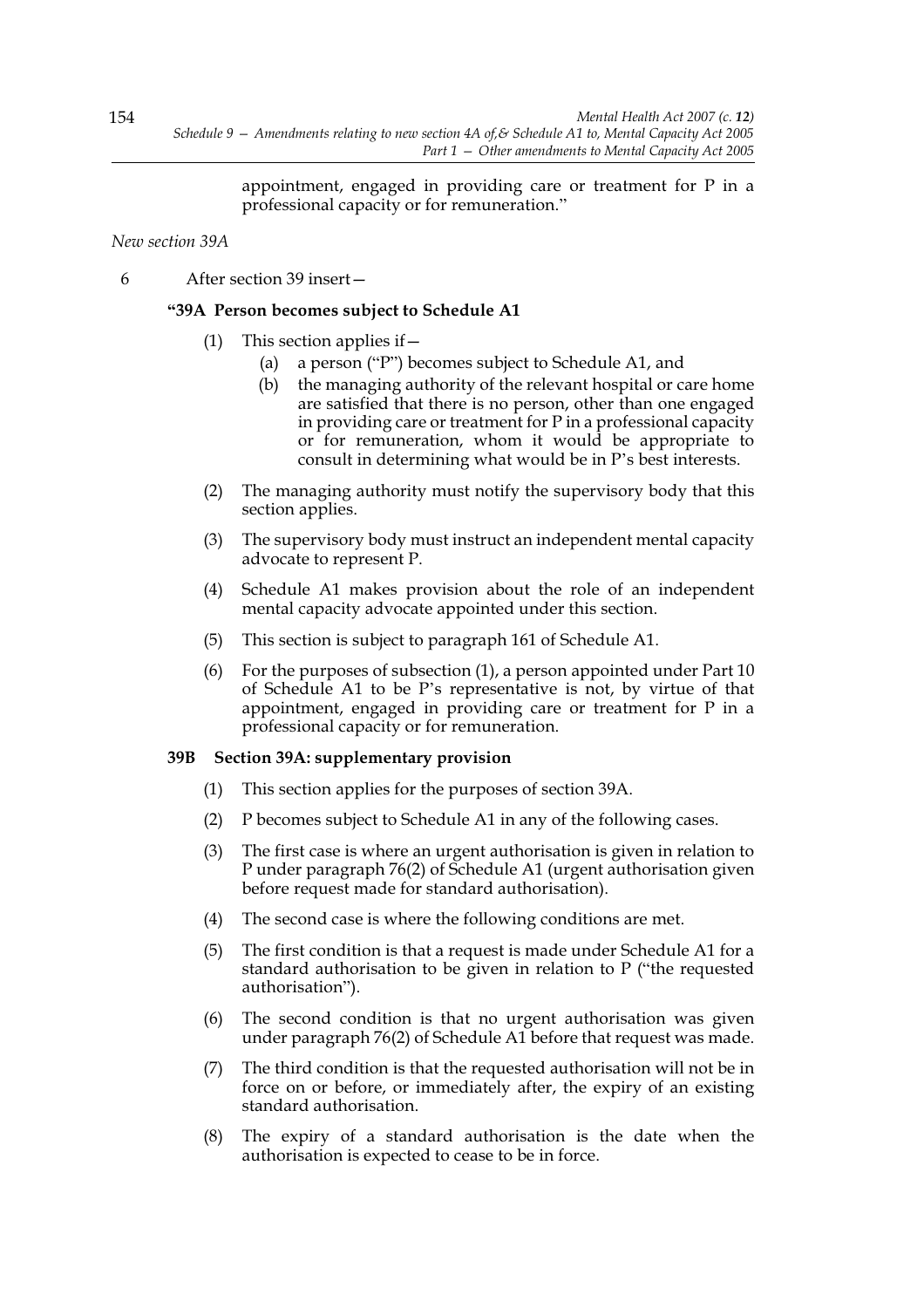appointment, engaged in providing care or treatment for P in a professional capacity or for remuneration."

*New section 39A*

6 After section 39 insert—

**"39A Person becomes subject to Schedule A1**

(1) This section applies if—

(a) a person ("P") becomes subject to Schedule A1, and

(b) the managing authority of the relevant hospital or care home are satisfied that there is no person, other than one engaged in providing care or treatment for P in a professional capacity or for remuneration, whom it would be appropriate to consult in determining what would be in P's best interests.

(2) The managing authority must notify the supervisory body that this section applies.

(3) The supervisory body must instruct an independent mental capacity advocate to represent P.

(4) Schedule A1 makes provision about the role of an independent mental capacity advocate appointed under this section.

(5) This section is subject to paragraph 161 of Schedule A1.

(6) For the purposes of subsection (1), a person appointed under Part 10 of Schedule A1 to be P's representative is not, by virtue of that appointment, engaged in providing care or treatment for P in a professional capacity or for remuneration.

**39B Section 39A: supplementary provision**

(1) This section applies for the purposes of section 39A.

(2) P becomes subject to Schedule A1 in any of the following cases.

(3) The first case is where an urgent authorisation is given in relation to P under paragraph 76(2) of Schedule A1 (urgent authorisation given before request made for standard authorisation).

(4) The second case is where the following conditions are met.

(5) The first condition is that a request is made under Schedule A1 for a standard authorisation to be given in relation to P ("the requested authorisation").

(6) The second condition is that no urgent authorisation was given under paragraph 76(2) of Schedule A1 before that request was made.

(7) The third condition is that the requested authorisation will not be in force on or before, or immediately after, the expiry of an existing standard authorisation.

(8) The expiry of a standard authorisation is the date when the authorisation is expected to cease to be in force.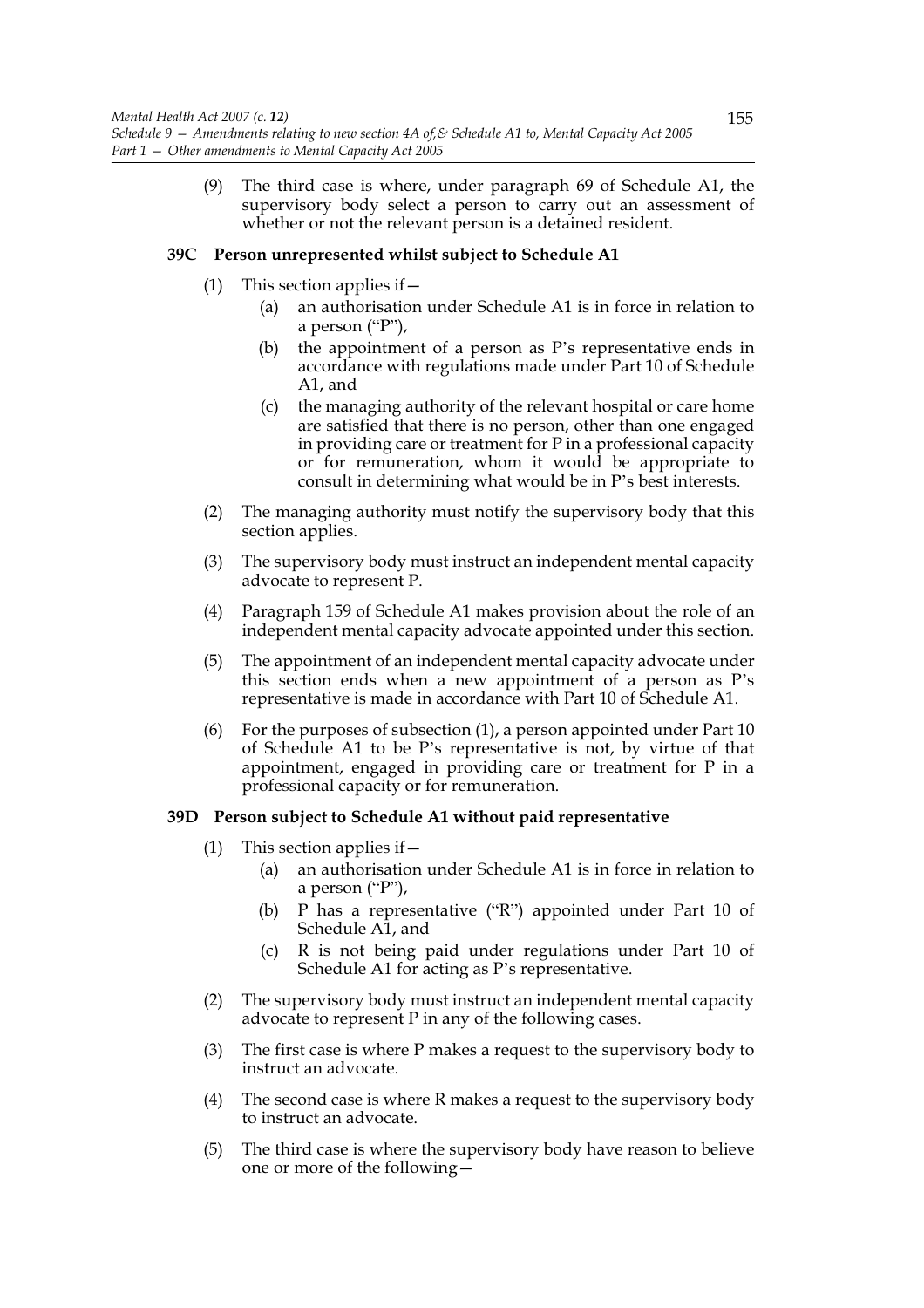(9) The third case is where, under paragraph 69 of Schedule A1, the supervisory body select a person to carry out an assessment of whether or not the relevant person is a detained resident.

### 39C Person unrepresented whilst subject to Schedule A1

(1) This section applies if—

(a) an authorisation under Schedule A1 is in force in relation to a person ("P"),

(b) the appointment of a person as P's representative ends in accordance with regulations made under Part 10 of Schedule A1, and

(c) the managing authority of the relevant hospital or care home are satisfied that there is no person, other than one engaged in providing care or treatment for P in a professional capacity or for remuneration, whom it would be appropriate to consult in determining what would be in P's best interests.

(2) The managing authority must notify the supervisory body that this section applies.

(3) The supervisory body must instruct an independent mental capacity advocate to represent P.

(4) Paragraph 159 of Schedule A1 makes provision about the role of an independent mental capacity advocate appointed under this section.

(5) The appointment of an independent mental capacity advocate under this section ends when a new appointment of a person as P's representative is made in accordance with Part 10 of Schedule A1.

(6) For the purposes of subsection (1), a person appointed under Part 10 of Schedule A1 to be P's representative is not, by virtue of that appointment, engaged in providing care or treatment for P in a professional capacity or for remuneration.

### 39D Person subject to Schedule A1 without paid representative

(1) This section applies if—

(a) an authorisation under Schedule A1 is in force in relation to a person ("P"),

(b) P has a representative ("R") appointed under Part 10 of Schedule A1, and

(c) R is not being paid under regulations under Part 10 of Schedule A1 for acting as P's representative.

(2) The supervisory body must instruct an independent mental capacity advocate to represent P in any of the following cases.

(3) The first case is where P makes a request to the supervisory body to instruct an advocate.

(4) The second case is where R makes a request to the supervisory body to instruct an advocate.

(5) The third case is where the supervisory body have reason to believe one or more of the following—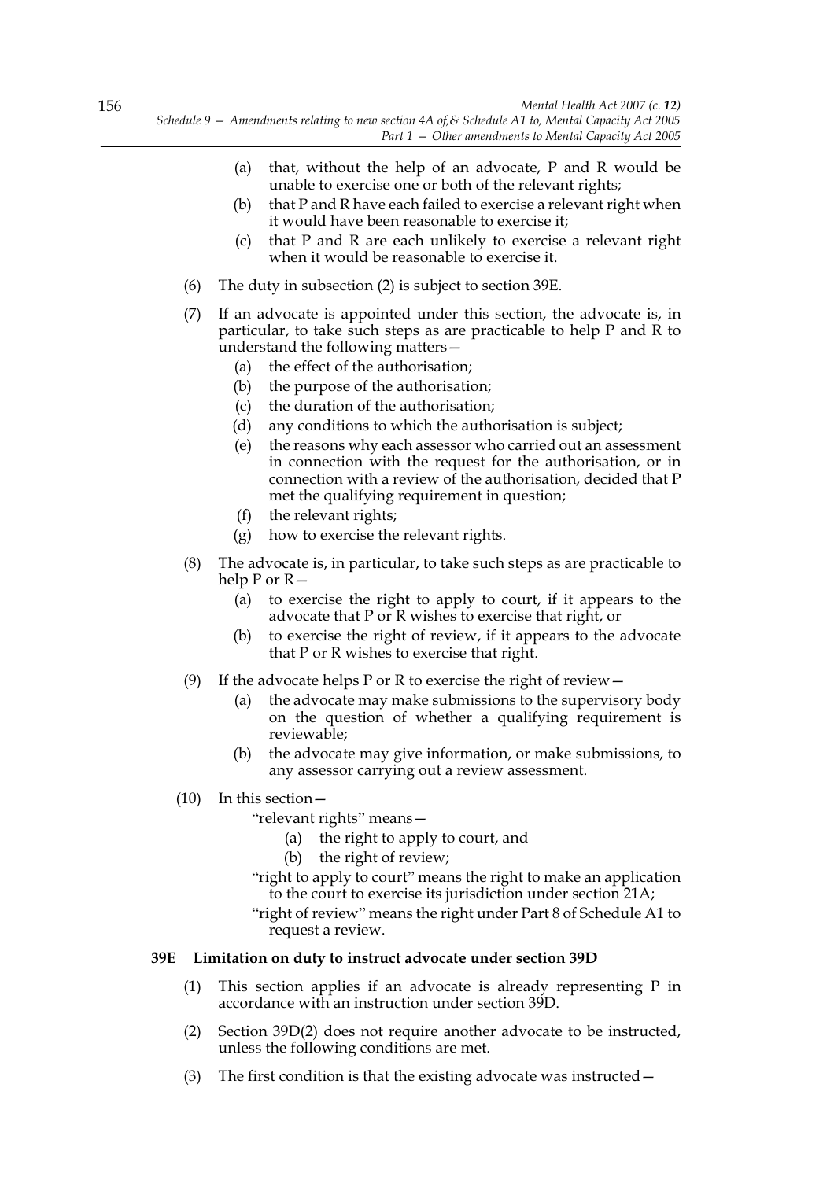(a) that, without the help of an advocate, P and R would be unable to exercise one or both of the relevant rights;

(b) that P and R have each failed to exercise a relevant right when it would have been reasonable to exercise it;

(c) that P and R are each unlikely to exercise a relevant right when it would be reasonable to exercise it.

(6) The duty in subsection (2) is subject to section 39E.

(7) If an advocate is appointed under this section, the advocate is, in particular, to take such steps as are practicable to help P and R to understand the following matters—

(a) the effect of the authorisation;

(b) the purpose of the authorisation;

(c) the duration of the authorisation;

(d) any conditions to which the authorisation is subject;

(e) the reasons why each assessor who carried out an assessment in connection with the request for the authorisation, or in connection with a review of the authorisation, decided that P met the qualifying requirement in question;

(f) the relevant rights;

(g) how to exercise the relevant rights.

(8) The advocate is, in particular, to take such steps as are practicable to help P or R—

(a) to exercise the right to apply to court, if it appears to the advocate that P or R wishes to exercise that right, or

(b) to exercise the right of review, if it appears to the advocate that P or R wishes to exercise that right.

(9) If the advocate helps P or R to exercise the right of review—

(a) the advocate may make submissions to the supervisory body on the question of whether a qualifying requirement is reviewable;

(b) the advocate may give information, or make submissions, to any assessor carrying out a review assessment.

(10) In this section—

"relevant rights" means—

(a) the right to apply to court, and

(b) the right of review;

"right to apply to court" means the right to make an application to the court to exercise its jurisdiction under section 21A;

"right of review" means the right under Part 8 of Schedule A1 to request a review.

**39E Limitation on duty to instruct advocate under section 39D**

(1) This section applies if an advocate is already representing P in accordance with an instruction under section 39D.

(2) Section 39D(2) does not require another advocate to be instructed, unless the following conditions are met.

(3) The first condition is that the existing advocate was instructed—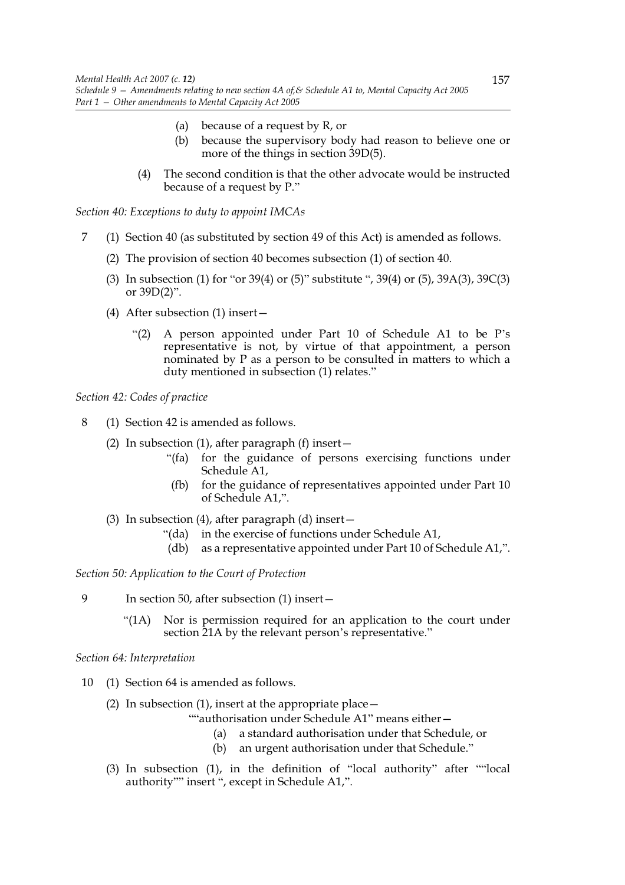(a) because of a request by R, or

(b) because the supervisory body had reason to believe one or more of the things in section 39D(5).

(4) The second condition is that the other advocate would be instructed because of a request by P."

*Section 40: Exceptions to duty to appoint IMCAs*

7 (1) Section 40 (as substituted by section 49 of this Act) is amended as follows.

(2) The provision of section 40 becomes subsection (1) of section 40.

(3) In subsection (1) for "or 39(4) or (5)" substitute ", 39(4) or (5), 39A(3), 39C(3) or 39D(2)".

(4) After subsection (1) insert—

"(2) A person appointed under Part 10 of Schedule A1 to be P's representative is not, by virtue of that appointment, a person nominated by P as a person to be consulted in matters to which a duty mentioned in subsection (1) relates."

*Section 42: Codes of practice*

8 (1) Section 42 is amended as follows.

(2) In subsection (1), after paragraph (f) insert—

"(fa) for the guidance of persons exercising functions under Schedule A1,

(fb) for the guidance of representatives appointed under Part 10 of Schedule A1,".

(3) In subsection (4), after paragraph (d) insert—

"(da) in the exercise of functions under Schedule A1,

(db) as a representative appointed under Part 10 of Schedule A1,".

*Section 50: Application to the Court of Protection*

9 In section 50, after subsection (1) insert—

"(1A) Nor is permission required for an application to the court under section 21A by the relevant person's representative."

*Section 64: Interpretation*

10 (1) Section 64 is amended as follows.

(2) In subsection (1), insert at the appropriate place—

""authorisation under Schedule A1" means either—

(a) a standard authorisation under that Schedule, or

(b) an urgent authorisation under that Schedule."

(3) In subsection (1), in the definition of "local authority" after ""local authority"" insert ", except in Schedule A1,".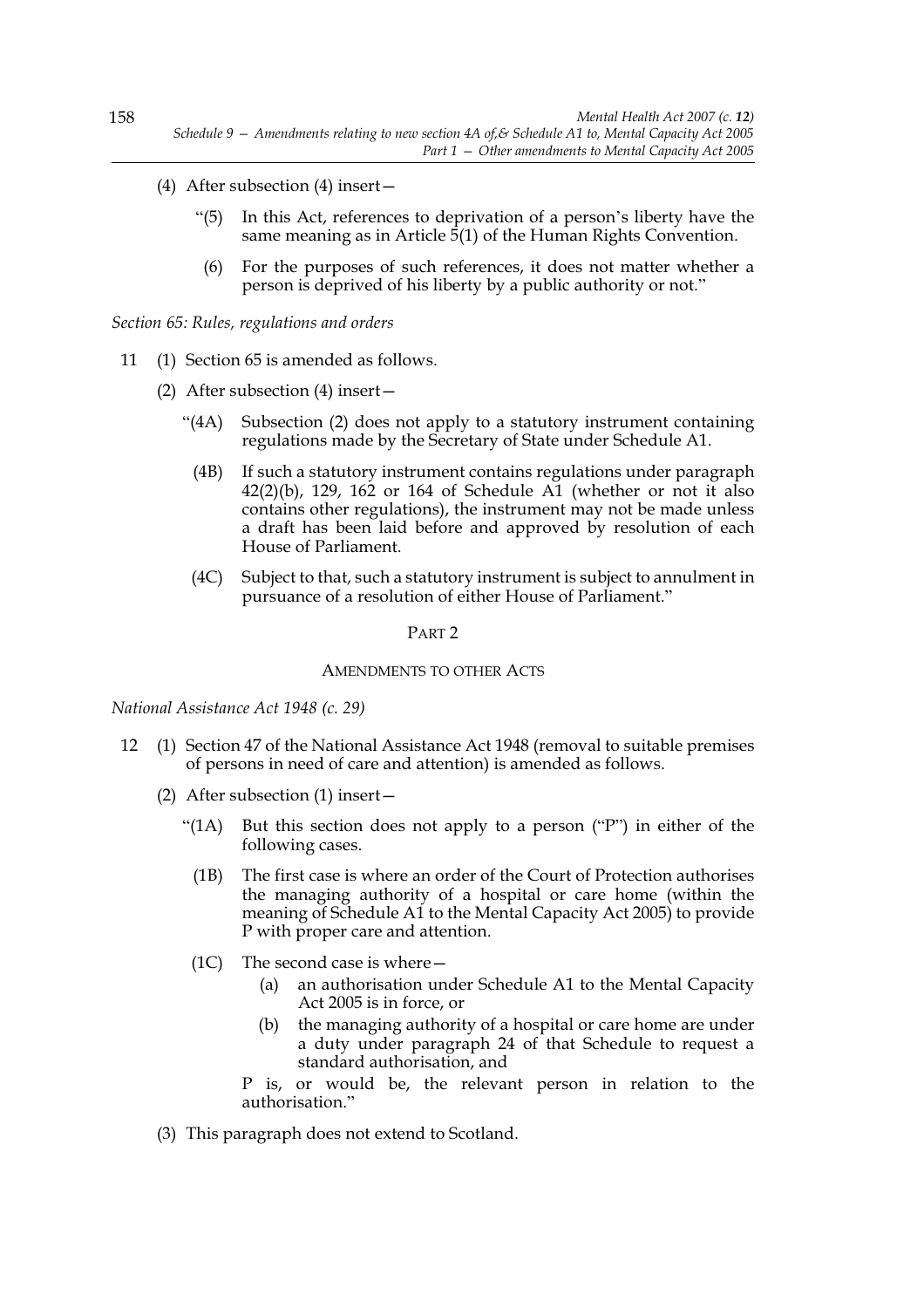(4) After subsection (4) insert—

> "(5) In this Act, references to deprivation of a person's liberty have the same meaning as in Article 5(1) of the Human Rights Convention.
>
> (6) For the purposes of such references, it does not matter whether a person is deprived of his liberty by a public authority or not."

*Section 65: Rules, regulations and orders*

11 (1) Section 65 is amended as follows.

(2) After subsection (4) insert—

> "(4A) Subsection (2) does not apply to a statutory instrument containing regulations made by the Secretary of State under Schedule A1.
>
> (4B) If such a statutory instrument contains regulations under paragraph 42(2)(b), 129, 162 or 164 of Schedule A1 (whether or not it also contains other regulations), the instrument may not be made unless a draft has been laid before and approved by resolution of each House of Parliament.
>
> (4C) Subject to that, such a statutory instrument is subject to annulment in pursuance of a resolution of either House of Parliament."

## PART 2

## AMENDMENTS TO OTHER ACTS

*National Assistance Act 1948 (c. 29)*

12 (1) Section 47 of the National Assistance Act 1948 (removal to suitable premises of persons in need of care and attention) is amended as follows.

(2) After subsection (1) insert—

> "(1A) But this section does not apply to a person ("P") in either of the following cases.
>
> (1B) The first case is where an order of the Court of Protection authorises the managing authority of a hospital or care home (within the meaning of Schedule A1 to the Mental Capacity Act 2005) to provide P with proper care and attention.
>
> (1C) The second case is where—
>
> (a) an authorisation under Schedule A1 to the Mental Capacity Act 2005 is in force, or
>
> (b) the managing authority of a hospital or care home are under a duty under paragraph 24 of that Schedule to request a standard authorisation, and
>
> P is, or would be, the relevant person in relation to the authorisation."

(3) This paragraph does not extend to Scotland.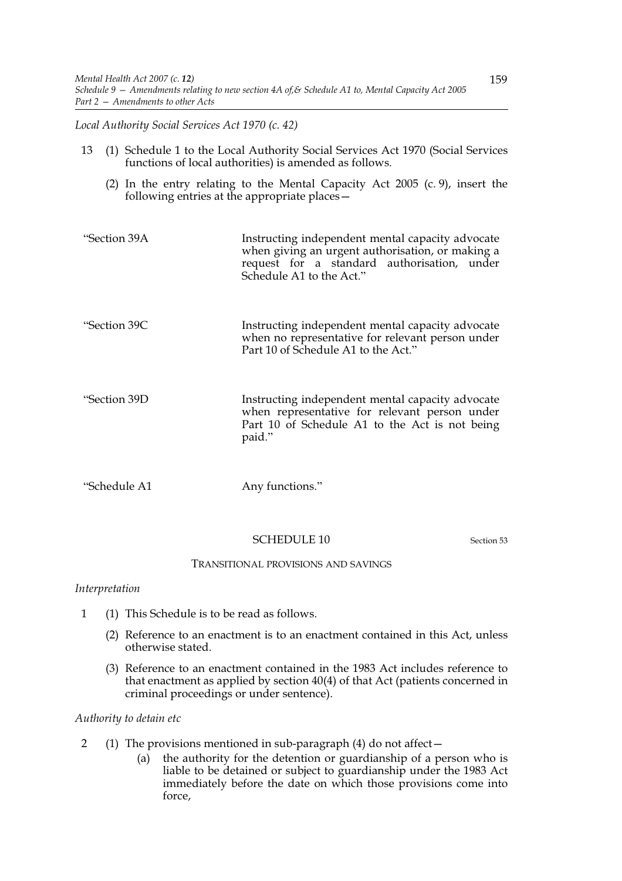*Local Authority Social Services Act 1970 (c. 42)*

13 (1) Schedule 1 to the Local Authority Social Services Act 1970 (Social Services functions of local authorities) is amended as follows.

(2) In the entry relating to the Mental Capacity Act 2005 (c. 9), insert the following entries at the appropriate places—

| | |
|---|---|
| "Section 39A | Instructing independent mental capacity advocate when giving an urgent authorisation, or making a request for a standard authorisation, under Schedule A1 to the Act." |
| "Section 39C | Instructing independent mental capacity advocate when no representative for relevant person under Part 10 of Schedule A1 to the Act." |
| "Section 39D | Instructing independent mental capacity advocate when representative for relevant person under Part 10 of Schedule A1 to the Act is not being paid." |
| "Schedule A1 | Any functions." |

## SCHEDULE 10

Section 53

### TRANSITIONAL PROVISIONS AND SAVINGS

*Interpretation*

1 (1) This Schedule is to be read as follows.

(2) Reference to an enactment is to an enactment contained in this Act, unless otherwise stated.

(3) Reference to an enactment contained in the 1983 Act includes reference to that enactment as applied by section 40(4) of that Act (patients concerned in criminal proceedings or under sentence).

*Authority to detain etc*

2 (1) The provisions mentioned in sub-paragraph (4) do not affect—

(a) the authority for the detention or guardianship of a person who is liable to be detained or subject to guardianship under the 1983 Act immediately before the date on which those provisions come into force,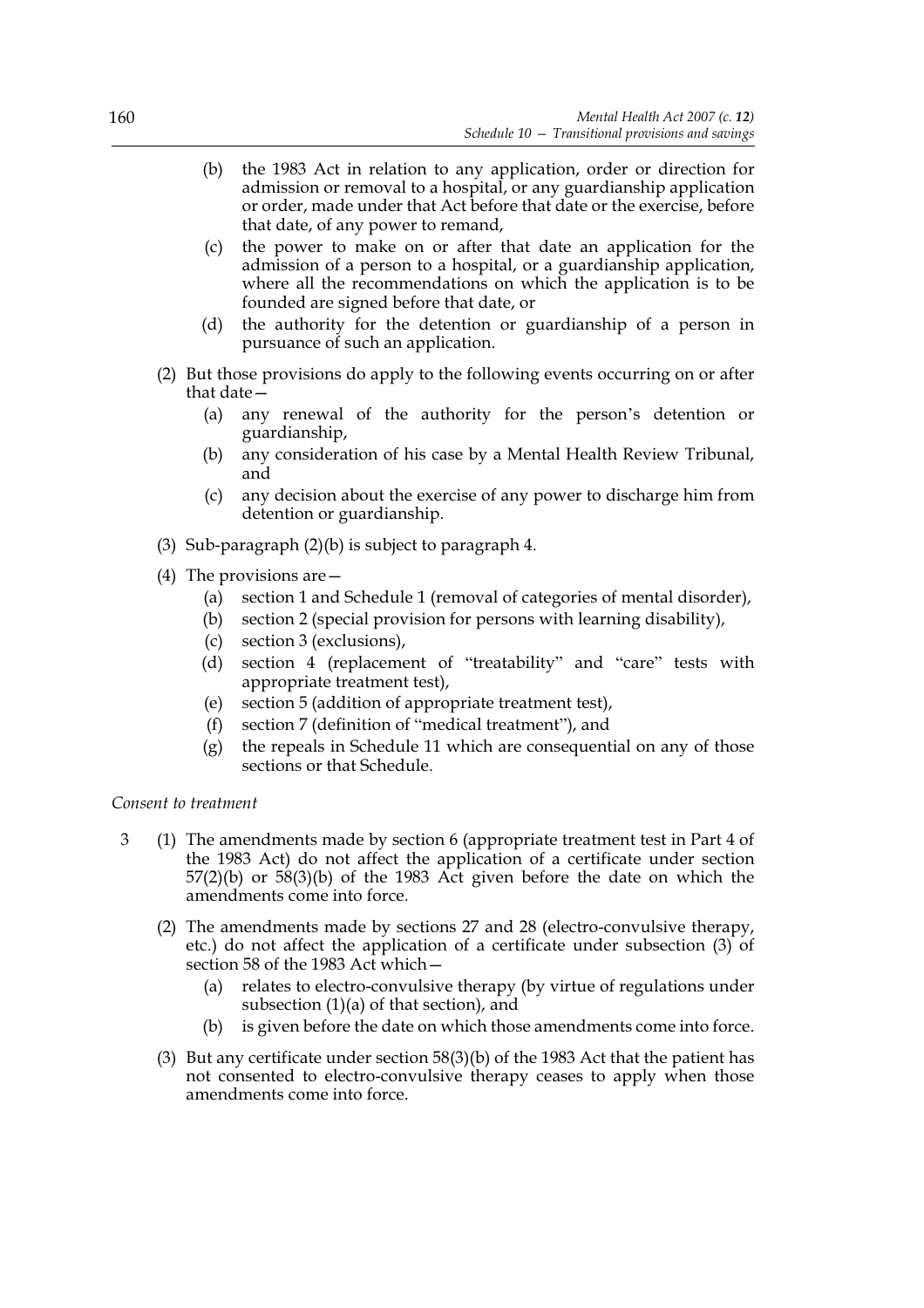(b) the 1983 Act in relation to any application, order or direction for admission or removal to a hospital, or any guardianship application or order, made under that Act before that date or the exercise, before that date, of any power to remand,

(c) the power to make on or after that date an application for the admission of a person to a hospital, or a guardianship application, where all the recommendations on which the application is to be founded are signed before that date, or

(d) the authority for the detention or guardianship of a person in pursuance of such an application.

(2) But those provisions do apply to the following events occurring on or after that date—

(a) any renewal of the authority for the person's detention or guardianship,

(b) any consideration of his case by a Mental Health Review Tribunal, and

(c) any decision about the exercise of any power to discharge him from detention or guardianship.

(3) Sub-paragraph (2)(b) is subject to paragraph 4.

(4) The provisions are—

(a) section 1 and Schedule 1 (removal of categories of mental disorder),

(b) section 2 (special provision for persons with learning disability),

(c) section 3 (exclusions),

(d) section 4 (replacement of "treatability" and "care" tests with appropriate treatment test),

(e) section 5 (addition of appropriate treatment test),

(f) section 7 (definition of "medical treatment"), and

(g) the repeals in Schedule 11 which are consequential on any of those sections or that Schedule.

*Consent to treatment*

3 (1) The amendments made by section 6 (appropriate treatment test in Part 4 of the 1983 Act) do not affect the application of a certificate under section 57(2)(b) or 58(3)(b) of the 1983 Act given before the date on which the amendments come into force.

(2) The amendments made by sections 27 and 28 (electro-convulsive therapy, etc.) do not affect the application of a certificate under subsection (3) of section 58 of the 1983 Act which—

(a) relates to electro-convulsive therapy (by virtue of regulations under subsection (1)(a) of that section), and

(b) is given before the date on which those amendments come into force.

(3) But any certificate under section 58(3)(b) of the 1983 Act that the patient has not consented to electro-convulsive therapy ceases to apply when those amendments come into force.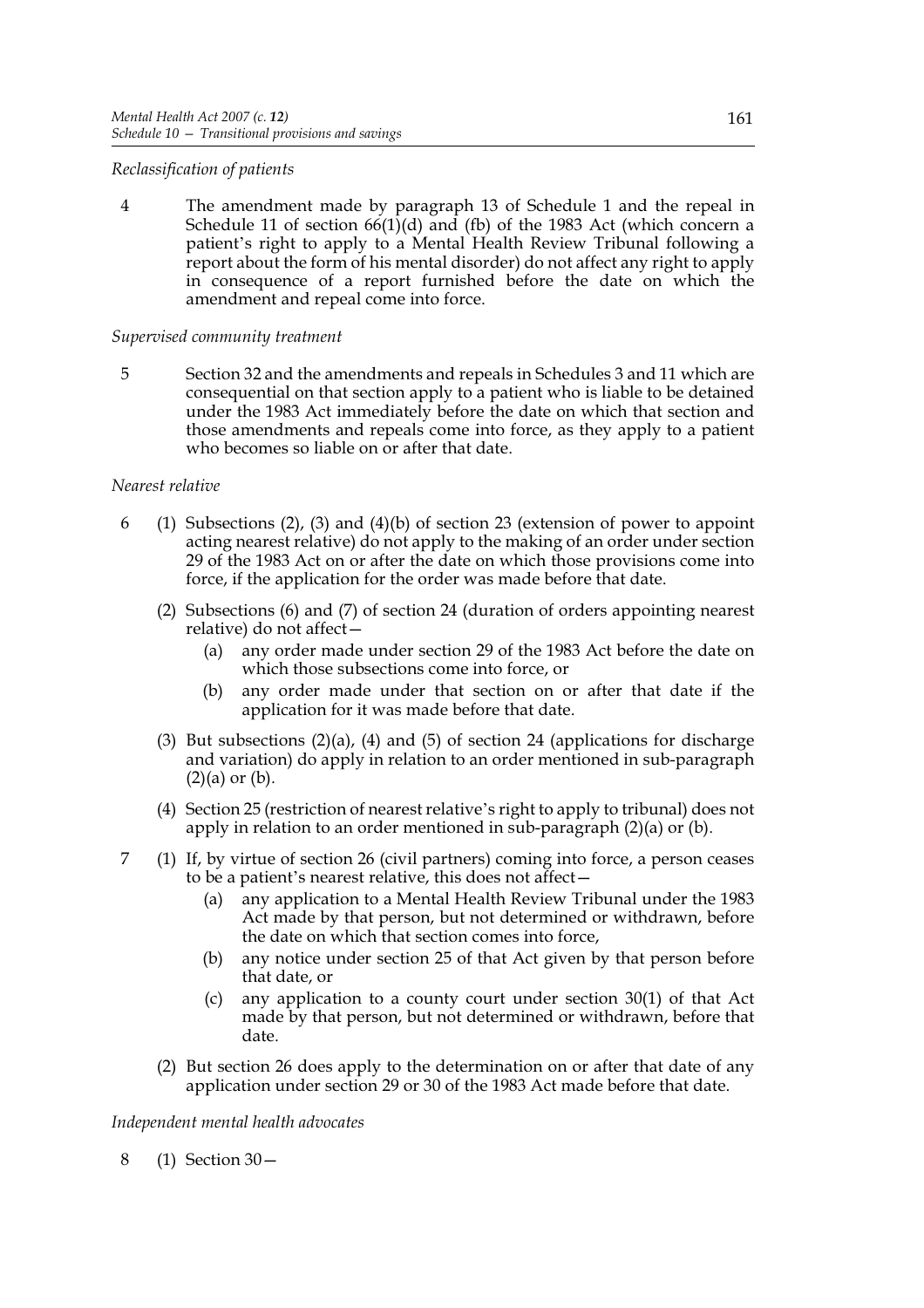*Reclassification of patients*

4 The amendment made by paragraph 13 of Schedule 1 and the repeal in Schedule 11 of section 66(1)(d) and (fb) of the 1983 Act (which concern a patient's right to apply to a Mental Health Review Tribunal following a report about the form of his mental disorder) do not affect any right to apply in consequence of a report furnished before the date on which the amendment and repeal come into force.

*Supervised community treatment*

5 Section 32 and the amendments and repeals in Schedules 3 and 11 which are consequential on that section apply to a patient who is liable to be detained under the 1983 Act immediately before the date on which that section and those amendments and repeals come into force, as they apply to a patient who becomes so liable on or after that date.

*Nearest relative*

6 (1) Subsections (2), (3) and (4)(b) of section 23 (extension of power to appoint acting nearest relative) do not apply to the making of an order under section 29 of the 1983 Act on or after the date on which those provisions come into force, if the application for the order was made before that date.

(2) Subsections (6) and (7) of section 24 (duration of orders appointing nearest relative) do not affect—

- (a) any order made under section 29 of the 1983 Act before the date on which those subsections come into force, or
- (b) any order made under that section on or after that date if the application for it was made before that date.

(3) But subsections (2)(a), (4) and (5) of section 24 (applications for discharge and variation) do apply in relation to an order mentioned in sub-paragraph (2)(a) or (b).

(4) Section 25 (restriction of nearest relative's right to apply to tribunal) does not apply in relation to an order mentioned in sub-paragraph (2)(a) or (b).

7 (1) If, by virtue of section 26 (civil partners) coming into force, a person ceases to be a patient's nearest relative, this does not affect—

- (a) any application to a Mental Health Review Tribunal under the 1983 Act made by that person, but not determined or withdrawn, before the date on which that section comes into force,
- (b) any notice under section 25 of that Act given by that person before that date, or
- (c) any application to a county court under section 30(1) of that Act made by that person, but not determined or withdrawn, before that date.

(2) But section 26 does apply to the determination on or after that date of any application under section 29 or 30 of the 1983 Act made before that date.

*Independent mental health advocates*

8 (1) Section 30—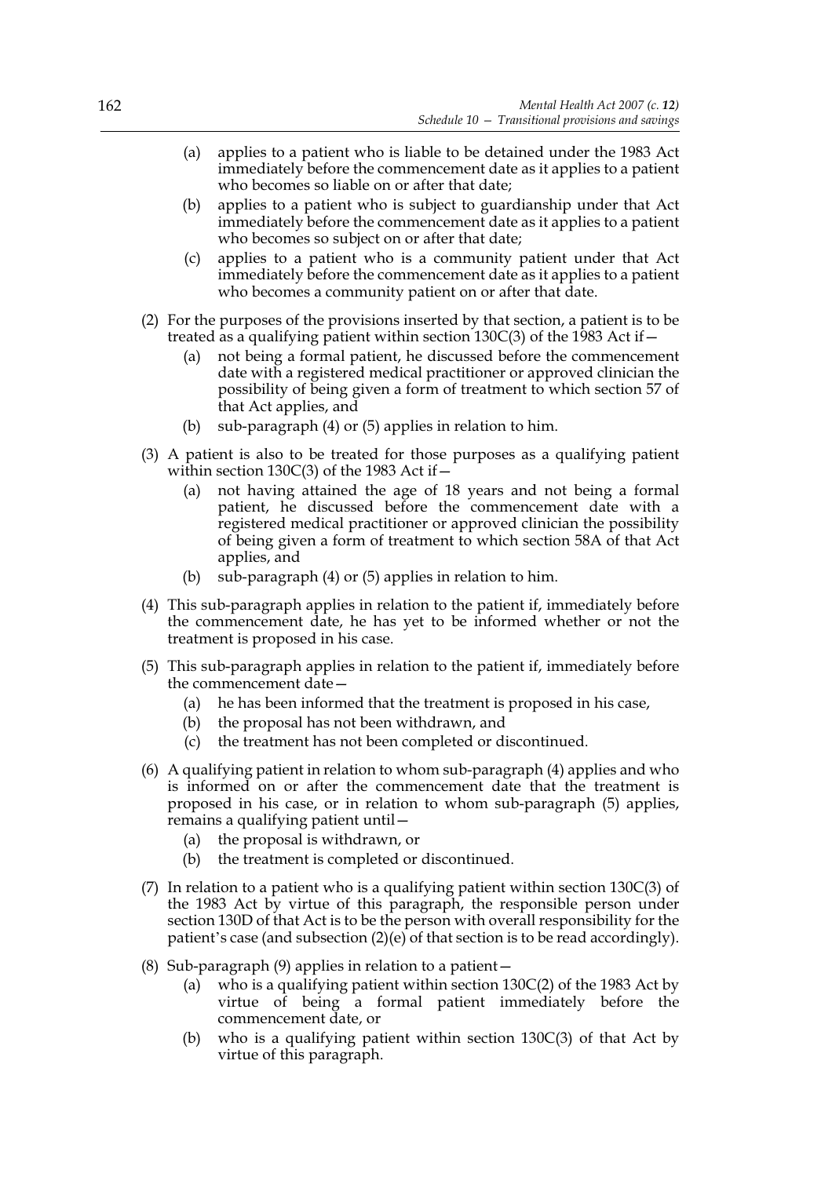(a) applies to a patient who is liable to be detained under the 1983 Act immediately before the commencement date as it applies to a patient who becomes so liable on or after that date;

(b) applies to a patient who is subject to guardianship under that Act immediately before the commencement date as it applies to a patient who becomes so subject on or after that date;

(c) applies to a patient who is a community patient under that Act immediately before the commencement date as it applies to a patient who becomes a community patient on or after that date.

(2) For the purposes of the provisions inserted by that section, a patient is to be treated as a qualifying patient within section 130C(3) of the 1983 Act if—

(a) not being a formal patient, he discussed before the commencement date with a registered medical practitioner or approved clinician the possibility of being given a form of treatment to which section 57 of that Act applies, and

(b) sub-paragraph (4) or (5) applies in relation to him.

(3) A patient is also to be treated for those purposes as a qualifying patient within section 130C(3) of the 1983 Act if—

(a) not having attained the age of 18 years and not being a formal patient, he discussed before the commencement date with a registered medical practitioner or approved clinician the possibility of being given a form of treatment to which section 58A of that Act applies, and

(b) sub-paragraph (4) or (5) applies in relation to him.

(4) This sub-paragraph applies in relation to the patient if, immediately before the commencement date, he has yet to be informed whether or not the treatment is proposed in his case.

(5) This sub-paragraph applies in relation to the patient if, immediately before the commencement date—

(a) he has been informed that the treatment is proposed in his case,

(b) the proposal has not been withdrawn, and

(c) the treatment has not been completed or discontinued.

(6) A qualifying patient in relation to whom sub-paragraph (4) applies and who is informed on or after the commencement date that the treatment is proposed in his case, or in relation to whom sub-paragraph (5) applies, remains a qualifying patient until—

(a) the proposal is withdrawn, or

(b) the treatment is completed or discontinued.

(7) In relation to a patient who is a qualifying patient within section 130C(3) of the 1983 Act by virtue of this paragraph, the responsible person under section 130D of that Act is to be the person with overall responsibility for the patient's case (and subsection (2)(e) of that section is to be read accordingly).

(8) Sub-paragraph (9) applies in relation to a patient—

(a) who is a qualifying patient within section 130C(2) of the 1983 Act by virtue of being a formal patient immediately before the commencement date, or

(b) who is a qualifying patient within section 130C(3) of that Act by virtue of this paragraph.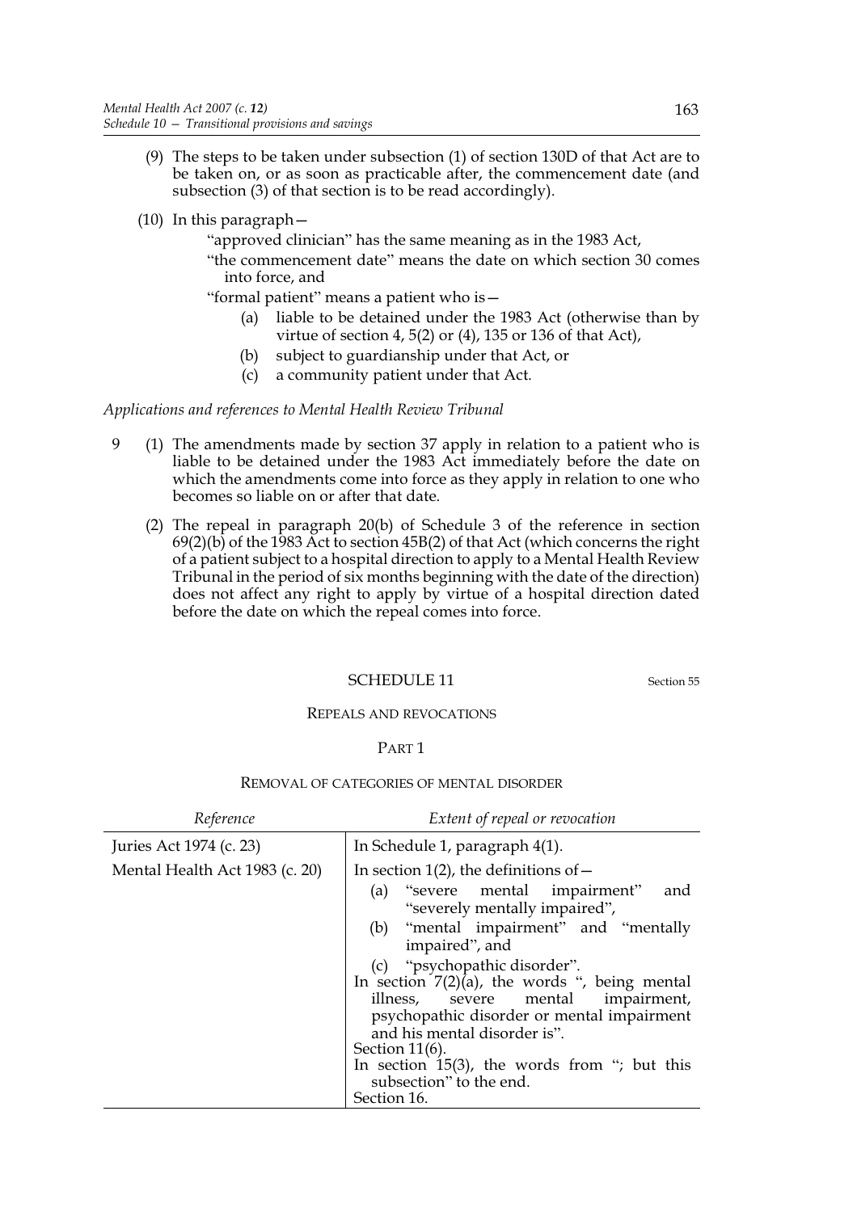(9) The steps to be taken under subsection (1) of section 130D of that Act are to be taken on, or as soon as practicable after, the commencement date (and subsection (3) of that section is to be read accordingly).

(10) In this paragraph—

"approved clinician" has the same meaning as in the 1983 Act,

"the commencement date" means the date on which section 30 comes into force, and

"formal patient" means a patient who is—

(a) liable to be detained under the 1983 Act (otherwise than by virtue of section 4, 5(2) or (4), 135 or 136 of that Act),

(b) subject to guardianship under that Act, or

(c) a community patient under that Act.

*Applications and references to Mental Health Review Tribunal*

9 (1) The amendments made by section 37 apply in relation to a patient who is liable to be detained under the 1983 Act immediately before the date on which the amendments come into force as they apply in relation to one who becomes so liable on or after that date.

(2) The repeal in paragraph 20(b) of Schedule 3 of the reference in section 69(2)(b) of the 1983 Act to section 45B(2) of that Act (which concerns the right of a patient subject to a hospital direction to apply to a Mental Health Review Tribunal in the period of six months beginning with the date of the direction) does not affect any right to apply by virtue of a hospital direction dated before the date on which the repeal comes into force.

## SCHEDULE 11

Section 55

### REPEALS AND REVOCATIONS

#### PART 1

##### REMOVAL OF CATEGORIES OF MENTAL DISORDER

| *Reference* | *Extent of repeal or revocation* |
|---|---|
| Juries Act 1974 (c. 23) | In Schedule 1, paragraph 4(1). |
| Mental Health Act 1983 (c. 20) | In section 1(2), the definitions of— (a) "severe mental impairment" and "severely mentally impaired", (b) "mental impairment" and "mentally impaired", and (c) "psychopathic disorder". In section 7(2)(a), the words ", being mental illness, severe mental impairment, psychopathic disorder or mental impairment and his mental disorder is". Section 11(6). In section 15(3), the words from "; but this subsection" to the end. Section 16. |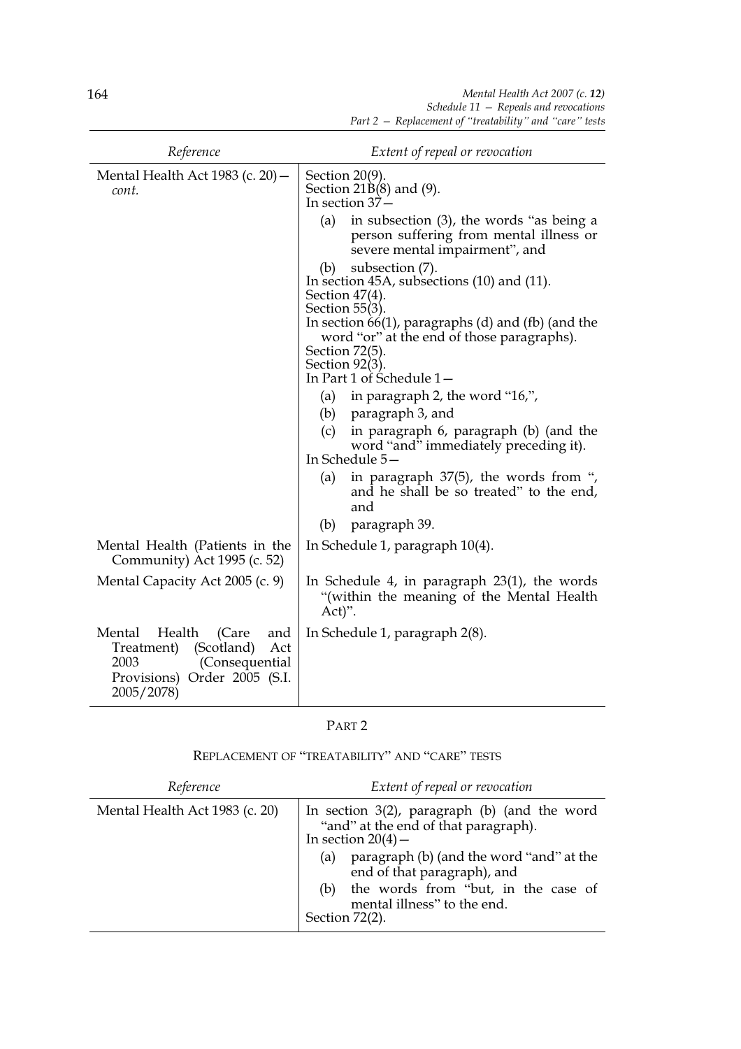| *Reference* | *Extent of repeal or revocation* |
|---|---|
| Mental Health Act 1983 (c. 20)—*cont.* | Section 20(9).<br>Section 21B(8) and (9).<br>In section 37—<br>(a) in subsection (3), the words "as being a person suffering from mental illness or severe mental impairment", and<br>(b) subsection (7).<br>In section 45A, subsections (10) and (11).<br>Section 47(4).<br>Section 55(3).<br>In section 66(1), paragraphs (d) and (fb) (and the word "or" at the end of those paragraphs).<br>Section 72(5).<br>Section 92(3).<br>In Part 1 of Schedule 1—<br>(a) in paragraph 2, the word "16,",<br>(b) paragraph 3, and<br>(c) in paragraph 6, paragraph (b) (and the word "and" immediately preceding it).<br>In Schedule 5—<br>(a) in paragraph 37(5), the words from ", and he shall be so treated" to the end, and<br>(b) paragraph 39. |
| Mental Health (Patients in the Community) Act 1995 (c. 52) | In Schedule 1, paragraph 10(4). |
| Mental Capacity Act 2005 (c. 9) | In Schedule 4, in paragraph 23(1), the words "(within the meaning of the Mental Health Act)". |
| Mental Health (Care and Treatment) (Scotland) Act 2003 (Consequential Provisions) Order 2005 (S.I. 2005/2078) | In Schedule 1, paragraph 2(8). |

## PART 2

### REPLACEMENT OF "TREATABILITY" AND "CARE" TESTS

| *Reference* | *Extent of repeal or revocation* |
|---|---|
| Mental Health Act 1983 (c. 20) | In section 3(2), paragraph (b) (and the word "and" at the end of that paragraph).<br>In section 20(4)—<br>(a) paragraph (b) (and the word "and" at the end of that paragraph), and<br>(b) the words from "but, in the case of mental illness" to the end.<br>Section 72(2). |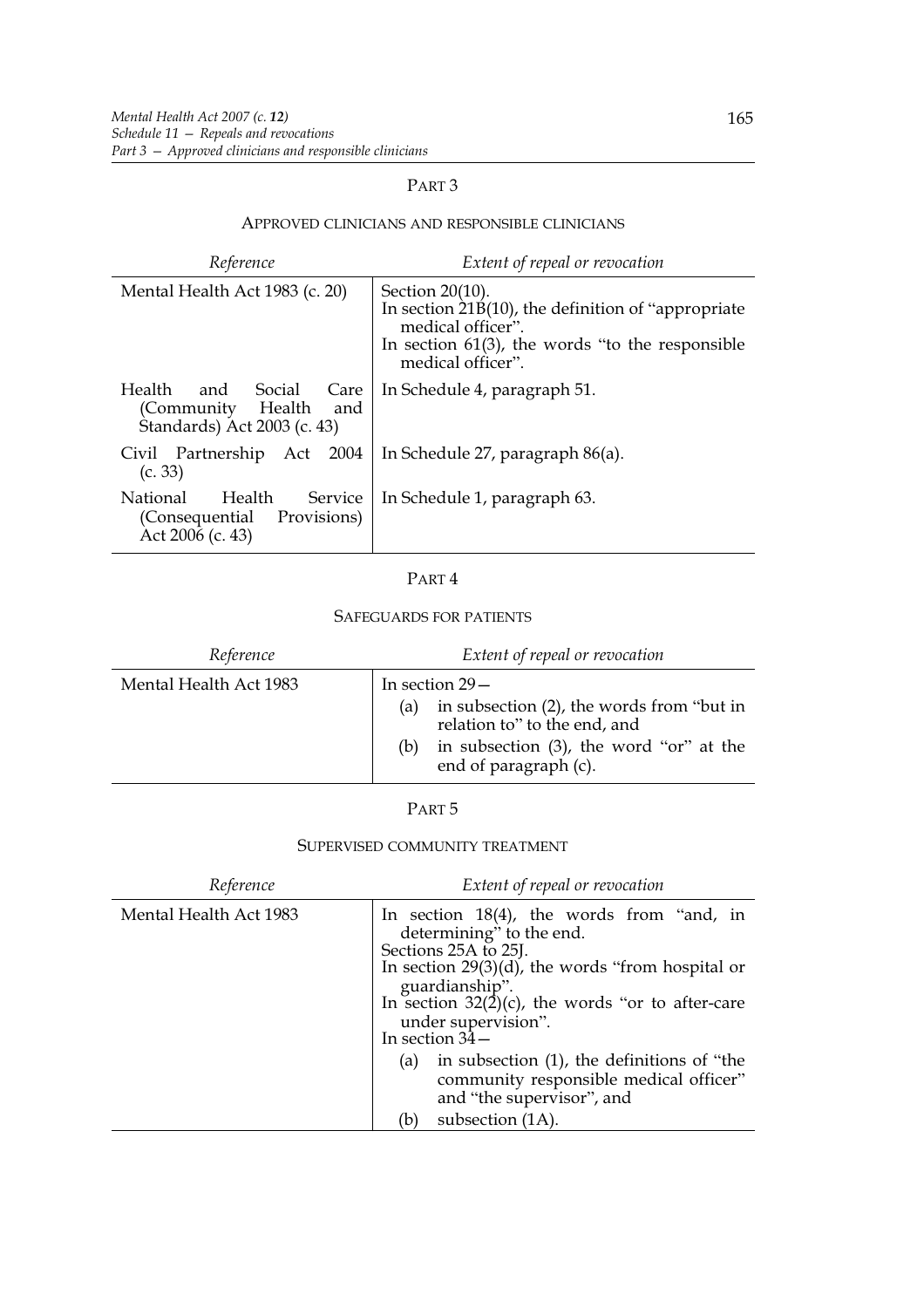## PART 3

### APPROVED CLINICIANS AND RESPONSIBLE CLINICIANS

| *Reference* | *Extent of repeal or revocation* |
| --- | --- |
| Mental Health Act 1983 (c. 20) | Section 20(10).<br>In section 21B(10), the definition of "appropriate medical officer".<br>In section 61(3), the words "to the responsible medical officer". |
| Health and Social Care (Community Health and Standards) Act 2003 (c. 43) | In Schedule 4, paragraph 51. |
| Civil Partnership Act 2004 (c. 33) | In Schedule 27, paragraph 86(a). |
| National Health Service (Consequential Provisions) Act 2006 (c. 43) | In Schedule 1, paragraph 63. |

## PART 4

### SAFEGUARDS FOR PATIENTS

| *Reference* | *Extent of repeal or revocation* |
| --- | --- |
| Mental Health Act 1983 | In section 29—<br>(a) in subsection (2), the words from "but in relation to" to the end, and<br>(b) in subsection (3), the word "or" at the end of paragraph (c). |

## PART 5

### SUPERVISED COMMUNITY TREATMENT

| *Reference* | *Extent of repeal or revocation* |
| --- | --- |
| Mental Health Act 1983 | In section 18(4), the words from "and, in determining" to the end.<br>Sections 25A to 25J.<br>In section 29(3)(d), the words "from hospital or guardianship".<br>In section 32(2)(c), the words "or to after-care under supervision".<br>In section 34—<br>(a) in subsection (1), the definitions of "the community responsible medical officer" and "the supervisor", and<br>(b) subsection (1A). |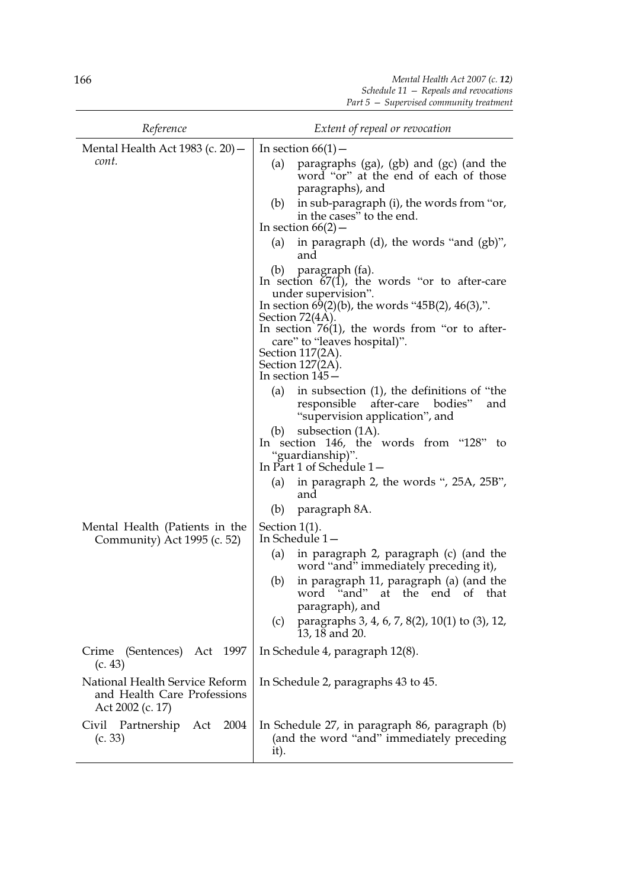| Reference | Extent of repeal or revocation |
|---|---|
| Mental Health Act 1983 (c. 20)—*cont.* | In section 66(1)—<br>(a) paragraphs (ga), (gb) and (gc) (and the word "or" at the end of each of those paragraphs), and<br>(b) in sub-paragraph (i), the words from "or, in the cases" to the end.<br>In section 66(2)—<br>(a) in paragraph (d), the words "and (gb)", and<br>(b) paragraph (fa).<br>In section 67(1), the words "or to after-care under supervision".<br>In section 69(2)(b), the words "45B(2), 46(3),".<br>Section 72(4A).<br>In section 76(1), the words from "or to after-care" to "leaves hospital)".<br>Section 117(2A).<br>Section 127(2A).<br>In section 145—<br>(a) in subsection (1), the definitions of "the responsible after-care bodies" and "supervision application", and<br>(b) subsection (1A).<br>In section 146, the words from "128" to "guardianship)".<br>In Part 1 of Schedule 1—<br>(a) in paragraph 2, the words ", 25A, 25B", and<br>(b) paragraph 8A. |
| Mental Health (Patients in the Community) Act 1995 (c. 52) | Section 1(1).<br>In Schedule 1—<br>(a) in paragraph 2, paragraph (c) (and the word "and" immediately preceding it),<br>(b) in paragraph 11, paragraph (a) (and the word "and" at the end of that paragraph), and<br>(c) paragraphs 3, 4, 6, 7, 8(2), 10(1) to (3), 12, 13, 18 and 20. |
| Crime (Sentences) Act 1997 (c. 43) | In Schedule 4, paragraph 12(8). |
| National Health Service Reform and Health Care Professions Act 2002 (c. 17) | In Schedule 2, paragraphs 43 to 45. |
| Civil Partnership Act 2004 (c. 33) | In Schedule 27, in paragraph 86, paragraph (b) (and the word "and" immediately preceding it). |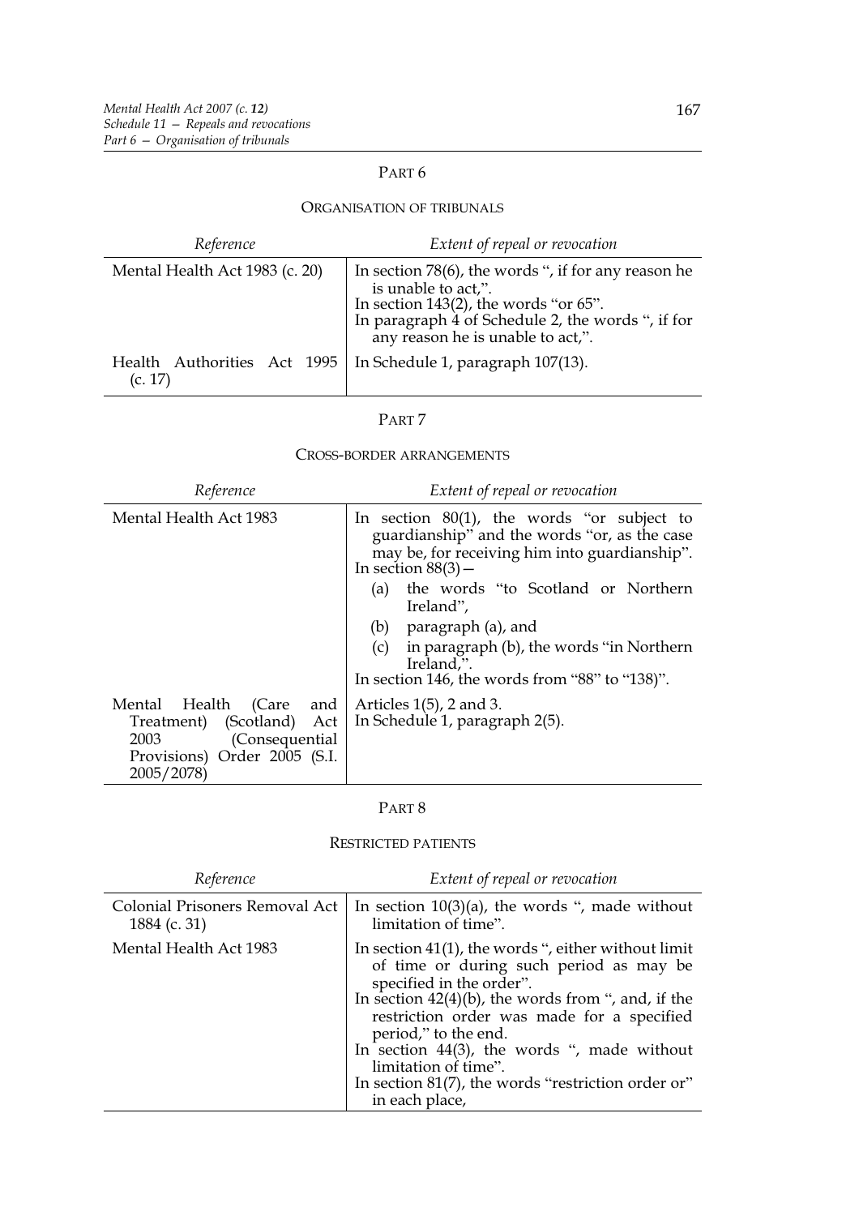## PART 6

### ORGANISATION OF TRIBUNALS

| *Reference* | *Extent of repeal or revocation* |
| --- | --- |
| Mental Health Act 1983 (c. 20) | In section 78(6), the words ", if for any reason he is unable to act,".<br>In section 143(2), the words "or 65".<br>In paragraph 4 of Schedule 2, the words ", if for any reason he is unable to act,". |
| Health Authorities Act 1995 (c. 17) | In Schedule 1, paragraph 107(13). |

## PART 7

### CROSS-BORDER ARRANGEMENTS

| *Reference* | *Extent of repeal or revocation* |
| --- | --- |
| Mental Health Act 1983 | In section 80(1), the words "or subject to guardianship" and the words "or, as the case may be, for receiving him into guardianship".<br>In section 88(3)—<br>(a) the words "to Scotland or Northern Ireland",<br>(b) paragraph (a), and<br>(c) in paragraph (b), the words "in Northern Ireland,".<br>In section 146, the words from "88" to "138)". |
| Mental Health (Care and Treatment) (Scotland) Act 2003 (Consequential Provisions) Order 2005 (S.I. 2005/2078) | Articles 1(5), 2 and 3.<br>In Schedule 1, paragraph 2(5). |

## PART 8

### RESTRICTED PATIENTS

| *Reference* | *Extent of repeal or revocation* |
| --- | --- |
| Colonial Prisoners Removal Act 1884 (c. 31) | In section 10(3)(a), the words ", made without limitation of time". |
| Mental Health Act 1983 | In section 41(1), the words ", either without limit of time or during such period as may be specified in the order".<br>In section 42(4)(b), the words from ", and, if the restriction order was made for a specified period," to the end.<br>In section 44(3), the words ", made without limitation of time".<br>In section 81(7), the words "restriction order or" in each place, |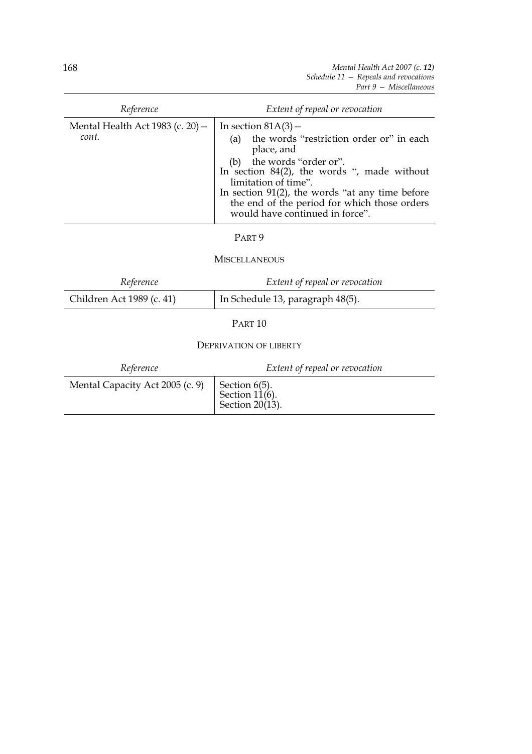| Reference | Extent of repeal or revocation |
| --- | --- |
| Mental Health Act 1983 (c. 20)—*cont.* | In section 81A(3)—<br>(a) the words “restriction order or” in each place, and<br>(b) the words “order or”.<br>In section 84(2), the words “, made without limitation of time”.<br>In section 91(2), the words “at any time before the end of the period for which those orders would have continued in force”. |

PART 9

MISCELLANEOUS

| Reference | Extent of repeal or revocation |
| --- | --- |
| Children Act 1989 (c. 41) | In Schedule 13, paragraph 48(5). |

PART 10

DEPRIVATION OF LIBERTY

| Reference | Extent of repeal or revocation |
| --- | --- |
| Mental Capacity Act 2005 (c. 9) | Section 6(5).<br>Section 11(6).<br>Section 20(13). |